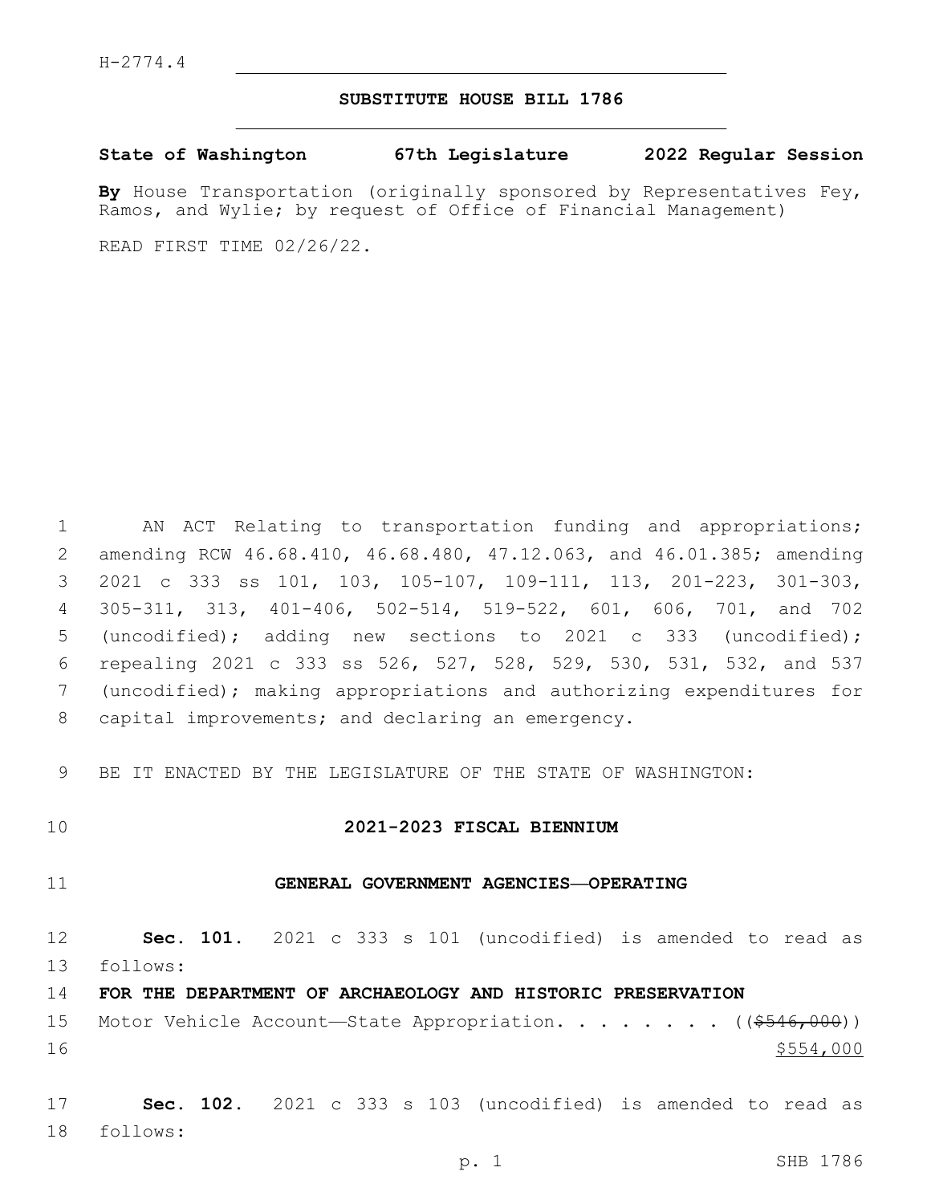H-2774.4

# SUBSTITUTE HOUSE BILL 1786

**State of Washington 67th Legislature 2022 Regular Session**

**By** House Transportation (originally sponsored by Representatives Fey, Ramos, and Wylie; by request of Office of Financial Management)

READ FIRST TIME 02/26/22.

AN ACT Relating to transportation funding and appropriations; amending RCW 46.68.410, 46.68.480, 47.12.063, and 46.01.385; amending 2021 c 333 ss 101, 103, 105-107, 109-111, 113, 201-223, 301-303, 305-311, 313, 401-406, 502-514, 519-522, 601, 606, 701, and 702 (uncodified); adding new sections to 2021 c 333 (uncodified); repealing 2021 c 333 ss 526, 527, 528, 529, 530, 531, 532, and 537 (uncodified); making appropriations and authorizing expenditures for capital improvements; and declaring an emergency.

BE IT ENACTED BY THE LEGISLATURE OF THE STATE OF WASHINGTON:

## 2021-2023 FISCAL BIENNIUM

## GENERAL GOVERNMENT AGENCIES—OPERATING

**Sec. 101.** 2021 c 333 s 101 (uncodified) is amended to read as follows:

**FOR THE DEPARTMENT OF ARCHAEOLOGY AND HISTORIC PRESERVATION**

Motor Vehicle Account—State Appropriation. . . . . . . . ((~~$546,000~~))
<u>$554,000</u>

**Sec. 102.** 2021 c 333 s 103 (uncodified) is amended to read as follows: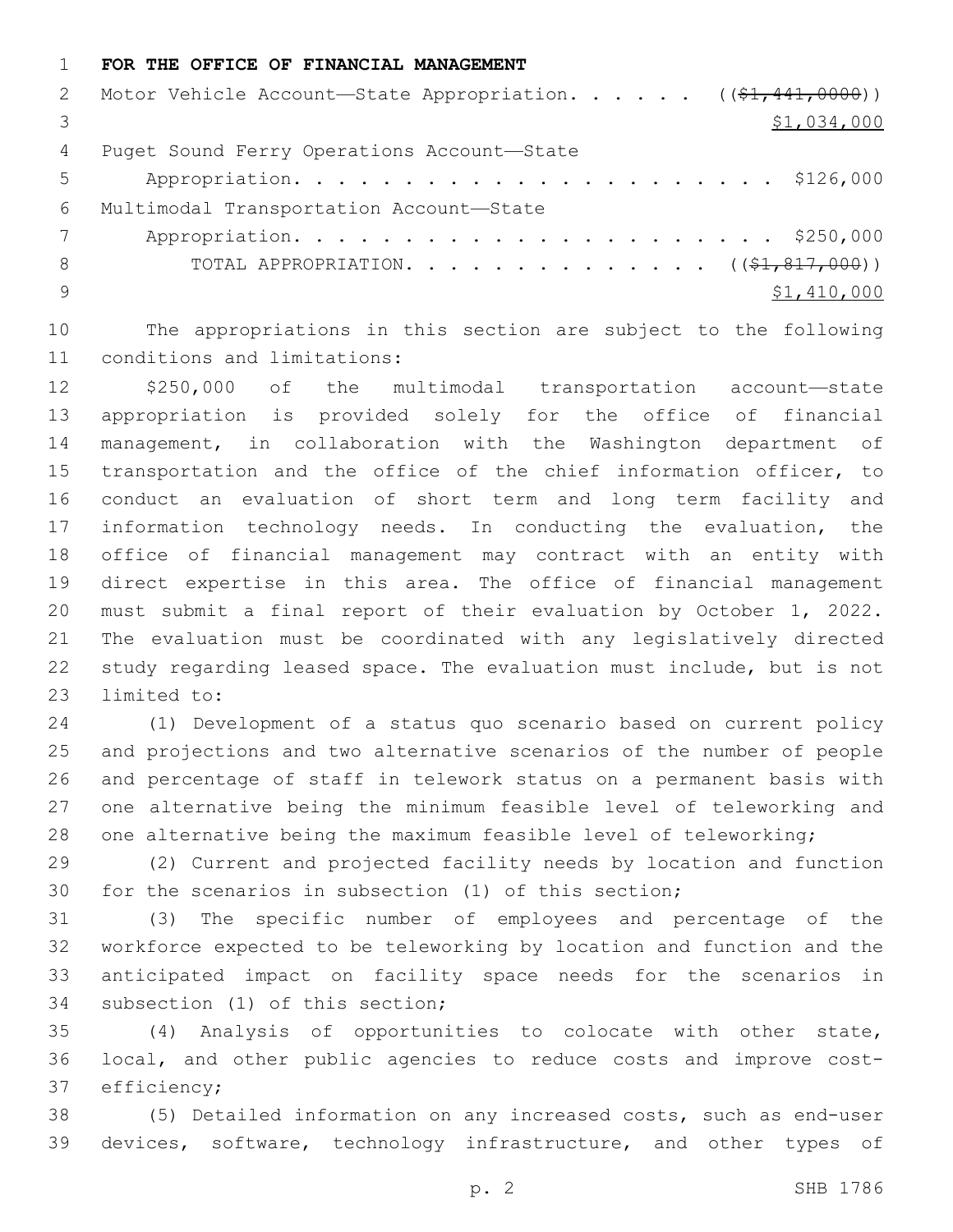**FOR THE OFFICE OF FINANCIAL MANAGEMENT**

Motor Vehicle Account—State Appropriation. . . . . . ((~~$1,441,0000~~))
$1,034,000

Puget Sound Ferry Operations Account—State
Appropriation. . . . . . . . . . . . . . . . . . . . . . . $126,000

Multimodal Transportation Account—State
Appropriation. . . . . . . . . . . . . . . . . . . . . . . $250,000

TOTAL APPROPRIATION. . . . . . . . . . . . . . . ((~~$1,817,000~~))
$1,410,000

The appropriations in this section are subject to the following conditions and limitations:

$250,000 of the multimodal transportation account—state appropriation is provided solely for the office of financial management, in collaboration with the Washington department of transportation and the office of the chief information officer, to conduct an evaluation of short term and long term facility and information technology needs. In conducting the evaluation, the office of financial management may contract with an entity with direct expertise in this area. The office of financial management must submit a final report of their evaluation by October 1, 2022. The evaluation must be coordinated with any legislatively directed study regarding leased space. The evaluation must include, but is not limited to:

(1) Development of a status quo scenario based on current policy and projections and two alternative scenarios of the number of people and percentage of staff in telework status on a permanent basis with one alternative being the minimum feasible level of teleworking and one alternative being the maximum feasible level of teleworking;

(2) Current and projected facility needs by location and function for the scenarios in subsection (1) of this section;

(3) The specific number of employees and percentage of the workforce expected to be teleworking by location and function and the anticipated impact on facility space needs for the scenarios in subsection (1) of this section;

(4) Analysis of opportunities to colocate with other state, local, and other public agencies to reduce costs and improve cost-efficiency;

(5) Detailed information on any increased costs, such as end-user devices, software, technology infrastructure, and other types of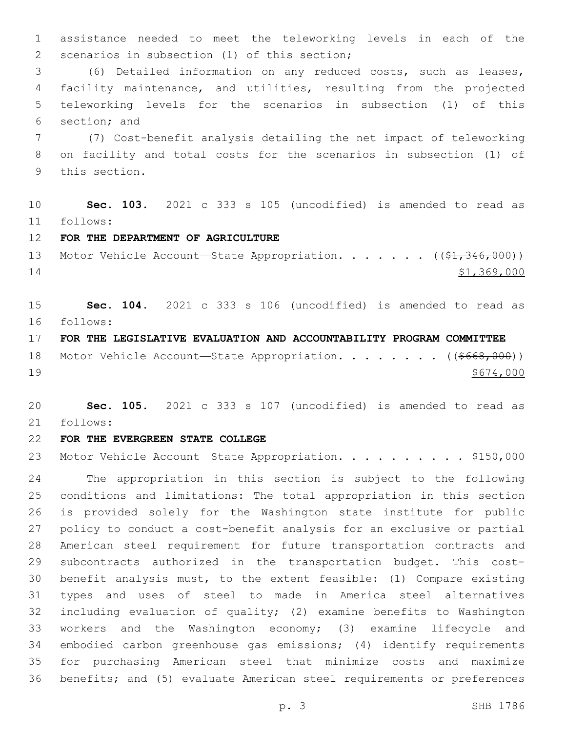assistance needed to meet the teleworking levels in each of the scenarios in subsection (1) of this section;

(6) Detailed information on any reduced costs, such as leases, facility maintenance, and utilities, resulting from the projected teleworking levels for the scenarios in subsection (1) of this section; and

(7) Cost-benefit analysis detailing the net impact of teleworking on facility and total costs for the scenarios in subsection (1) of this section.

**Sec. 103.** 2021 c 333 s 105 (uncodified) is amended to read as follows:

**FOR THE DEPARTMENT OF AGRICULTURE**

Motor Vehicle Account—State Appropriation. . . . . . . ((~~$1,346,000~~))
$1,369,000

**Sec. 104.** 2021 c 333 s 106 (uncodified) is amended to read as follows:

**FOR THE LEGISLATIVE EVALUATION AND ACCOUNTABILITY PROGRAM COMMITTEE**

Motor Vehicle Account—State Appropriation. . . . . . . . ((~~$668,000~~))
$674,000

**Sec. 105.** 2021 c 333 s 107 (uncodified) is amended to read as follows:

**FOR THE EVERGREEN STATE COLLEGE**

Motor Vehicle Account—State Appropriation. . . . . . . . . . $150,000

The appropriation in this section is subject to the following conditions and limitations: The total appropriation in this section is provided solely for the Washington state institute for public policy to conduct a cost-benefit analysis for an exclusive or partial American steel requirement for future transportation contracts and subcontracts authorized in the transportation budget. This cost-benefit analysis must, to the extent feasible: (1) Compare existing types and uses of steel to made in America steel alternatives including evaluation of quality; (2) examine benefits to Washington workers and the Washington economy; (3) examine lifecycle and embodied carbon greenhouse gas emissions; (4) identify requirements for purchasing American steel that minimize costs and maximize benefits; and (5) evaluate American steel requirements or preferences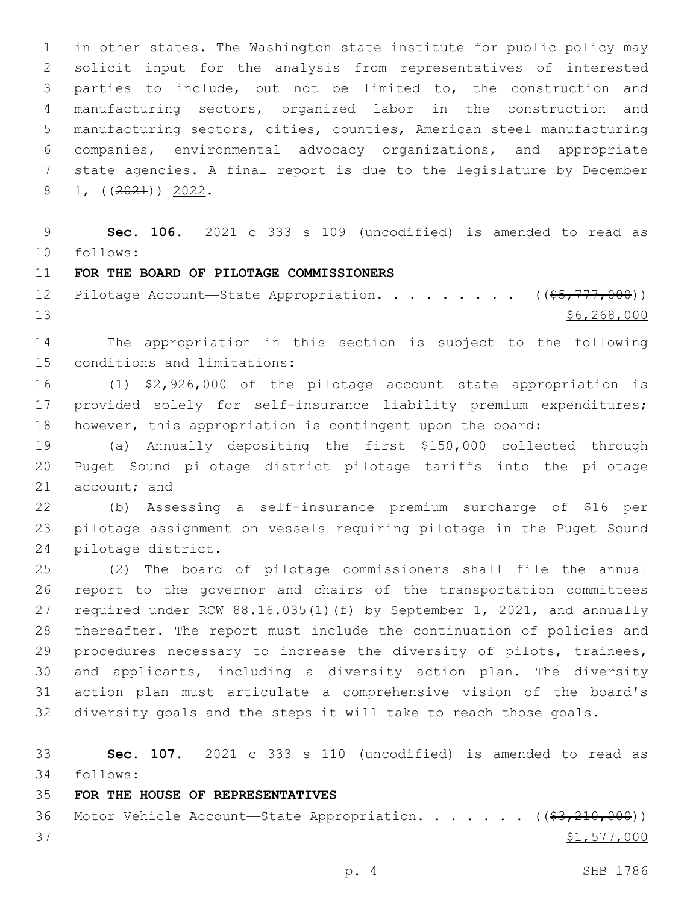in other states. The Washington state institute for public policy may solicit input for the analysis from representatives of interested parties to include, but not be limited to, the construction and manufacturing sectors, organized labor in the construction and manufacturing sectors, cities, counties, American steel manufacturing companies, environmental advocacy organizations, and appropriate state agencies. A final report is due to the legislature by December 1, ((~~2021~~)) 2022.

**Sec. 106.** 2021 c 333 s 109 (uncodified) is amended to read as follows:

**FOR THE BOARD OF PILOTAGE COMMISSIONERS**

Pilotage Account—State Appropriation. . . . . . . . . ((~~$5,777,000~~))
$6,268,000

The appropriation in this section is subject to the following conditions and limitations:

(1) $2,926,000 of the pilotage account—state appropriation is provided solely for self-insurance liability premium expenditures; however, this appropriation is contingent upon the board:

(a) Annually depositing the first $150,000 collected through Puget Sound pilotage district pilotage tariffs into the pilotage account; and

(b) Assessing a self-insurance premium surcharge of $16 per pilotage assignment on vessels requiring pilotage in the Puget Sound pilotage district.

(2) The board of pilotage commissioners shall file the annual report to the governor and chairs of the transportation committees required under RCW 88.16.035(1)(f) by September 1, 2021, and annually thereafter. The report must include the continuation of policies and procedures necessary to increase the diversity of pilots, trainees, and applicants, including a diversity action plan. The diversity action plan must articulate a comprehensive vision of the board's diversity goals and the steps it will take to reach those goals.

**Sec. 107.** 2021 c 333 s 110 (uncodified) is amended to read as follows:

**FOR THE HOUSE OF REPRESENTATIVES**

Motor Vehicle Account—State Appropriation. . . . . . . ((~~$3,210,000~~))
$1,577,000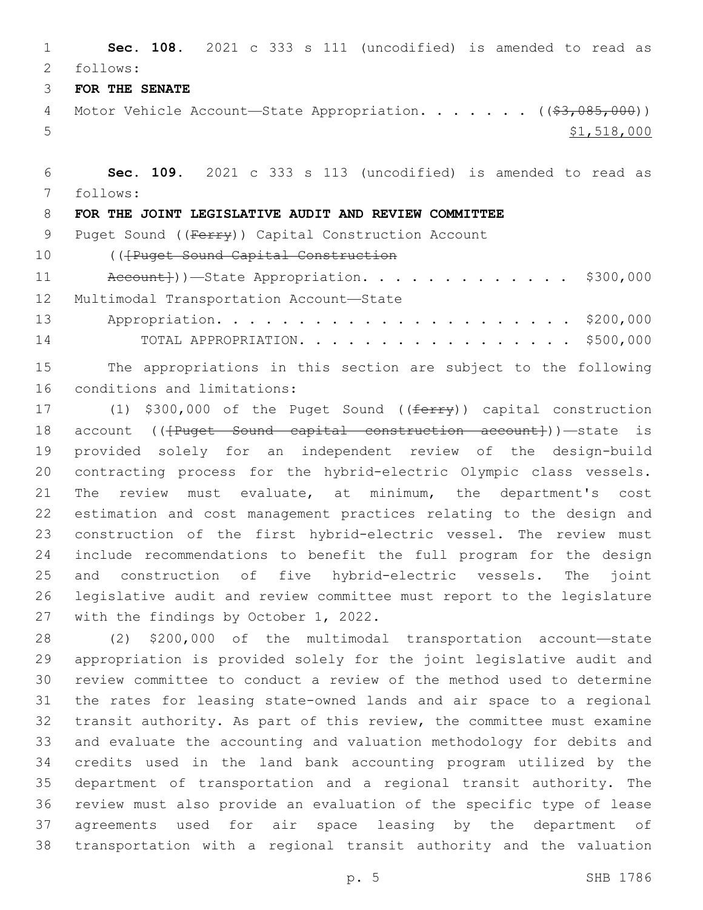**Sec. 108.** 2021 c 333 s 111 (uncodified) is amended to read as follows:

**FOR THE SENATE**

Motor Vehicle Account—State Appropriation. . . . . . . ((~~$3,085,000~~)) $1,518,000

**Sec. 109.** 2021 c 333 s 113 (uncodified) is amended to read as follows:

**FOR THE JOINT LEGISLATIVE AUDIT AND REVIEW COMMITTEE**

Puget Sound ((~~Ferry~~)) Capital Construction Account ((~~[Puget Sound Capital Construction Account]~~))—State Appropriation. . . . . . . . . . . . . . $300,000

Multimodal Transportation Account—State Appropriation. . . . . . . . . . . . . . . . . . . . . . . . $200,000

TOTAL APPROPRIATION. . . . . . . . . . . . . . . . . . $500,000

The appropriations in this section are subject to the following conditions and limitations:

(1) $300,000 of the Puget Sound ((~~ferry~~)) capital construction account ((~~[Puget Sound capital construction account]~~))—state is provided solely for an independent review of the design-build contracting process for the hybrid-electric Olympic class vessels. The review must evaluate, at minimum, the department's cost estimation and cost management practices relating to the design and construction of the first hybrid-electric vessel. The review must include recommendations to benefit the full program for the design and construction of five hybrid-electric vessels. The joint legislative audit and review committee must report to the legislature with the findings by October 1, 2022.

(2) $200,000 of the multimodal transportation account—state appropriation is provided solely for the joint legislative audit and review committee to conduct a review of the method used to determine the rates for leasing state-owned lands and air space to a regional transit authority. As part of this review, the committee must examine and evaluate the accounting and valuation methodology for debits and credits used in the land bank accounting program utilized by the department of transportation and a regional transit authority. The review must also provide an evaluation of the specific type of lease agreements used for air space leasing by the department of transportation with a regional transit authority and the valuation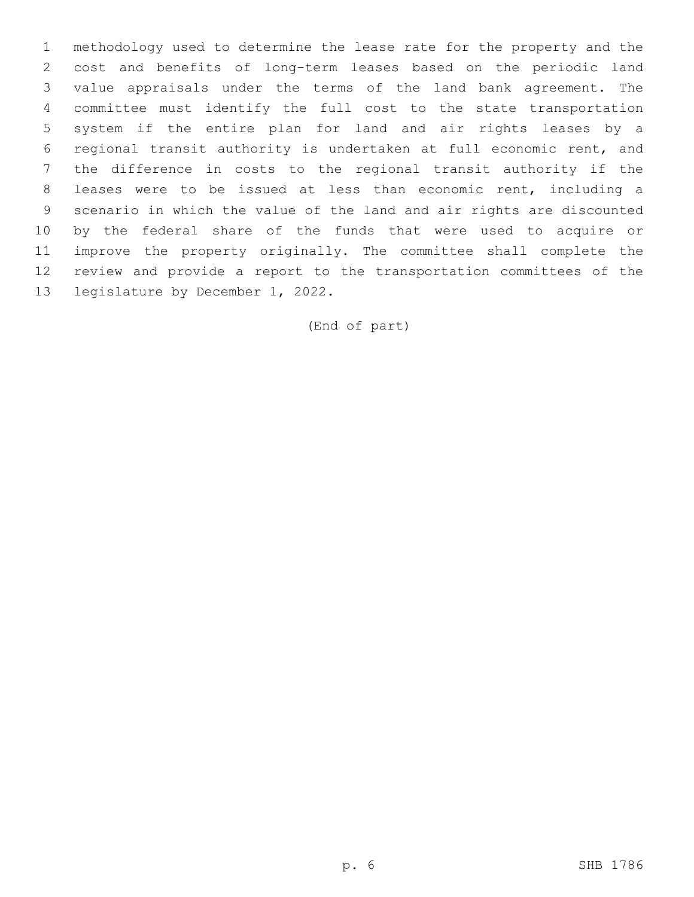methodology used to determine the lease rate for the property and the cost and benefits of long-term leases based on the periodic land value appraisals under the terms of the land bank agreement. The committee must identify the full cost to the state transportation system if the entire plan for land and air rights leases by a regional transit authority is undertaken at full economic rent, and the difference in costs to the regional transit authority if the leases were to be issued at less than economic rent, including a scenario in which the value of the land and air rights are discounted by the federal share of the funds that were used to acquire or improve the property originally. The committee shall complete the review and provide a report to the transportation committees of the legislature by December 1, 2022.

(End of part)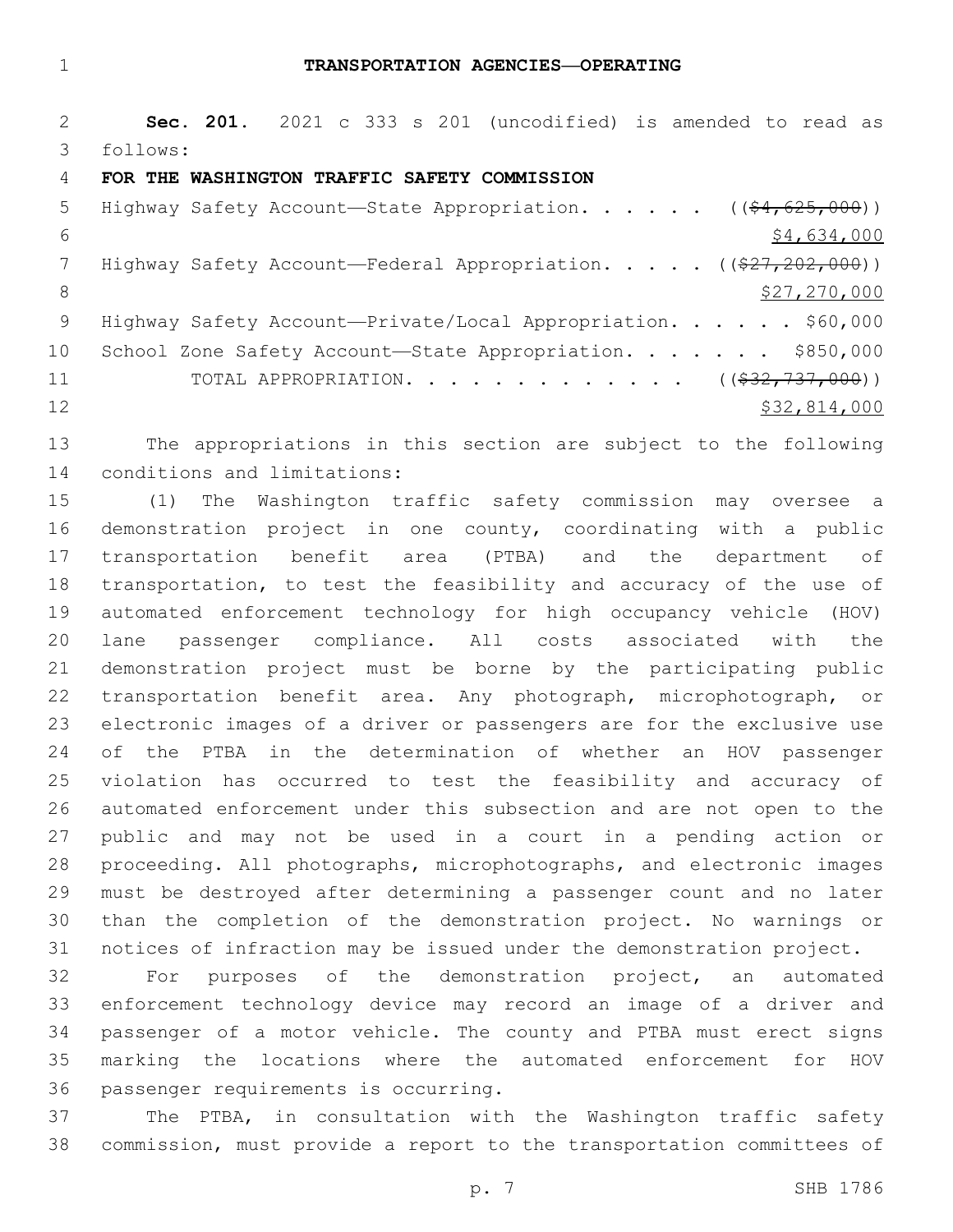# TRANSPORTATION AGENCIES—OPERATING

**Sec. 201.** 2021 c 333 s 201 (uncodified) is amended to read as follows:

**FOR THE WASHINGTON TRAFFIC SAFETY COMMISSION**

Highway Safety Account—State Appropriation. . . . . . ((~~$4,625,000~~))
<u>$4,634,000</u>

Highway Safety Account—Federal Appropriation. . . . . ((~~$27,202,000~~))
<u>$27,270,000</u>

Highway Safety Account—Private/Local Appropriation. . . . . . $60,000

School Zone Safety Account—State Appropriation. . . . . . . $850,000

TOTAL APPROPRIATION. . . . . . . . . . . . . ((~~$32,737,000~~))
<u>$32,814,000</u>

The appropriations in this section are subject to the following conditions and limitations:

(1) The Washington traffic safety commission may oversee a demonstration project in one county, coordinating with a public transportation benefit area (PTBA) and the department of transportation, to test the feasibility and accuracy of the use of automated enforcement technology for high occupancy vehicle (HOV) lane passenger compliance. All costs associated with the demonstration project must be borne by the participating public transportation benefit area. Any photograph, microphotograph, or electronic images of a driver or passengers are for the exclusive use of the PTBA in the determination of whether an HOV passenger violation has occurred to test the feasibility and accuracy of automated enforcement under this subsection and are not open to the public and may not be used in a court in a pending action or proceeding. All photographs, microphotographs, and electronic images must be destroyed after determining a passenger count and no later than the completion of the demonstration project. No warnings or notices of infraction may be issued under the demonstration project.

For purposes of the demonstration project, an automated enforcement technology device may record an image of a driver and passenger of a motor vehicle. The county and PTBA must erect signs marking the locations where the automated enforcement for HOV passenger requirements is occurring.

The PTBA, in consultation with the Washington traffic safety commission, must provide a report to the transportation committees of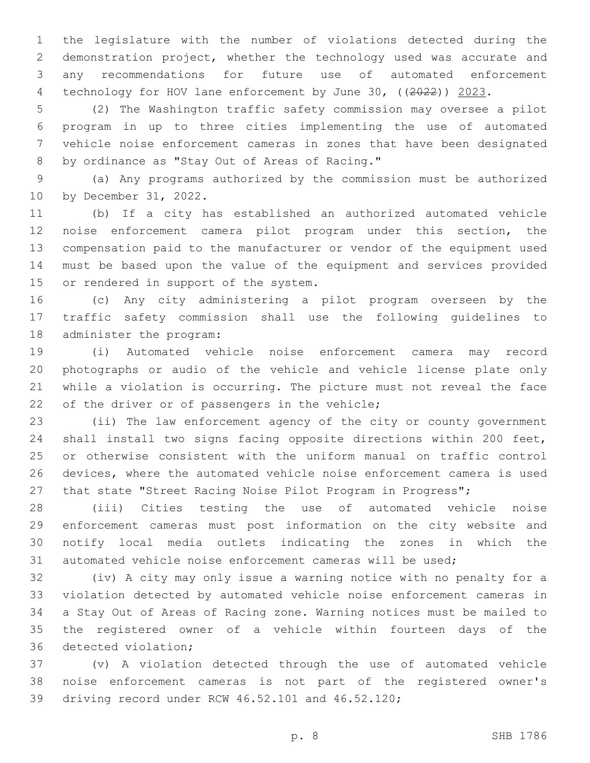the legislature with the number of violations detected during the demonstration project, whether the technology used was accurate and any recommendations for future use of automated enforcement technology for HOV lane enforcement by June 30, ((~~2022~~)) 2023.

(2) The Washington traffic safety commission may oversee a pilot program in up to three cities implementing the use of automated vehicle noise enforcement cameras in zones that have been designated by ordinance as "Stay Out of Areas of Racing."

(a) Any programs authorized by the commission must be authorized by December 31, 2022.

(b) If a city has established an authorized automated vehicle noise enforcement camera pilot program under this section, the compensation paid to the manufacturer or vendor of the equipment used must be based upon the value of the equipment and services provided or rendered in support of the system.

(c) Any city administering a pilot program overseen by the traffic safety commission shall use the following guidelines to administer the program:

(i) Automated vehicle noise enforcement camera may record photographs or audio of the vehicle and vehicle license plate only while a violation is occurring. The picture must not reveal the face of the driver or of passengers in the vehicle;

(ii) The law enforcement agency of the city or county government shall install two signs facing opposite directions within 200 feet, or otherwise consistent with the uniform manual on traffic control devices, where the automated vehicle noise enforcement camera is used that state "Street Racing Noise Pilot Program in Progress";

(iii) Cities testing the use of automated vehicle noise enforcement cameras must post information on the city website and notify local media outlets indicating the zones in which the automated vehicle noise enforcement cameras will be used;

(iv) A city may only issue a warning notice with no penalty for a violation detected by automated vehicle noise enforcement cameras in a Stay Out of Areas of Racing zone. Warning notices must be mailed to the registered owner of a vehicle within fourteen days of the detected violation;

(v) A violation detected through the use of automated vehicle noise enforcement cameras is not part of the registered owner's driving record under RCW 46.52.101 and 46.52.120;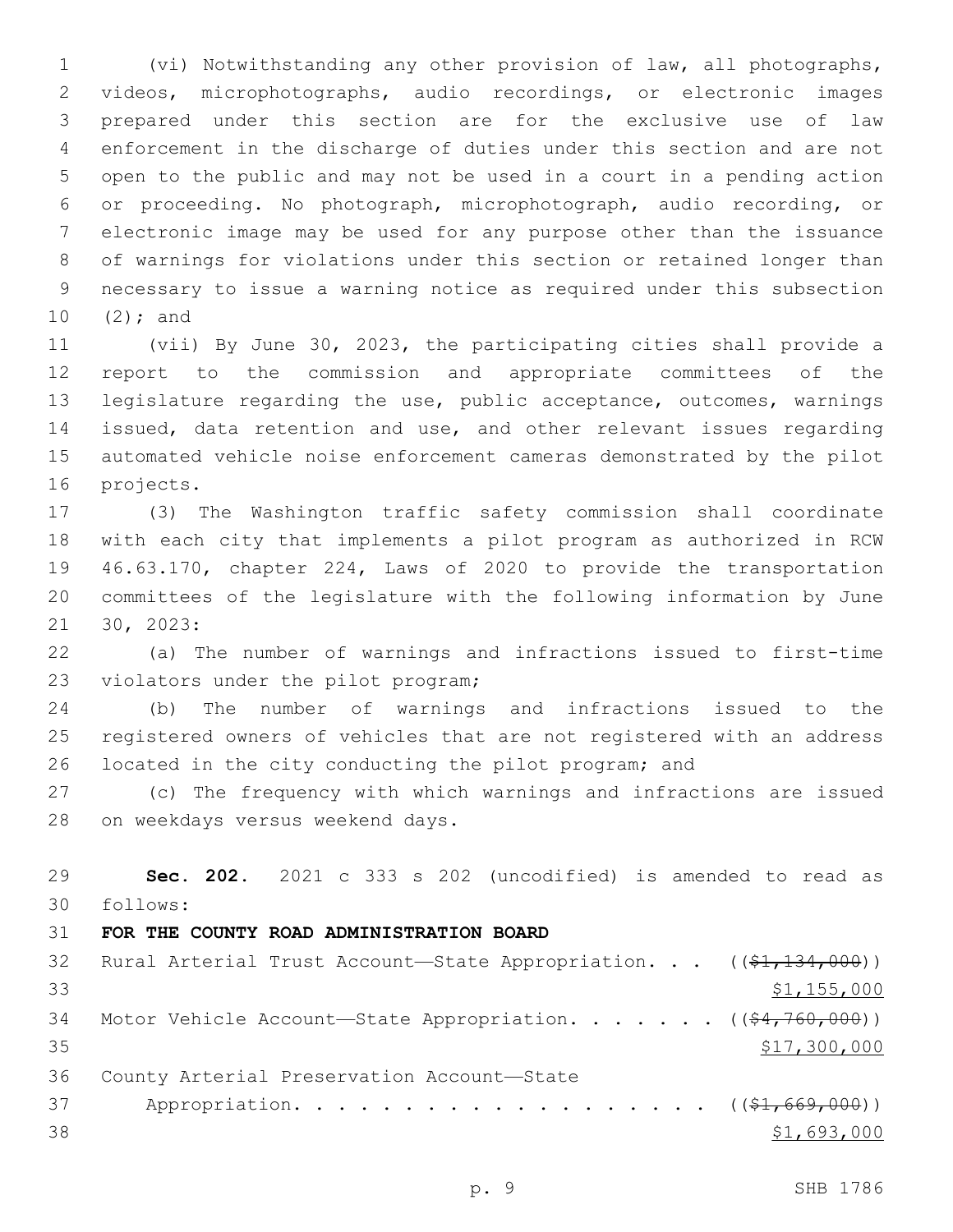(vi) Notwithstanding any other provision of law, all photographs, videos, microphotographs, audio recordings, or electronic images prepared under this section are for the exclusive use of law enforcement in the discharge of duties under this section and are not open to the public and may not be used in a court in a pending action or proceeding. No photograph, microphotograph, audio recording, or electronic image may be used for any purpose other than the issuance of warnings for violations under this section or retained longer than necessary to issue a warning notice as required under this subsection (2); and

(vii) By June 30, 2023, the participating cities shall provide a report to the commission and appropriate committees of the legislature regarding the use, public acceptance, outcomes, warnings issued, data retention and use, and other relevant issues regarding automated vehicle noise enforcement cameras demonstrated by the pilot projects.

(3) The Washington traffic safety commission shall coordinate with each city that implements a pilot program as authorized in RCW 46.63.170, chapter 224, Laws of 2020 to provide the transportation committees of the legislature with the following information by June 30, 2023:

(a) The number of warnings and infractions issued to first-time violators under the pilot program;

(b) The number of warnings and infractions issued to the registered owners of vehicles that are not registered with an address located in the city conducting the pilot program; and

(c) The frequency with which warnings and infractions are issued on weekdays versus weekend days.

**Sec. 202.** 2021 c 333 s 202 (uncodified) is amended to read as follows:

**FOR THE COUNTY ROAD ADMINISTRATION BOARD**

Rural Arterial Trust Account—State Appropriation. . . ((~~$1,134,000~~))
$1,155,000

Motor Vehicle Account—State Appropriation. . . . . . . ((~~$4,760,000~~))
$17,300,000

County Arterial Preservation Account—State Appropriation. . . . . . . . . . . . . . . . . . . ((~~$1,669,000~~))
$1,693,000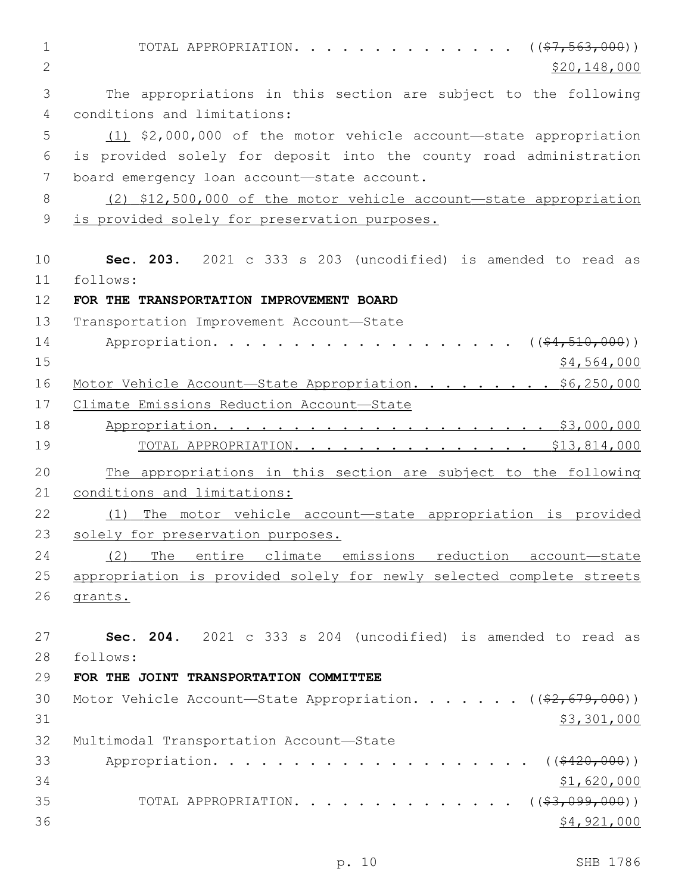TOTAL APPROPRIATION. . . . . . . . . . . . . . . ~~(($7,563,000))~~ $20,148,000

The appropriations in this section are subject to the following conditions and limitations:

(1) $2,000,000 of the motor vehicle account—state appropriation is provided solely for deposit into the county road administration board emergency loan account—state account.

(2) $12,500,000 of the motor vehicle account—state appropriation is provided solely for preservation purposes.

**Sec. 203.** 2021 c 333 s 203 (uncodified) is amended to read as follows:

**FOR THE TRANSPORTATION IMPROVEMENT BOARD**

Transportation Improvement Account—State Appropriation. . . . . . . . . . . . . . . . . . . . ~~(($4,510,000))~~ $4,564,000

Motor Vehicle Account—State Appropriation. . . . . . . . . $6,250,000

Climate Emissions Reduction Account—State Appropriation. . . . . . . . . . . . . . . . . . . . . $3,000,000

TOTAL APPROPRIATION. . . . . . . . . . . . . . . $13,814,000

The appropriations in this section are subject to the following conditions and limitations:

(1) The motor vehicle account—state appropriation is provided solely for preservation purposes.

(2) The entire climate emissions reduction account—state appropriation is provided solely for newly selected complete streets grants.

**Sec. 204.** 2021 c 333 s 204 (uncodified) is amended to read as follows:

**FOR THE JOINT TRANSPORTATION COMMITTEE**

Motor Vehicle Account—State Appropriation. . . . . . . ~~(($2,679,000))~~ $3,301,000

Multimodal Transportation Account—State Appropriation. . . . . . . . . . . . . . . . . . . . ~~(($420,000))~~ $1,620,000

TOTAL APPROPRIATION. . . . . . . . . . . . . . . ~~(($3,099,000))~~ $4,921,000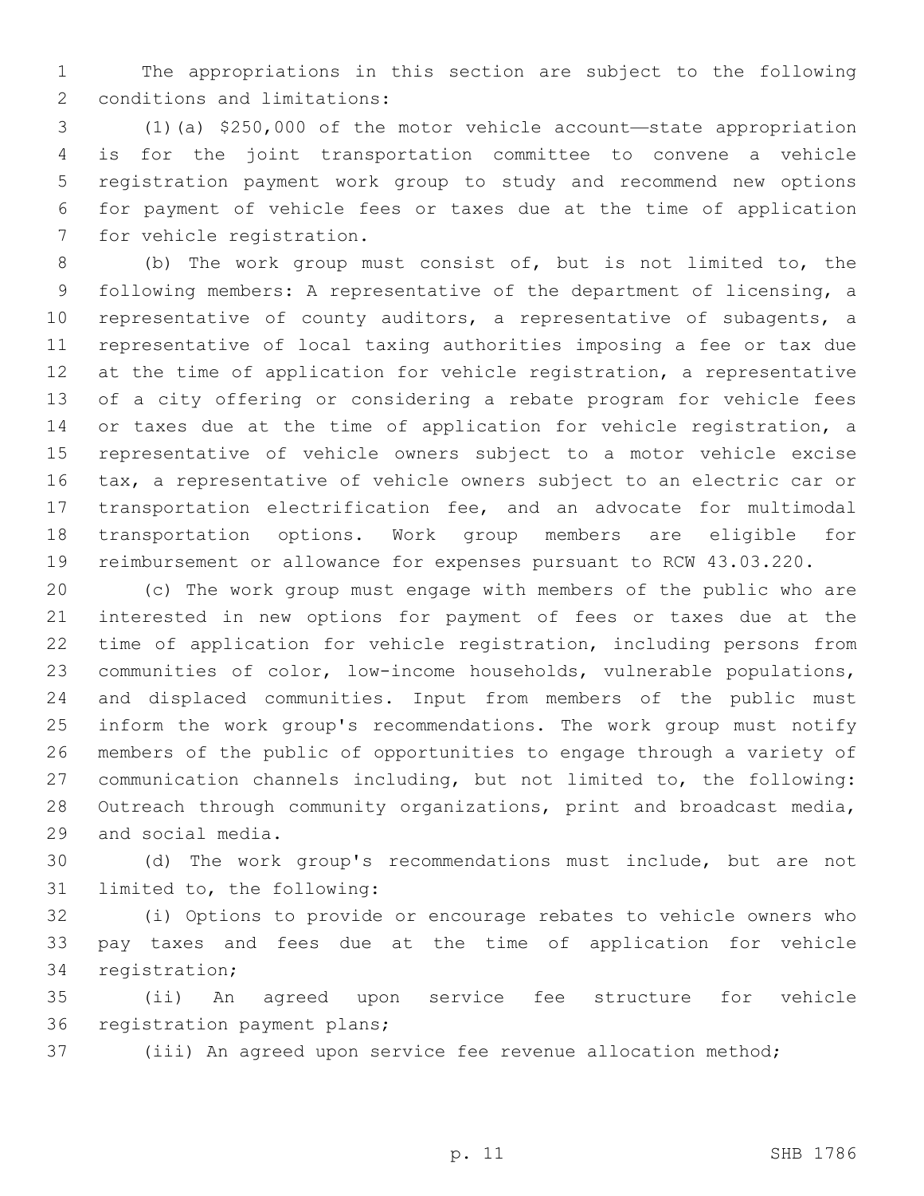The appropriations in this section are subject to the following conditions and limitations:

(1)(a) $250,000 of the motor vehicle account—state appropriation is for the joint transportation committee to convene a vehicle registration payment work group to study and recommend new options for payment of vehicle fees or taxes due at the time of application for vehicle registration.

(b) The work group must consist of, but is not limited to, the following members: A representative of the department of licensing, a representative of county auditors, a representative of subagents, a representative of local taxing authorities imposing a fee or tax due at the time of application for vehicle registration, a representative of a city offering or considering a rebate program for vehicle fees or taxes due at the time of application for vehicle registration, a representative of vehicle owners subject to a motor vehicle excise tax, a representative of vehicle owners subject to an electric car or transportation electrification fee, and an advocate for multimodal transportation options. Work group members are eligible for reimbursement or allowance for expenses pursuant to RCW 43.03.220.

(c) The work group must engage with members of the public who are interested in new options for payment of fees or taxes due at the time of application for vehicle registration, including persons from communities of color, low-income households, vulnerable populations, and displaced communities. Input from members of the public must inform the work group's recommendations. The work group must notify members of the public of opportunities to engage through a variety of communication channels including, but not limited to, the following: Outreach through community organizations, print and broadcast media, and social media.

(d) The work group's recommendations must include, but are not limited to, the following:

(i) Options to provide or encourage rebates to vehicle owners who pay taxes and fees due at the time of application for vehicle registration;

(ii) An agreed upon service fee structure for vehicle registration payment plans;

(iii) An agreed upon service fee revenue allocation method;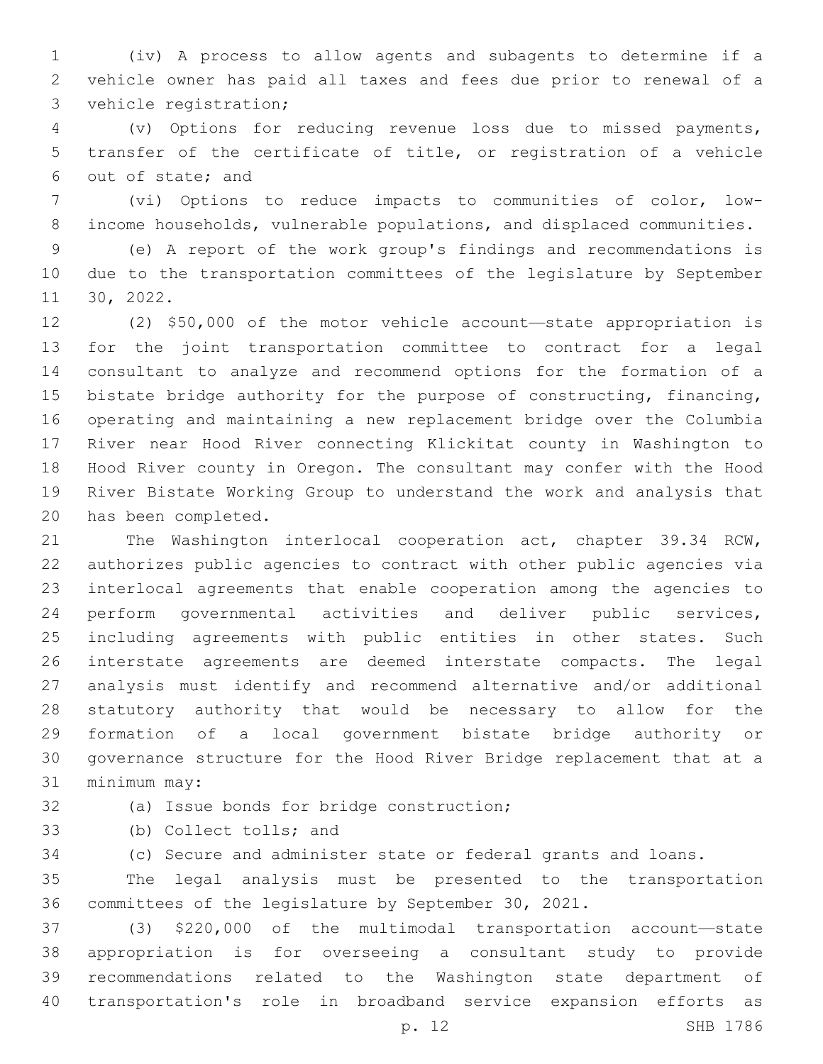(iv) A process to allow agents and subagents to determine if a vehicle owner has paid all taxes and fees due prior to renewal of a vehicle registration;

(v) Options for reducing revenue loss due to missed payments, transfer of the certificate of title, or registration of a vehicle out of state; and

(vi) Options to reduce impacts to communities of color, low-income households, vulnerable populations, and displaced communities.

(e) A report of the work group's findings and recommendations is due to the transportation committees of the legislature by September 30, 2022.

(2) $50,000 of the motor vehicle account—state appropriation is for the joint transportation committee to contract for a legal consultant to analyze and recommend options for the formation of a bistate bridge authority for the purpose of constructing, financing, operating and maintaining a new replacement bridge over the Columbia River near Hood River connecting Klickitat county in Washington to Hood River county in Oregon. The consultant may confer with the Hood River Bistate Working Group to understand the work and analysis that has been completed.

The Washington interlocal cooperation act, chapter 39.34 RCW, authorizes public agencies to contract with other public agencies via interlocal agreements that enable cooperation among the agencies to perform governmental activities and deliver public services, including agreements with public entities in other states. Such interstate agreements are deemed interstate compacts. The legal analysis must identify and recommend alternative and/or additional statutory authority that would be necessary to allow for the formation of a local government bistate bridge authority or governance structure for the Hood River Bridge replacement that at a minimum may:

(a) Issue bonds for bridge construction;

(b) Collect tolls; and

(c) Secure and administer state or federal grants and loans.

The legal analysis must be presented to the transportation committees of the legislature by September 30, 2021.

(3) $220,000 of the multimodal transportation account—state appropriation is for overseeing a consultant study to provide recommendations related to the Washington state department of transportation's role in broadband service expansion efforts as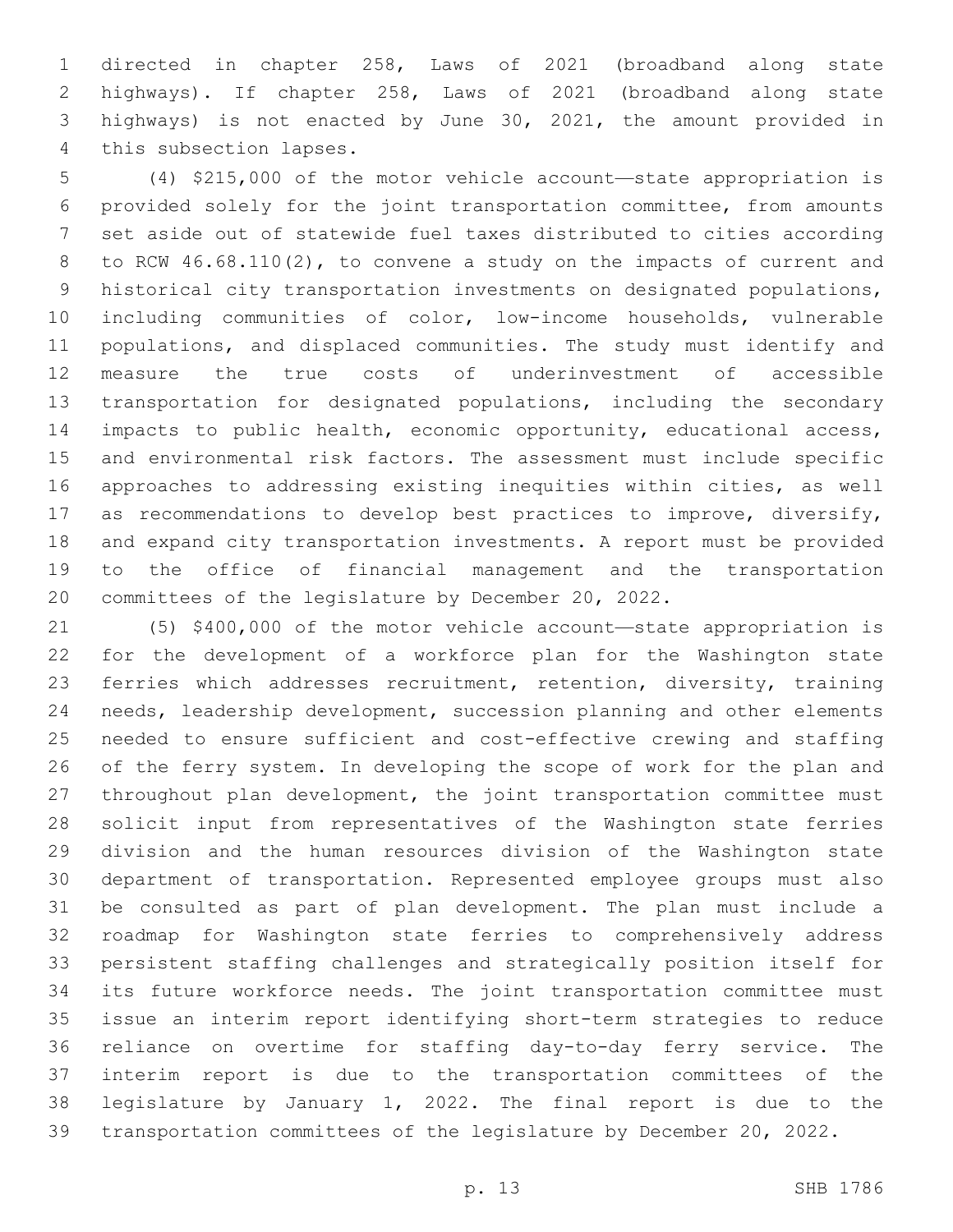directed in chapter 258, Laws of 2021 (broadband along state highways). If chapter 258, Laws of 2021 (broadband along state highways) is not enacted by June 30, 2021, the amount provided in this subsection lapses.

(4) $215,000 of the motor vehicle account—state appropriation is provided solely for the joint transportation committee, from amounts set aside out of statewide fuel taxes distributed to cities according to RCW 46.68.110(2), to convene a study on the impacts of current and historical city transportation investments on designated populations, including communities of color, low-income households, vulnerable populations, and displaced communities. The study must identify and measure the true costs of underinvestment of accessible transportation for designated populations, including the secondary impacts to public health, economic opportunity, educational access, and environmental risk factors. The assessment must include specific approaches to addressing existing inequities within cities, as well as recommendations to develop best practices to improve, diversify, and expand city transportation investments. A report must be provided to the office of financial management and the transportation committees of the legislature by December 20, 2022.

(5) $400,000 of the motor vehicle account—state appropriation is for the development of a workforce plan for the Washington state ferries which addresses recruitment, retention, diversity, training needs, leadership development, succession planning and other elements needed to ensure sufficient and cost-effective crewing and staffing of the ferry system. In developing the scope of work for the plan and throughout plan development, the joint transportation committee must solicit input from representatives of the Washington state ferries division and the human resources division of the Washington state department of transportation. Represented employee groups must also be consulted as part of plan development. The plan must include a roadmap for Washington state ferries to comprehensively address persistent staffing challenges and strategically position itself for its future workforce needs. The joint transportation committee must issue an interim report identifying short-term strategies to reduce reliance on overtime for staffing day-to-day ferry service. The interim report is due to the transportation committees of the legislature by January 1, 2022. The final report is due to the transportation committees of the legislature by December 20, 2022.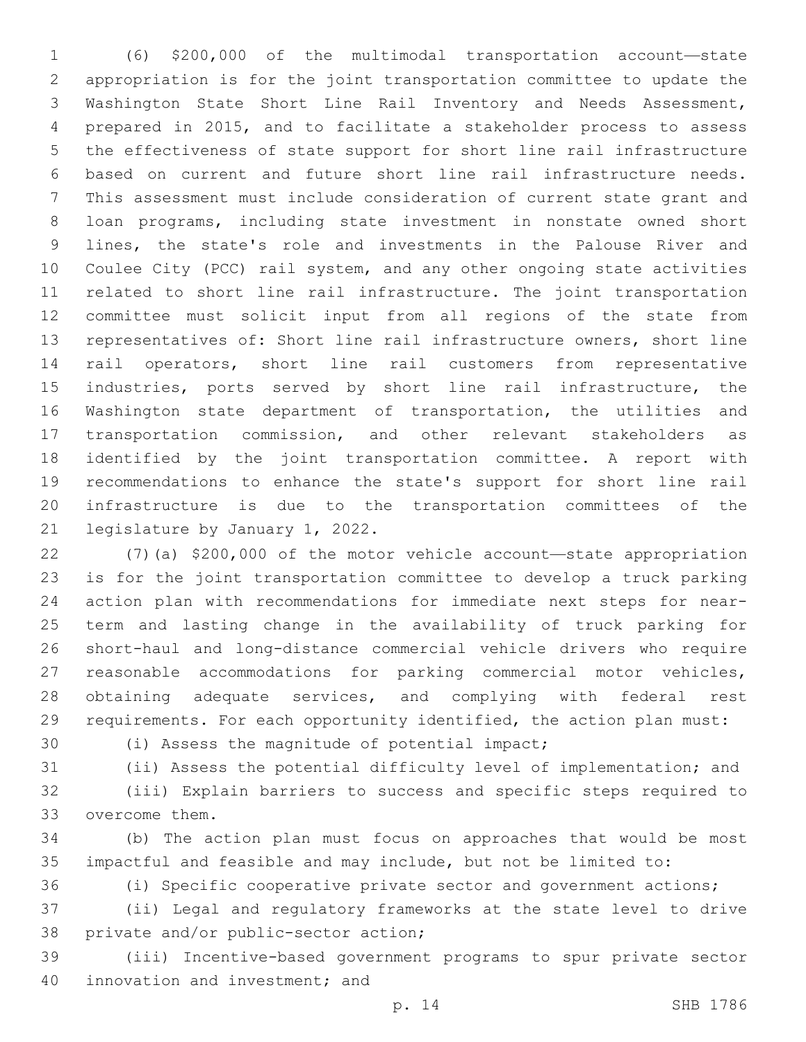(6) $200,000 of the multimodal transportation account—state appropriation is for the joint transportation committee to update the Washington State Short Line Rail Inventory and Needs Assessment, prepared in 2015, and to facilitate a stakeholder process to assess the effectiveness of state support for short line rail infrastructure based on current and future short line rail infrastructure needs. This assessment must include consideration of current state grant and loan programs, including state investment in nonstate owned short lines, the state's role and investments in the Palouse River and Coulee City (PCC) rail system, and any other ongoing state activities related to short line rail infrastructure. The joint transportation committee must solicit input from all regions of the state from representatives of: Short line rail infrastructure owners, short line rail operators, short line rail customers from representative industries, ports served by short line rail infrastructure, the Washington state department of transportation, the utilities and transportation commission, and other relevant stakeholders as identified by the joint transportation committee. A report with recommendations to enhance the state's support for short line rail infrastructure is due to the transportation committees of the legislature by January 1, 2022.

(7)(a) $200,000 of the motor vehicle account—state appropriation is for the joint transportation committee to develop a truck parking action plan with recommendations for immediate next steps for near-term and lasting change in the availability of truck parking for short-haul and long-distance commercial vehicle drivers who require reasonable accommodations for parking commercial motor vehicles, obtaining adequate services, and complying with federal rest requirements. For each opportunity identified, the action plan must:

(i) Assess the magnitude of potential impact;

(ii) Assess the potential difficulty level of implementation; and

(iii) Explain barriers to success and specific steps required to overcome them.

(b) The action plan must focus on approaches that would be most impactful and feasible and may include, but not be limited to:

(i) Specific cooperative private sector and government actions;

(ii) Legal and regulatory frameworks at the state level to drive private and/or public-sector action;

(iii) Incentive-based government programs to spur private sector innovation and investment; and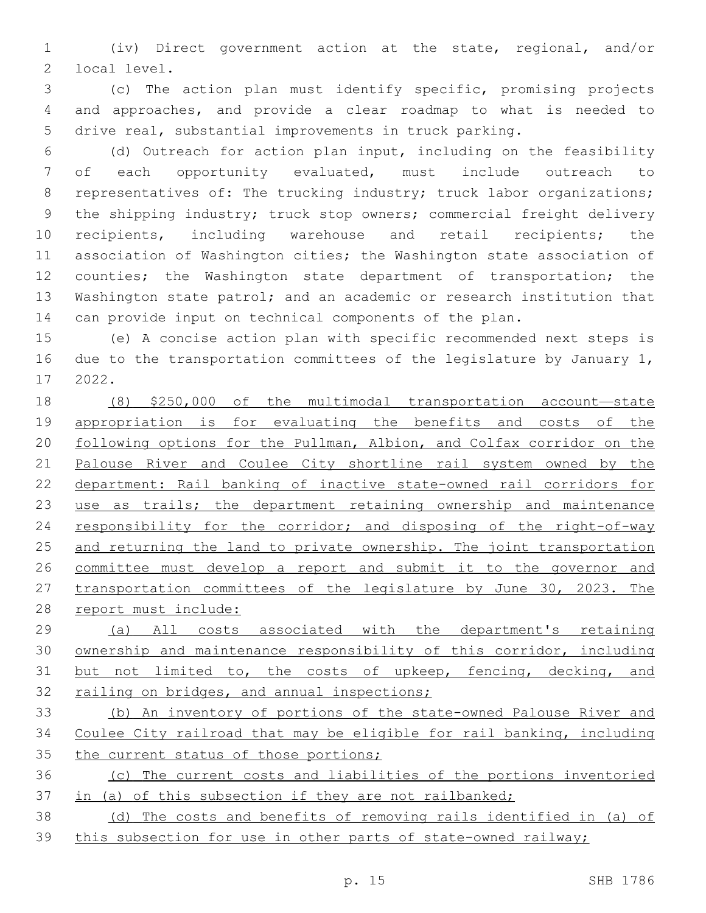(iv) Direct government action at the state, regional, and/or local level.

(c) The action plan must identify specific, promising projects and approaches, and provide a clear roadmap to what is needed to drive real, substantial improvements in truck parking.

(d) Outreach for action plan input, including on the feasibility of each opportunity evaluated, must include outreach to representatives of: The trucking industry; truck labor organizations; the shipping industry; truck stop owners; commercial freight delivery recipients, including warehouse and retail recipients; the association of Washington cities; the Washington state association of counties; the Washington state department of transportation; the Washington state patrol; and an academic or research institution that can provide input on technical components of the plan.

(e) A concise action plan with specific recommended next steps is due to the transportation committees of the legislature by January 1, 2022.

<u>(8) $250,000 of the multimodal transportation account—state appropriation is for evaluating the benefits and costs of the following options for the Pullman, Albion, and Colfax corridor on the Palouse River and Coulee City shortline rail system owned by the department: Rail banking of inactive state-owned rail corridors for use as trails; the department retaining ownership and maintenance responsibility for the corridor; and disposing of the right-of-way and returning the land to private ownership. The joint transportation committee must develop a report and submit it to the governor and transportation committees of the legislature by June 30, 2023. The report must include:</u>

<u>(a) All costs associated with the department's retaining ownership and maintenance responsibility of this corridor, including but not limited to, the costs of upkeep, fencing, decking, and railing on bridges, and annual inspections;</u>

<u>(b) An inventory of portions of the state-owned Palouse River and Coulee City railroad that may be eligible for rail banking, including the current status of those portions;</u>

<u>(c) The current costs and liabilities of the portions inventoried in (a) of this subsection if they are not railbanked;</u>

<u>(d) The costs and benefits of removing rails identified in (a) of this subsection for use in other parts of state-owned railway;</u>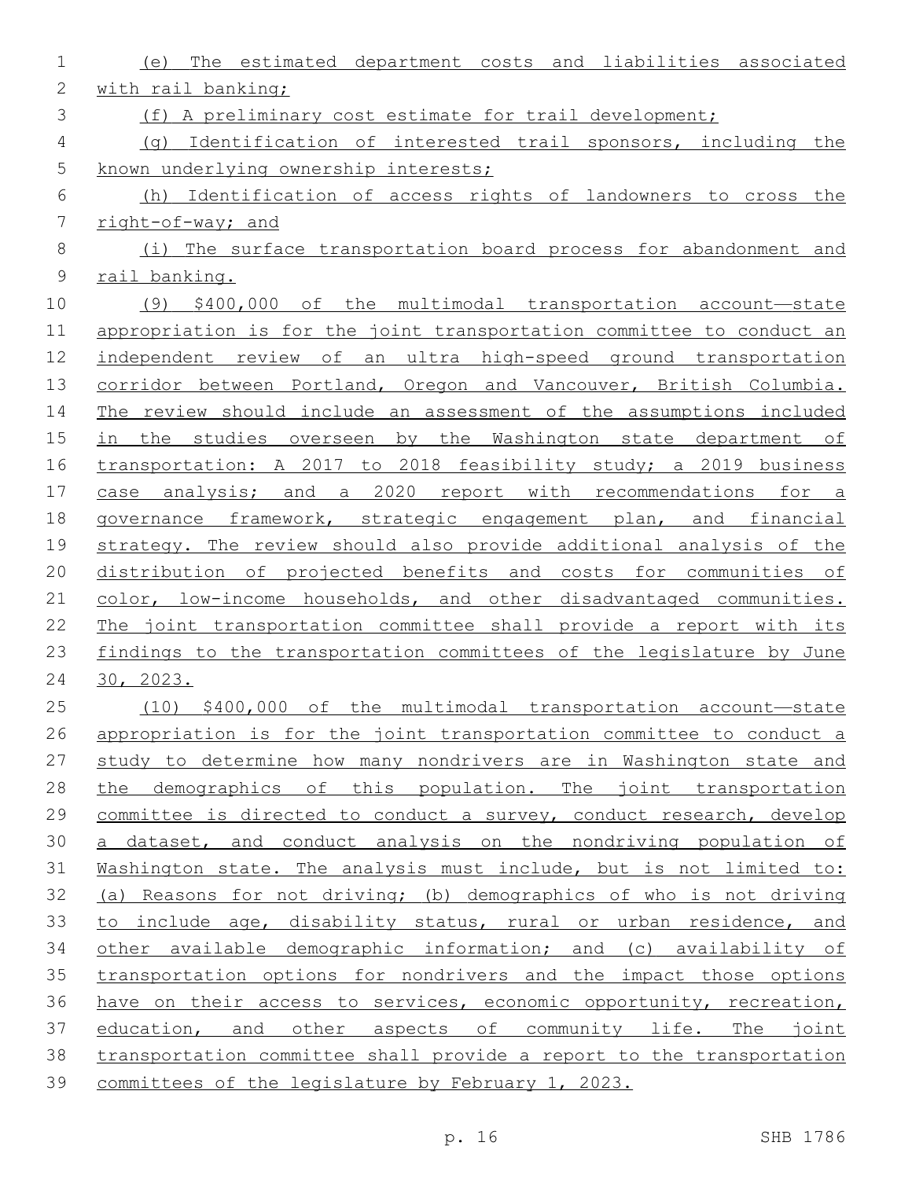(e) The estimated department costs and liabilities associated with rail banking;

(f) A preliminary cost estimate for trail development;

(g) Identification of interested trail sponsors, including the known underlying ownership interests;

(h) Identification of access rights of landowners to cross the right-of-way; and

(i) The surface transportation board process for abandonment and rail banking.

(9) $400,000 of the multimodal transportation account—state appropriation is for the joint transportation committee to conduct an independent review of an ultra high-speed ground transportation corridor between Portland, Oregon and Vancouver, British Columbia. The review should include an assessment of the assumptions included in the studies overseen by the Washington state department of transportation: A 2017 to 2018 feasibility study; a 2019 business case analysis; and a 2020 report with recommendations for a governance framework, strategic engagement plan, and financial strategy. The review should also provide additional analysis of the distribution of projected benefits and costs for communities of color, low-income households, and other disadvantaged communities. The joint transportation committee shall provide a report with its findings to the transportation committees of the legislature by June 30, 2023.

(10) $400,000 of the multimodal transportation account—state appropriation is for the joint transportation committee to conduct a study to determine how many nondrivers are in Washington state and the demographics of this population. The joint transportation committee is directed to conduct a survey, conduct research, develop a dataset, and conduct analysis on the nondriving population of Washington state. The analysis must include, but is not limited to: (a) Reasons for not driving; (b) demographics of who is not driving to include age, disability status, rural or urban residence, and other available demographic information; and (c) availability of transportation options for nondrivers and the impact those options have on their access to services, economic opportunity, recreation, education, and other aspects of community life. The joint transportation committee shall provide a report to the transportation committees of the legislature by February 1, 2023.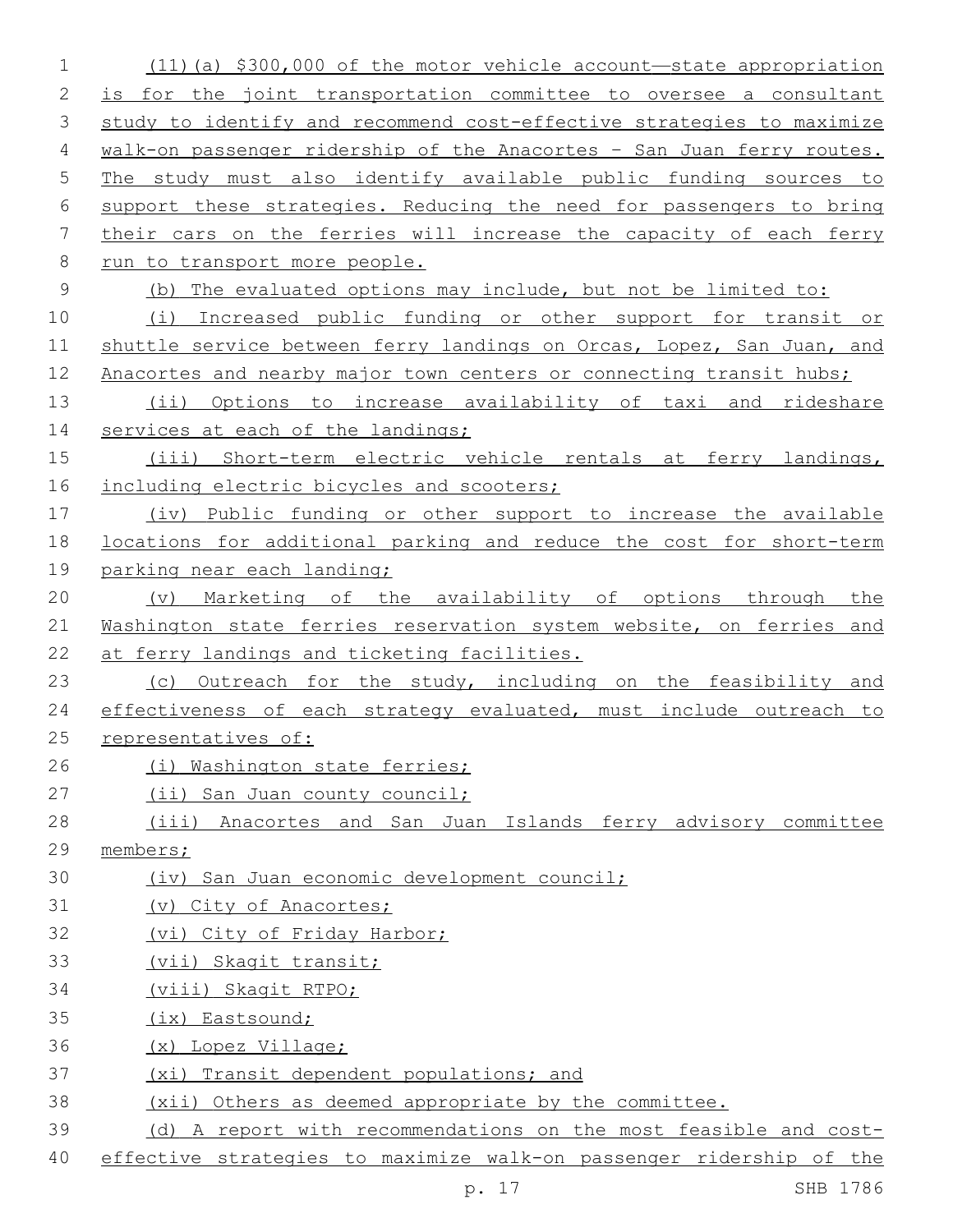(11)(a) $300,000 of the motor vehicle account—state appropriation is for the joint transportation committee to oversee a consultant study to identify and recommend cost-effective strategies to maximize walk-on passenger ridership of the Anacortes - San Juan ferry routes. The study must also identify available public funding sources to support these strategies. Reducing the need for passengers to bring their cars on the ferries will increase the capacity of each ferry run to transport more people.

(b) The evaluated options may include, but not be limited to:

(i) Increased public funding or other support for transit or shuttle service between ferry landings on Orcas, Lopez, San Juan, and Anacortes and nearby major town centers or connecting transit hubs;

(ii) Options to increase availability of taxi and rideshare services at each of the landings;

(iii) Short-term electric vehicle rentals at ferry landings, including electric bicycles and scooters;

(iv) Public funding or other support to increase the available locations for additional parking and reduce the cost for short-term parking near each landing;

(v) Marketing of the availability of options through the Washington state ferries reservation system website, on ferries and at ferry landings and ticketing facilities.

(c) Outreach for the study, including on the feasibility and effectiveness of each strategy evaluated, must include outreach to representatives of:

(i) Washington state ferries;

(ii) San Juan county council;

(iii) Anacortes and San Juan Islands ferry advisory committee members;

(iv) San Juan economic development council;

(v) City of Anacortes;

(vi) City of Friday Harbor;

(vii) Skagit transit;

(viii) Skagit RTPO;

(ix) Eastsound;

(x) Lopez Village;

(xi) Transit dependent populations; and

(xii) Others as deemed appropriate by the committee.

(d) A report with recommendations on the most feasible and cost-effective strategies to maximize walk-on passenger ridership of the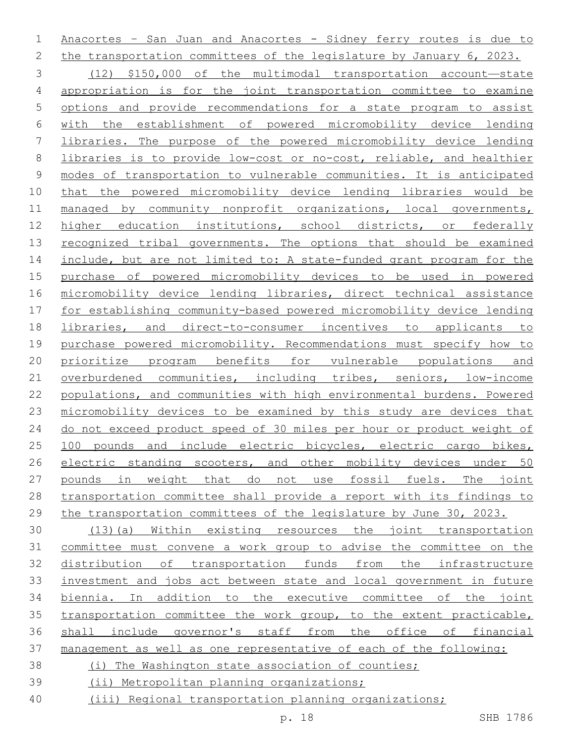Anacortes - San Juan and Anacortes - Sidney ferry routes is due to the transportation committees of the legislature by January 6, 2023.

(12) $150,000 of the multimodal transportation account—state appropriation is for the joint transportation committee to examine options and provide recommendations for a state program to assist with the establishment of powered micromobility device lending libraries. The purpose of the powered micromobility device lending libraries is to provide low-cost or no-cost, reliable, and healthier modes of transportation to vulnerable communities. It is anticipated that the powered micromobility device lending libraries would be managed by community nonprofit organizations, local governments, higher education institutions, school districts, or federally recognized tribal governments. The options that should be examined include, but are not limited to: A state-funded grant program for the purchase of powered micromobility devices to be used in powered micromobility device lending libraries, direct technical assistance for establishing community-based powered micromobility device lending libraries, and direct-to-consumer incentives to applicants to purchase powered micromobility. Recommendations must specify how to prioritize program benefits for vulnerable populations and overburdened communities, including tribes, seniors, low-income populations, and communities with high environmental burdens. Powered micromobility devices to be examined by this study are devices that do not exceed product speed of 30 miles per hour or product weight of 100 pounds and include electric bicycles, electric cargo bikes, electric standing scooters, and other mobility devices under 50 pounds in weight that do not use fossil fuels. The joint transportation committee shall provide a report with its findings to the transportation committees of the legislature by June 30, 2023.

(13)(a) Within existing resources the joint transportation committee must convene a work group to advise the committee on the distribution of transportation funds from the infrastructure investment and jobs act between state and local government in future biennia. In addition to the executive committee of the joint transportation committee the work group, to the extent practicable, shall include governor's staff from the office of financial management as well as one representative of each of the following:

(i) The Washington state association of counties;

(ii) Metropolitan planning organizations;

(iii) Regional transportation planning organizations;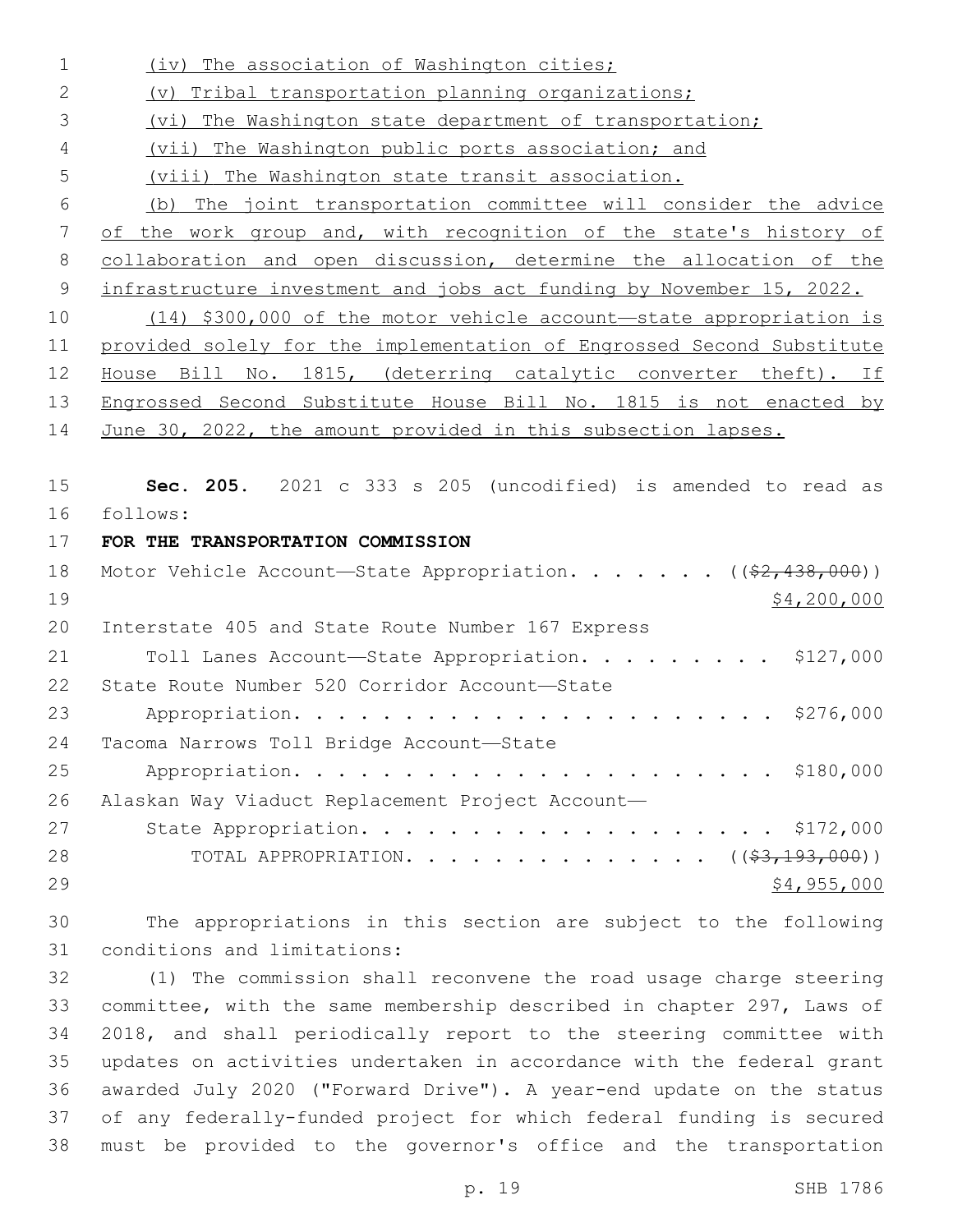(iv) The association of Washington cities;

(v) Tribal transportation planning organizations;

(vi) The Washington state department of transportation;

(vii) The Washington public ports association; and

(viii) The Washington state transit association.

(b) The joint transportation committee will consider the advice of the work group and, with recognition of the state's history of collaboration and open discussion, determine the allocation of the infrastructure investment and jobs act funding by November 15, 2022.

(14) $300,000 of the motor vehicle account—state appropriation is provided solely for the implementation of Engrossed Second Substitute House Bill No. 1815, (deterring catalytic converter theft). If Engrossed Second Substitute House Bill No. 1815 is not enacted by June 30, 2022, the amount provided in this subsection lapses.

**Sec. 205.** 2021 c 333 s 205 (uncodified) is amended to read as follows:

**FOR THE TRANSPORTATION COMMISSION**

Motor Vehicle Account—State Appropriation. . . . . . . ((~~$2,438,000~~)) $4,200,000

Interstate 405 and State Route Number 167 Express Toll Lanes Account—State Appropriation. . . . . . . . . $127,000

State Route Number 520 Corridor Account—State Appropriation. . . . . . . . . . . . . . . . . . . . . . $276,000

Tacoma Narrows Toll Bridge Account—State Appropriation. . . . . . . . . . . . . . . . . . . . . . $180,000

Alaskan Way Viaduct Replacement Project Account—State Appropriation. . . . . . . . . . . . . . . . . . . $172,000

TOTAL APPROPRIATION. . . . . . . . . . . . . . ((~~$3,193,000~~)) $4,955,000

The appropriations in this section are subject to the following conditions and limitations:

(1) The commission shall reconvene the road usage charge steering committee, with the same membership described in chapter 297, Laws of 2018, and shall periodically report to the steering committee with updates on activities undertaken in accordance with the federal grant awarded July 2020 ("Forward Drive"). A year-end update on the status of any federally-funded project for which federal funding is secured must be provided to the governor's office and the transportation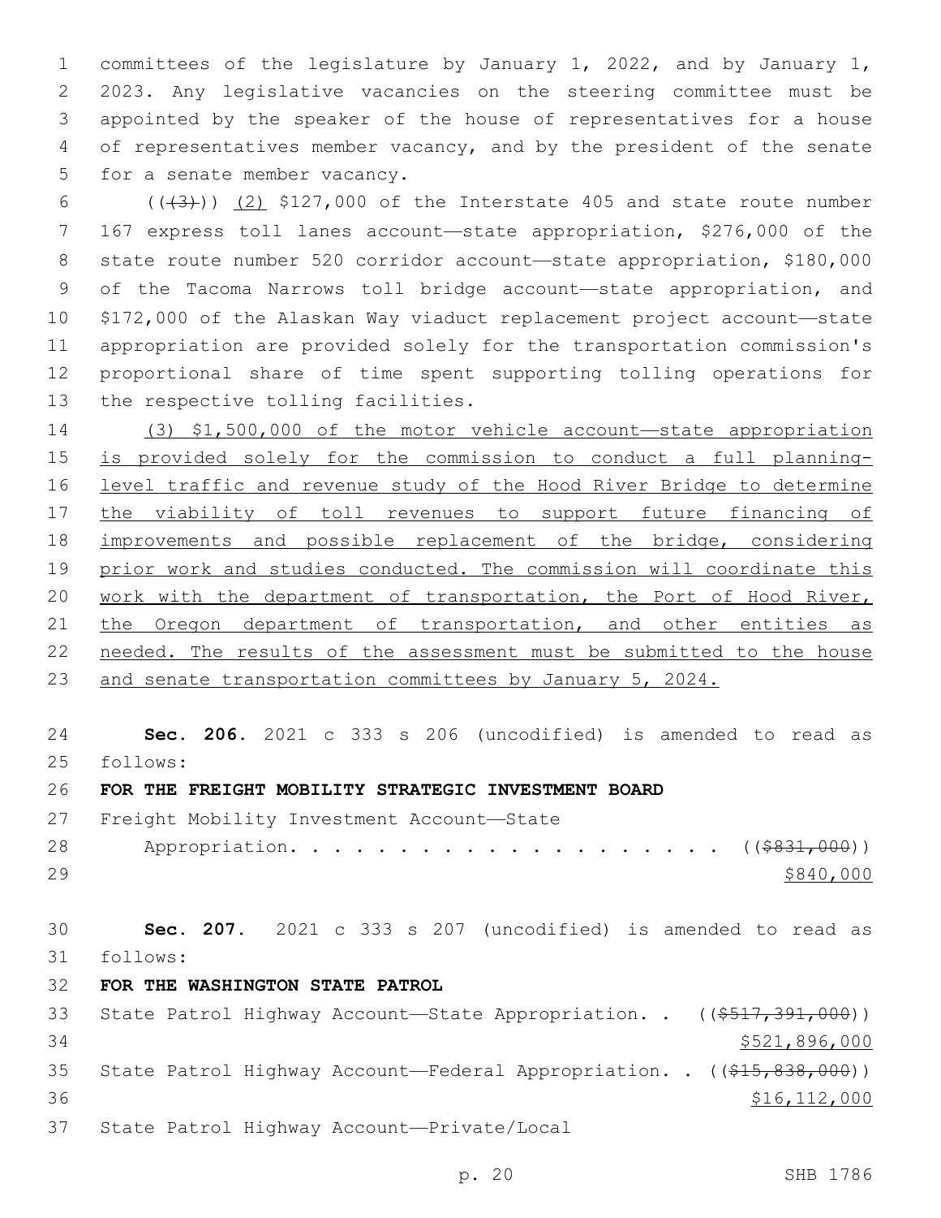committees of the legislature by January 1, 2022, and by January 1, 2023. Any legislative vacancies on the steering committee must be appointed by the speaker of the house of representatives for a house of representatives member vacancy, and by the president of the senate for a senate member vacancy.

(((3))) (2) $127,000 of the Interstate 405 and state route number 167 express toll lanes account—state appropriation, $276,000 of the state route number 520 corridor account—state appropriation, $180,000 of the Tacoma Narrows toll bridge account—state appropriation, and $172,000 of the Alaskan Way viaduct replacement project account—state appropriation are provided solely for the transportation commission's proportional share of time spent supporting tolling operations for the respective tolling facilities.

(3) $1,500,000 of the motor vehicle account—state appropriation is provided solely for the commission to conduct a full planning-level traffic and revenue study of the Hood River Bridge to determine the viability of toll revenues to support future financing of improvements and possible replacement of the bridge, considering prior work and studies conducted. The commission will coordinate this work with the department of transportation, the Port of Hood River, the Oregon department of transportation, and other entities as needed. The results of the assessment must be submitted to the house and senate transportation committees by January 5, 2024.

**Sec. 206.** 2021 c 333 s 206 (uncodified) is amended to read as follows:

**FOR THE FREIGHT MOBILITY STRATEGIC INVESTMENT BOARD**

Freight Mobility Investment Account—State Appropriation. . . . . . . . . . . . . . . . . . . . (($831,000)) $840,000

**Sec. 207.** 2021 c 333 s 207 (uncodified) is amended to read as follows:

**FOR THE WASHINGTON STATE PATROL**

State Patrol Highway Account—State Appropriation. . (($517,391,000)) $521,896,000

State Patrol Highway Account—Federal Appropriation. . (($15,838,000)) $16,112,000

State Patrol Highway Account—Private/Local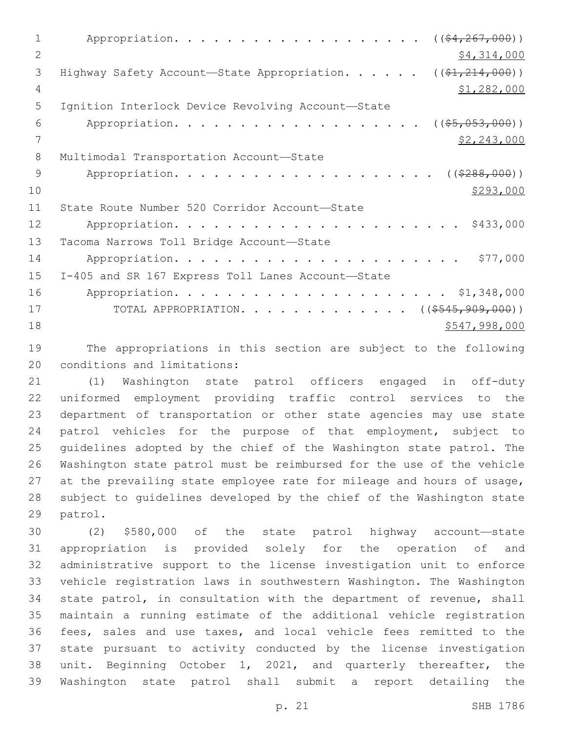Appropriation. . . . . . . . . . . . . . . . . . . ((~~$4,267,000~~))
$4,314,000

Highway Safety Account—State Appropriation. . . . . . ((~~$1,214,000~~))
$1,282,000

Ignition Interlock Device Revolving Account—State
Appropriation. . . . . . . . . . . . . . . . . . . ((~~$5,053,000~~))
$2,243,000

Multimodal Transportation Account—State
Appropriation. . . . . . . . . . . . . . . . . . . . ((~~$288,000~~))
$293,000

State Route Number 520 Corridor Account—State
Appropriation. . . . . . . . . . . . . . . . . . . . . . $433,000

Tacoma Narrows Toll Bridge Account—State
Appropriation. . . . . . . . . . . . . . . . . . . . . . $77,000

I-405 and SR 167 Express Toll Lanes Account—State
Appropriation. . . . . . . . . . . . . . . . . . . . . $1,348,000

TOTAL APPROPRIATION. . . . . . . . . . . . . . ((~~$545,909,000~~))
$547,998,000

The appropriations in this section are subject to the following conditions and limitations:

(1) Washington state patrol officers engaged in off-duty uniformed employment providing traffic control services to the department of transportation or other state agencies may use state patrol vehicles for the purpose of that employment, subject to guidelines adopted by the chief of the Washington state patrol. The Washington state patrol must be reimbursed for the use of the vehicle at the prevailing state employee rate for mileage and hours of usage, subject to guidelines developed by the chief of the Washington state patrol.

(2) $580,000 of the state patrol highway account—state appropriation is provided solely for the operation of and administrative support to the license investigation unit to enforce vehicle registration laws in southwestern Washington. The Washington state patrol, in consultation with the department of revenue, shall maintain a running estimate of the additional vehicle registration fees, sales and use taxes, and local vehicle fees remitted to the state pursuant to activity conducted by the license investigation unit. Beginning October 1, 2021, and quarterly thereafter, the Washington state patrol shall submit a report detailing the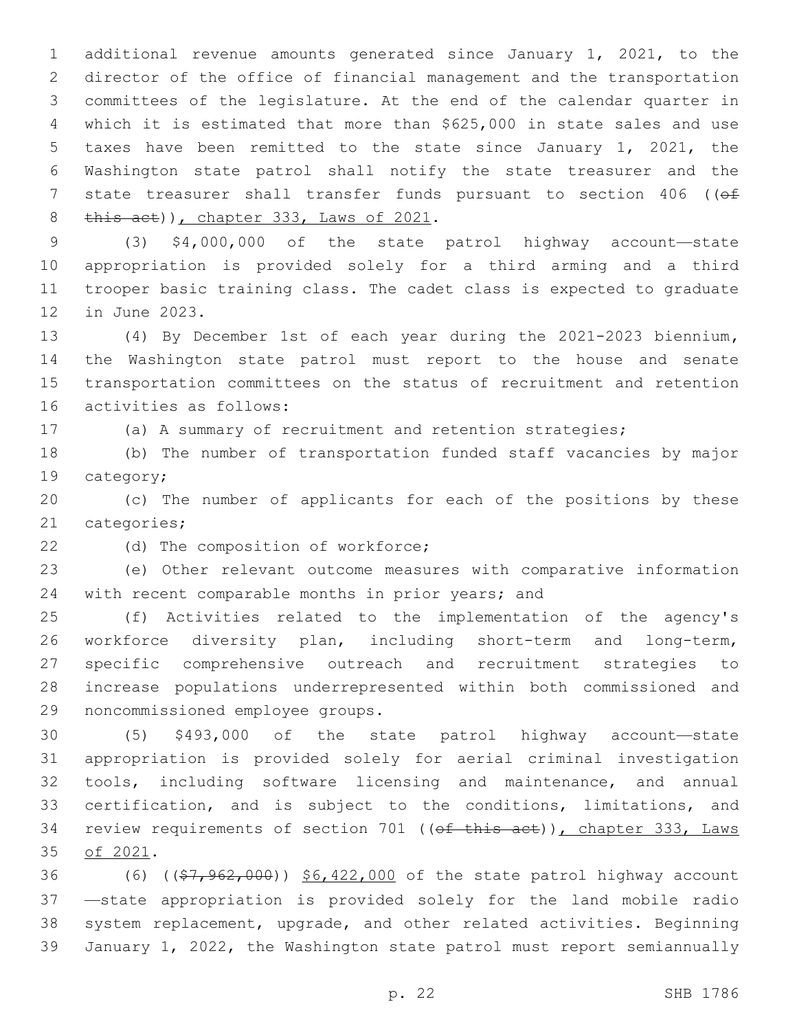additional revenue amounts generated since January 1, 2021, to the director of the office of financial management and the transportation committees of the legislature. At the end of the calendar quarter in which it is estimated that more than $625,000 in state sales and use taxes have been remitted to the state since January 1, 2021, the Washington state patrol shall notify the state treasurer and the state treasurer shall transfer funds pursuant to section 406 ((~~of this act~~)), chapter 333, Laws of 2021.

(3) $4,000,000 of the state patrol highway account—state appropriation is provided solely for a third arming and a third trooper basic training class. The cadet class is expected to graduate in June 2023.

(4) By December 1st of each year during the 2021-2023 biennium, the Washington state patrol must report to the house and senate transportation committees on the status of recruitment and retention activities as follows:

(a) A summary of recruitment and retention strategies;

(b) The number of transportation funded staff vacancies by major category;

(c) The number of applicants for each of the positions by these categories;

(d) The composition of workforce;

(e) Other relevant outcome measures with comparative information with recent comparable months in prior years; and

(f) Activities related to the implementation of the agency's workforce diversity plan, including short-term and long-term, specific comprehensive outreach and recruitment strategies to increase populations underrepresented within both commissioned and noncommissioned employee groups.

(5) $493,000 of the state patrol highway account—state appropriation is provided solely for aerial criminal investigation tools, including software licensing and maintenance, and annual certification, and is subject to the conditions, limitations, and review requirements of section 701 ((~~of this act~~)), chapter 333, Laws of 2021.

(6) ((~~$7,962,000~~)) $6,422,000 of the state patrol highway account—state appropriation is provided solely for the land mobile radio system replacement, upgrade, and other related activities. Beginning January 1, 2022, the Washington state patrol must report semiannually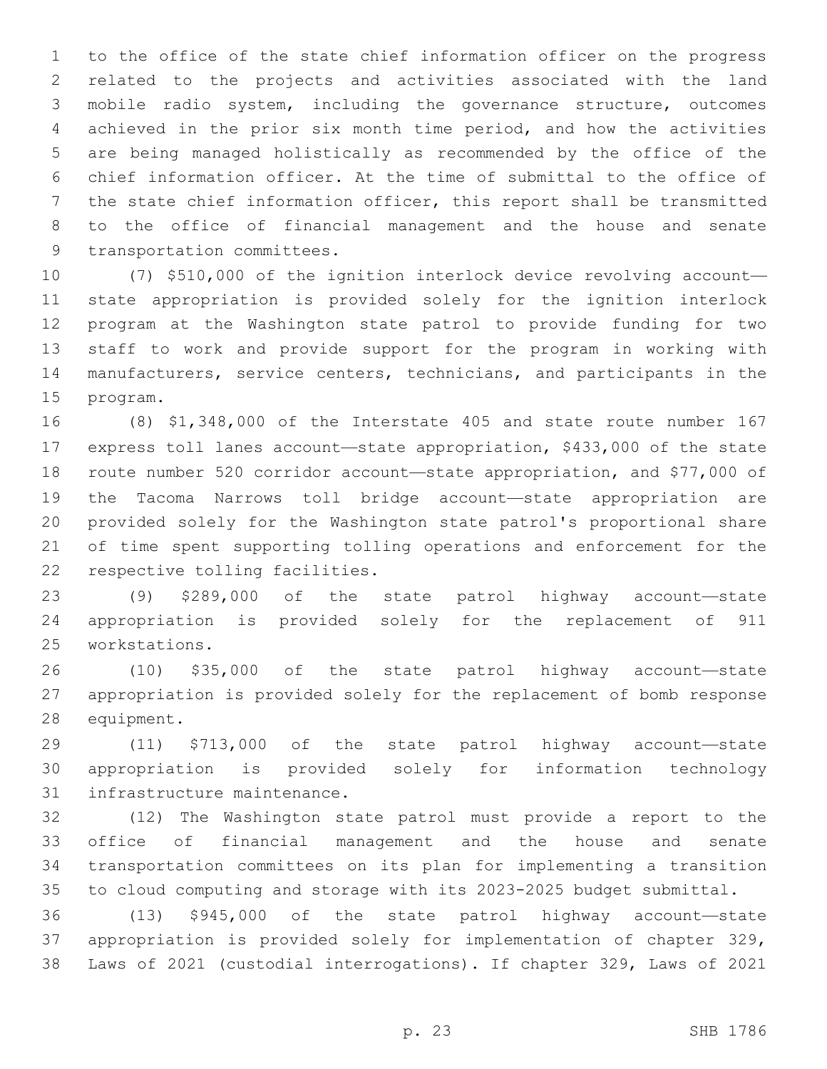to the office of the state chief information officer on the progress related to the projects and activities associated with the land mobile radio system, including the governance structure, outcomes achieved in the prior six month time period, and how the activities are being managed holistically as recommended by the office of the chief information officer. At the time of submittal to the office of the state chief information officer, this report shall be transmitted to the office of financial management and the house and senate transportation committees.

(7) $510,000 of the ignition interlock device revolving account—state appropriation is provided solely for the ignition interlock program at the Washington state patrol to provide funding for two staff to work and provide support for the program in working with manufacturers, service centers, technicians, and participants in the program.

(8) $1,348,000 of the Interstate 405 and state route number 167 express toll lanes account—state appropriation, $433,000 of the state route number 520 corridor account—state appropriation, and $77,000 of the Tacoma Narrows toll bridge account—state appropriation are provided solely for the Washington state patrol's proportional share of time spent supporting tolling operations and enforcement for the respective tolling facilities.

(9) $289,000 of the state patrol highway account—state appropriation is provided solely for the replacement of 911 workstations.

(10) $35,000 of the state patrol highway account—state appropriation is provided solely for the replacement of bomb response equipment.

(11) $713,000 of the state patrol highway account—state appropriation is provided solely for information technology infrastructure maintenance.

(12) The Washington state patrol must provide a report to the office of financial management and the house and senate transportation committees on its plan for implementing a transition to cloud computing and storage with its 2023-2025 budget submittal.

(13) $945,000 of the state patrol highway account—state appropriation is provided solely for implementation of chapter 329, Laws of 2021 (custodial interrogations). If chapter 329, Laws of 2021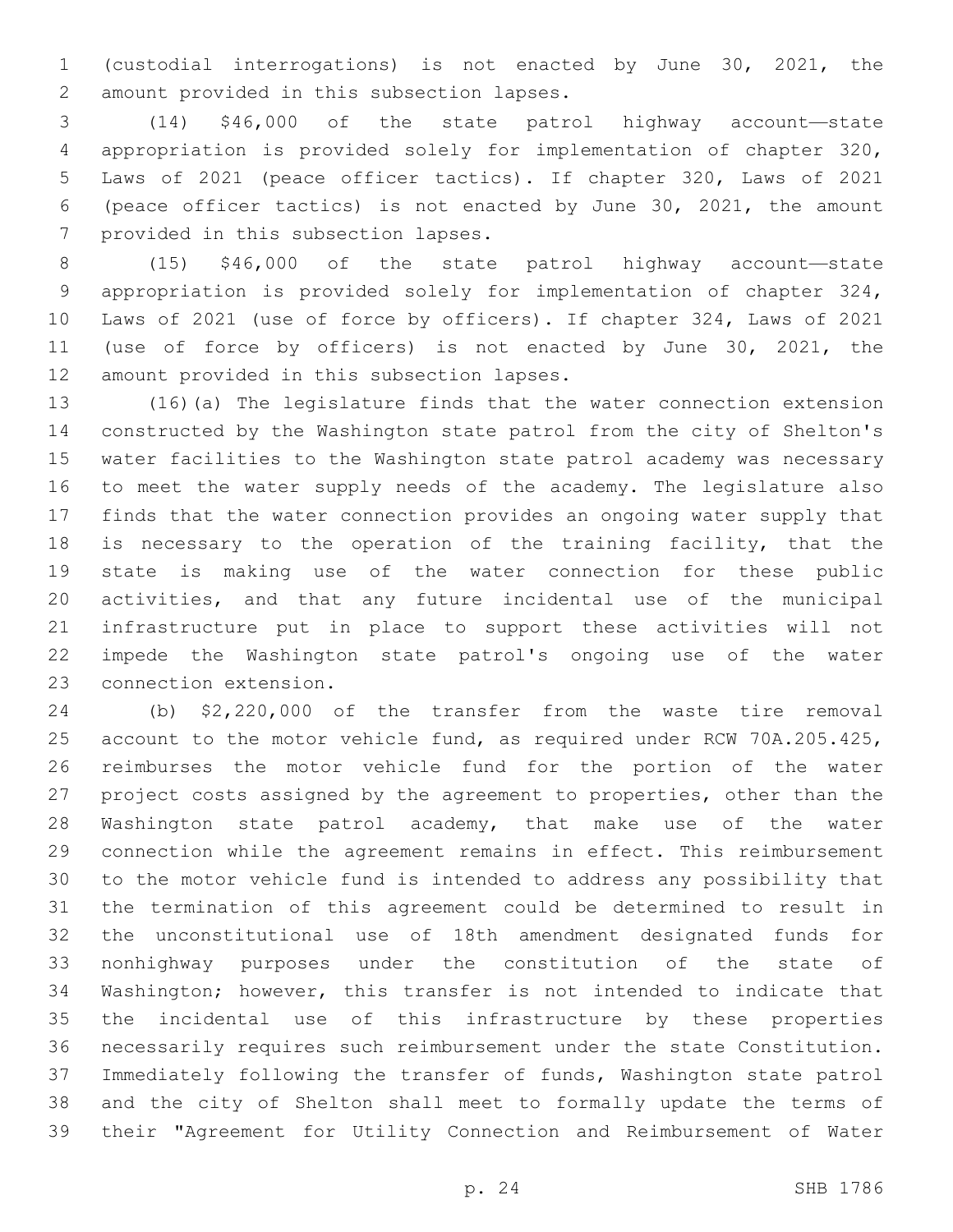(custodial interrogations) is not enacted by June 30, 2021, the amount provided in this subsection lapses.

(14) $46,000 of the state patrol highway account—state appropriation is provided solely for implementation of chapter 320, Laws of 2021 (peace officer tactics). If chapter 320, Laws of 2021 (peace officer tactics) is not enacted by June 30, 2021, the amount provided in this subsection lapses.

(15) $46,000 of the state patrol highway account—state appropriation is provided solely for implementation of chapter 324, Laws of 2021 (use of force by officers). If chapter 324, Laws of 2021 (use of force by officers) is not enacted by June 30, 2021, the amount provided in this subsection lapses.

(16)(a) The legislature finds that the water connection extension constructed by the Washington state patrol from the city of Shelton's water facilities to the Washington state patrol academy was necessary to meet the water supply needs of the academy. The legislature also finds that the water connection provides an ongoing water supply that is necessary to the operation of the training facility, that the state is making use of the water connection for these public activities, and that any future incidental use of the municipal infrastructure put in place to support these activities will not impede the Washington state patrol's ongoing use of the water connection extension.

(b) $2,220,000 of the transfer from the waste tire removal account to the motor vehicle fund, as required under RCW 70A.205.425, reimburses the motor vehicle fund for the portion of the water project costs assigned by the agreement to properties, other than the Washington state patrol academy, that make use of the water connection while the agreement remains in effect. This reimbursement to the motor vehicle fund is intended to address any possibility that the termination of this agreement could be determined to result in the unconstitutional use of 18th amendment designated funds for nonhighway purposes under the constitution of the state of Washington; however, this transfer is not intended to indicate that the incidental use of this infrastructure by these properties necessarily requires such reimbursement under the state Constitution. Immediately following the transfer of funds, Washington state patrol and the city of Shelton shall meet to formally update the terms of their "Agreement for Utility Connection and Reimbursement of Water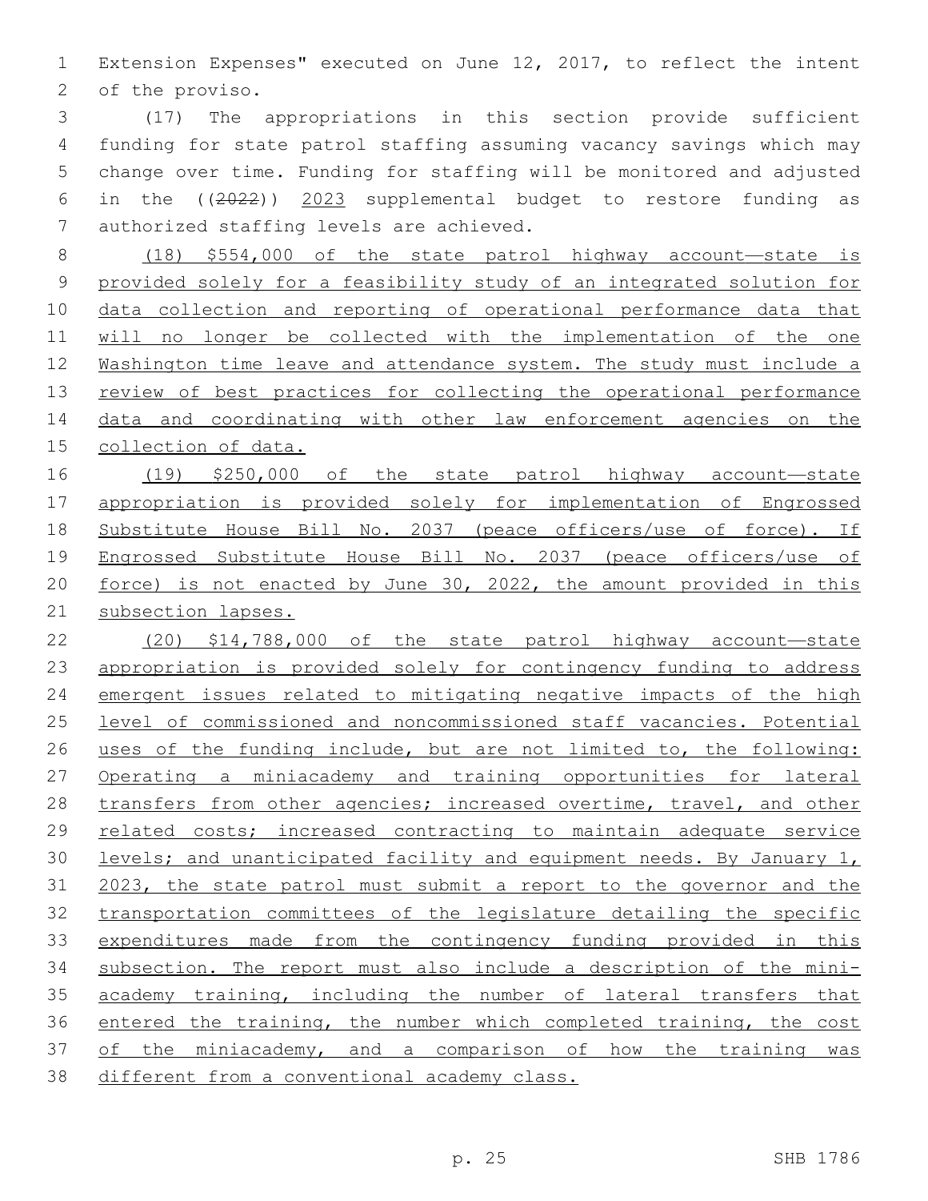Extension Expenses" executed on June 12, 2017, to reflect the intent of the proviso.

(17) The appropriations in this section provide sufficient funding for state patrol staffing assuming vacancy savings which may change over time. Funding for staffing will be monitored and adjusted in the ((~~2022~~)) 2023 supplemental budget to restore funding as authorized staffing levels are achieved.

(18) $554,000 of the state patrol highway account—state is provided solely for a feasibility study of an integrated solution for data collection and reporting of operational performance data that will no longer be collected with the implementation of the one Washington time leave and attendance system. The study must include a review of best practices for collecting the operational performance data and coordinating with other law enforcement agencies on the collection of data.

(19) $250,000 of the state patrol highway account—state appropriation is provided solely for implementation of Engrossed Substitute House Bill No. 2037 (peace officers/use of force). If Engrossed Substitute House Bill No. 2037 (peace officers/use of force) is not enacted by June 30, 2022, the amount provided in this subsection lapses.

(20) $14,788,000 of the state patrol highway account—state appropriation is provided solely for contingency funding to address emergent issues related to mitigating negative impacts of the high level of commissioned and noncommissioned staff vacancies. Potential uses of the funding include, but are not limited to, the following: Operating a miniacademy and training opportunities for lateral transfers from other agencies; increased overtime, travel, and other related costs; increased contracting to maintain adequate service levels; and unanticipated facility and equipment needs. By January 1, 2023, the state patrol must submit a report to the governor and the transportation committees of the legislature detailing the specific expenditures made from the contingency funding provided in this subsection. The report must also include a description of the mini-academy training, including the number of lateral transfers that entered the training, the number which completed training, the cost of the miniacademy, and a comparison of how the training was different from a conventional academy class.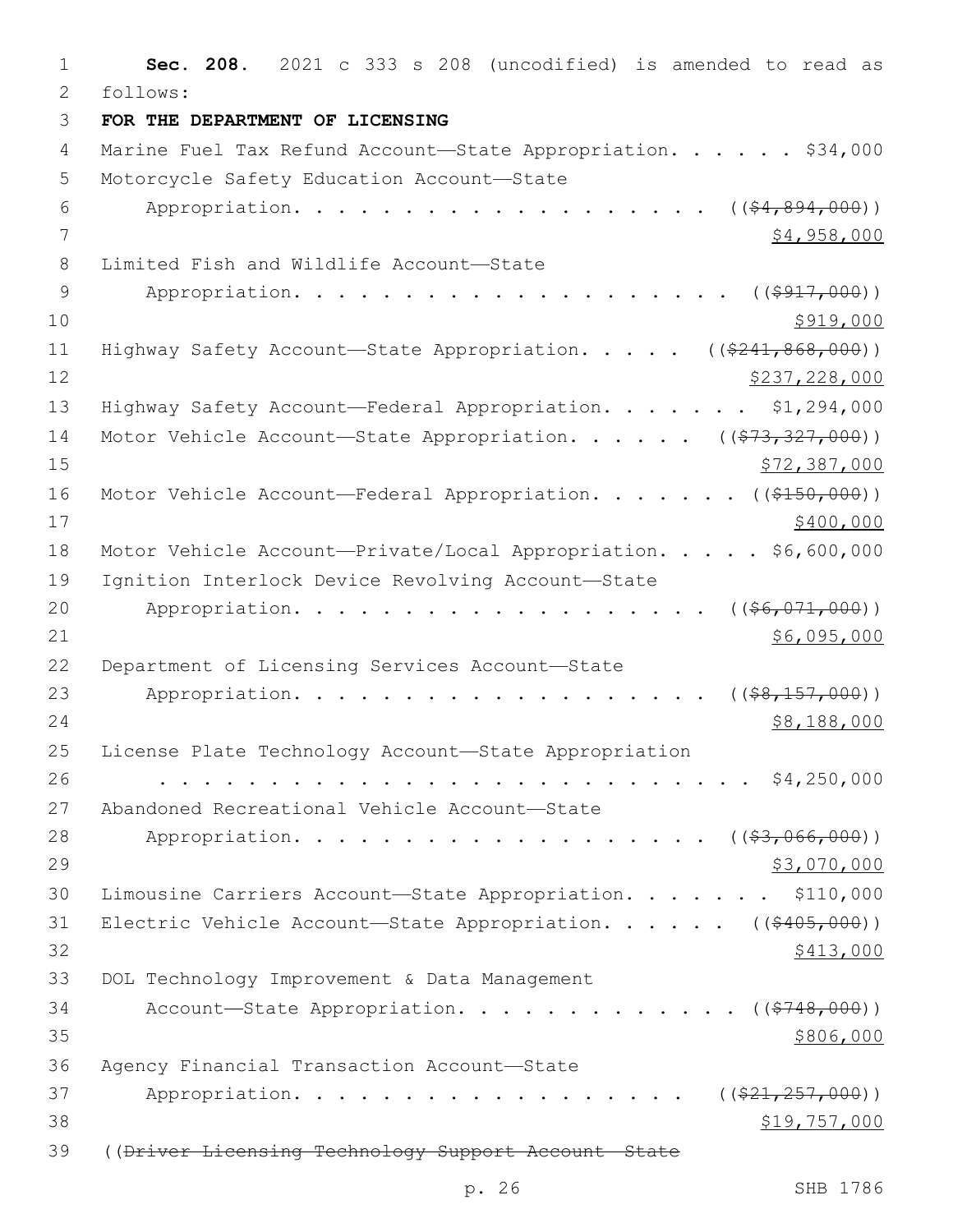**Sec. 208.** 2021 c 333 s 208 (uncodified) is amended to read as follows:

**FOR THE DEPARTMENT OF LICENSING**

Marine Fuel Tax Refund Account—State Appropriation. . . . . . $34,000

Motorcycle Safety Education Account—State Appropriation. . . . . . . . . . . . . . . . . . ((~~$4,894,000~~)) $4,958,000

Limited Fish and Wildlife Account—State Appropriation. . . . . . . . . . . . . . . . . . . . ((~~$917,000~~)) $919,000

Highway Safety Account—State Appropriation. . . . . ((~~$241,868,000~~)) $237,228,000

Highway Safety Account—Federal Appropriation. . . . . . . $1,294,000

Motor Vehicle Account—State Appropriation. . . . . . ((~~$73,327,000~~)) $72,387,000

Motor Vehicle Account—Federal Appropriation. . . . . . . ((~~$150,000~~)) $400,000

Motor Vehicle Account—Private/Local Appropriation. . . . . $6,600,000

Ignition Interlock Device Revolving Account—State Appropriation. . . . . . . . . . . . . . . . . . ((~~$6,071,000~~)) $6,095,000

Department of Licensing Services Account—State Appropriation. . . . . . . . . . . . . . . . . . ((~~$8,157,000~~)) $8,188,000

License Plate Technology Account—State Appropriation . . . . . . . . . . . . . . . . . . . . . . . . . . $4,250,000

Abandoned Recreational Vehicle Account—State Appropriation. . . . . . . . . . . . . . . . . . ((~~$3,066,000~~)) $3,070,000

Limousine Carriers Account—State Appropriation. . . . . . . $110,000

Electric Vehicle Account—State Appropriation. . . . . . ((~~$405,000~~)) $413,000

DOL Technology Improvement & Data Management Account—State Appropriation. . . . . . . . . . . . ((~~$748,000~~)) $806,000

Agency Financial Transaction Account—State Appropriation. . . . . . . . . . . . . . . . . . ((~~$21,257,000~~)) $19,757,000

((~~Driver Licensing Technology Support Account—State~~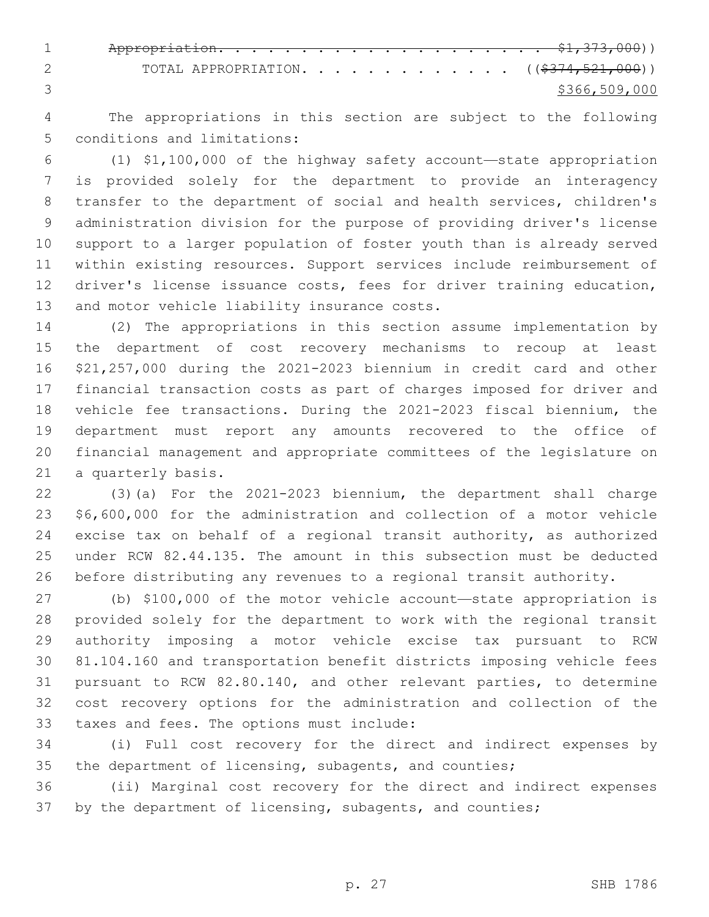~~Appropriation. . . . . . . . . . . . . . . . . . . . . . $1,373,000~~))

TOTAL APPROPRIATION. . . . . . . . . . . . . ((~~$374,521,000~~))

<u>$366,509,000</u>

The appropriations in this section are subject to the following conditions and limitations:

(1) $1,100,000 of the highway safety account—state appropriation is provided solely for the department to provide an interagency transfer to the department of social and health services, children's administration division for the purpose of providing driver's license support to a larger population of foster youth than is already served within existing resources. Support services include reimbursement of driver's license issuance costs, fees for driver training education, and motor vehicle liability insurance costs.

(2) The appropriations in this section assume implementation by the department of cost recovery mechanisms to recoup at least $21,257,000 during the 2021-2023 biennium in credit card and other financial transaction costs as part of charges imposed for driver and vehicle fee transactions. During the 2021-2023 fiscal biennium, the department must report any amounts recovered to the office of financial management and appropriate committees of the legislature on a quarterly basis.

(3)(a) For the 2021-2023 biennium, the department shall charge $6,600,000 for the administration and collection of a motor vehicle excise tax on behalf of a regional transit authority, as authorized under RCW 82.44.135. The amount in this subsection must be deducted before distributing any revenues to a regional transit authority.

(b) $100,000 of the motor vehicle account—state appropriation is provided solely for the department to work with the regional transit authority imposing a motor vehicle excise tax pursuant to RCW 81.104.160 and transportation benefit districts imposing vehicle fees pursuant to RCW 82.80.140, and other relevant parties, to determine cost recovery options for the administration and collection of the taxes and fees. The options must include:

(i) Full cost recovery for the direct and indirect expenses by the department of licensing, subagents, and counties;

(ii) Marginal cost recovery for the direct and indirect expenses by the department of licensing, subagents, and counties;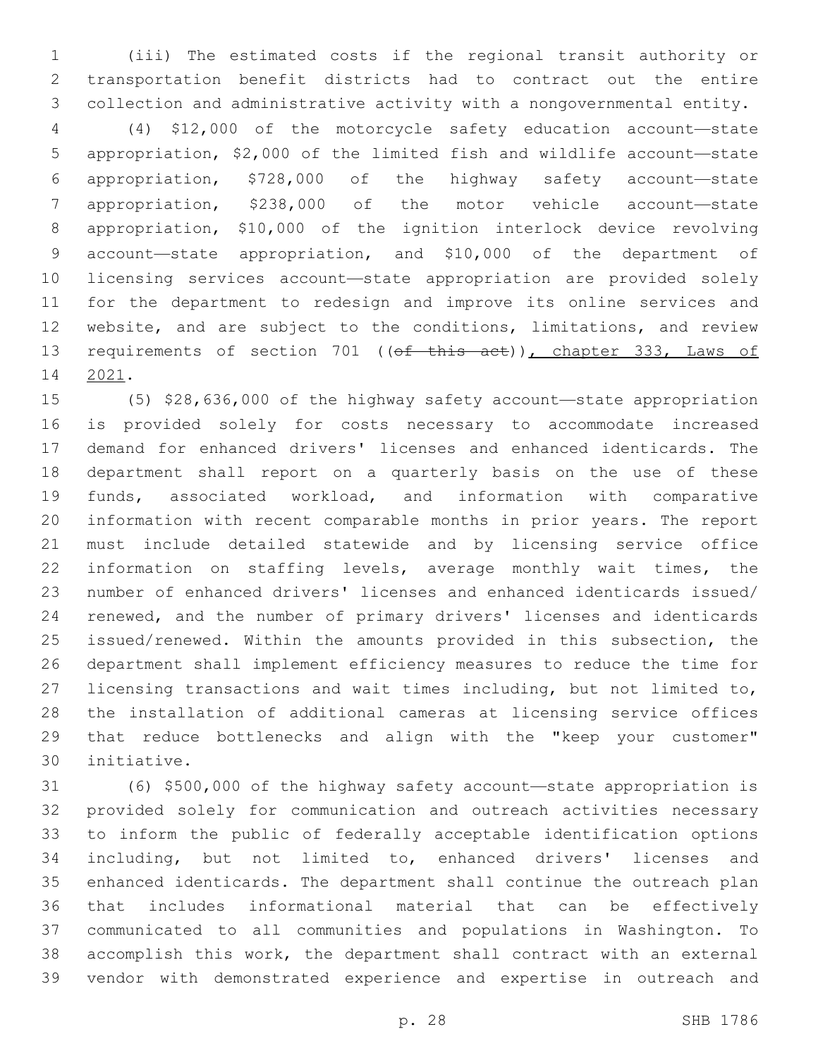(iii) The estimated costs if the regional transit authority or transportation benefit districts had to contract out the entire collection and administrative activity with a nongovernmental entity.

(4) $12,000 of the motorcycle safety education account—state appropriation, $2,000 of the limited fish and wildlife account—state appropriation, $728,000 of the highway safety account—state appropriation, $238,000 of the motor vehicle account—state appropriation, $10,000 of the ignition interlock device revolving account—state appropriation, and $10,000 of the department of licensing services account—state appropriation are provided solely for the department to redesign and improve its online services and website, and are subject to the conditions, limitations, and review requirements of section 701 ((~~of this act~~)), chapter 333, Laws of 2021.

(5) $28,636,000 of the highway safety account—state appropriation is provided solely for costs necessary to accommodate increased demand for enhanced drivers' licenses and enhanced identicards. The department shall report on a quarterly basis on the use of these funds, associated workload, and information with comparative information with recent comparable months in prior years. The report must include detailed statewide and by licensing service office information on staffing levels, average monthly wait times, the number of enhanced drivers' licenses and enhanced identicards issued/renewed, and the number of primary drivers' licenses and identicards issued/renewed. Within the amounts provided in this subsection, the department shall implement efficiency measures to reduce the time for licensing transactions and wait times including, but not limited to, the installation of additional cameras at licensing service offices that reduce bottlenecks and align with the "keep your customer" initiative.

(6) $500,000 of the highway safety account—state appropriation is provided solely for communication and outreach activities necessary to inform the public of federally acceptable identification options including, but not limited to, enhanced drivers' licenses and enhanced identicards. The department shall continue the outreach plan that includes informational material that can be effectively communicated to all communities and populations in Washington. To accomplish this work, the department shall contract with an external vendor with demonstrated experience and expertise in outreach and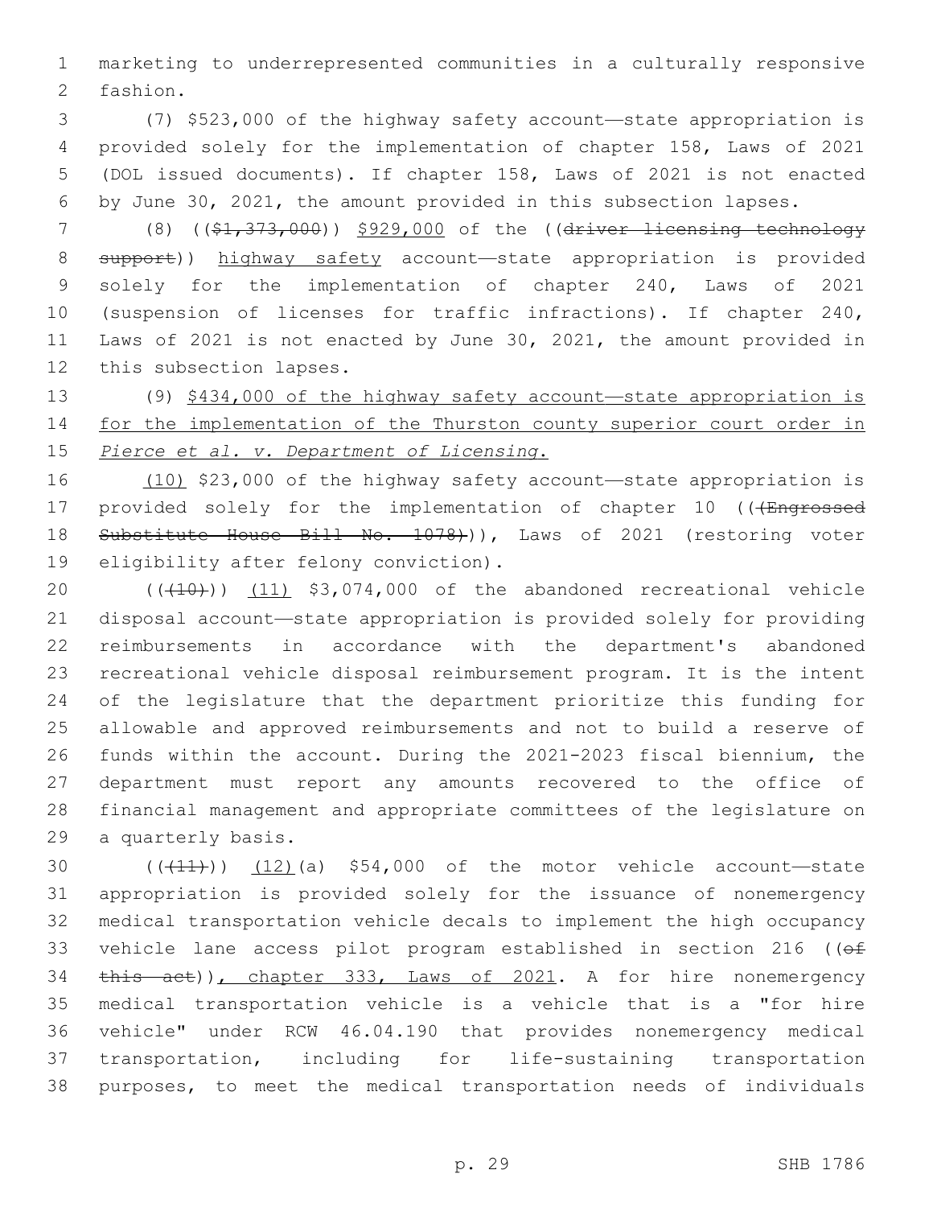marketing to underrepresented communities in a culturally responsive fashion.

(7) $523,000 of the highway safety account—state appropriation is provided solely for the implementation of chapter 158, Laws of 2021 (DOL issued documents). If chapter 158, Laws of 2021 is not enacted by June 30, 2021, the amount provided in this subsection lapses.

(8) (($1,373,000)) $929,000 of the ((driver licensing technology support)) highway safety account—state appropriation is provided solely for the implementation of chapter 240, Laws of 2021 (suspension of licenses for traffic infractions). If chapter 240, Laws of 2021 is not enacted by June 30, 2021, the amount provided in this subsection lapses.

(9) $434,000 of the highway safety account—state appropriation is for the implementation of the Thurston county superior court order in *Pierce et al. v. Department of Licensing*.

(10) $23,000 of the highway safety account—state appropriation is provided solely for the implementation of chapter 10 (((Engrossed Substitute House Bill No. 1078))), Laws of 2021 (restoring voter eligibility after felony conviction).

(((10))) (11) $3,074,000 of the abandoned recreational vehicle disposal account—state appropriation is provided solely for providing reimbursements in accordance with the department's abandoned recreational vehicle disposal reimbursement program. It is the intent of the legislature that the department prioritize this funding for allowable and approved reimbursements and not to build a reserve of funds within the account. During the 2021-2023 fiscal biennium, the department must report any amounts recovered to the office of financial management and appropriate committees of the legislature on a quarterly basis.

(((11))) (12)(a) $54,000 of the motor vehicle account—state appropriation is provided solely for the issuance of nonemergency medical transportation vehicle decals to implement the high occupancy vehicle lane access pilot program established in section 216 ((of this act)), chapter 333, Laws of 2021. A for hire nonemergency medical transportation vehicle is a vehicle that is a "for hire vehicle" under RCW 46.04.190 that provides nonemergency medical transportation, including for life-sustaining transportation purposes, to meet the medical transportation needs of individuals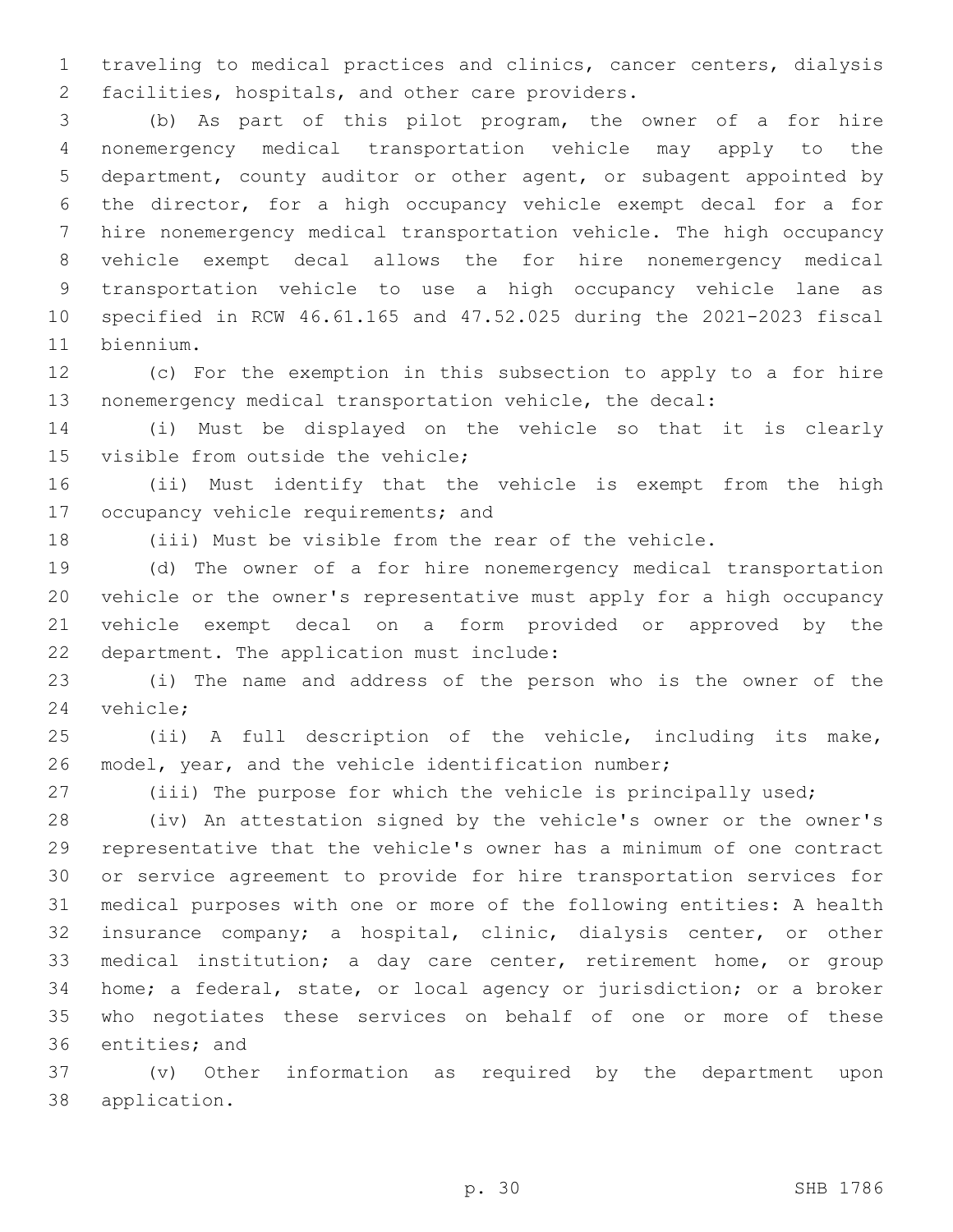traveling to medical practices and clinics, cancer centers, dialysis facilities, hospitals, and other care providers.

(b) As part of this pilot program, the owner of a for hire nonemergency medical transportation vehicle may apply to the department, county auditor or other agent, or subagent appointed by the director, for a high occupancy vehicle exempt decal for a for hire nonemergency medical transportation vehicle. The high occupancy vehicle exempt decal allows the for hire nonemergency medical transportation vehicle to use a high occupancy vehicle lane as specified in RCW 46.61.165 and 47.52.025 during the 2021-2023 fiscal biennium.

(c) For the exemption in this subsection to apply to a for hire nonemergency medical transportation vehicle, the decal:

(i) Must be displayed on the vehicle so that it is clearly visible from outside the vehicle;

(ii) Must identify that the vehicle is exempt from the high occupancy vehicle requirements; and

(iii) Must be visible from the rear of the vehicle.

(d) The owner of a for hire nonemergency medical transportation vehicle or the owner's representative must apply for a high occupancy vehicle exempt decal on a form provided or approved by the department. The application must include:

(i) The name and address of the person who is the owner of the vehicle;

(ii) A full description of the vehicle, including its make, model, year, and the vehicle identification number;

(iii) The purpose for which the vehicle is principally used;

(iv) An attestation signed by the vehicle's owner or the owner's representative that the vehicle's owner has a minimum of one contract or service agreement to provide for hire transportation services for medical purposes with one or more of the following entities: A health insurance company; a hospital, clinic, dialysis center, or other medical institution; a day care center, retirement home, or group home; a federal, state, or local agency or jurisdiction; or a broker who negotiates these services on behalf of one or more of these entities; and

(v) Other information as required by the department upon application.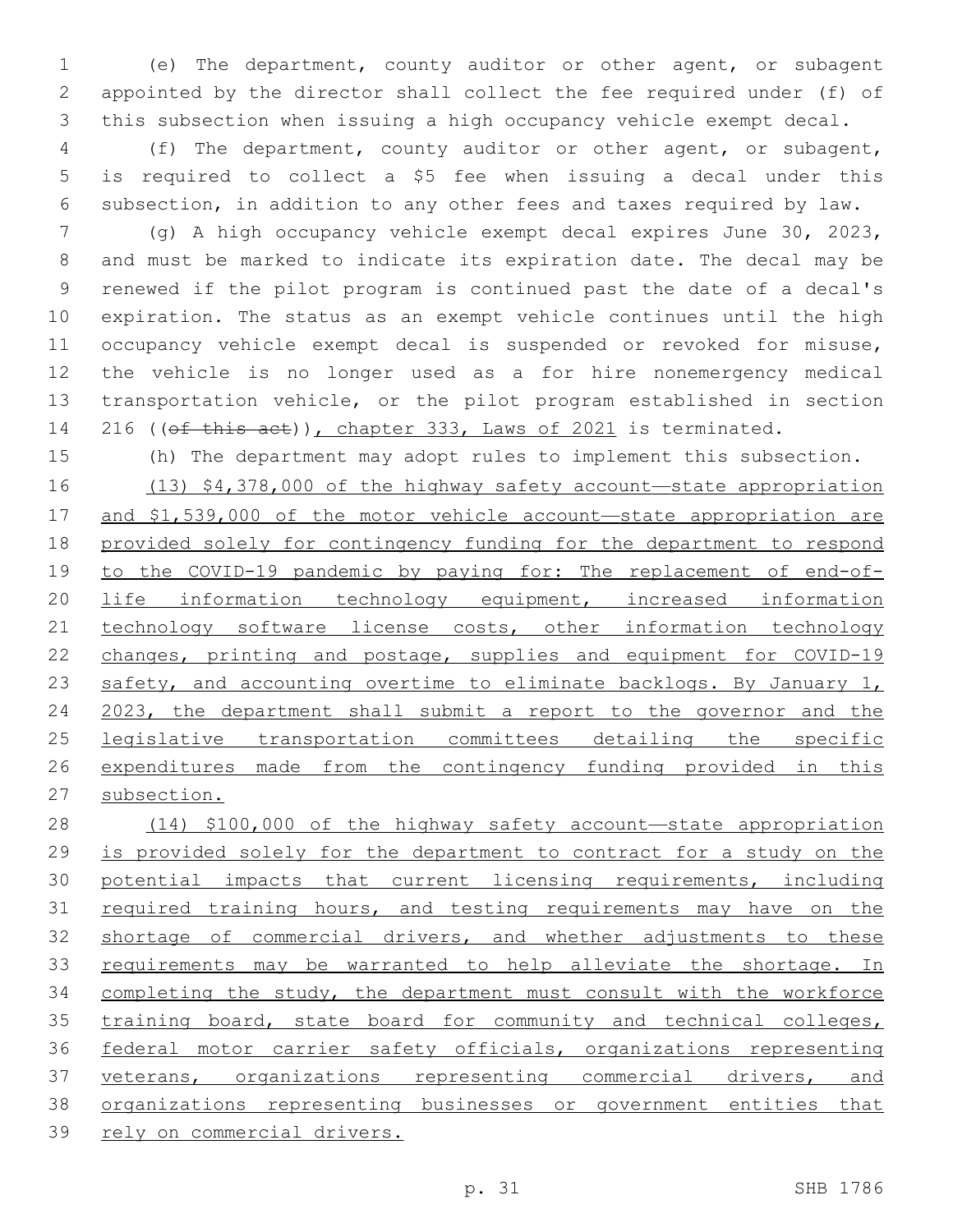(e) The department, county auditor or other agent, or subagent appointed by the director shall collect the fee required under (f) of this subsection when issuing a high occupancy vehicle exempt decal.

(f) The department, county auditor or other agent, or subagent, is required to collect a $5 fee when issuing a decal under this subsection, in addition to any other fees and taxes required by law.

(g) A high occupancy vehicle exempt decal expires June 30, 2023, and must be marked to indicate its expiration date. The decal may be renewed if the pilot program is continued past the date of a decal's expiration. The status as an exempt vehicle continues until the high occupancy vehicle exempt decal is suspended or revoked for misuse, the vehicle is no longer used as a for hire nonemergency medical transportation vehicle, or the pilot program established in section 216 ((~~of this act~~)), chapter 333, Laws of 2021 is terminated.

(h) The department may adopt rules to implement this subsection.

(13) $4,378,000 of the highway safety account—state appropriation and $1,539,000 of the motor vehicle account—state appropriation are provided solely for contingency funding for the department to respond to the COVID-19 pandemic by paying for: The replacement of end-of-life information technology equipment, increased information technology software license costs, other information technology changes, printing and postage, supplies and equipment for COVID-19 safety, and accounting overtime to eliminate backlogs. By January 1, 2023, the department shall submit a report to the governor and the legislative transportation committees detailing the specific expenditures made from the contingency funding provided in this subsection.

(14) $100,000 of the highway safety account—state appropriation is provided solely for the department to contract for a study on the potential impacts that current licensing requirements, including required training hours, and testing requirements may have on the shortage of commercial drivers, and whether adjustments to these requirements may be warranted to help alleviate the shortage. In completing the study, the department must consult with the workforce training board, state board for community and technical colleges, federal motor carrier safety officials, organizations representing veterans, organizations representing commercial drivers, and organizations representing businesses or government entities that rely on commercial drivers.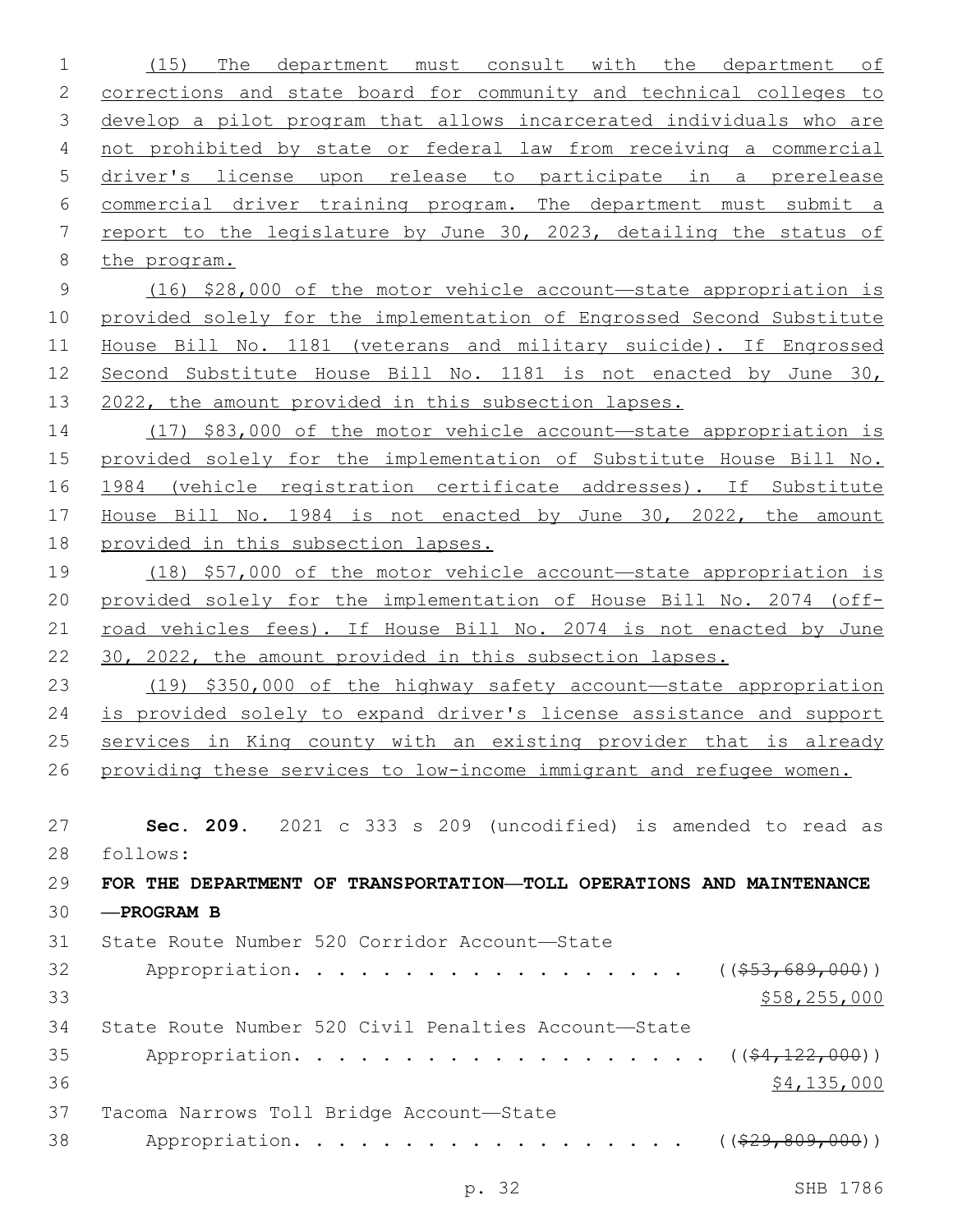(15) The department must consult with the department of corrections and state board for community and technical colleges to develop a pilot program that allows incarcerated individuals who are not prohibited by state or federal law from receiving a commercial driver's license upon release to participate in a prerelease commercial driver training program. The department must submit a report to the legislature by June 30, 2023, detailing the status of the program.

(16) $28,000 of the motor vehicle account—state appropriation is provided solely for the implementation of Engrossed Second Substitute House Bill No. 1181 (veterans and military suicide). If Engrossed Second Substitute House Bill No. 1181 is not enacted by June 30, 2022, the amount provided in this subsection lapses.

(17) $83,000 of the motor vehicle account—state appropriation is provided solely for the implementation of Substitute House Bill No. 1984 (vehicle registration certificate addresses). If Substitute House Bill No. 1984 is not enacted by June 30, 2022, the amount provided in this subsection lapses.

(18) $57,000 of the motor vehicle account—state appropriation is provided solely for the implementation of House Bill No. 2074 (off-road vehicles fees). If House Bill No. 2074 is not enacted by June 30, 2022, the amount provided in this subsection lapses.

(19) $350,000 of the highway safety account—state appropriation is provided solely to expand driver's license assistance and support services in King county with an existing provider that is already providing these services to low-income immigrant and refugee women.

**Sec. 209.** 2021 c 333 s 209 (uncodified) is amended to read as follows:

**FOR THE DEPARTMENT OF TRANSPORTATION—TOLL OPERATIONS AND MAINTENANCE —PROGRAM B**

State Route Number 520 Corridor Account—State Appropriation. . . . . . . . . . . . . . . . . . . ((~~$53,689,000~~)) $58,255,000

State Route Number 520 Civil Penalties Account—State Appropriation. . . . . . . . . . . . . . . . . . . ((~~$4,122,000~~)) $4,135,000

Tacoma Narrows Toll Bridge Account—State Appropriation. . . . . . . . . . . . . . . . . . . ((~~$29,809,000~~))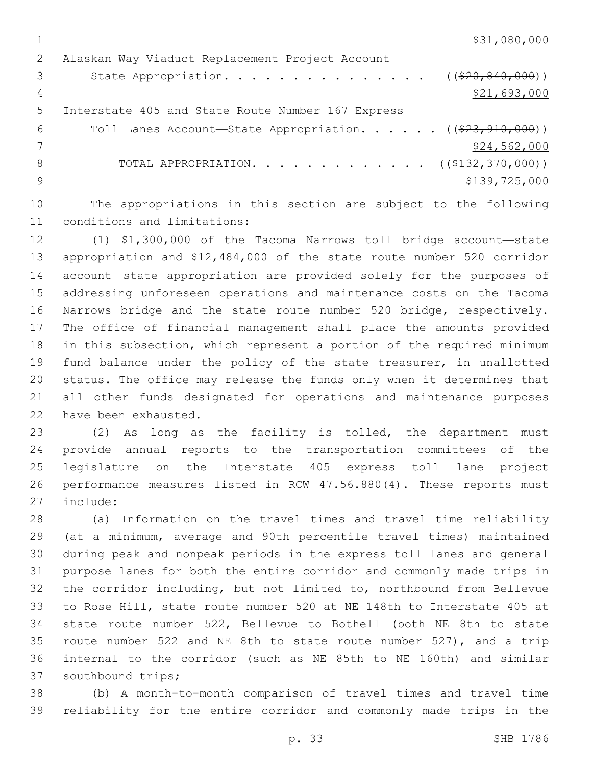$31,080,000

Alaskan Way Viaduct Replacement Project Account—
State Appropriation. . . . . . . . . . . . . . . ((~~$20,840,000~~))
$21,693,000

Interstate 405 and State Route Number 167 Express
Toll Lanes Account—State Appropriation. . . . . . ((~~$23,910,000~~))
$24,562,000

TOTAL APPROPRIATION. . . . . . . . . . . . . ((~~$132,370,000~~))
$139,725,000

The appropriations in this section are subject to the following conditions and limitations:

(1) $1,300,000 of the Tacoma Narrows toll bridge account—state appropriation and $12,484,000 of the state route number 520 corridor account—state appropriation are provided solely for the purposes of addressing unforeseen operations and maintenance costs on the Tacoma Narrows bridge and the state route number 520 bridge, respectively. The office of financial management shall place the amounts provided in this subsection, which represent a portion of the required minimum fund balance under the policy of the state treasurer, in unallotted status. The office may release the funds only when it determines that all other funds designated for operations and maintenance purposes have been exhausted.

(2) As long as the facility is tolled, the department must provide annual reports to the transportation committees of the legislature on the Interstate 405 express toll lane project performance measures listed in RCW 47.56.880(4). These reports must include:

(a) Information on the travel times and travel time reliability (at a minimum, average and 90th percentile travel times) maintained during peak and nonpeak periods in the express toll lanes and general purpose lanes for both the entire corridor and commonly made trips in the corridor including, but not limited to, northbound from Bellevue to Rose Hill, state route number 520 at NE 148th to Interstate 405 at state route number 522, Bellevue to Bothell (both NE 8th to state route number 522 and NE 8th to state route number 527), and a trip internal to the corridor (such as NE 85th to NE 160th) and similar southbound trips;

(b) A month-to-month comparison of travel times and travel time reliability for the entire corridor and commonly made trips in the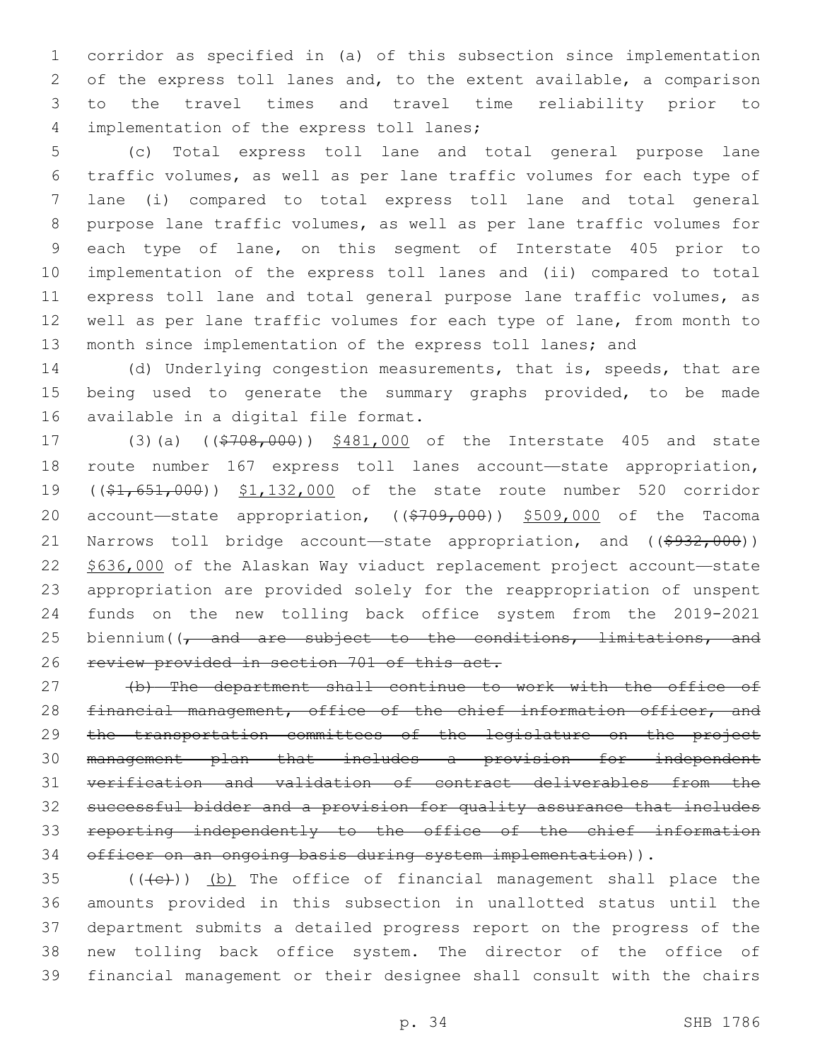corridor as specified in (a) of this subsection since implementation of the express toll lanes and, to the extent available, a comparison to the travel times and travel time reliability prior to implementation of the express toll lanes;

(c) Total express toll lane and total general purpose lane traffic volumes, as well as per lane traffic volumes for each type of lane (i) compared to total express toll lane and total general purpose lane traffic volumes, as well as per lane traffic volumes for each type of lane, on this segment of Interstate 405 prior to implementation of the express toll lanes and (ii) compared to total express toll lane and total general purpose lane traffic volumes, as well as per lane traffic volumes for each type of lane, from month to month since implementation of the express toll lanes; and

(d) Underlying congestion measurements, that is, speeds, that are being used to generate the summary graphs provided, to be made available in a digital file format.

(3)(a) ((~~$708,000~~)) <u>$481,000</u> of the Interstate 405 and state route number 167 express toll lanes account—state appropriation, ((~~$1,651,000~~)) <u>$1,132,000</u> of the state route number 520 corridor account—state appropriation, ((~~$709,000~~)) <u>$509,000</u> of the Tacoma Narrows toll bridge account—state appropriation, and ((~~$932,000~~)) <u>$636,000</u> of the Alaskan Way viaduct replacement project account—state appropriation are provided solely for the reappropriation of unspent funds on the new tolling back office system from the 2019-2021 biennium((~~, and are subject to the conditions, limitations, and review provided in section 701 of this act.~~

~~(b) The department shall continue to work with the office of financial management, office of the chief information officer, and the transportation committees of the legislature on the project management plan that includes a provision for independent verification and validation of contract deliverables from the successful bidder and a provision for quality assurance that includes reporting independently to the office of the chief information officer on an ongoing basis during system implementation~~)).

(((~~c~~))) <u>(b)</u> The office of financial management shall place the amounts provided in this subsection in unallotted status until the department submits a detailed progress report on the progress of the new tolling back office system. The director of the office of financial management or their designee shall consult with the chairs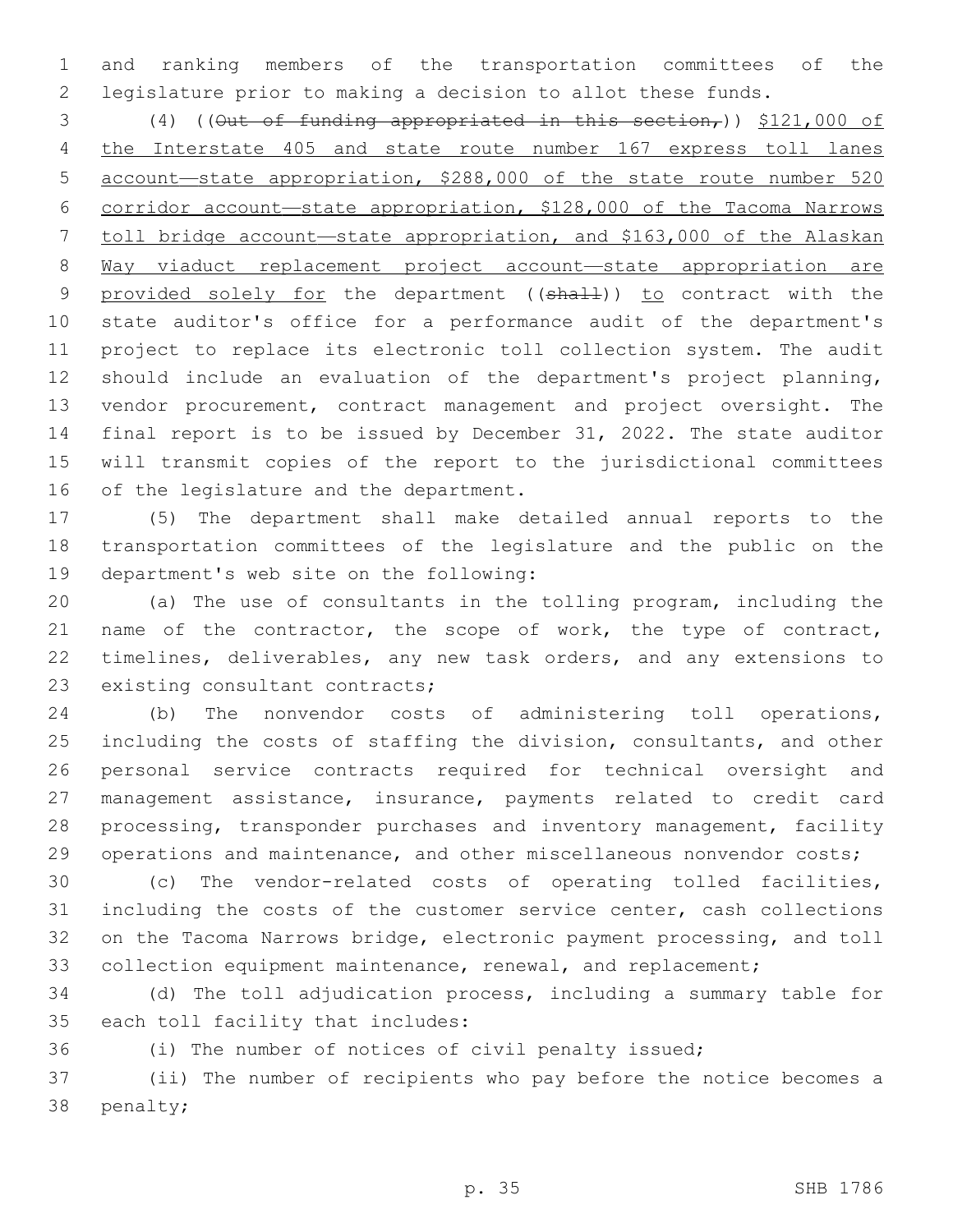and ranking members of the transportation committees of the legislature prior to making a decision to allot these funds.

(4) ((~~Out of funding appropriated in this section,~~)) <u>$121,000 of the Interstate 405 and state route number 167 express toll lanes account—state appropriation, $288,000 of the state route number 520 corridor account—state appropriation, $128,000 of the Tacoma Narrows toll bridge account—state appropriation, and $163,000 of the Alaskan Way viaduct replacement project account—state appropriation are provided solely for</u> the department ((~~shall~~)) <u>to</u> contract with the state auditor's office for a performance audit of the department's project to replace its electronic toll collection system. The audit should include an evaluation of the department's project planning, vendor procurement, contract management and project oversight. The final report is to be issued by December 31, 2022. The state auditor will transmit copies of the report to the jurisdictional committees of the legislature and the department.

(5) The department shall make detailed annual reports to the transportation committees of the legislature and the public on the department's web site on the following:

(a) The use of consultants in the tolling program, including the name of the contractor, the scope of work, the type of contract, timelines, deliverables, any new task orders, and any extensions to existing consultant contracts;

(b) The nonvendor costs of administering toll operations, including the costs of staffing the division, consultants, and other personal service contracts required for technical oversight and management assistance, insurance, payments related to credit card processing, transponder purchases and inventory management, facility operations and maintenance, and other miscellaneous nonvendor costs;

(c) The vendor-related costs of operating tolled facilities, including the costs of the customer service center, cash collections on the Tacoma Narrows bridge, electronic payment processing, and toll collection equipment maintenance, renewal, and replacement;

(d) The toll adjudication process, including a summary table for each toll facility that includes:

(i) The number of notices of civil penalty issued;

(ii) The number of recipients who pay before the notice becomes a penalty;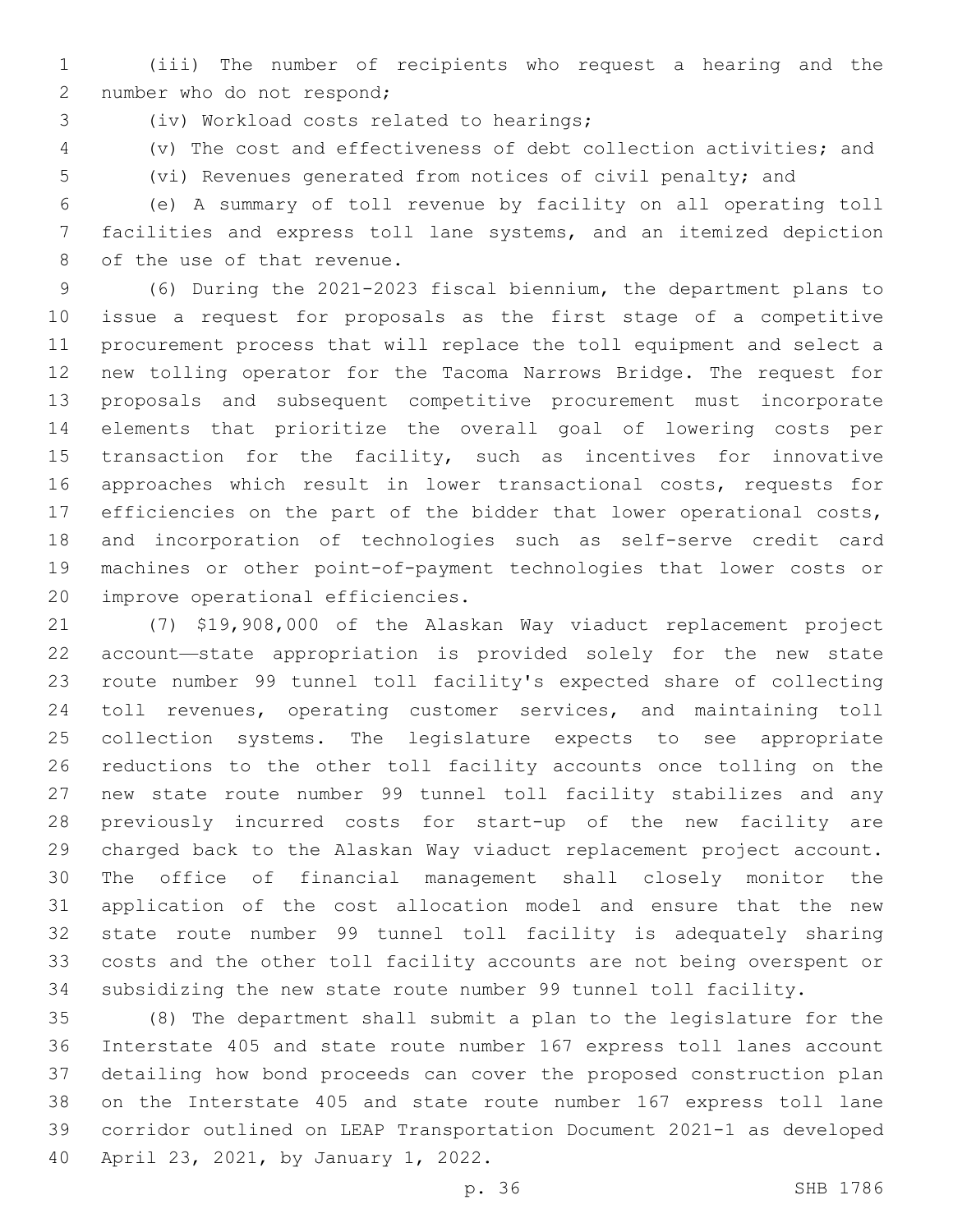(iii) The number of recipients who request a hearing and the number who do not respond;

(iv) Workload costs related to hearings;

(v) The cost and effectiveness of debt collection activities; and

(vi) Revenues generated from notices of civil penalty; and

(e) A summary of toll revenue by facility on all operating toll facilities and express toll lane systems, and an itemized depiction of the use of that revenue.

(6) During the 2021-2023 fiscal biennium, the department plans to issue a request for proposals as the first stage of a competitive procurement process that will replace the toll equipment and select a new tolling operator for the Tacoma Narrows Bridge. The request for proposals and subsequent competitive procurement must incorporate elements that prioritize the overall goal of lowering costs per transaction for the facility, such as incentives for innovative approaches which result in lower transactional costs, requests for efficiencies on the part of the bidder that lower operational costs, and incorporation of technologies such as self-serve credit card machines or other point-of-payment technologies that lower costs or improve operational efficiencies.

(7) $19,908,000 of the Alaskan Way viaduct replacement project account—state appropriation is provided solely for the new state route number 99 tunnel toll facility's expected share of collecting toll revenues, operating customer services, and maintaining toll collection systems. The legislature expects to see appropriate reductions to the other toll facility accounts once tolling on the new state route number 99 tunnel toll facility stabilizes and any previously incurred costs for start-up of the new facility are charged back to the Alaskan Way viaduct replacement project account. The office of financial management shall closely monitor the application of the cost allocation model and ensure that the new state route number 99 tunnel toll facility is adequately sharing costs and the other toll facility accounts are not being overspent or subsidizing the new state route number 99 tunnel toll facility.

(8) The department shall submit a plan to the legislature for the Interstate 405 and state route number 167 express toll lanes account detailing how bond proceeds can cover the proposed construction plan on the Interstate 405 and state route number 167 express toll lane corridor outlined on LEAP Transportation Document 2021-1 as developed April 23, 2021, by January 1, 2022.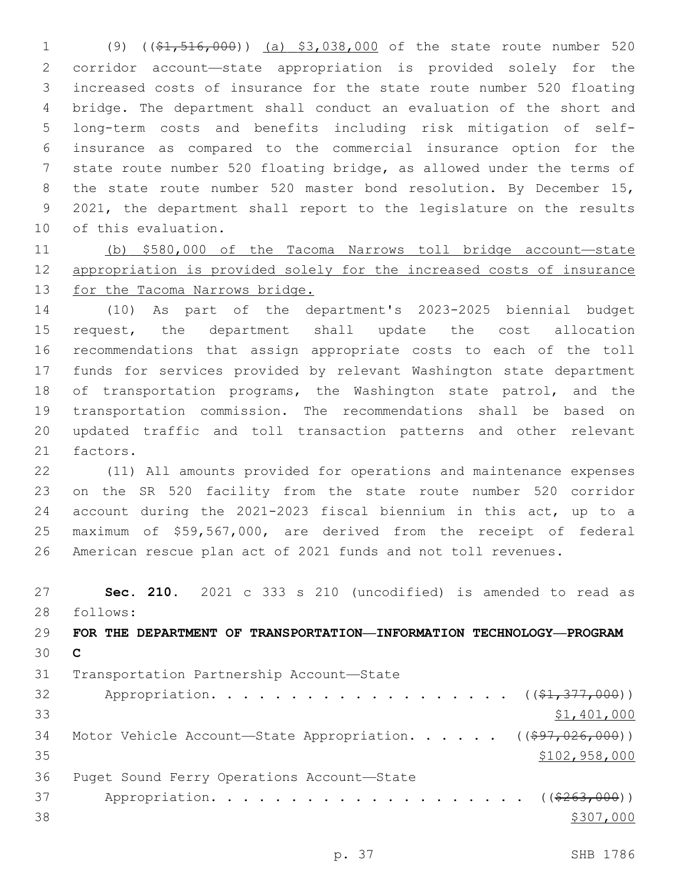(9) (($1,516,000)) (a) $3,038,000 of the state route number 520 corridor account—state appropriation is provided solely for the increased costs of insurance for the state route number 520 floating bridge. The department shall conduct an evaluation of the short and long-term costs and benefits including risk mitigation of self-insurance as compared to the commercial insurance option for the state route number 520 floating bridge, as allowed under the terms of the state route number 520 master bond resolution. By December 15, 2021, the department shall report to the legislature on the results of this evaluation.

(b) $580,000 of the Tacoma Narrows toll bridge account—state appropriation is provided solely for the increased costs of insurance for the Tacoma Narrows bridge.

(10) As part of the department's 2023-2025 biennial budget request, the department shall update the cost allocation recommendations that assign appropriate costs to each of the toll funds for services provided by relevant Washington state department of transportation programs, the Washington state patrol, and the transportation commission. The recommendations shall be based on updated traffic and toll transaction patterns and other relevant factors.

(11) All amounts provided for operations and maintenance expenses on the SR 520 facility from the state route number 520 corridor account during the 2021-2023 fiscal biennium in this act, up to a maximum of $59,567,000, are derived from the receipt of federal American rescue plan act of 2021 funds and not toll revenues.

**Sec. 210.** 2021 c 333 s 210 (uncodified) is amended to read as follows:

**FOR THE DEPARTMENT OF TRANSPORTATION—INFORMATION TECHNOLOGY—PROGRAM C**

Transportation Partnership Account—State Appropriation. . . . . . . . . . . . . . . . . . . (($1,377,000)) $1,401,000

Motor Vehicle Account—State Appropriation. . . . . . (($97,026,000)) $102,958,000

Puget Sound Ferry Operations Account—State Appropriation. . . . . . . . . . . . . . . . . . . . (($263,000)) $307,000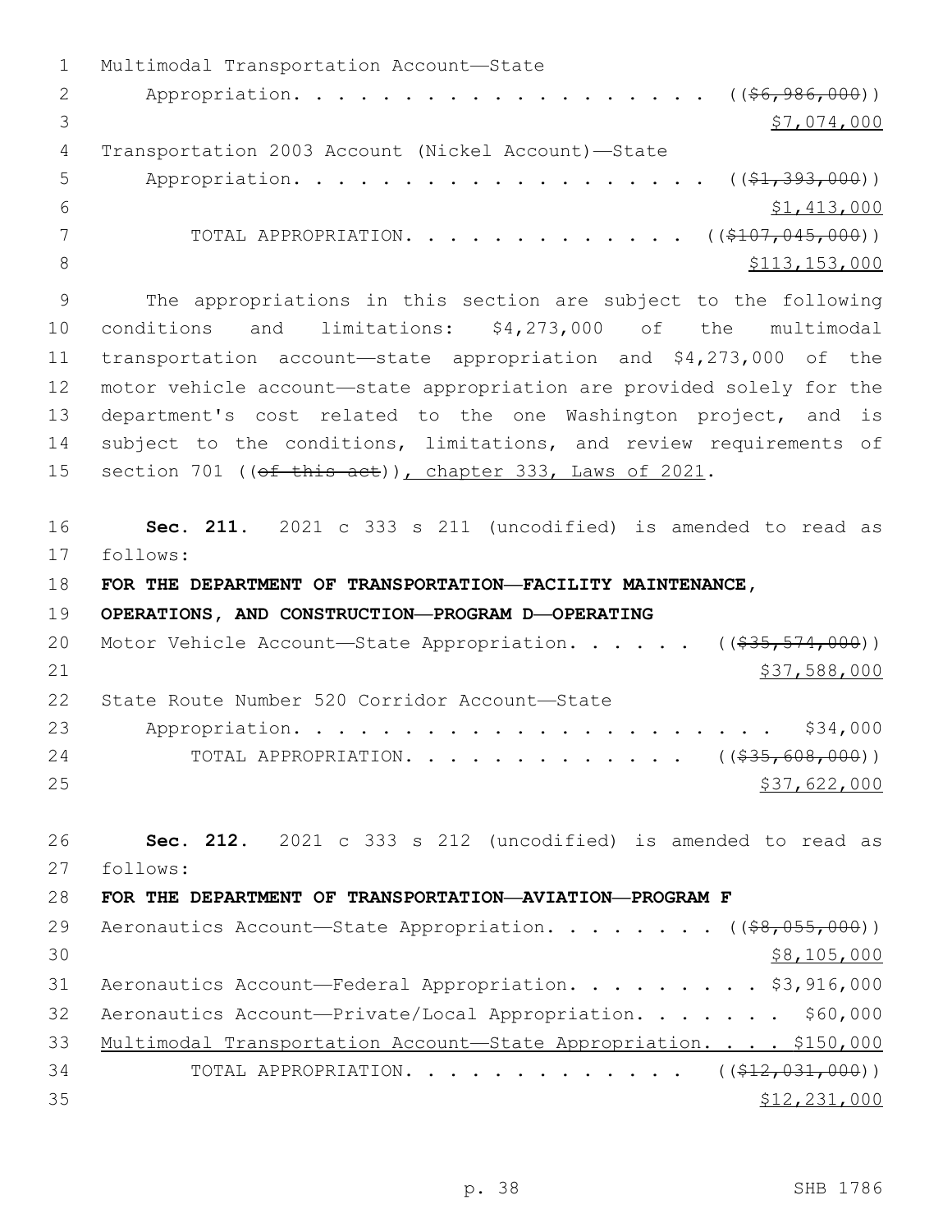Multimodal Transportation Account—State

Appropriation. . . . . . . . . . . . . . . . . . . . ((~~$6,986,000~~))

<u>$7,074,000</u>

Transportation 2003 Account (Nickel Account)—State

Appropriation. . . . . . . . . . . . . . . . . . . . ((~~$1,393,000~~))

<u>$1,413,000</u>

TOTAL APPROPRIATION. . . . . . . . . . . . . . ((~~$107,045,000~~))

<u>$113,153,000</u>

The appropriations in this section are subject to the following conditions and limitations: $4,273,000 of the multimodal transportation account—state appropriation and $4,273,000 of the motor vehicle account—state appropriation are provided solely for the department's cost related to the one Washington project, and is subject to the conditions, limitations, and review requirements of section 701 ((~~of this act~~))<u>, chapter 333, Laws of 2021</u>.

**Sec. 211.** 2021 c 333 s 211 (uncodified) is amended to read as follows:

**FOR THE DEPARTMENT OF TRANSPORTATION—FACILITY MAINTENANCE, OPERATIONS, AND CONSTRUCTION—PROGRAM D—OPERATING**

Motor Vehicle Account—State Appropriation. . . . . . ((~~$35,574,000~~))

<u>$37,588,000</u>

State Route Number 520 Corridor Account—State

Appropriation. . . . . . . . . . . . . . . . . . . . . . . . $34,000

TOTAL APPROPRIATION. . . . . . . . . . . . . . ((~~$35,608,000~~))

<u>$37,622,000</u>

**Sec. 212.** 2021 c 333 s 212 (uncodified) is amended to read as follows:

**FOR THE DEPARTMENT OF TRANSPORTATION—AVIATION—PROGRAM F**

Aeronautics Account—State Appropriation. . . . . . . . ((~~$8,055,000~~))

<u>$8,105,000</u>

Aeronautics Account—Federal Appropriation. . . . . . . . . $3,916,000

Aeronautics Account—Private/Local Appropriation. . . . . . . $60,000

<u>Multimodal Transportation Account—State Appropriation. . . . $150,000</u>

TOTAL APPROPRIATION. . . . . . . . . . . . . . ((~~$12,031,000~~))

<u>$12,231,000</u>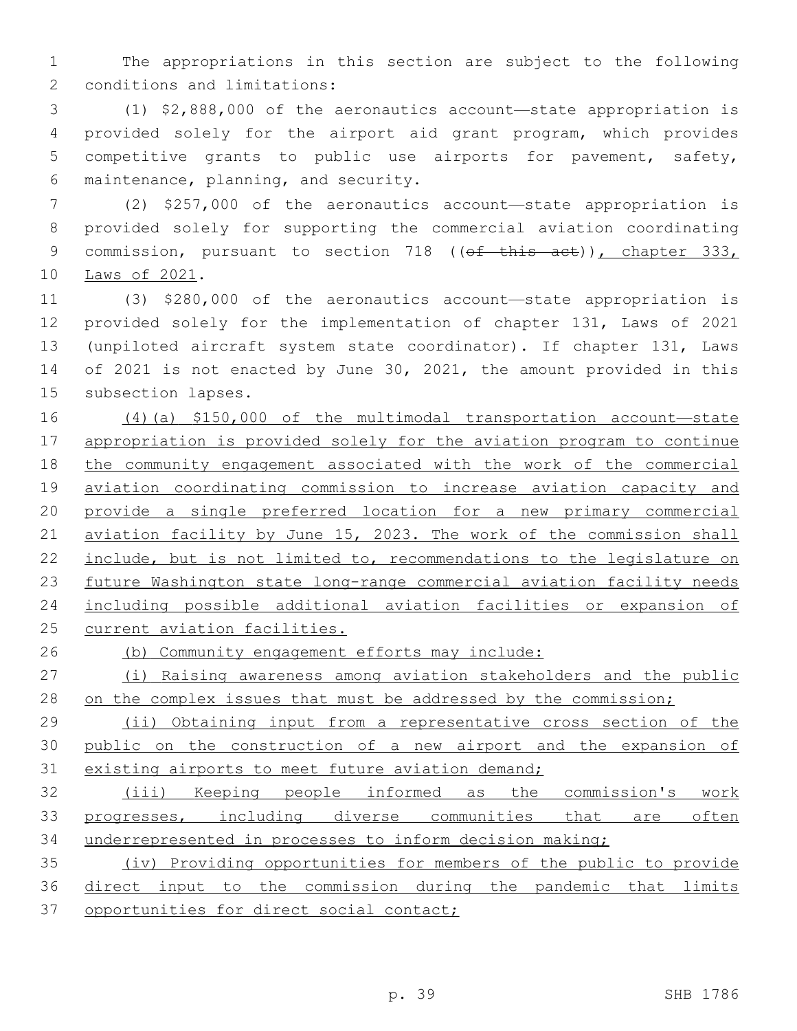The appropriations in this section are subject to the following conditions and limitations:

(1) $2,888,000 of the aeronautics account—state appropriation is provided solely for the airport aid grant program, which provides competitive grants to public use airports for pavement, safety, maintenance, planning, and security.

(2) $257,000 of the aeronautics account—state appropriation is provided solely for supporting the commercial aviation coordinating commission, pursuant to section 718 ((~~of this act~~)), chapter 333, Laws of 2021.

(3) $280,000 of the aeronautics account—state appropriation is provided solely for the implementation of chapter 131, Laws of 2021 (unpiloted aircraft system state coordinator). If chapter 131, Laws of 2021 is not enacted by June 30, 2021, the amount provided in this subsection lapses.

(4)(a) $150,000 of the multimodal transportation account—state appropriation is provided solely for the aviation program to continue the community engagement associated with the work of the commercial aviation coordinating commission to increase aviation capacity and provide a single preferred location for a new primary commercial aviation facility by June 15, 2023. The work of the commission shall include, but is not limited to, recommendations to the legislature on future Washington state long-range commercial aviation facility needs including possible additional aviation facilities or expansion of current aviation facilities.

(b) Community engagement efforts may include:

(i) Raising awareness among aviation stakeholders and the public on the complex issues that must be addressed by the commission;

(ii) Obtaining input from a representative cross section of the public on the construction of a new airport and the expansion of existing airports to meet future aviation demand;

(iii) Keeping people informed as the commission's work progresses, including diverse communities that are often underrepresented in processes to inform decision making;

(iv) Providing opportunities for members of the public to provide direct input to the commission during the pandemic that limits opportunities for direct social contact;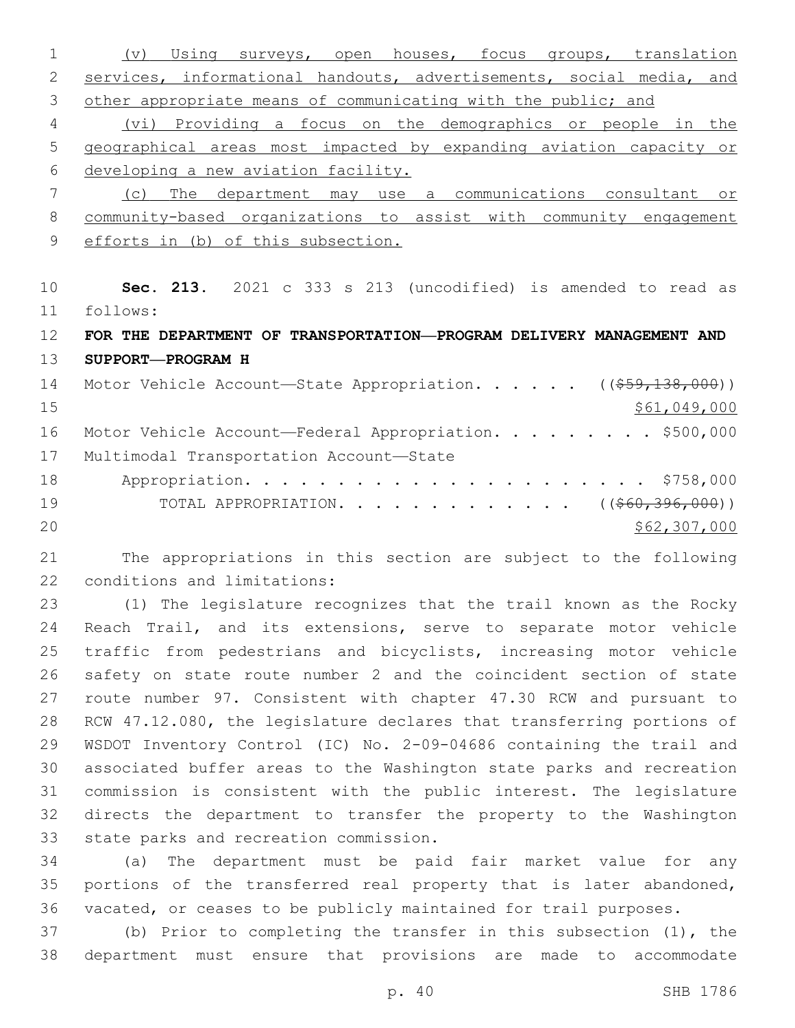(v) Using surveys, open houses, focus groups, translation services, informational handouts, advertisements, social media, and other appropriate means of communicating with the public; and

(vi) Providing a focus on the demographics or people in the geographical areas most impacted by expanding aviation capacity or developing a new aviation facility.

(c) The department may use a communications consultant or community-based organizations to assist with community engagement efforts in (b) of this subsection.

**Sec. 213.** 2021 c 333 s 213 (uncodified) is amended to read as follows:

**FOR THE DEPARTMENT OF TRANSPORTATION—PROGRAM DELIVERY MANAGEMENT AND SUPPORT—PROGRAM H**

Motor Vehicle Account—State Appropriation. . . . . . (($59,138,000))
$61,049,000

Motor Vehicle Account—Federal Appropriation. . . . . . . . . $500,000

Multimodal Transportation Account—State Appropriation. . . . . . . . . . . . . . . . . . . . . . $758,000

TOTAL APPROPRIATION. . . . . . . . . . . . . . (($60,396,000))
$62,307,000

The appropriations in this section are subject to the following conditions and limitations:

(1) The legislature recognizes that the trail known as the Rocky Reach Trail, and its extensions, serve to separate motor vehicle traffic from pedestrians and bicyclists, increasing motor vehicle safety on state route number 2 and the coincident section of state route number 97. Consistent with chapter 47.30 RCW and pursuant to RCW 47.12.080, the legislature declares that transferring portions of WSDOT Inventory Control (IC) No. 2-09-04686 containing the trail and associated buffer areas to the Washington state parks and recreation commission is consistent with the public interest. The legislature directs the department to transfer the property to the Washington state parks and recreation commission.

(a) The department must be paid fair market value for any portions of the transferred real property that is later abandoned, vacated, or ceases to be publicly maintained for trail purposes.

(b) Prior to completing the transfer in this subsection (1), the department must ensure that provisions are made to accommodate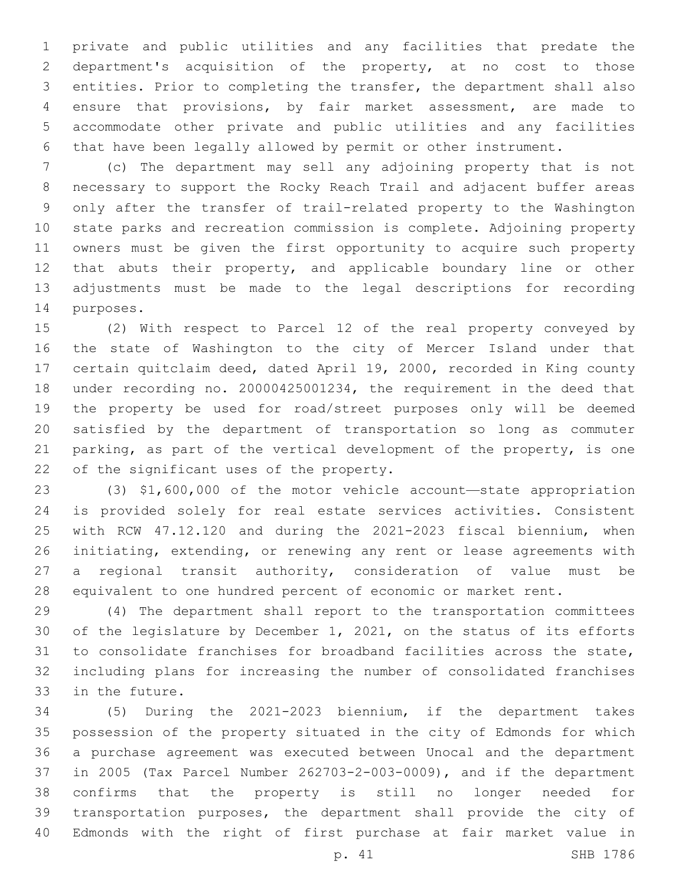private and public utilities and any facilities that predate the department's acquisition of the property, at no cost to those entities. Prior to completing the transfer, the department shall also ensure that provisions, by fair market assessment, are made to accommodate other private and public utilities and any facilities that have been legally allowed by permit or other instrument.

(c) The department may sell any adjoining property that is not necessary to support the Rocky Reach Trail and adjacent buffer areas only after the transfer of trail-related property to the Washington state parks and recreation commission is complete. Adjoining property owners must be given the first opportunity to acquire such property that abuts their property, and applicable boundary line or other adjustments must be made to the legal descriptions for recording purposes.

(2) With respect to Parcel 12 of the real property conveyed by the state of Washington to the city of Mercer Island under that certain quitclaim deed, dated April 19, 2000, recorded in King county under recording no. 20000425001234, the requirement in the deed that the property be used for road/street purposes only will be deemed satisfied by the department of transportation so long as commuter parking, as part of the vertical development of the property, is one of the significant uses of the property.

(3) $1,600,000 of the motor vehicle account—state appropriation is provided solely for real estate services activities. Consistent with RCW 47.12.120 and during the 2021-2023 fiscal biennium, when initiating, extending, or renewing any rent or lease agreements with a regional transit authority, consideration of value must be equivalent to one hundred percent of economic or market rent.

(4) The department shall report to the transportation committees of the legislature by December 1, 2021, on the status of its efforts to consolidate franchises for broadband facilities across the state, including plans for increasing the number of consolidated franchises in the future.

(5) During the 2021-2023 biennium, if the department takes possession of the property situated in the city of Edmonds for which a purchase agreement was executed between Unocal and the department in 2005 (Tax Parcel Number 262703-2-003-0009), and if the department confirms that the property is still no longer needed for transportation purposes, the department shall provide the city of Edmonds with the right of first purchase at fair market value in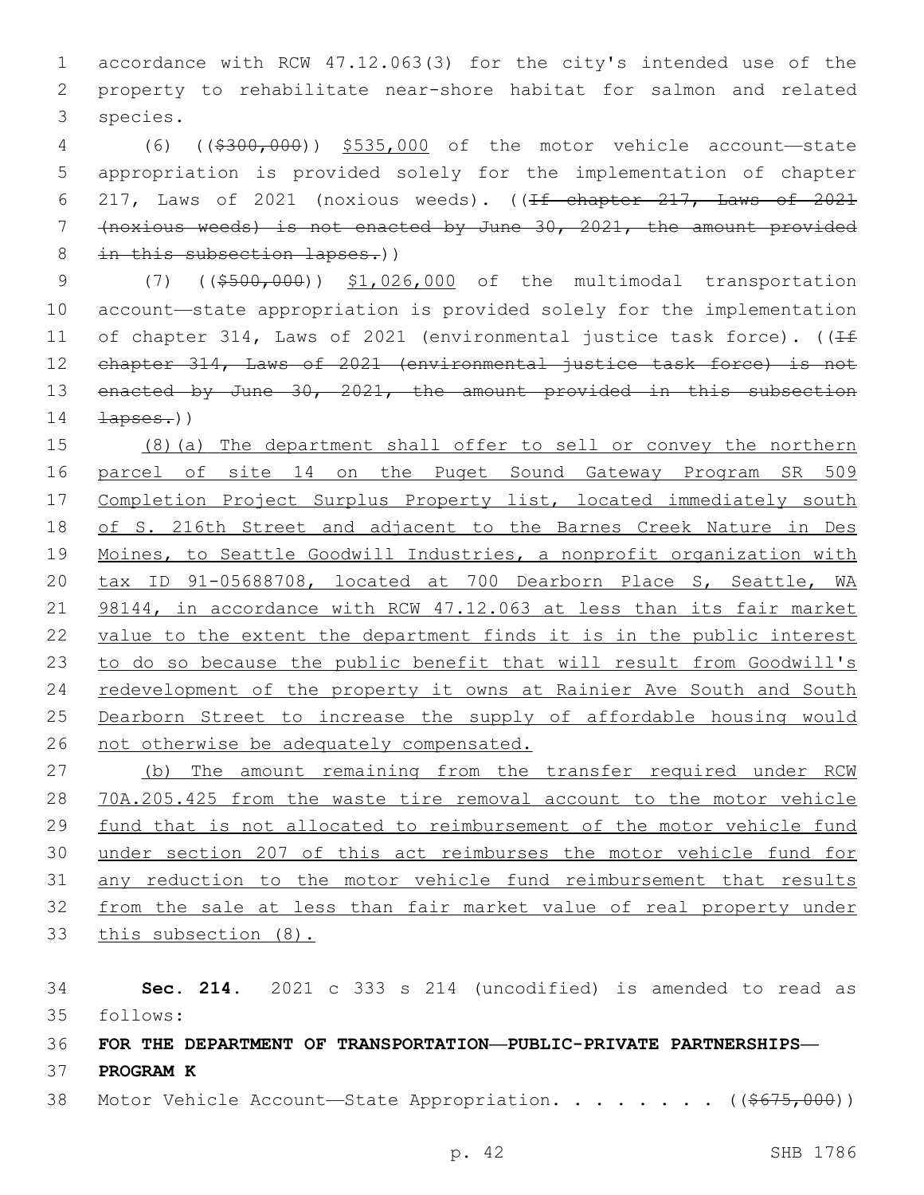accordance with RCW 47.12.063(3) for the city's intended use of the property to rehabilitate near-shore habitat for salmon and related species.

(6) ((~~$300,000~~)) <u>$535,000</u> of the motor vehicle account—state appropriation is provided solely for the implementation of chapter 217, Laws of 2021 (noxious weeds). ((~~If chapter 217, Laws of 2021 (noxious weeds) is not enacted by June 30, 2021, the amount provided in this subsection lapses.~~))

(7) ((~~$500,000~~)) <u>$1,026,000</u> of the multimodal transportation account—state appropriation is provided solely for the implementation of chapter 314, Laws of 2021 (environmental justice task force). ((~~If chapter 314, Laws of 2021 (environmental justice task force) is not enacted by June 30, 2021, the amount provided in this subsection lapses.~~))

<u>(8)(a) The department shall offer to sell or convey the northern parcel of site 14 on the Puget Sound Gateway Program SR 509 Completion Project Surplus Property list, located immediately south of S. 216th Street and adjacent to the Barnes Creek Nature in Des Moines, to Seattle Goodwill Industries, a nonprofit organization with tax ID 91-05688708, located at 700 Dearborn Place S, Seattle, WA 98144, in accordance with RCW 47.12.063 at less than its fair market value to the extent the department finds it is in the public interest to do so because the public benefit that will result from Goodwill's redevelopment of the property it owns at Rainier Ave South and South Dearborn Street to increase the supply of affordable housing would not otherwise be adequately compensated.</u>

<u>(b) The amount remaining from the transfer required under RCW 70A.205.425 from the waste tire removal account to the motor vehicle fund that is not allocated to reimbursement of the motor vehicle fund under section 207 of this act reimburses the motor vehicle fund for any reduction to the motor vehicle fund reimbursement that results from the sale at less than fair market value of real property under this subsection (8).</u>

**Sec. 214.** 2021 c 333 s 214 (uncodified) is amended to read as follows:

**FOR THE DEPARTMENT OF TRANSPORTATION—PUBLIC-PRIVATE PARTNERSHIPS—PROGRAM K**

Motor Vehicle Account—State Appropriation. . . . . . . . ((~~$675,000~~))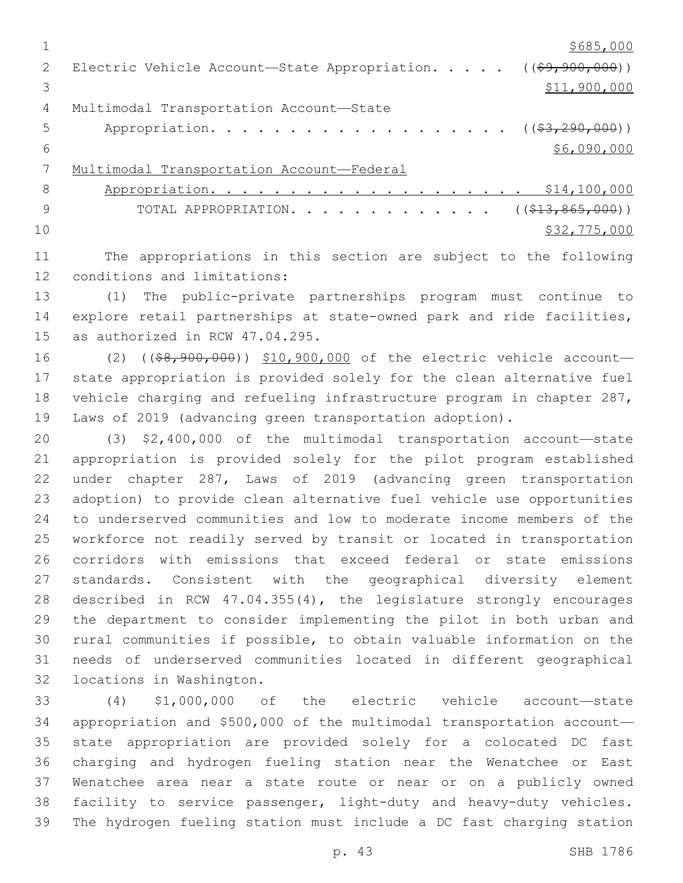$685,000

Electric Vehicle Account—State Appropriation. . . . . ((~~$9,900,000~~))
$11,900,000

Multimodal Transportation Account—State Appropriation. . . . . . . . . . . . . . . . . . . ((~~$3,290,000~~))
$6,090,000

Multimodal Transportation Account—Federal Appropriation. . . . . . . . . . . . . . . . . . . . $14,100,000

TOTAL APPROPRIATION. . . . . . . . . . . . . . ((~~$13,865,000~~))
$32,775,000

The appropriations in this section are subject to the following conditions and limitations:

(1) The public-private partnerships program must continue to explore retail partnerships at state-owned park and ride facilities, as authorized in RCW 47.04.295.

(2) ((~~$8,900,000~~)) $10,900,000 of the electric vehicle account—state appropriation is provided solely for the clean alternative fuel vehicle charging and refueling infrastructure program in chapter 287, Laws of 2019 (advancing green transportation adoption).

(3) $2,400,000 of the multimodal transportation account—state appropriation is provided solely for the pilot program established under chapter 287, Laws of 2019 (advancing green transportation adoption) to provide clean alternative fuel vehicle use opportunities to underserved communities and low to moderate income members of the workforce not readily served by transit or located in transportation corridors with emissions that exceed federal or state emissions standards. Consistent with the geographical diversity element described in RCW 47.04.355(4), the legislature strongly encourages the department to consider implementing the pilot in both urban and rural communities if possible, to obtain valuable information on the needs of underserved communities located in different geographical locations in Washington.

(4) $1,000,000 of the electric vehicle account—state appropriation and $500,000 of the multimodal transportation account—state appropriation are provided solely for a colocated DC fast charging and hydrogen fueling station near the Wenatchee or East Wenatchee area near a state route or near or on a publicly owned facility to service passenger, light-duty and heavy-duty vehicles. The hydrogen fueling station must include a DC fast charging station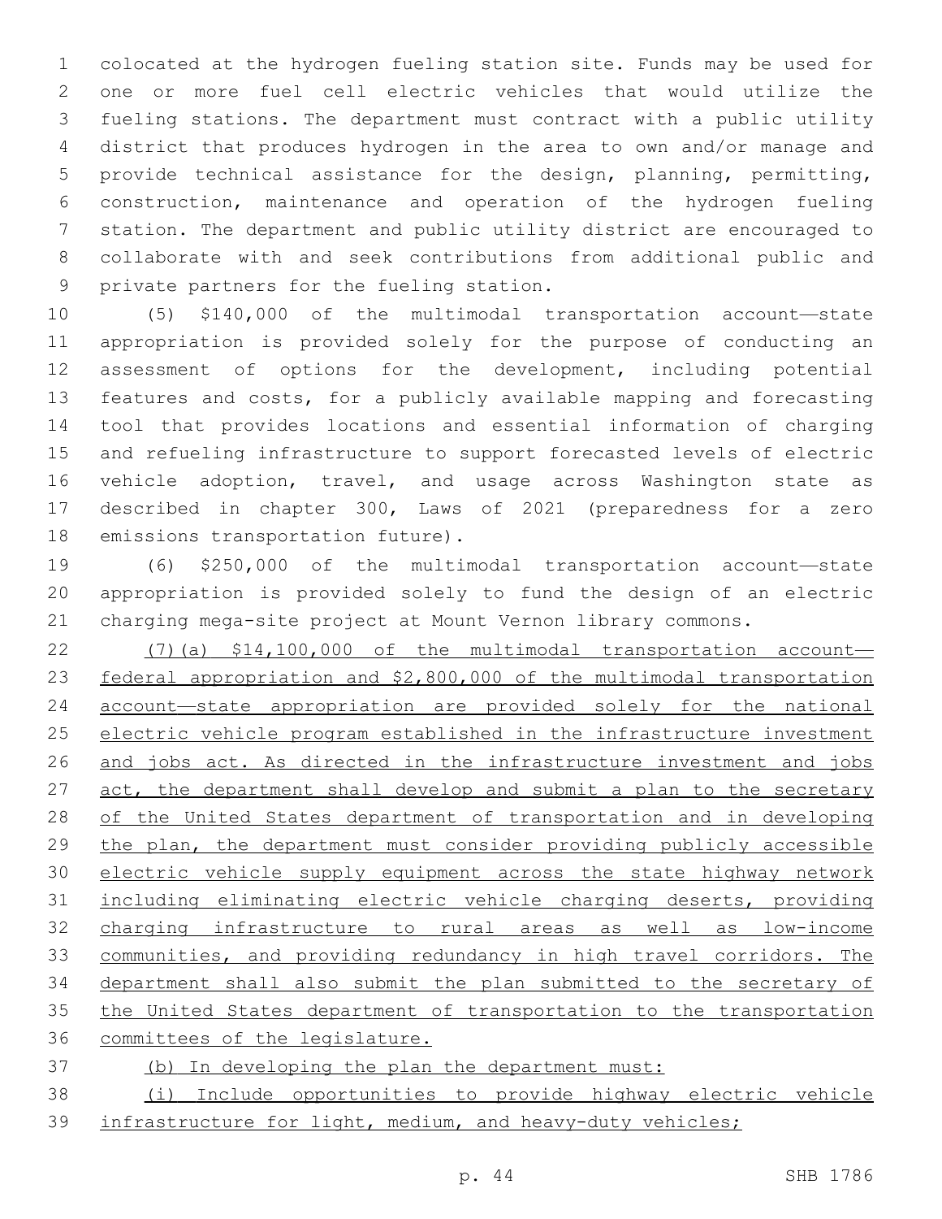colocated at the hydrogen fueling station site. Funds may be used for one or more fuel cell electric vehicles that would utilize the fueling stations. The department must contract with a public utility district that produces hydrogen in the area to own and/or manage and provide technical assistance for the design, planning, permitting, construction, maintenance and operation of the hydrogen fueling station. The department and public utility district are encouraged to collaborate with and seek contributions from additional public and private partners for the fueling station.

(5) $140,000 of the multimodal transportation account—state appropriation is provided solely for the purpose of conducting an assessment of options for the development, including potential features and costs, for a publicly available mapping and forecasting tool that provides locations and essential information of charging and refueling infrastructure to support forecasted levels of electric vehicle adoption, travel, and usage across Washington state as described in chapter 300, Laws of 2021 (preparedness for a zero emissions transportation future).

(6) $250,000 of the multimodal transportation account—state appropriation is provided solely to fund the design of an electric charging mega-site project at Mount Vernon library commons.

<u>(7)(a) $14,100,000 of the multimodal transportation account—federal appropriation and $2,800,000 of the multimodal transportation account—state appropriation are provided solely for the national electric vehicle program established in the infrastructure investment and jobs act. As directed in the infrastructure investment and jobs act, the department shall develop and submit a plan to the secretary of the United States department of transportation and in developing the plan, the department must consider providing publicly accessible electric vehicle supply equipment across the state highway network including eliminating electric vehicle charging deserts, providing charging infrastructure to rural areas as well as low-income communities, and providing redundancy in high travel corridors. The department shall also submit the plan submitted to the secretary of the United States department of transportation to the transportation committees of the legislature.</u>

<u>(b) In developing the plan the department must:</u>

<u>(i) Include opportunities to provide highway electric vehicle infrastructure for light, medium, and heavy-duty vehicles;</u>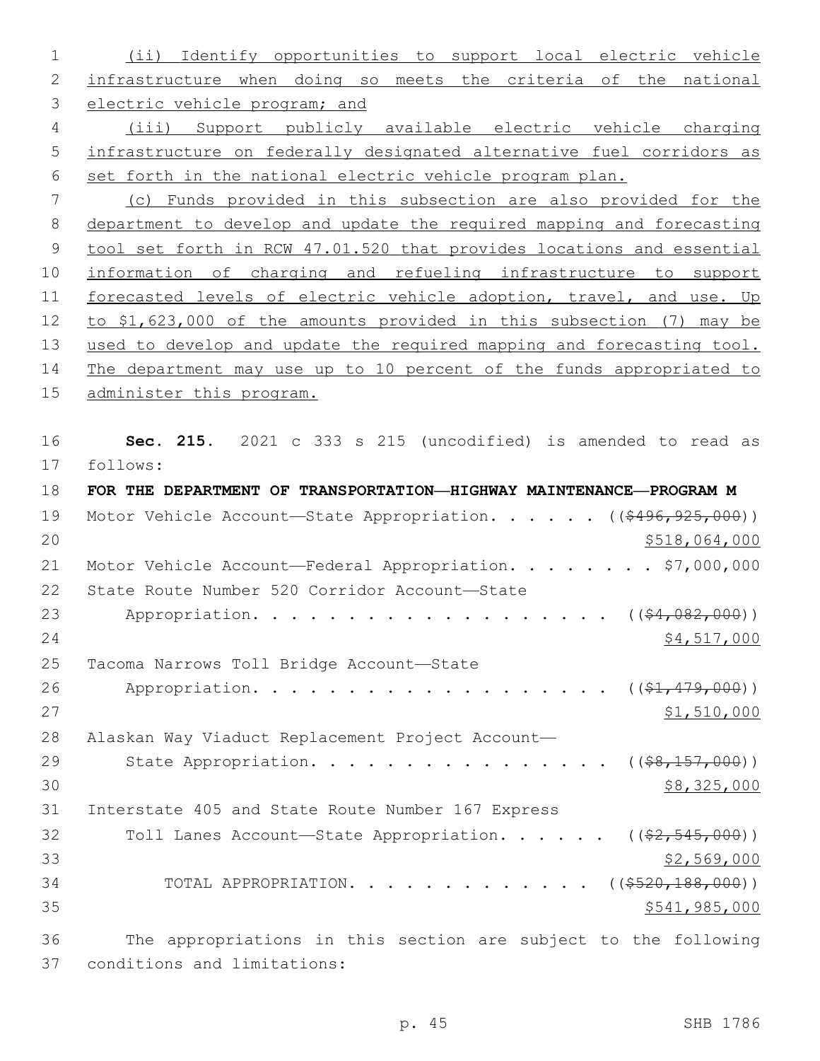(ii) Identify opportunities to support local electric vehicle infrastructure when doing so meets the criteria of the national electric vehicle program; and

(iii) Support publicly available electric vehicle charging infrastructure on federally designated alternative fuel corridors as set forth in the national electric vehicle program plan.

(c) Funds provided in this subsection are also provided for the department to develop and update the required mapping and forecasting tool set forth in RCW 47.01.520 that provides locations and essential information of charging and refueling infrastructure to support forecasted levels of electric vehicle adoption, travel, and use. Up to $1,623,000 of the amounts provided in this subsection (7) may be used to develop and update the required mapping and forecasting tool. The department may use up to 10 percent of the funds appropriated to administer this program.

**Sec. 215.** 2021 c 333 s 215 (uncodified) is amended to read as follows:

**FOR THE DEPARTMENT OF TRANSPORTATION—HIGHWAY MAINTENANCE—PROGRAM M**

Motor Vehicle Account—State Appropriation. . . . . . (($496,925,000)) $518,064,000

Motor Vehicle Account—Federal Appropriation. . . . . . . . $7,000,000

State Route Number 520 Corridor Account—State Appropriation. . . . . . . . . . . . . . . . . . . (($4,082,000)) $4,517,000

Tacoma Narrows Toll Bridge Account—State Appropriation. . . . . . . . . . . . . . . . . . . (($1,479,000)) $1,510,000

Alaskan Way Viaduct Replacement Project Account—State Appropriation. . . . . . . . . . . . . . . . (($8,157,000)) $8,325,000

Interstate 405 and State Route Number 167 Express Toll Lanes Account—State Appropriation. . . . . . (($2,545,000)) $2,569,000

TOTAL APPROPRIATION. . . . . . . . . . . . . . (($520,188,000)) $541,985,000

The appropriations in this section are subject to the following conditions and limitations: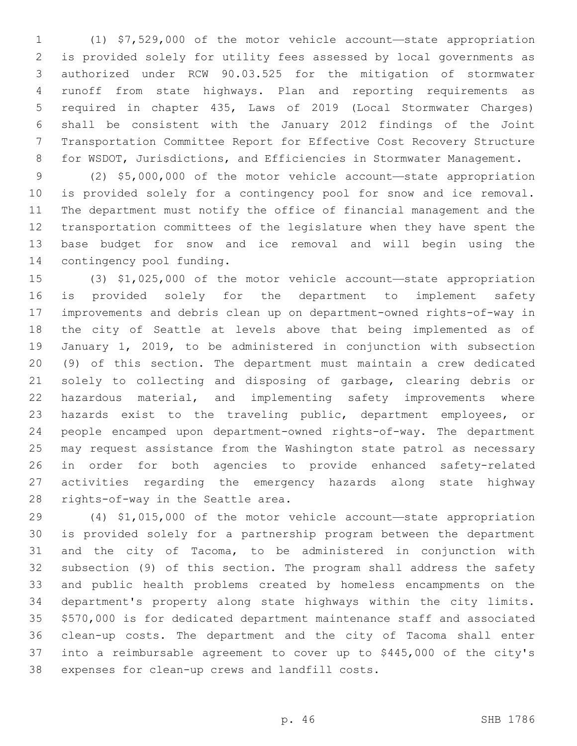(1) $7,529,000 of the motor vehicle account—state appropriation is provided solely for utility fees assessed by local governments as authorized under RCW 90.03.525 for the mitigation of stormwater runoff from state highways. Plan and reporting requirements as required in chapter 435, Laws of 2019 (Local Stormwater Charges) shall be consistent with the January 2012 findings of the Joint Transportation Committee Report for Effective Cost Recovery Structure for WSDOT, Jurisdictions, and Efficiencies in Stormwater Management.

(2) $5,000,000 of the motor vehicle account—state appropriation is provided solely for a contingency pool for snow and ice removal. The department must notify the office of financial management and the transportation committees of the legislature when they have spent the base budget for snow and ice removal and will begin using the contingency pool funding.

(3) $1,025,000 of the motor vehicle account—state appropriation is provided solely for the department to implement safety improvements and debris clean up on department-owned rights-of-way in the city of Seattle at levels above that being implemented as of January 1, 2019, to be administered in conjunction with subsection (9) of this section. The department must maintain a crew dedicated solely to collecting and disposing of garbage, clearing debris or hazardous material, and implementing safety improvements where hazards exist to the traveling public, department employees, or people encamped upon department-owned rights-of-way. The department may request assistance from the Washington state patrol as necessary in order for both agencies to provide enhanced safety-related activities regarding the emergency hazards along state highway rights-of-way in the Seattle area.

(4) $1,015,000 of the motor vehicle account—state appropriation is provided solely for a partnership program between the department and the city of Tacoma, to be administered in conjunction with subsection (9) of this section. The program shall address the safety and public health problems created by homeless encampments on the department's property along state highways within the city limits. $570,000 is for dedicated department maintenance staff and associated clean-up costs. The department and the city of Tacoma shall enter into a reimbursable agreement to cover up to $445,000 of the city's expenses for clean-up crews and landfill costs.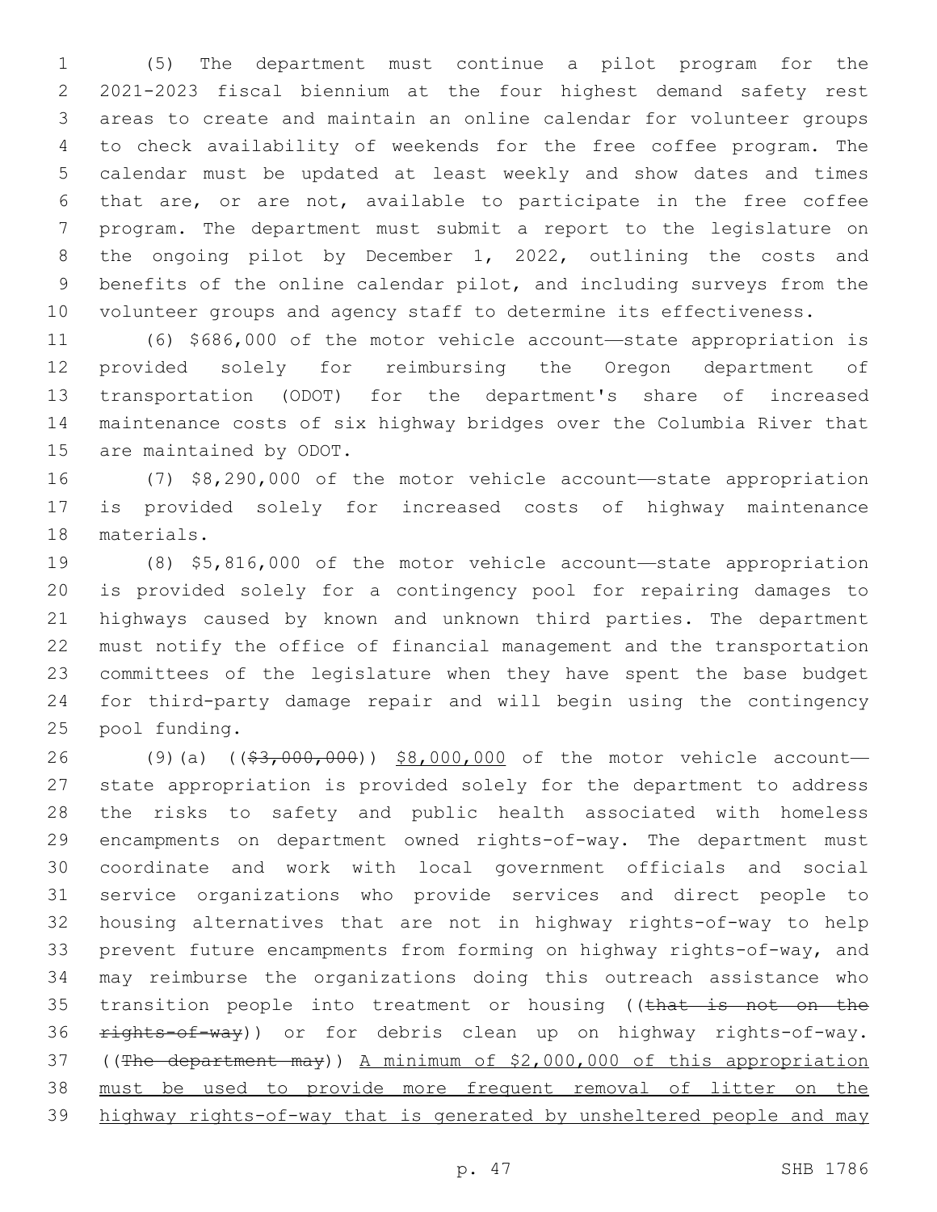(5) The department must continue a pilot program for the 2021-2023 fiscal biennium at the four highest demand safety rest areas to create and maintain an online calendar for volunteer groups to check availability of weekends for the free coffee program. The calendar must be updated at least weekly and show dates and times that are, or are not, available to participate in the free coffee program. The department must submit a report to the legislature on the ongoing pilot by December 1, 2022, outlining the costs and benefits of the online calendar pilot, and including surveys from the volunteer groups and agency staff to determine its effectiveness.

(6) $686,000 of the motor vehicle account—state appropriation is provided solely for reimbursing the Oregon department of transportation (ODOT) for the department's share of increased maintenance costs of six highway bridges over the Columbia River that are maintained by ODOT.

(7) $8,290,000 of the motor vehicle account—state appropriation is provided solely for increased costs of highway maintenance materials.

(8) $5,816,000 of the motor vehicle account—state appropriation is provided solely for a contingency pool for repairing damages to highways caused by known and unknown third parties. The department must notify the office of financial management and the transportation committees of the legislature when they have spent the base budget for third-party damage repair and will begin using the contingency pool funding.

(9)(a) ((~~$3,000,000~~)) <u>$8,000,000</u> of the motor vehicle account—state appropriation is provided solely for the department to address the risks to safety and public health associated with homeless encampments on department owned rights-of-way. The department must coordinate and work with local government officials and social service organizations who provide services and direct people to housing alternatives that are not in highway rights-of-way to help prevent future encampments from forming on highway rights-of-way, and may reimburse the organizations doing this outreach assistance who transition people into treatment or housing ((~~that is not on the rights-of-way~~)) or for debris clean up on highway rights-of-way. ((~~The department may~~)) <u>A minimum of $2,000,000 of this appropriation must be used to provide more frequent removal of litter on the highway rights-of-way that is generated by unsheltered people and may</u>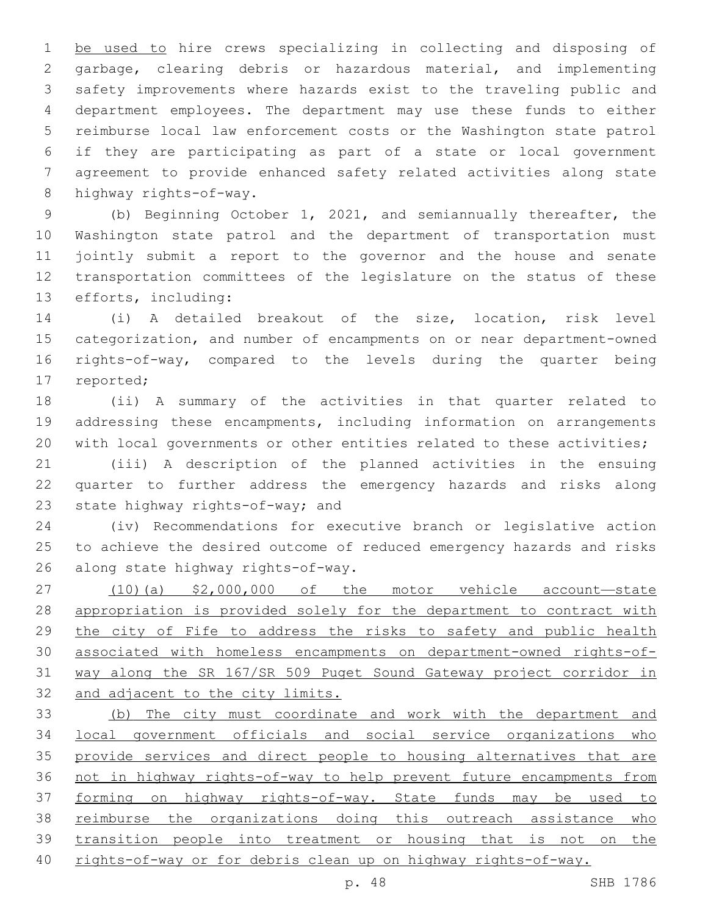be used to hire crews specializing in collecting and disposing of garbage, clearing debris or hazardous material, and implementing safety improvements where hazards exist to the traveling public and department employees. The department may use these funds to either reimburse local law enforcement costs or the Washington state patrol if they are participating as part of a state or local government agreement to provide enhanced safety related activities along state highway rights-of-way.

(b) Beginning October 1, 2021, and semiannually thereafter, the Washington state patrol and the department of transportation must jointly submit a report to the governor and the house and senate transportation committees of the legislature on the status of these efforts, including:

(i) A detailed breakout of the size, location, risk level categorization, and number of encampments on or near department-owned rights-of-way, compared to the levels during the quarter being reported;

(ii) A summary of the activities in that quarter related to addressing these encampments, including information on arrangements with local governments or other entities related to these activities;

(iii) A description of the planned activities in the ensuing quarter to further address the emergency hazards and risks along state highway rights-of-way; and

(iv) Recommendations for executive branch or legislative action to achieve the desired outcome of reduced emergency hazards and risks along state highway rights-of-way.

(10)(a) $2,000,000 of the motor vehicle account—state appropriation is provided solely for the department to contract with the city of Fife to address the risks to safety and public health associated with homeless encampments on department-owned rights-of-way along the SR 167/SR 509 Puget Sound Gateway project corridor in and adjacent to the city limits.

(b) The city must coordinate and work with the department and local government officials and social service organizations who provide services and direct people to housing alternatives that are not in highway rights-of-way to help prevent future encampments from forming on highway rights-of-way. State funds may be used to reimburse the organizations doing this outreach assistance who transition people into treatment or housing that is not on the rights-of-way or for debris clean up on highway rights-of-way.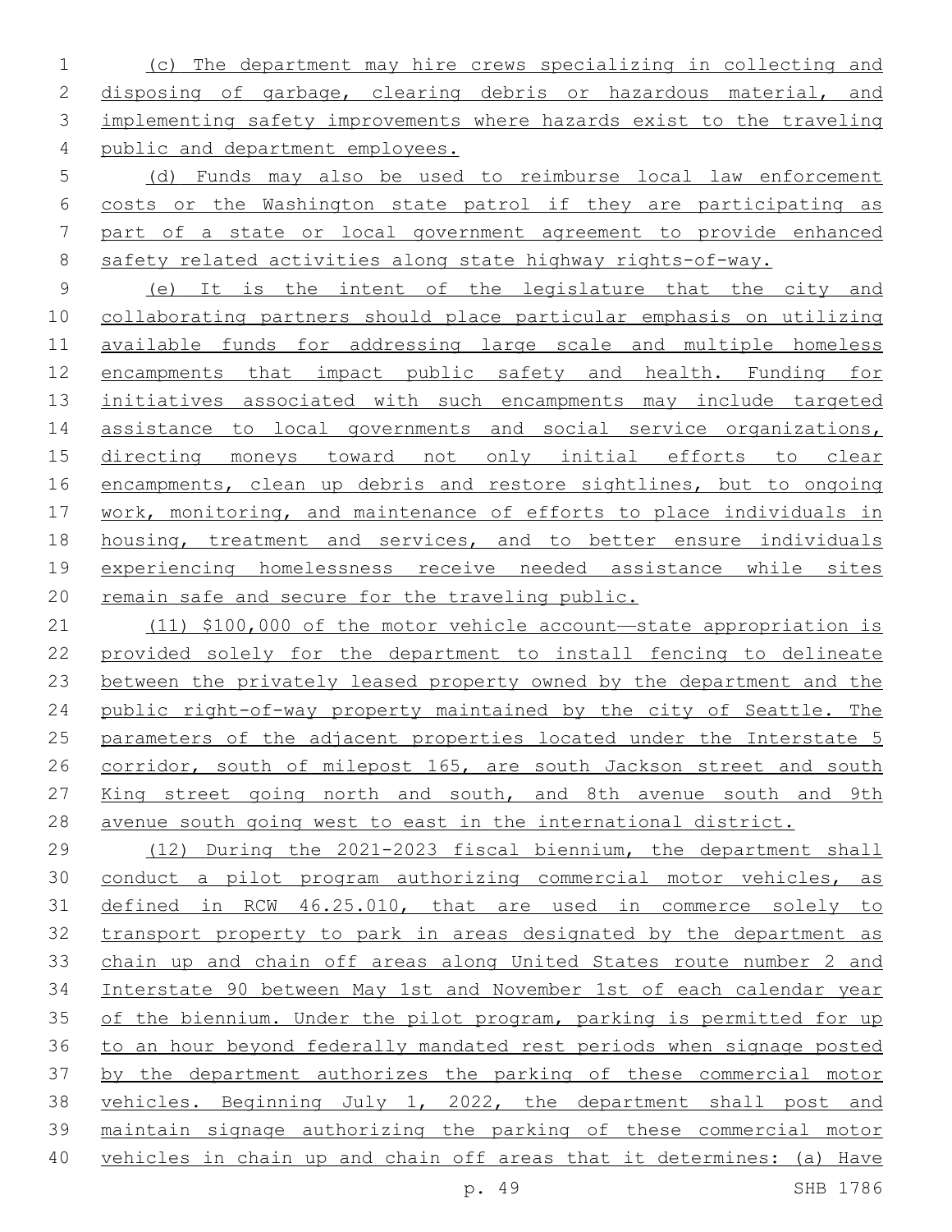(c) The department may hire crews specializing in collecting and disposing of garbage, clearing debris or hazardous material, and implementing safety improvements where hazards exist to the traveling public and department employees.

(d) Funds may also be used to reimburse local law enforcement costs or the Washington state patrol if they are participating as part of a state or local government agreement to provide enhanced safety related activities along state highway rights-of-way.

(e) It is the intent of the legislature that the city and collaborating partners should place particular emphasis on utilizing available funds for addressing large scale and multiple homeless encampments that impact public safety and health. Funding for initiatives associated with such encampments may include targeted assistance to local governments and social service organizations, directing moneys toward not only initial efforts to clear encampments, clean up debris and restore sightlines, but to ongoing work, monitoring, and maintenance of efforts to place individuals in housing, treatment and services, and to better ensure individuals experiencing homelessness receive needed assistance while sites remain safe and secure for the traveling public.

(11) $100,000 of the motor vehicle account—state appropriation is provided solely for the department to install fencing to delineate between the privately leased property owned by the department and the public right-of-way property maintained by the city of Seattle. The parameters of the adjacent properties located under the Interstate 5 corridor, south of milepost 165, are south Jackson street and south King street going north and south, and 8th avenue south and 9th avenue south going west to east in the international district.

(12) During the 2021-2023 fiscal biennium, the department shall conduct a pilot program authorizing commercial motor vehicles, as defined in RCW 46.25.010, that are used in commerce solely to transport property to park in areas designated by the department as chain up and chain off areas along United States route number 2 and Interstate 90 between May 1st and November 1st of each calendar year of the biennium. Under the pilot program, parking is permitted for up to an hour beyond federally mandated rest periods when signage posted by the department authorizes the parking of these commercial motor vehicles. Beginning July 1, 2022, the department shall post and maintain signage authorizing the parking of these commercial motor vehicles in chain up and chain off areas that it determines: (a) Have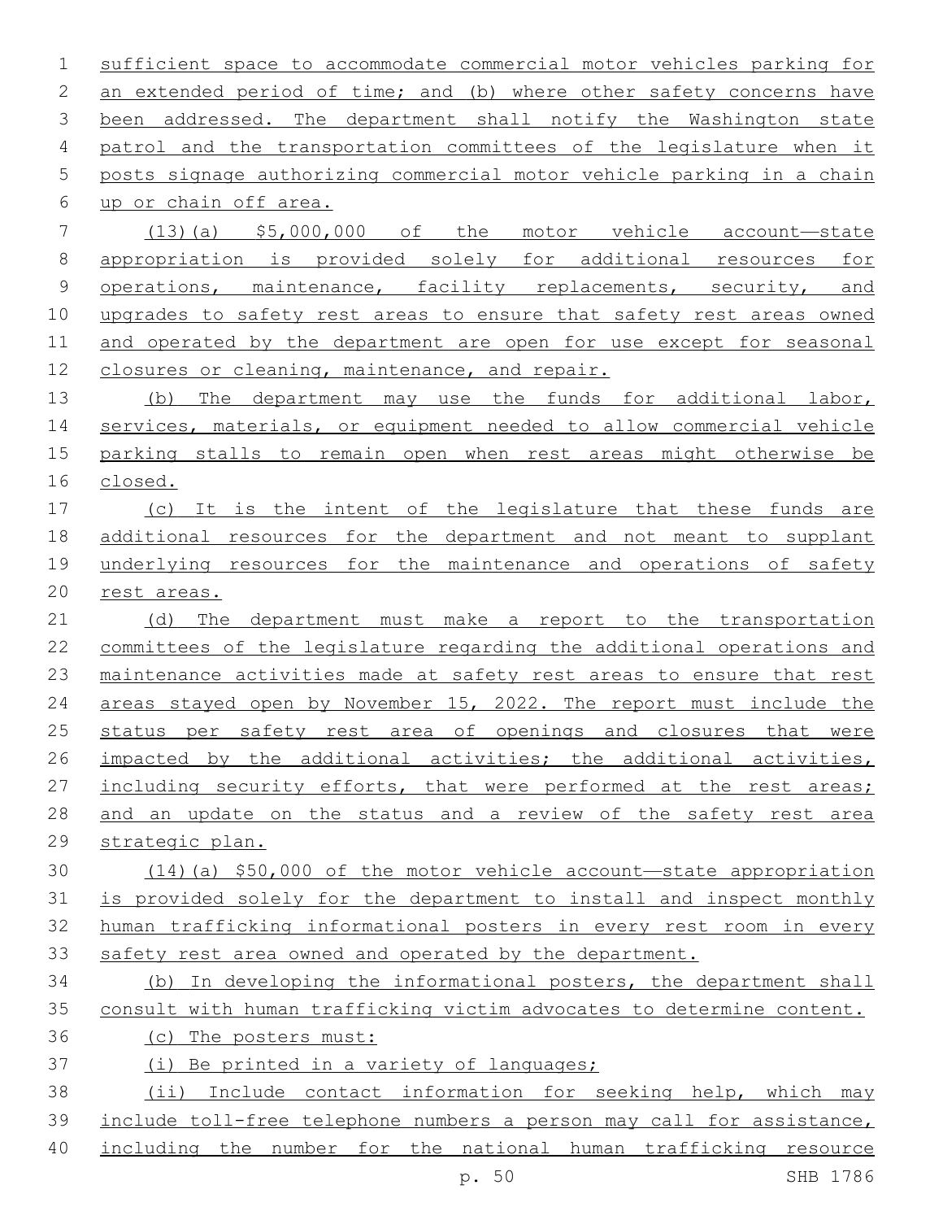sufficient space to accommodate commercial motor vehicles parking for an extended period of time; and (b) where other safety concerns have been addressed. The department shall notify the Washington state patrol and the transportation committees of the legislature when it posts signage authorizing commercial motor vehicle parking in a chain up or chain off area.

(13)(a) $5,000,000 of the motor vehicle account—state appropriation is provided solely for additional resources for operations, maintenance, facility replacements, security, and upgrades to safety rest areas to ensure that safety rest areas owned and operated by the department are open for use except for seasonal closures or cleaning, maintenance, and repair.

(b) The department may use the funds for additional labor, services, materials, or equipment needed to allow commercial vehicle parking stalls to remain open when rest areas might otherwise be closed.

(c) It is the intent of the legislature that these funds are additional resources for the department and not meant to supplant underlying resources for the maintenance and operations of safety rest areas.

(d) The department must make a report to the transportation committees of the legislature regarding the additional operations and maintenance activities made at safety rest areas to ensure that rest areas stayed open by November 15, 2022. The report must include the status per safety rest area of openings and closures that were impacted by the additional activities; the additional activities, including security efforts, that were performed at the rest areas; and an update on the status and a review of the safety rest area strategic plan.

(14)(a) $50,000 of the motor vehicle account—state appropriation is provided solely for the department to install and inspect monthly human trafficking informational posters in every rest room in every safety rest area owned and operated by the department.

(b) In developing the informational posters, the department shall consult with human trafficking victim advocates to determine content.

(c) The posters must:

(i) Be printed in a variety of languages;

(ii) Include contact information for seeking help, which may include toll-free telephone numbers a person may call for assistance, including the number for the national human trafficking resource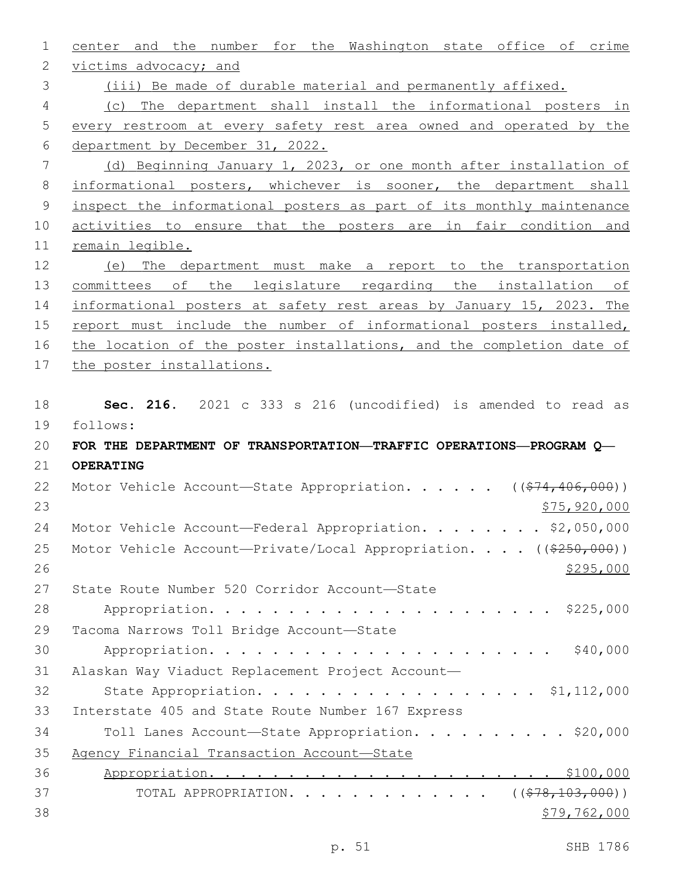center and the number for the Washington state office of crime victims advocacy; and

(iii) Be made of durable material and permanently affixed.

(c) The department shall install the informational posters in every restroom at every safety rest area owned and operated by the department by December 31, 2022.

(d) Beginning January 1, 2023, or one month after installation of informational posters, whichever is sooner, the department shall inspect the informational posters as part of its monthly maintenance activities to ensure that the posters are in fair condition and remain legible.

(e) The department must make a report to the transportation committees of the legislature regarding the installation of informational posters at safety rest areas by January 15, 2023. The report must include the number of informational posters installed, the location of the poster installations, and the completion date of the poster installations.

**Sec. 216.** 2021 c 333 s 216 (uncodified) is amended to read as follows:

**FOR THE DEPARTMENT OF TRANSPORTATION—TRAFFIC OPERATIONS—PROGRAM Q—OPERATING**

Motor Vehicle Account—State Appropriation. . . . . . ((~~$74,406,000~~)) $75,920,000

Motor Vehicle Account—Federal Appropriation. . . . . . . . $2,050,000

Motor Vehicle Account—Private/Local Appropriation. . . . ((~~$250,000~~)) $295,000

State Route Number 520 Corridor Account—State Appropriation. . . . . . . . . . . . . . . . . . . . . . $225,000

Tacoma Narrows Toll Bridge Account—State Appropriation. . . . . . . . . . . . . . . . . . . . . . $40,000

Alaskan Way Viaduct Replacement Project Account—State Appropriation. . . . . . . . . . . . . . . . . . $1,112,000

Interstate 405 and State Route Number 167 Express Toll Lanes Account—State Appropriation. . . . . . . . . . . $20,000

Agency Financial Transaction Account—State Appropriation. . . . . . . . . . . . . . . . . . . . . . $100,000

TOTAL APPROPRIATION. . . . . . . . . . . . . ((~~$78,103,000~~)) $79,762,000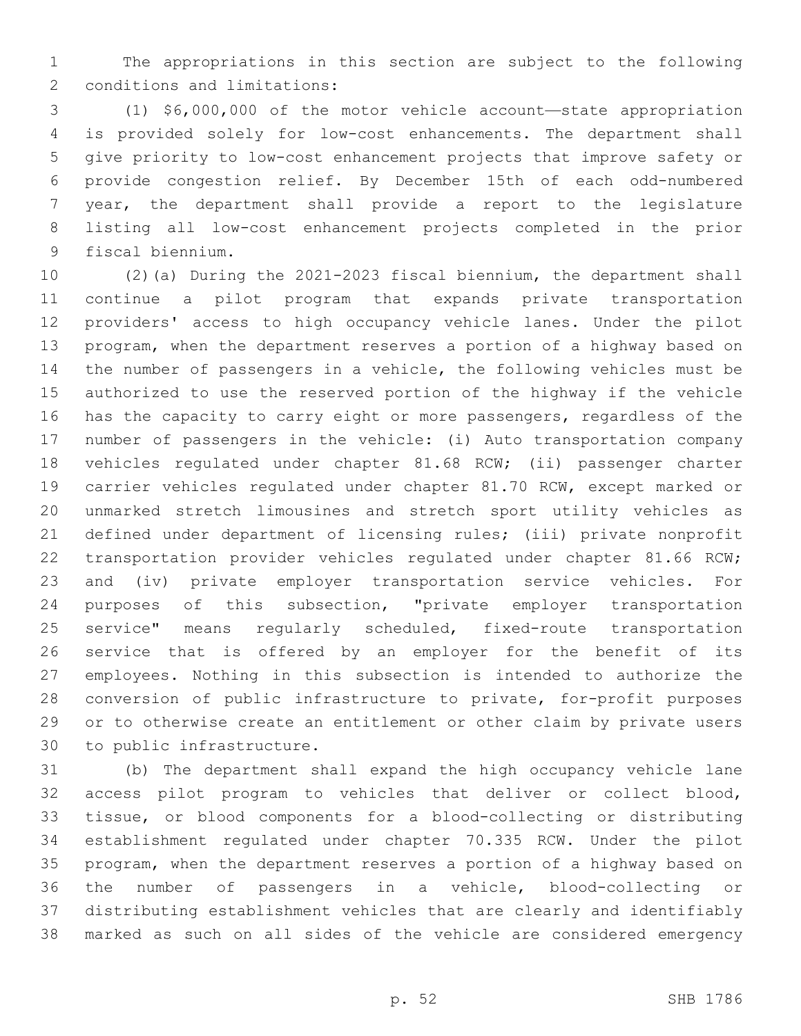The appropriations in this section are subject to the following conditions and limitations:

(1) $6,000,000 of the motor vehicle account—state appropriation is provided solely for low-cost enhancements. The department shall give priority to low-cost enhancement projects that improve safety or provide congestion relief. By December 15th of each odd-numbered year, the department shall provide a report to the legislature listing all low-cost enhancement projects completed in the prior fiscal biennium.

(2)(a) During the 2021-2023 fiscal biennium, the department shall continue a pilot program that expands private transportation providers' access to high occupancy vehicle lanes. Under the pilot program, when the department reserves a portion of a highway based on the number of passengers in a vehicle, the following vehicles must be authorized to use the reserved portion of the highway if the vehicle has the capacity to carry eight or more passengers, regardless of the number of passengers in the vehicle: (i) Auto transportation company vehicles regulated under chapter 81.68 RCW; (ii) passenger charter carrier vehicles regulated under chapter 81.70 RCW, except marked or unmarked stretch limousines and stretch sport utility vehicles as defined under department of licensing rules; (iii) private nonprofit transportation provider vehicles regulated under chapter 81.66 RCW; and (iv) private employer transportation service vehicles. For purposes of this subsection, "private employer transportation service" means regularly scheduled, fixed-route transportation service that is offered by an employer for the benefit of its employees. Nothing in this subsection is intended to authorize the conversion of public infrastructure to private, for-profit purposes or to otherwise create an entitlement or other claim by private users to public infrastructure.

(b) The department shall expand the high occupancy vehicle lane access pilot program to vehicles that deliver or collect blood, tissue, or blood components for a blood-collecting or distributing establishment regulated under chapter 70.335 RCW. Under the pilot program, when the department reserves a portion of a highway based on the number of passengers in a vehicle, blood-collecting or distributing establishment vehicles that are clearly and identifiably marked as such on all sides of the vehicle are considered emergency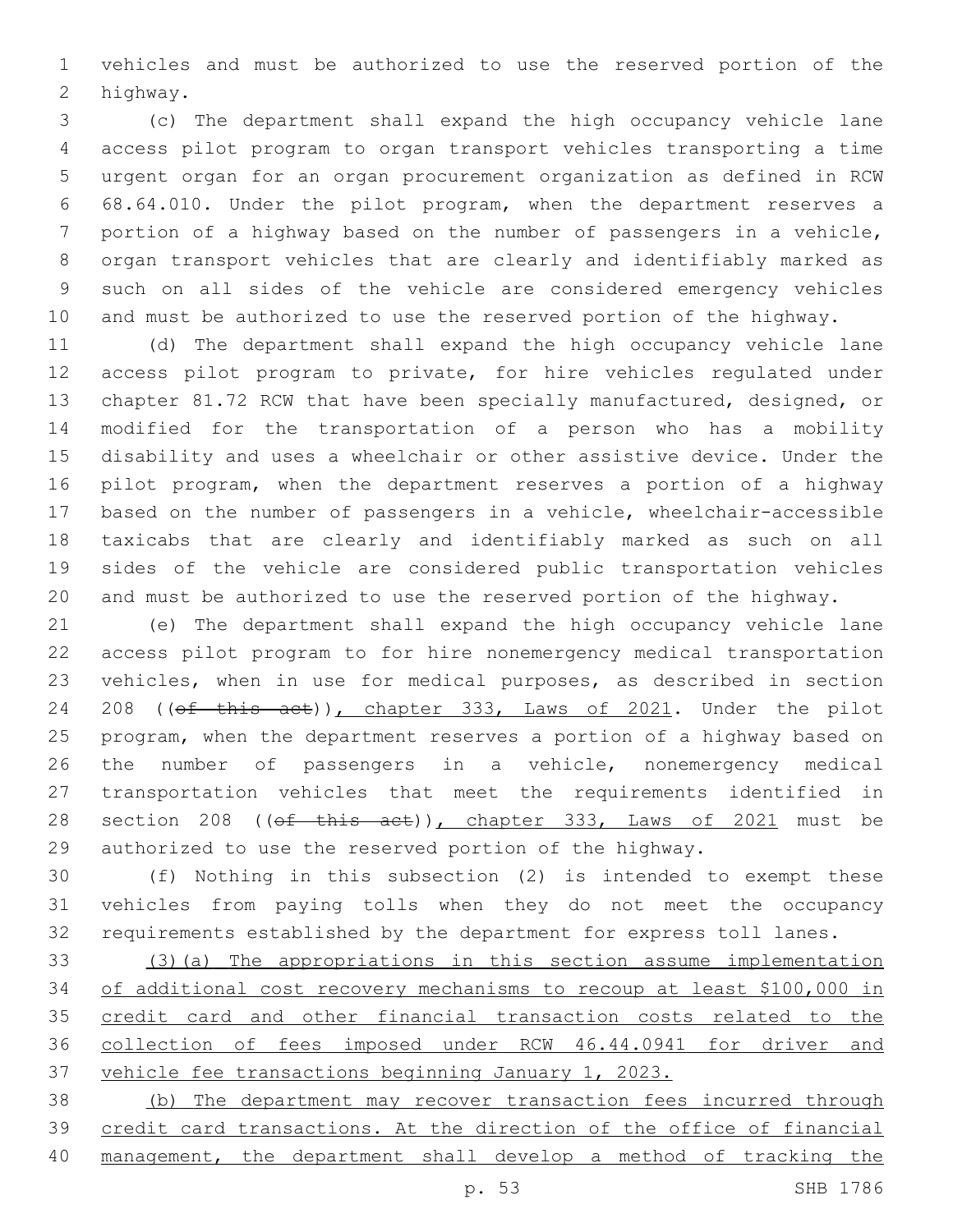vehicles and must be authorized to use the reserved portion of the highway.

(c) The department shall expand the high occupancy vehicle lane access pilot program to organ transport vehicles transporting a time urgent organ for an organ procurement organization as defined in RCW 68.64.010. Under the pilot program, when the department reserves a portion of a highway based on the number of passengers in a vehicle, organ transport vehicles that are clearly and identifiably marked as such on all sides of the vehicle are considered emergency vehicles and must be authorized to use the reserved portion of the highway.

(d) The department shall expand the high occupancy vehicle lane access pilot program to private, for hire vehicles regulated under chapter 81.72 RCW that have been specially manufactured, designed, or modified for the transportation of a person who has a mobility disability and uses a wheelchair or other assistive device. Under the pilot program, when the department reserves a portion of a highway based on the number of passengers in a vehicle, wheelchair-accessible taxicabs that are clearly and identifiably marked as such on all sides of the vehicle are considered public transportation vehicles and must be authorized to use the reserved portion of the highway.

(e) The department shall expand the high occupancy vehicle lane access pilot program to for hire nonemergency medical transportation vehicles, when in use for medical purposes, as described in section 208 ((~~of this act~~)), chapter 333, Laws of 2021. Under the pilot program, when the department reserves a portion of a highway based on the number of passengers in a vehicle, nonemergency medical transportation vehicles that meet the requirements identified in section 208 ((~~of this act~~)), chapter 333, Laws of 2021 must be authorized to use the reserved portion of the highway.

(f) Nothing in this subsection (2) is intended to exempt these vehicles from paying tolls when they do not meet the occupancy requirements established by the department for express toll lanes.

<u>(3)(a) The appropriations in this section assume implementation of additional cost recovery mechanisms to recoup at least $100,000 in credit card and other financial transaction costs related to the collection of fees imposed under RCW 46.44.0941 for driver and vehicle fee transactions beginning January 1, 2023.</u>

<u>(b) The department may recover transaction fees incurred through credit card transactions. At the direction of the office of financial management, the department shall develop a method of tracking the</u>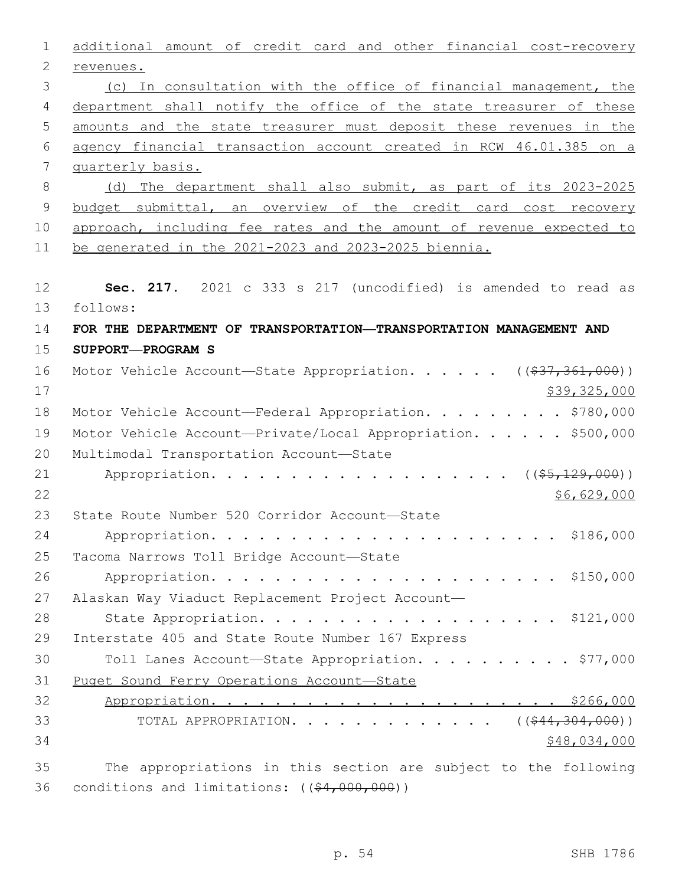additional amount of credit card and other financial cost-recovery revenues.

(c) In consultation with the office of financial management, the department shall notify the office of the state treasurer of these amounts and the state treasurer must deposit these revenues in the agency financial transaction account created in RCW 46.01.385 on a quarterly basis.

(d) The department shall also submit, as part of its 2023-2025 budget submittal, an overview of the credit card cost recovery approach, including fee rates and the amount of revenue expected to be generated in the 2021-2023 and 2023-2025 biennia.

**Sec. 217.** 2021 c 333 s 217 (uncodified) is amended to read as follows:

**FOR THE DEPARTMENT OF TRANSPORTATION—TRANSPORTATION MANAGEMENT AND SUPPORT—PROGRAM S**

Motor Vehicle Account—State Appropriation. . . . . . ((~~$37,361,000~~)) $39,325,000

Motor Vehicle Account—Federal Appropriation. . . . . . . . . $780,000

Motor Vehicle Account—Private/Local Appropriation. . . . . . $500,000

Multimodal Transportation Account—State Appropriation. . . . . . . . . . . . . . . . . . . . ((~~$5,129,000~~)) $6,629,000

State Route Number 520 Corridor Account—State Appropriation. . . . . . . . . . . . . . . . . . . . . . $186,000

Tacoma Narrows Toll Bridge Account—State Appropriation. . . . . . . . . . . . . . . . . . . . . . $150,000

Alaskan Way Viaduct Replacement Project Account—State Appropriation. . . . . . . . . . . . . . . . . . . . $121,000

Interstate 405 and State Route Number 167 Express Toll Lanes Account—State Appropriation. . . . . . . . . . $77,000

Puget Sound Ferry Operations Account—State Appropriation. . . . . . . . . . . . . . . . . . . . . . $266,000

TOTAL APPROPRIATION. . . . . . . . . . . . . . ((~~$44,304,000~~)) $48,034,000

The appropriations in this section are subject to the following conditions and limitations: ((~~$4,000,000~~))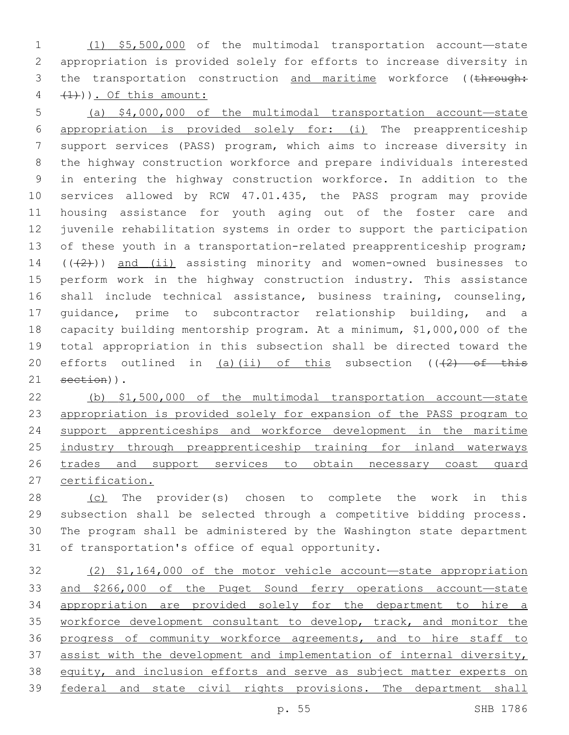(1) $5,500,000 of the multimodal transportation account—state appropriation is provided solely for efforts to increase diversity in the transportation construction and maritime workforce ((through: (1))). Of this amount:

(a) $4,000,000 of the multimodal transportation account—state appropriation is provided solely for: (i) The preapprenticeship support services (PASS) program, which aims to increase diversity in the highway construction workforce and prepare individuals interested in entering the highway construction workforce. In addition to the services allowed by RCW 47.01.435, the PASS program may provide housing assistance for youth aging out of the foster care and juvenile rehabilitation systems in order to support the participation of these youth in a transportation-related preapprenticeship program; (((2))) and (ii) assisting minority and women-owned businesses to perform work in the highway construction industry. This assistance shall include technical assistance, business training, counseling, guidance, prime to subcontractor relationship building, and a capacity building mentorship program. At a minimum, $1,000,000 of the total appropriation in this subsection shall be directed toward the efforts outlined in (a)(ii) of this subsection (((2) of this section)).

(b) $1,500,000 of the multimodal transportation account—state appropriation is provided solely for expansion of the PASS program to support apprenticeships and workforce development in the maritime industry through preapprenticeship training for inland waterways trades and support services to obtain necessary coast guard certification.

(c) The provider(s) chosen to complete the work in this subsection shall be selected through a competitive bidding process. The program shall be administered by the Washington state department of transportation's office of equal opportunity.

(2) $1,164,000 of the motor vehicle account—state appropriation and $266,000 of the Puget Sound ferry operations account—state appropriation are provided solely for the department to hire a workforce development consultant to develop, track, and monitor the progress of community workforce agreements, and to hire staff to assist with the development and implementation of internal diversity, equity, and inclusion efforts and serve as subject matter experts on federal and state civil rights provisions. The department shall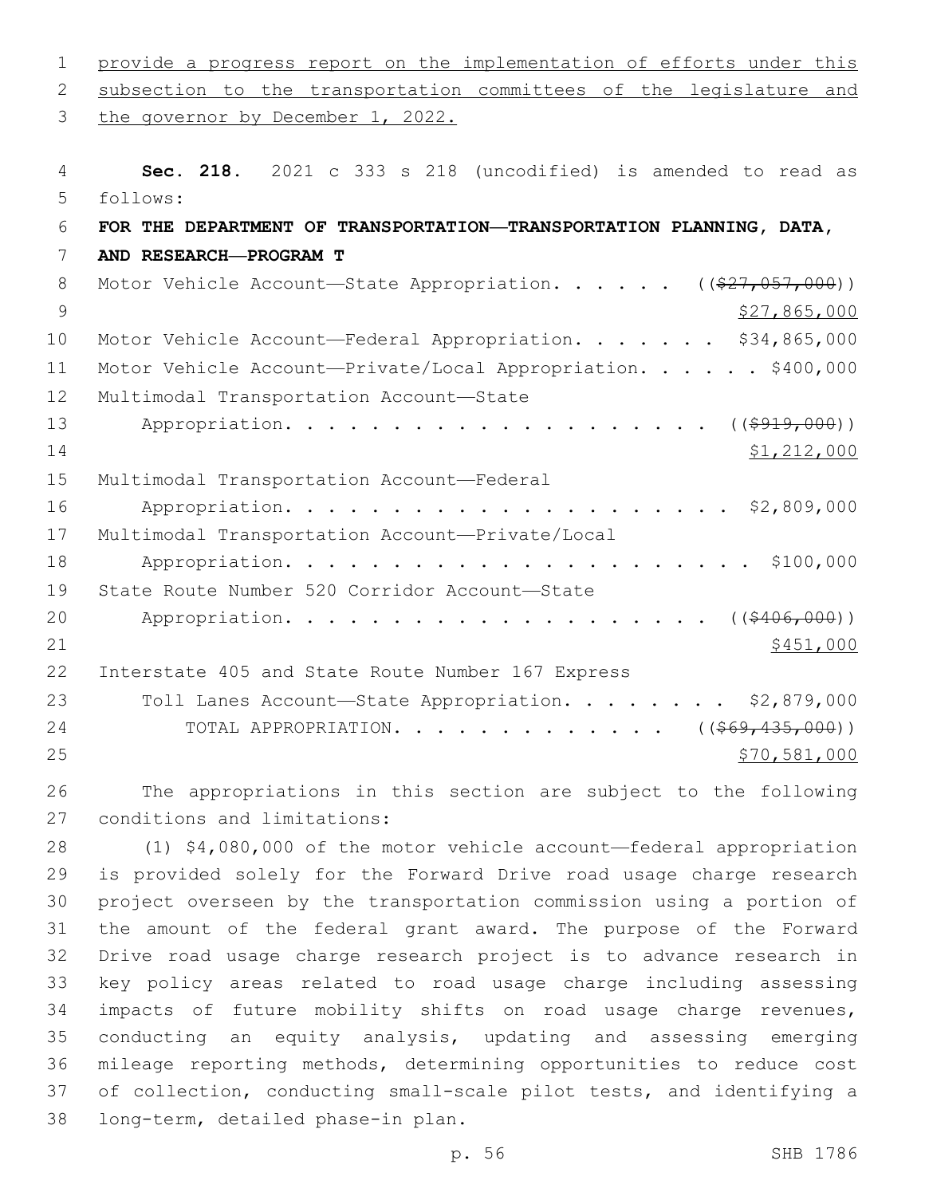provide a progress report on the implementation of efforts under this subsection to the transportation committees of the legislature and the governor by December 1, 2022.

**Sec. 218.** 2021 c 333 s 218 (uncodified) is amended to read as follows:

**FOR THE DEPARTMENT OF TRANSPORTATION—TRANSPORTATION PLANNING, DATA, AND RESEARCH—PROGRAM T**

Motor Vehicle Account—State Appropriation. . . . . . ((~~$27,057,000~~))
$27,865,000

Motor Vehicle Account—Federal Appropriation. . . . . . . $34,865,000

Motor Vehicle Account—Private/Local Appropriation. . . . . . $400,000

Multimodal Transportation Account—State Appropriation. . . . . . . . . . . . . . . . . . . . ((~~$919,000~~))
$1,212,000

Multimodal Transportation Account—Federal Appropriation. . . . . . . . . . . . . . . . . . . . . . $2,809,000

Multimodal Transportation Account—Private/Local Appropriation. . . . . . . . . . . . . . . . . . . . . . . $100,000

State Route Number 520 Corridor Account—State Appropriation. . . . . . . . . . . . . . . . . . . . ((~~$406,000~~))
$451,000

Interstate 405 and State Route Number 167 Express Toll Lanes Account—State Appropriation. . . . . . . . $2,879,000

TOTAL APPROPRIATION. . . . . . . . . . . . . . ((~~$69,435,000~~))
$70,581,000

The appropriations in this section are subject to the following conditions and limitations:

(1) $4,080,000 of the motor vehicle account—federal appropriation is provided solely for the Forward Drive road usage charge research project overseen by the transportation commission using a portion of the amount of the federal grant award. The purpose of the Forward Drive road usage charge research project is to advance research in key policy areas related to road usage charge including assessing impacts of future mobility shifts on road usage charge revenues, conducting an equity analysis, updating and assessing emerging mileage reporting methods, determining opportunities to reduce cost of collection, conducting small-scale pilot tests, and identifying a long-term, detailed phase-in plan.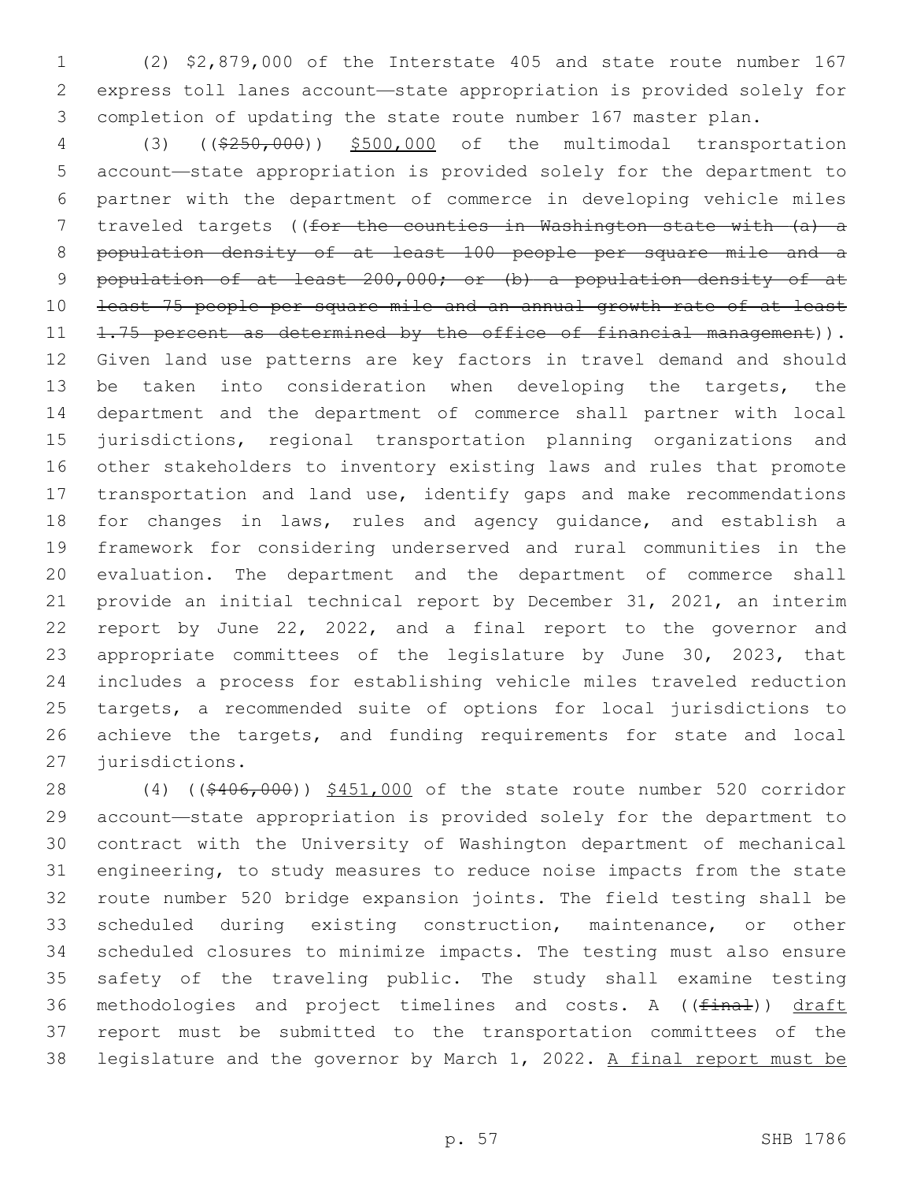(2) $2,879,000 of the Interstate 405 and state route number 167 express toll lanes account—state appropriation is provided solely for completion of updating the state route number 167 master plan.

(3) (($250,000)) $500,000 of the multimodal transportation account—state appropriation is provided solely for the department to partner with the department of commerce in developing vehicle miles traveled targets ((for the counties in Washington state with (a) a population density of at least 100 people per square mile and a population of at least 200,000; or (b) a population density of at least 75 people per square mile and an annual growth rate of at least 1.75 percent as determined by the office of financial management)). Given land use patterns are key factors in travel demand and should be taken into consideration when developing the targets, the department and the department of commerce shall partner with local jurisdictions, regional transportation planning organizations and other stakeholders to inventory existing laws and rules that promote transportation and land use, identify gaps and make recommendations for changes in laws, rules and agency guidance, and establish a framework for considering underserved and rural communities in the evaluation. The department and the department of commerce shall provide an initial technical report by December 31, 2021, an interim report by June 22, 2022, and a final report to the governor and appropriate committees of the legislature by June 30, 2023, that includes a process for establishing vehicle miles traveled reduction targets, a recommended suite of options for local jurisdictions to achieve the targets, and funding requirements for state and local jurisdictions.

(4) (($406,000)) $451,000 of the state route number 520 corridor account—state appropriation is provided solely for the department to contract with the University of Washington department of mechanical engineering, to study measures to reduce noise impacts from the state route number 520 bridge expansion joints. The field testing shall be scheduled during existing construction, maintenance, or other scheduled closures to minimize impacts. The testing must also ensure safety of the traveling public. The study shall examine testing methodologies and project timelines and costs. A ((final)) draft report must be submitted to the transportation committees of the legislature and the governor by March 1, 2022. A final report must be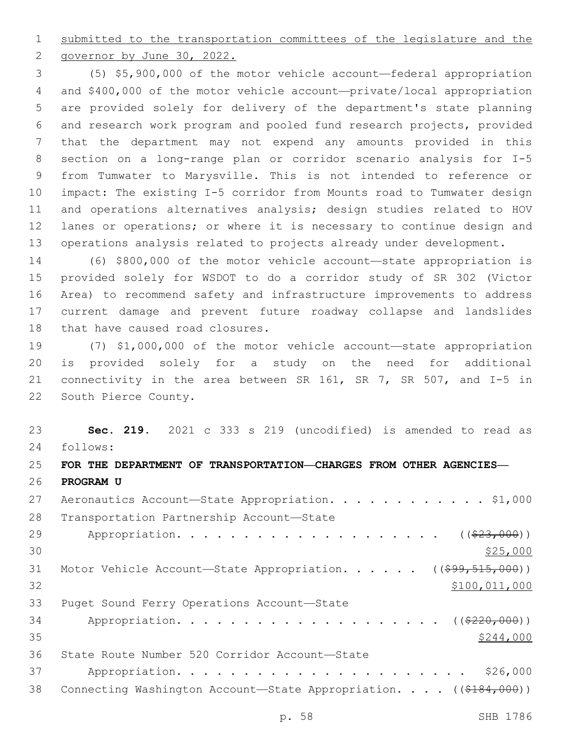submitted to the transportation committees of the legislature and the governor by June 30, 2022.

(5) $5,900,000 of the motor vehicle account—federal appropriation and $400,000 of the motor vehicle account—private/local appropriation are provided solely for delivery of the department's state planning and research work program and pooled fund research projects, provided that the department may not expend any amounts provided in this section on a long-range plan or corridor scenario analysis for I-5 from Tumwater to Marysville. This is not intended to reference or impact: The existing I-5 corridor from Mounts road to Tumwater design and operations alternatives analysis; design studies related to HOV lanes or operations; or where it is necessary to continue design and operations analysis related to projects already under development.

(6) $800,000 of the motor vehicle account—state appropriation is provided solely for WSDOT to do a corridor study of SR 302 (Victor Area) to recommend safety and infrastructure improvements to address current damage and prevent future roadway collapse and landslides that have caused road closures.

(7) $1,000,000 of the motor vehicle account—state appropriation is provided solely for a study on the need for additional connectivity in the area between SR 161, SR 7, SR 507, and I-5 in South Pierce County.

**Sec. 219.** 2021 c 333 s 219 (uncodified) is amended to read as follows:

**FOR THE DEPARTMENT OF TRANSPORTATION—CHARGES FROM OTHER AGENCIES—PROGRAM U**

Aeronautics Account—State Appropriation. . . . . . . . . . . . $1,000

Transportation Partnership Account—State Appropriation. . . . . . . . . . . . . . . . . . . . ((~~$23,000~~)) $25,000

Motor Vehicle Account—State Appropriation. . . . . . ((~~$99,515,000~~)) $100,011,000

Puget Sound Ferry Operations Account—State Appropriation. . . . . . . . . . . . . . . . . . . . ((~~$220,000~~)) $244,000

State Route Number 520 Corridor Account—State Appropriation. . . . . . . . . . . . . . . . . . . . . $26,000

Connecting Washington Account—State Appropriation. . . . ((~~$184,000~~))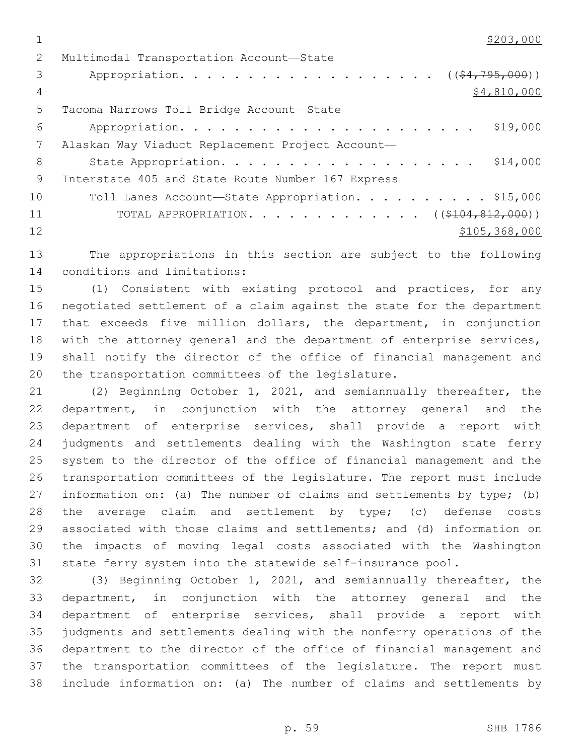$203,000

Multimodal Transportation Account—State Appropriation. . . . . . . . . . . . . . . . . . . ((~~$4,795,000~~)) $4,810,000

Tacoma Narrows Toll Bridge Account—State Appropriation. . . . . . . . . . . . . . . . . . . . . . $19,000

Alaskan Way Viaduct Replacement Project Account—State Appropriation. . . . . . . . . . . . . . . . . . . . $14,000

Interstate 405 and State Route Number 167 Express Toll Lanes Account—State Appropriation. . . . . . . . . . $15,000

TOTAL APPROPRIATION. . . . . . . . . . . . . ((~~$104,812,000~~)) $105,368,000

The appropriations in this section are subject to the following conditions and limitations:

(1) Consistent with existing protocol and practices, for any negotiated settlement of a claim against the state for the department that exceeds five million dollars, the department, in conjunction with the attorney general and the department of enterprise services, shall notify the director of the office of financial management and the transportation committees of the legislature.

(2) Beginning October 1, 2021, and semiannually thereafter, the department, in conjunction with the attorney general and the department of enterprise services, shall provide a report with judgments and settlements dealing with the Washington state ferry system to the director of the office of financial management and the transportation committees of the legislature. The report must include information on: (a) The number of claims and settlements by type; (b) the average claim and settlement by type; (c) defense costs associated with those claims and settlements; and (d) information on the impacts of moving legal costs associated with the Washington state ferry system into the statewide self-insurance pool.

(3) Beginning October 1, 2021, and semiannually thereafter, the department, in conjunction with the attorney general and the department of enterprise services, shall provide a report with judgments and settlements dealing with the nonferry operations of the department to the director of the office of financial management and the transportation committees of the legislature. The report must include information on: (a) The number of claims and settlements by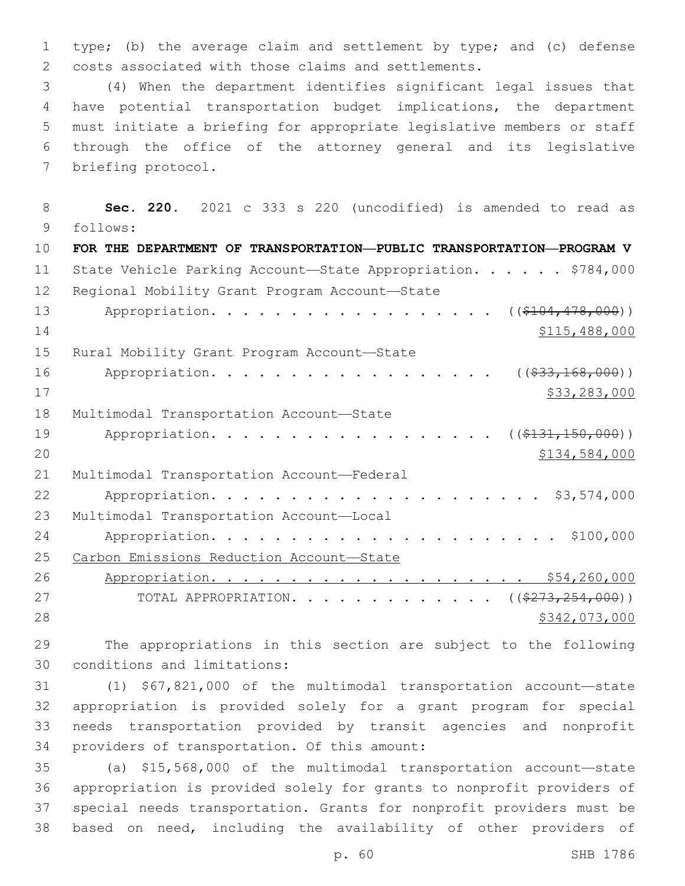type; (b) the average claim and settlement by type; and (c) defense costs associated with those claims and settlements.

(4) When the department identifies significant legal issues that have potential transportation budget implications, the department must initiate a briefing for appropriate legislative members or staff through the office of the attorney general and its legislative briefing protocol.

**Sec. 220.** 2021 c 333 s 220 (uncodified) is amended to read as follows:

**FOR THE DEPARTMENT OF TRANSPORTATION—PUBLIC TRANSPORTATION—PROGRAM V**

State Vehicle Parking Account—State Appropriation. . . . . . $784,000

Regional Mobility Grant Program Account—State Appropriation. . . . . . . . . . . . . . . . . . ((~~$104,478,000~~)) $115,488,000

Rural Mobility Grant Program Account—State Appropriation. . . . . . . . . . . . . . . . . . ((~~$33,168,000~~)) $33,283,000

Multimodal Transportation Account—State Appropriation. . . . . . . . . . . . . . . . . . ((~~$131,150,000~~)) $134,584,000

Multimodal Transportation Account—Federal Appropriation. . . . . . . . . . . . . . . . . . . . . $3,574,000

Multimodal Transportation Account—Local Appropriation. . . . . . . . . . . . . . . . . . . . . . $100,000

Carbon Emissions Reduction Account—State Appropriation. . . . . . . . . . . . . . . . . . . . $54,260,000

TOTAL APPROPRIATION. . . . . . . . . . . . . ((~~$273,254,000~~)) $342,073,000

The appropriations in this section are subject to the following conditions and limitations:

(1) $67,821,000 of the multimodal transportation account—state appropriation is provided solely for a grant program for special needs transportation provided by transit agencies and nonprofit providers of transportation. Of this amount:

(a) $15,568,000 of the multimodal transportation account—state appropriation is provided solely for grants to nonprofit providers of special needs transportation. Grants for nonprofit providers must be based on need, including the availability of other providers of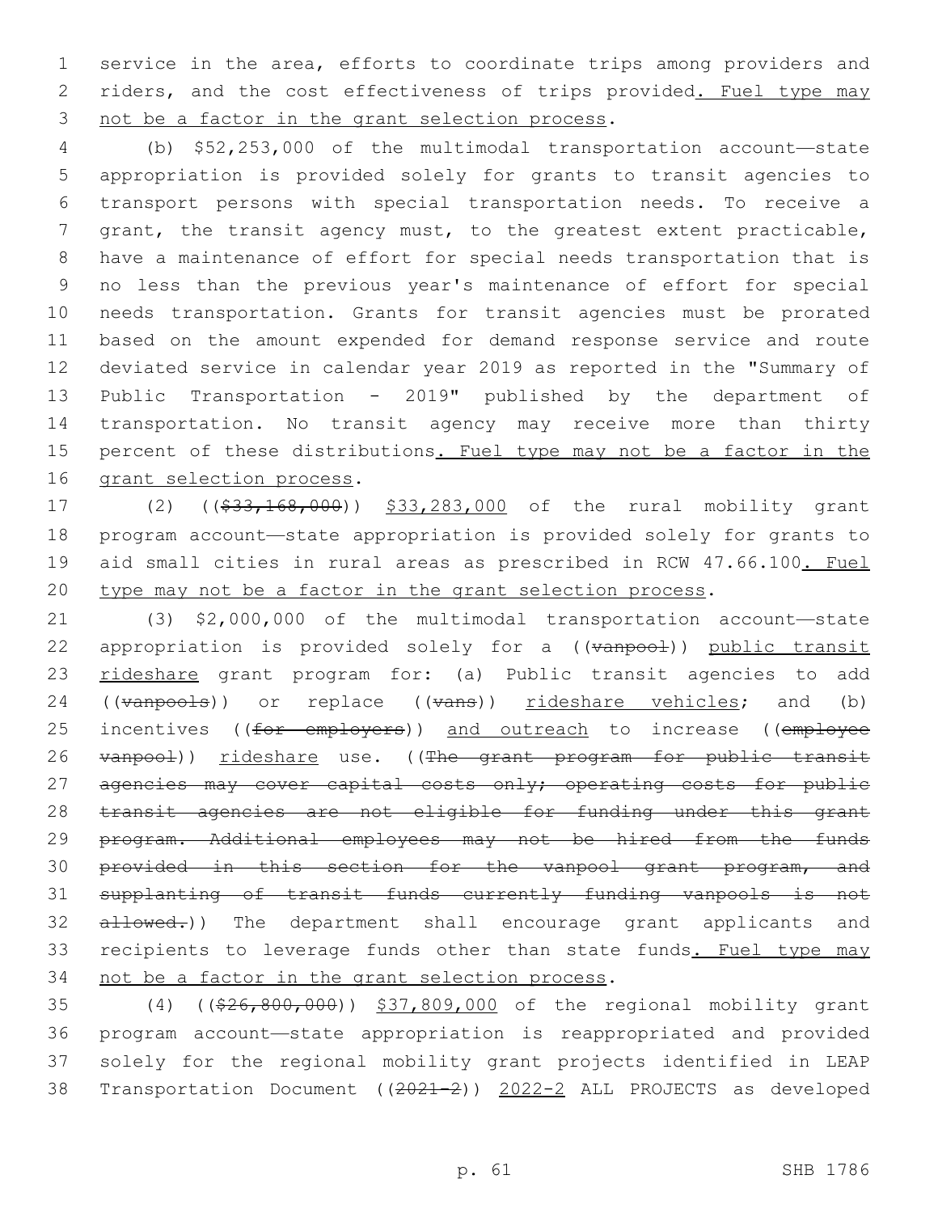service in the area, efforts to coordinate trips among providers and riders, and the cost effectiveness of trips provided. Fuel type may not be a factor in the grant selection process.

(b) $52,253,000 of the multimodal transportation account—state appropriation is provided solely for grants to transit agencies to transport persons with special transportation needs. To receive a grant, the transit agency must, to the greatest extent practicable, have a maintenance of effort for special needs transportation that is no less than the previous year's maintenance of effort for special needs transportation. Grants for transit agencies must be prorated based on the amount expended for demand response service and route deviated service in calendar year 2019 as reported in the "Summary of Public Transportation - 2019" published by the department of transportation. No transit agency may receive more than thirty percent of these distributions. Fuel type may not be a factor in the grant selection process.

(2) (($33,168,000)) $33,283,000 of the rural mobility grant program account—state appropriation is provided solely for grants to aid small cities in rural areas as prescribed in RCW 47.66.100. Fuel type may not be a factor in the grant selection process.

(3) $2,000,000 of the multimodal transportation account—state appropriation is provided solely for a ((vanpool)) public transit rideshare grant program for: (a) Public transit agencies to add ((vanpools)) or replace ((vans)) rideshare vehicles; and (b) incentives ((for employers)) and outreach to increase ((employee vanpool)) rideshare use. ((The grant program for public transit agencies may cover capital costs only; operating costs for public transit agencies are not eligible for funding under this grant program. Additional employees may not be hired from the funds provided in this section for the vanpool grant program, and supplanting of transit funds currently funding vanpools is not allowed.)) The department shall encourage grant applicants and recipients to leverage funds other than state funds. Fuel type may not be a factor in the grant selection process.

(4) (($26,800,000)) $37,809,000 of the regional mobility grant program account—state appropriation is reappropriated and provided solely for the regional mobility grant projects identified in LEAP Transportation Document ((2021-2)) 2022-2 ALL PROJECTS as developed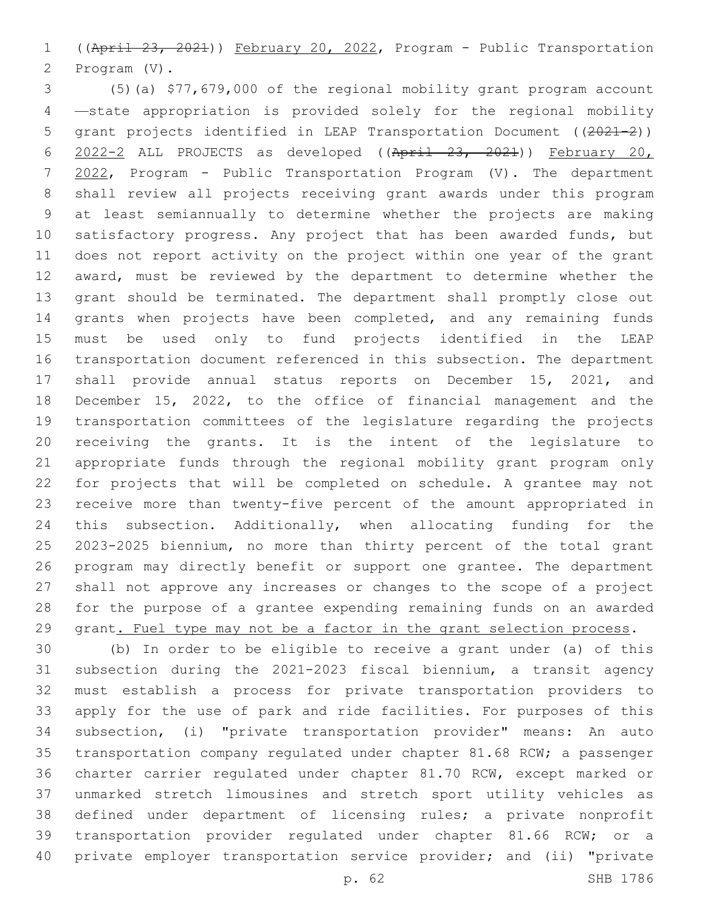((~~April 23, 2021~~)) <u>February 20, 2022</u>, Program - Public Transportation Program (V).

(5)(a) $77,679,000 of the regional mobility grant program account —state appropriation is provided solely for the regional mobility grant projects identified in LEAP Transportation Document ((~~2021-2~~)) <u>2022-2</u> ALL PROJECTS as developed ((~~April 23, 2021~~)) <u>February 20, 2022</u>, Program - Public Transportation Program (V). The department shall review all projects receiving grant awards under this program at least semiannually to determine whether the projects are making satisfactory progress. Any project that has been awarded funds, but does not report activity on the project within one year of the grant award, must be reviewed by the department to determine whether the grant should be terminated. The department shall promptly close out grants when projects have been completed, and any remaining funds must be used only to fund projects identified in the LEAP transportation document referenced in this subsection. The department shall provide annual status reports on December 15, 2021, and December 15, 2022, to the office of financial management and the transportation committees of the legislature regarding the projects receiving the grants. It is the intent of the legislature to appropriate funds through the regional mobility grant program only for projects that will be completed on schedule. A grantee may not receive more than twenty-five percent of the amount appropriated in this subsection. Additionally, when allocating funding for the 2023-2025 biennium, no more than thirty percent of the total grant program may directly benefit or support one grantee. The department shall not approve any increases or changes to the scope of a project for the purpose of a grantee expending remaining funds on an awarded grant<u>. Fuel type may not be a factor in the grant selection process</u>.

(b) In order to be eligible to receive a grant under (a) of this subsection during the 2021-2023 fiscal biennium, a transit agency must establish a process for private transportation providers to apply for the use of park and ride facilities. For purposes of this subsection, (i) "private transportation provider" means: An auto transportation company regulated under chapter 81.68 RCW; a passenger charter carrier regulated under chapter 81.70 RCW, except marked or unmarked stretch limousines and stretch sport utility vehicles as defined under department of licensing rules; a private nonprofit transportation provider regulated under chapter 81.66 RCW; or a private employer transportation service provider; and (ii) "private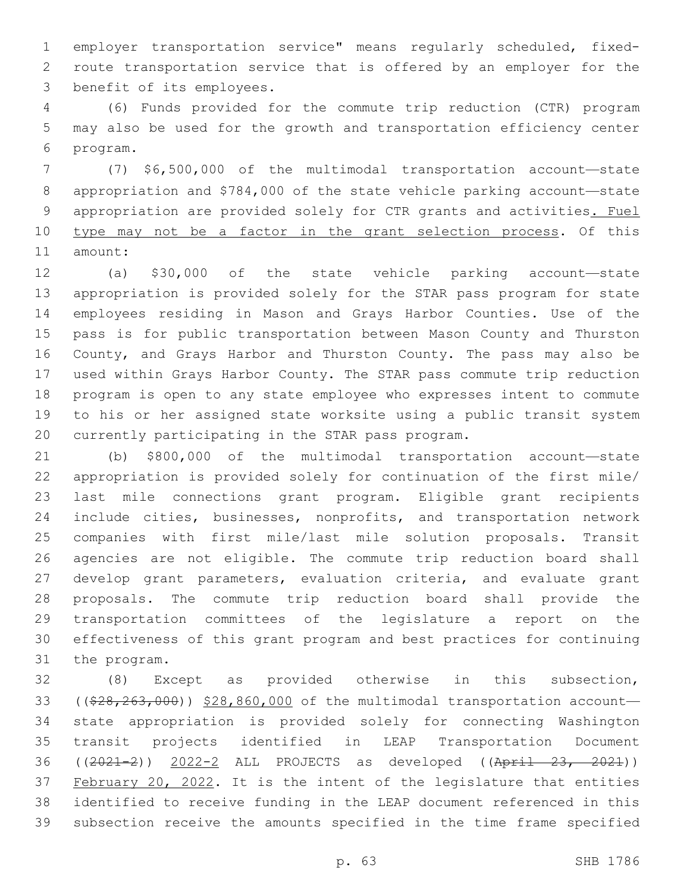employer transportation service" means regularly scheduled, fixed-route transportation service that is offered by an employer for the benefit of its employees.

(6) Funds provided for the commute trip reduction (CTR) program may also be used for the growth and transportation efficiency center program.

(7) $6,500,000 of the multimodal transportation account—state appropriation and $784,000 of the state vehicle parking account—state appropriation are provided solely for CTR grants and activities<u>. Fuel type may not be a factor in the grant selection process</u>. Of this amount:

(a) $30,000 of the state vehicle parking account—state appropriation is provided solely for the STAR pass program for state employees residing in Mason and Grays Harbor Counties. Use of the pass is for public transportation between Mason County and Thurston County, and Grays Harbor and Thurston County. The pass may also be used within Grays Harbor County. The STAR pass commute trip reduction program is open to any state employee who expresses intent to commute to his or her assigned state worksite using a public transit system currently participating in the STAR pass program.

(b) $800,000 of the multimodal transportation account—state appropriation is provided solely for continuation of the first mile/last mile connections grant program. Eligible grant recipients include cities, businesses, nonprofits, and transportation network companies with first mile/last mile solution proposals. Transit agencies are not eligible. The commute trip reduction board shall develop grant parameters, evaluation criteria, and evaluate grant proposals. The commute trip reduction board shall provide the transportation committees of the legislature a report on the effectiveness of this grant program and best practices for continuing the program.

(8) Except as provided otherwise in this subsection, ((~~$28,263,000~~)) <u>$28,860,000</u> of the multimodal transportation account—state appropriation is provided solely for connecting Washington transit projects identified in LEAP Transportation Document ((~~2021-2~~)) <u>2022-2</u> ALL PROJECTS as developed ((~~April 23, 2021~~)) <u>February 20, 2022</u>. It is the intent of the legislature that entities identified to receive funding in the LEAP document referenced in this subsection receive the amounts specified in the time frame specified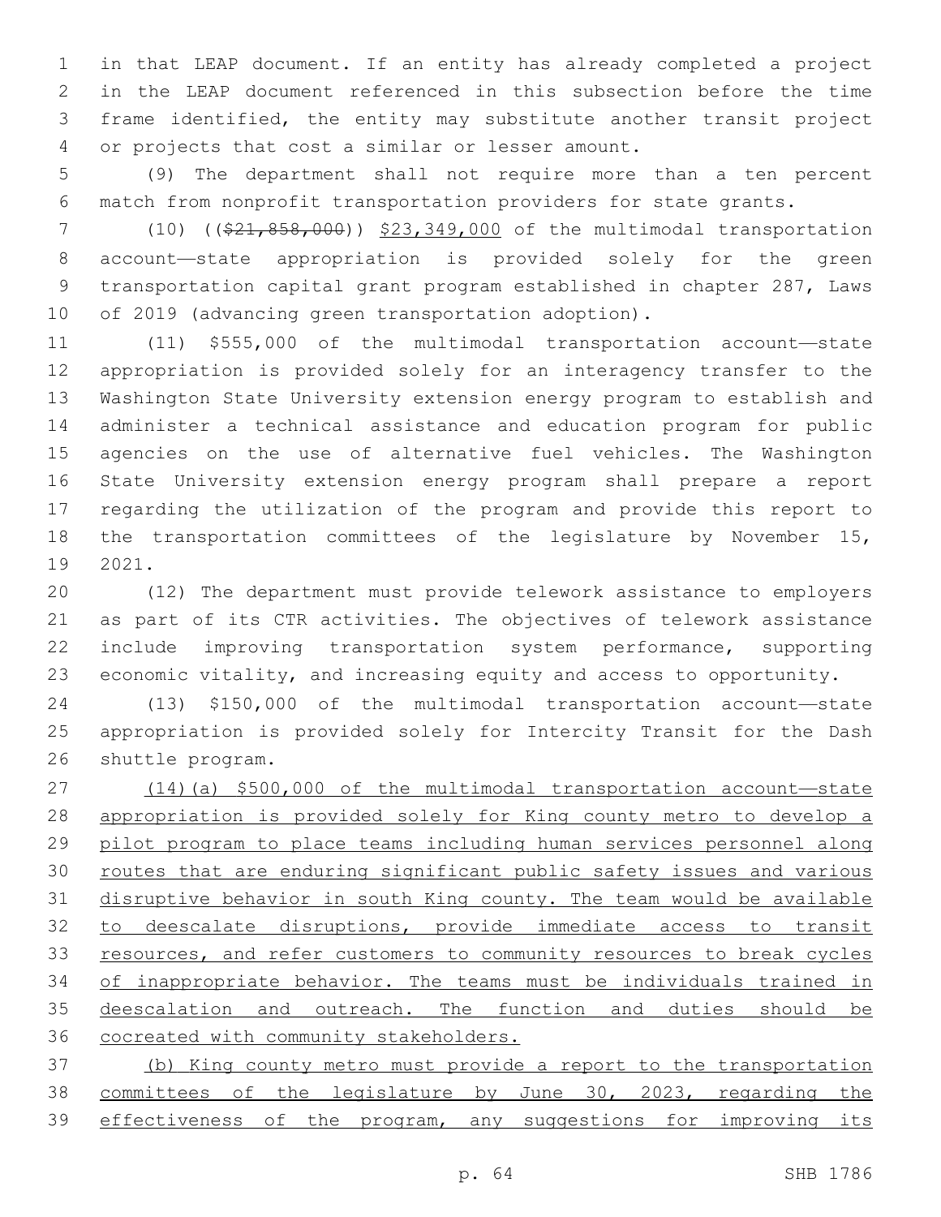in that LEAP document. If an entity has already completed a project in the LEAP document referenced in this subsection before the time frame identified, the entity may substitute another transit project or projects that cost a similar or lesser amount.

(9) The department shall not require more than a ten percent match from nonprofit transportation providers for state grants.

(10) ((~~$21,858,000~~)) <u>$23,349,000</u> of the multimodal transportation account—state appropriation is provided solely for the green transportation capital grant program established in chapter 287, Laws of 2019 (advancing green transportation adoption).

(11) $555,000 of the multimodal transportation account—state appropriation is provided solely for an interagency transfer to the Washington State University extension energy program to establish and administer a technical assistance and education program for public agencies on the use of alternative fuel vehicles. The Washington State University extension energy program shall prepare a report regarding the utilization of the program and provide this report to the transportation committees of the legislature by November 15, 2021.

(12) The department must provide telework assistance to employers as part of its CTR activities. The objectives of telework assistance include improving transportation system performance, supporting economic vitality, and increasing equity and access to opportunity.

(13) $150,000 of the multimodal transportation account—state appropriation is provided solely for Intercity Transit for the Dash shuttle program.

<u>(14)(a) $500,000 of the multimodal transportation account—state appropriation is provided solely for King county metro to develop a pilot program to place teams including human services personnel along routes that are enduring significant public safety issues and various disruptive behavior in south King county. The team would be available to deescalate disruptions, provide immediate access to transit resources, and refer customers to community resources to break cycles of inappropriate behavior. The teams must be individuals trained in deescalation and outreach. The function and duties should be cocreated with community stakeholders.</u>

<u>(b) King county metro must provide a report to the transportation committees of the legislature by June 30, 2023, regarding the effectiveness of the program, any suggestions for improving its</u>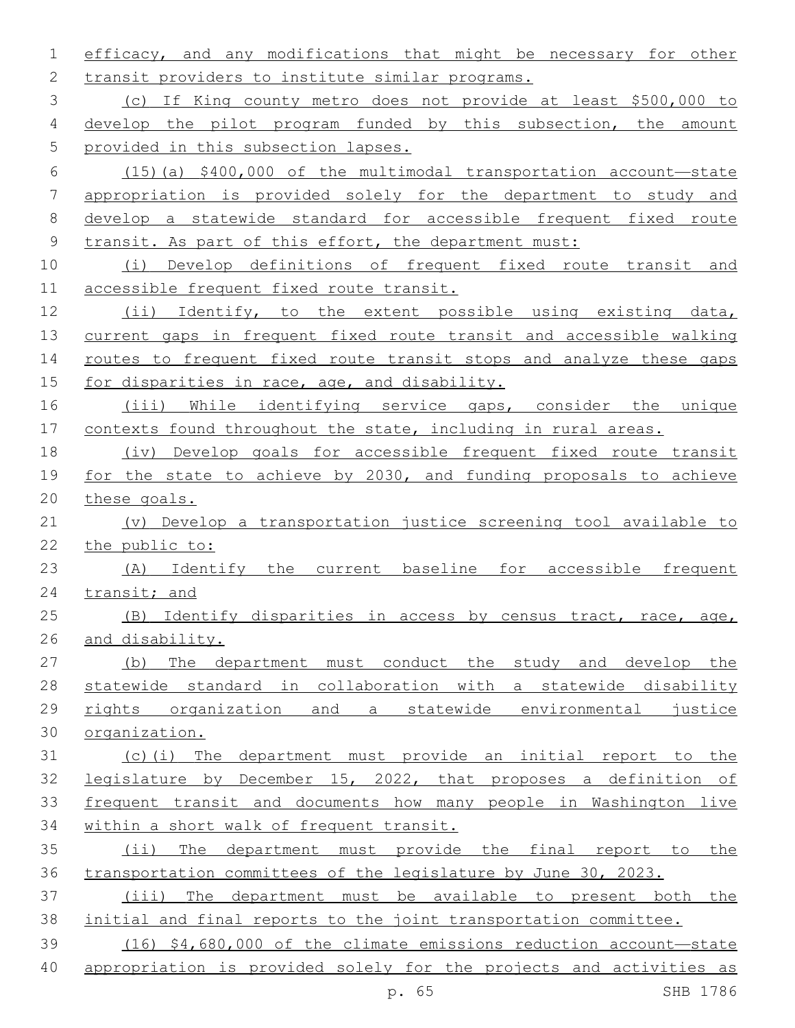efficacy, and any modifications that might be necessary for other transit providers to institute similar programs.

(c) If King county metro does not provide at least $500,000 to develop the pilot program funded by this subsection, the amount provided in this subsection lapses.

(15)(a) $400,000 of the multimodal transportation account—state appropriation is provided solely for the department to study and develop a statewide standard for accessible frequent fixed route transit. As part of this effort, the department must:

(i) Develop definitions of frequent fixed route transit and accessible frequent fixed route transit.

(ii) Identify, to the extent possible using existing data, current gaps in frequent fixed route transit and accessible walking routes to frequent fixed route transit stops and analyze these gaps for disparities in race, age, and disability.

(iii) While identifying service gaps, consider the unique contexts found throughout the state, including in rural areas.

(iv) Develop goals for accessible frequent fixed route transit for the state to achieve by 2030, and funding proposals to achieve these goals.

(v) Develop a transportation justice screening tool available to the public to:

(A) Identify the current baseline for accessible frequent transit; and

(B) Identify disparities in access by census tract, race, age, and disability.

(b) The department must conduct the study and develop the statewide standard in collaboration with a statewide disability rights organization and a statewide environmental justice organization.

(c)(i) The department must provide an initial report to the legislature by December 15, 2022, that proposes a definition of frequent transit and documents how many people in Washington live within a short walk of frequent transit.

(ii) The department must provide the final report to the transportation committees of the legislature by June 30, 2023.

(iii) The department must be available to present both the initial and final reports to the joint transportation committee.

(16) $4,680,000 of the climate emissions reduction account—state appropriation is provided solely for the projects and activities as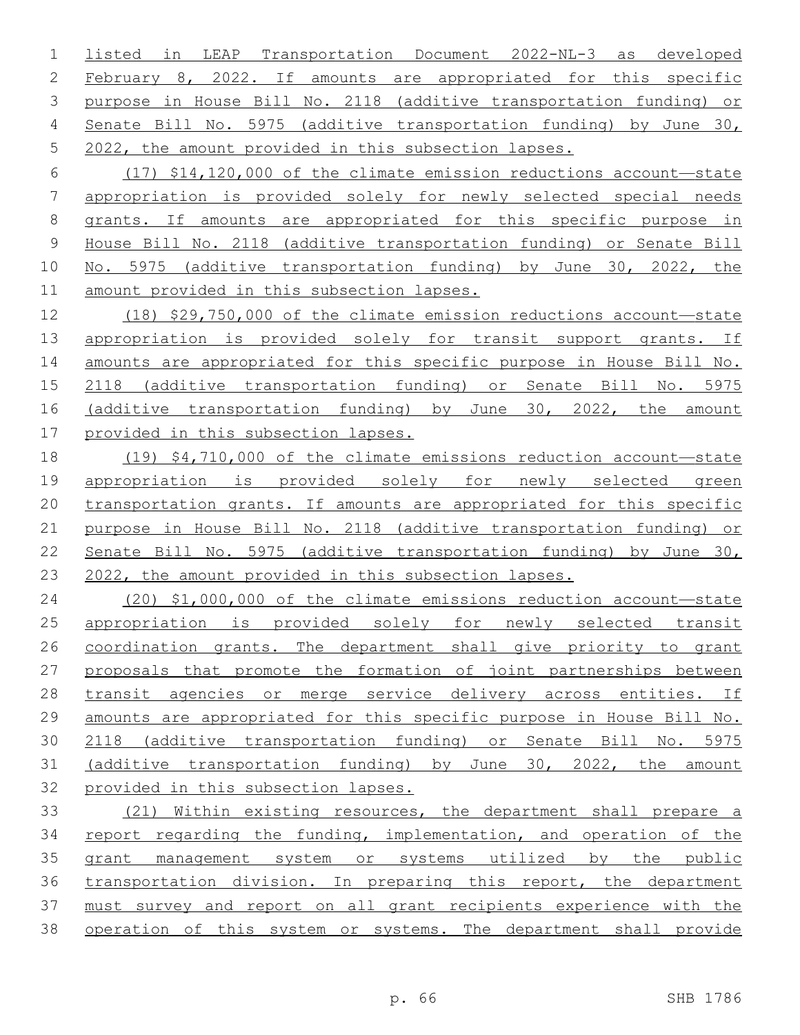listed in LEAP Transportation Document 2022-NL-3 as developed February 8, 2022. If amounts are appropriated for this specific purpose in House Bill No. 2118 (additive transportation funding) or Senate Bill No. 5975 (additive transportation funding) by June 30, 2022, the amount provided in this subsection lapses.

(17) $14,120,000 of the climate emission reductions account—state appropriation is provided solely for newly selected special needs grants. If amounts are appropriated for this specific purpose in House Bill No. 2118 (additive transportation funding) or Senate Bill No. 5975 (additive transportation funding) by June 30, 2022, the amount provided in this subsection lapses.

(18) $29,750,000 of the climate emission reductions account—state appropriation is provided solely for transit support grants. If amounts are appropriated for this specific purpose in House Bill No. 2118 (additive transportation funding) or Senate Bill No. 5975 (additive transportation funding) by June 30, 2022, the amount provided in this subsection lapses.

(19) $4,710,000 of the climate emissions reduction account—state appropriation is provided solely for newly selected green transportation grants. If amounts are appropriated for this specific purpose in House Bill No. 2118 (additive transportation funding) or Senate Bill No. 5975 (additive transportation funding) by June 30, 2022, the amount provided in this subsection lapses.

(20) $1,000,000 of the climate emissions reduction account—state appropriation is provided solely for newly selected transit coordination grants. The department shall give priority to grant proposals that promote the formation of joint partnerships between transit agencies or merge service delivery across entities. If amounts are appropriated for this specific purpose in House Bill No. 2118 (additive transportation funding) or Senate Bill No. 5975 (additive transportation funding) by June 30, 2022, the amount provided in this subsection lapses.

(21) Within existing resources, the department shall prepare a report regarding the funding, implementation, and operation of the grant management system or systems utilized by the public transportation division. In preparing this report, the department must survey and report on all grant recipients experience with the operation of this system or systems. The department shall provide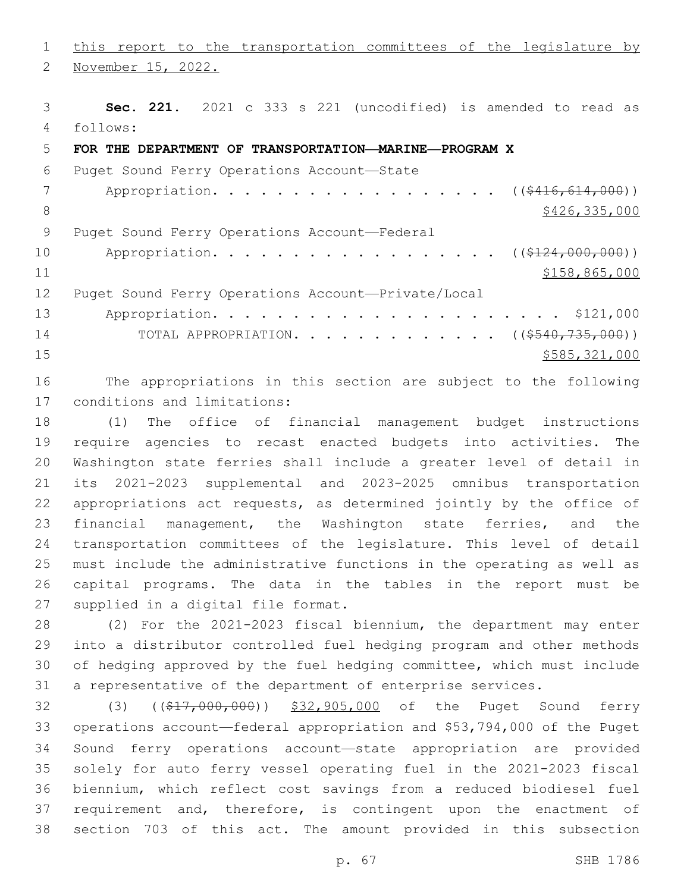this report to the transportation committees of the legislature by November 15, 2022.

**Sec. 221.** 2021 c 333 s 221 (uncodified) is amended to read as follows:

**FOR THE DEPARTMENT OF TRANSPORTATION—MARINE—PROGRAM X**

Puget Sound Ferry Operations Account—State Appropriation. . . . . . . . . . . . . . . . . . . ((~~$416,614,000~~)) $426,335,000

Puget Sound Ferry Operations Account—Federal Appropriation. . . . . . . . . . . . . . . . . . . ((~~$124,000,000~~)) $158,865,000

Puget Sound Ferry Operations Account—Private/Local Appropriation. . . . . . . . . . . . . . . . . . . . . . . . $121,000

TOTAL APPROPRIATION. . . . . . . . . . . . . . ((~~$540,735,000~~)) $585,321,000

The appropriations in this section are subject to the following conditions and limitations:

(1) The office of financial management budget instructions require agencies to recast enacted budgets into activities. The Washington state ferries shall include a greater level of detail in its 2021-2023 supplemental and 2023-2025 omnibus transportation appropriations act requests, as determined jointly by the office of financial management, the Washington state ferries, and the transportation committees of the legislature. This level of detail must include the administrative functions in the operating as well as capital programs. The data in the tables in the report must be supplied in a digital file format.

(2) For the 2021-2023 fiscal biennium, the department may enter into a distributor controlled fuel hedging program and other methods of hedging approved by the fuel hedging committee, which must include a representative of the department of enterprise services.

(3) ((~~$17,000,000~~)) $32,905,000 of the Puget Sound ferry operations account—federal appropriation and $53,794,000 of the Puget Sound ferry operations account—state appropriation are provided solely for auto ferry vessel operating fuel in the 2021-2023 fiscal biennium, which reflect cost savings from a reduced biodiesel fuel requirement and, therefore, is contingent upon the enactment of section 703 of this act. The amount provided in this subsection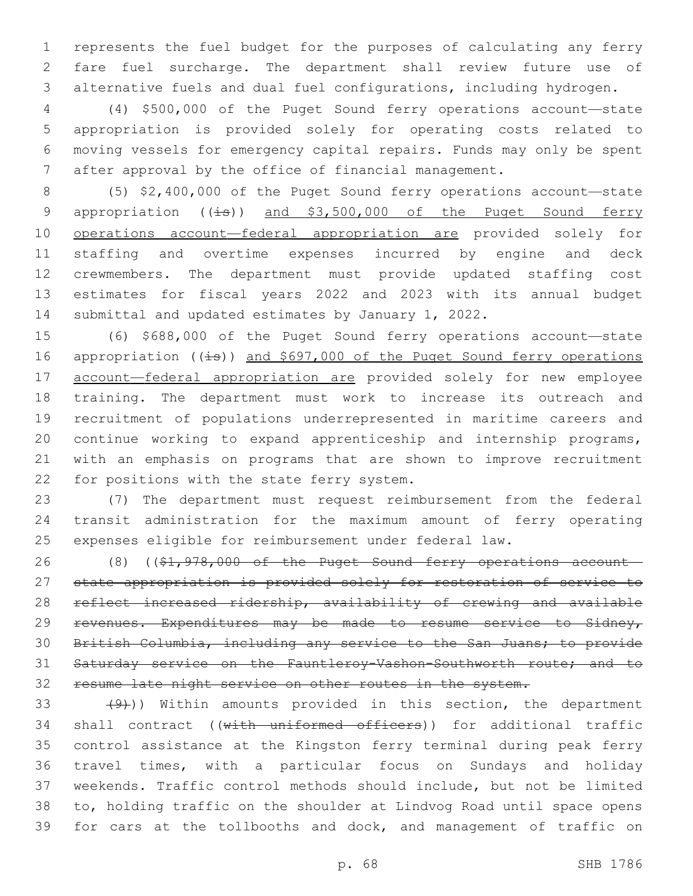represents the fuel budget for the purposes of calculating any ferry fare fuel surcharge. The department shall review future use of alternative fuels and dual fuel configurations, including hydrogen.

(4) $500,000 of the Puget Sound ferry operations account—state appropriation is provided solely for operating costs related to moving vessels for emergency capital repairs. Funds may only be spent after approval by the office of financial management.

(5) $2,400,000 of the Puget Sound ferry operations account—state appropriation ((~~is~~)) and $3,500,000 of the Puget Sound ferry operations account—federal appropriation are provided solely for staffing and overtime expenses incurred by engine and deck crewmembers. The department must provide updated staffing cost estimates for fiscal years 2022 and 2023 with its annual budget submittal and updated estimates by January 1, 2022.

(6) $688,000 of the Puget Sound ferry operations account—state appropriation ((~~is~~)) and $697,000 of the Puget Sound ferry operations account—federal appropriation are provided solely for new employee training. The department must work to increase its outreach and recruitment of populations underrepresented in maritime careers and continue working to expand apprenticeship and internship programs, with an emphasis on programs that are shown to improve recruitment for positions with the state ferry system.

(7) The department must request reimbursement from the federal transit administration for the maximum amount of ferry operating expenses eligible for reimbursement under federal law.

(8) ((~~$1,978,000 of the Puget Sound ferry operations account—state appropriation is provided solely for restoration of service to reflect increased ridership, availability of crewing and available revenues. Expenditures may be made to resume service to Sidney, British Columbia, including any service to the San Juans; to provide Saturday service on the Fauntleroy-Vashon-Southworth route; and to resume late night service on other routes in the system.~~

~~(9)~~)) Within amounts provided in this section, the department shall contract ((~~with uniformed officers~~)) for additional traffic control assistance at the Kingston ferry terminal during peak ferry travel times, with a particular focus on Sundays and holiday weekends. Traffic control methods should include, but not be limited to, holding traffic on the shoulder at Lindvog Road until space opens for cars at the tollbooths and dock, and management of traffic on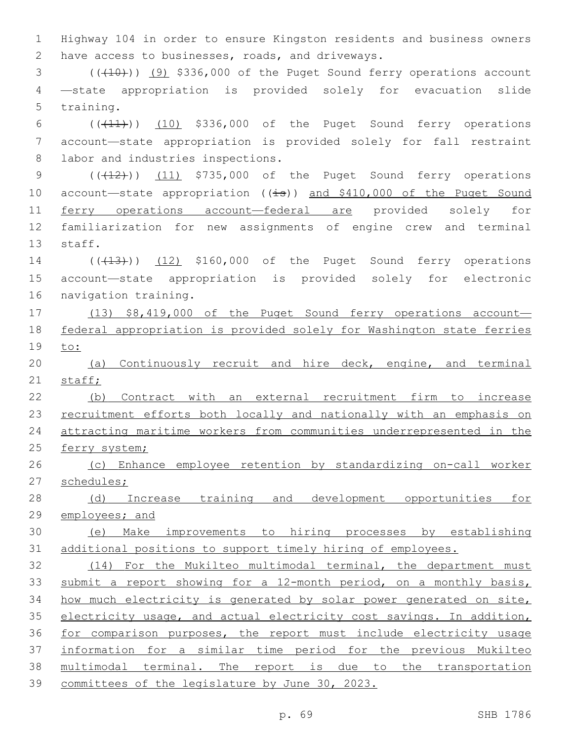Highway 104 in order to ensure Kingston residents and business owners have access to businesses, roads, and driveways.

(((10))) (9) $336,000 of the Puget Sound ferry operations account—state appropriation is provided solely for evacuation slide training.

(((11))) (10) $336,000 of the Puget Sound ferry operations account—state appropriation is provided solely for fall restraint labor and industries inspections.

(((12))) (11) $735,000 of the Puget Sound ferry operations account—state appropriation ((is)) and $410,000 of the Puget Sound ferry operations account—federal are provided solely for familiarization for new assignments of engine crew and terminal staff.

(((13))) (12) $160,000 of the Puget Sound ferry operations account—state appropriation is provided solely for electronic navigation training.

(13) $8,419,000 of the Puget Sound ferry operations account—federal appropriation is provided solely for Washington state ferries to:

(a) Continuously recruit and hire deck, engine, and terminal staff;

(b) Contract with an external recruitment firm to increase recruitment efforts both locally and nationally with an emphasis on attracting maritime workers from communities underrepresented in the ferry system;

(c) Enhance employee retention by standardizing on-call worker schedules;

(d) Increase training and development opportunities for employees; and

(e) Make improvements to hiring processes by establishing additional positions to support timely hiring of employees.

(14) For the Mukilteo multimodal terminal, the department must submit a report showing for a 12-month period, on a monthly basis, how much electricity is generated by solar power generated on site, electricity usage, and actual electricity cost savings. In addition, for comparison purposes, the report must include electricity usage information for a similar time period for the previous Mukilteo multimodal terminal. The report is due to the transportation committees of the legislature by June 30, 2023.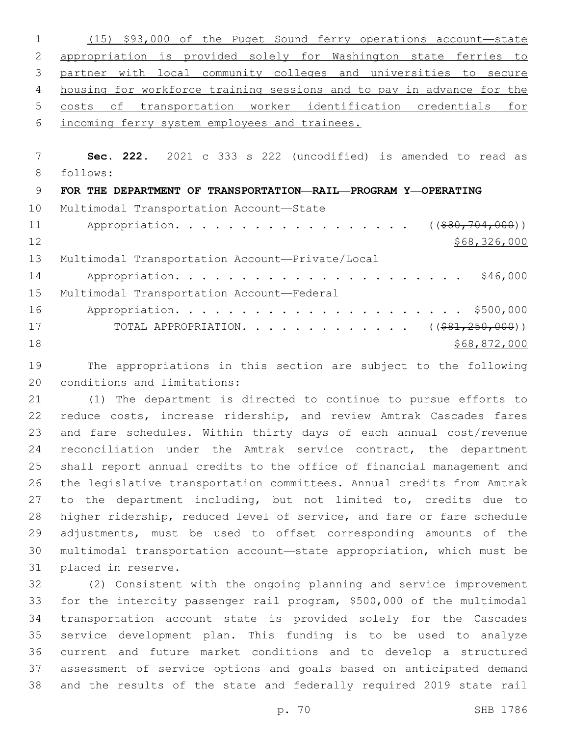(15) $93,000 of the Puget Sound ferry operations account—state appropriation is provided solely for Washington state ferries to partner with local community colleges and universities to secure housing for workforce training sessions and to pay in advance for the costs of transportation worker identification credentials for incoming ferry system employees and trainees.

**Sec. 222.** 2021 c 333 s 222 (uncodified) is amended to read as follows:

**FOR THE DEPARTMENT OF TRANSPORTATION—RAIL—PROGRAM Y—OPERATING**

Multimodal Transportation Account—State
Appropriation. . . . . . . . . . . . . . . . . . ((~~$80,704,000~~))
$68,326,000

Multimodal Transportation Account—Private/Local
Appropriation. . . . . . . . . . . . . . . . . . . . . . . $46,000

Multimodal Transportation Account—Federal
Appropriation. . . . . . . . . . . . . . . . . . . . . . . $500,000

TOTAL APPROPRIATION. . . . . . . . . . . . . ((~~$81,250,000~~))
$68,872,000

The appropriations in this section are subject to the following conditions and limitations:

(1) The department is directed to continue to pursue efforts to reduce costs, increase ridership, and review Amtrak Cascades fares and fare schedules. Within thirty days of each annual cost/revenue reconciliation under the Amtrak service contract, the department shall report annual credits to the office of financial management and the legislative transportation committees. Annual credits from Amtrak to the department including, but not limited to, credits due to higher ridership, reduced level of service, and fare or fare schedule adjustments, must be used to offset corresponding amounts of the multimodal transportation account—state appropriation, which must be placed in reserve.

(2) Consistent with the ongoing planning and service improvement for the intercity passenger rail program, $500,000 of the multimodal transportation account—state is provided solely for the Cascades service development plan. This funding is to be used to analyze current and future market conditions and to develop a structured assessment of service options and goals based on anticipated demand and the results of the state and federally required 2019 state rail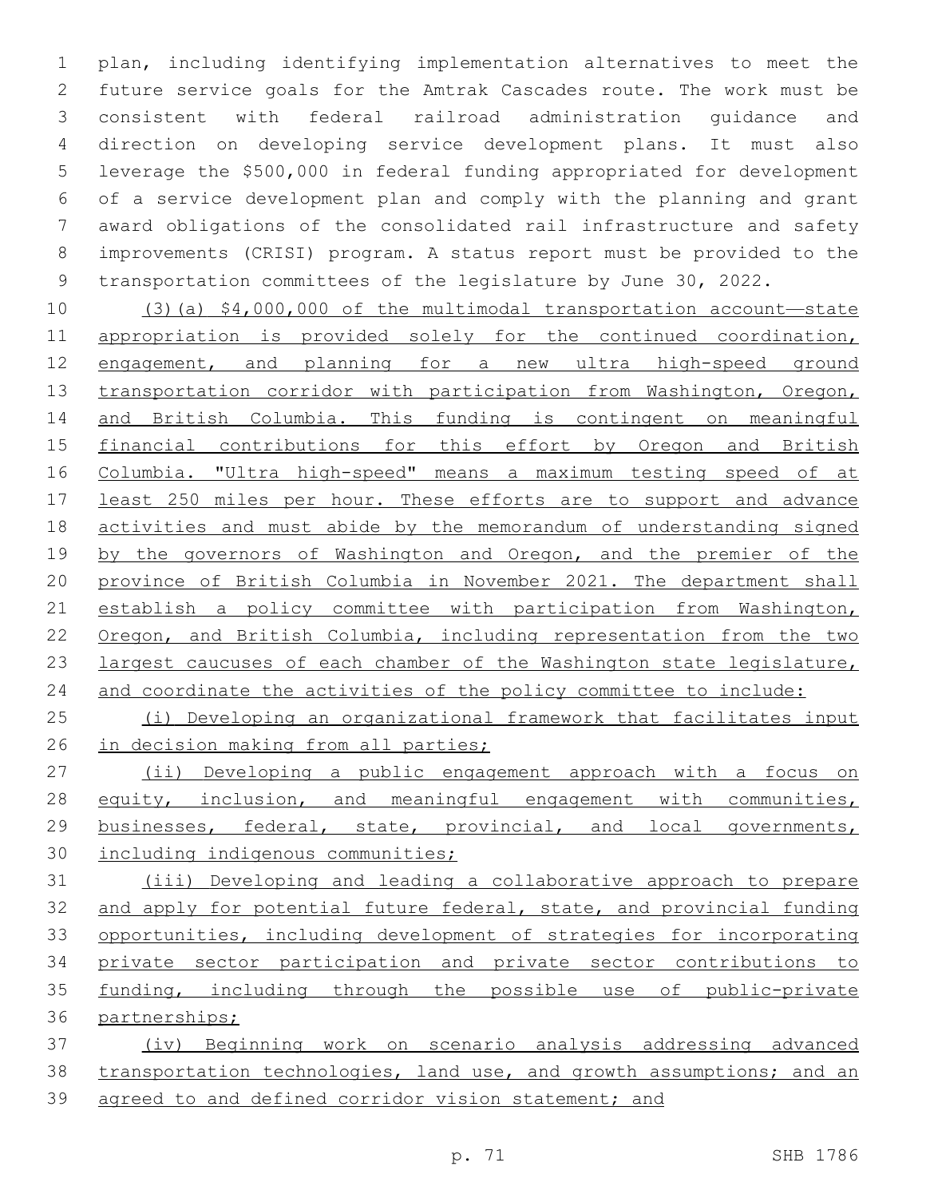plan, including identifying implementation alternatives to meet the future service goals for the Amtrak Cascades route. The work must be consistent with federal railroad administration guidance and direction on developing service development plans. It must also leverage the $500,000 in federal funding appropriated for development of a service development plan and comply with the planning and grant award obligations of the consolidated rail infrastructure and safety improvements (CRISI) program. A status report must be provided to the transportation committees of the legislature by June 30, 2022.

(3)(a) $4,000,000 of the multimodal transportation account—state appropriation is provided solely for the continued coordination, engagement, and planning for a new ultra high-speed ground transportation corridor with participation from Washington, Oregon, and British Columbia. This funding is contingent on meaningful financial contributions for this effort by Oregon and British Columbia. "Ultra high-speed" means a maximum testing speed of at least 250 miles per hour. These efforts are to support and advance activities and must abide by the memorandum of understanding signed by the governors of Washington and Oregon, and the premier of the province of British Columbia in November 2021. The department shall establish a policy committee with participation from Washington, Oregon, and British Columbia, including representation from the two largest caucuses of each chamber of the Washington state legislature, and coordinate the activities of the policy committee to include:

(i) Developing an organizational framework that facilitates input in decision making from all parties;

(ii) Developing a public engagement approach with a focus on equity, inclusion, and meaningful engagement with communities, businesses, federal, state, provincial, and local governments, including indigenous communities;

(iii) Developing and leading a collaborative approach to prepare and apply for potential future federal, state, and provincial funding opportunities, including development of strategies for incorporating private sector participation and private sector contributions to funding, including through the possible use of public-private partnerships;

(iv) Beginning work on scenario analysis addressing advanced transportation technologies, land use, and growth assumptions; and an agreed to and defined corridor vision statement; and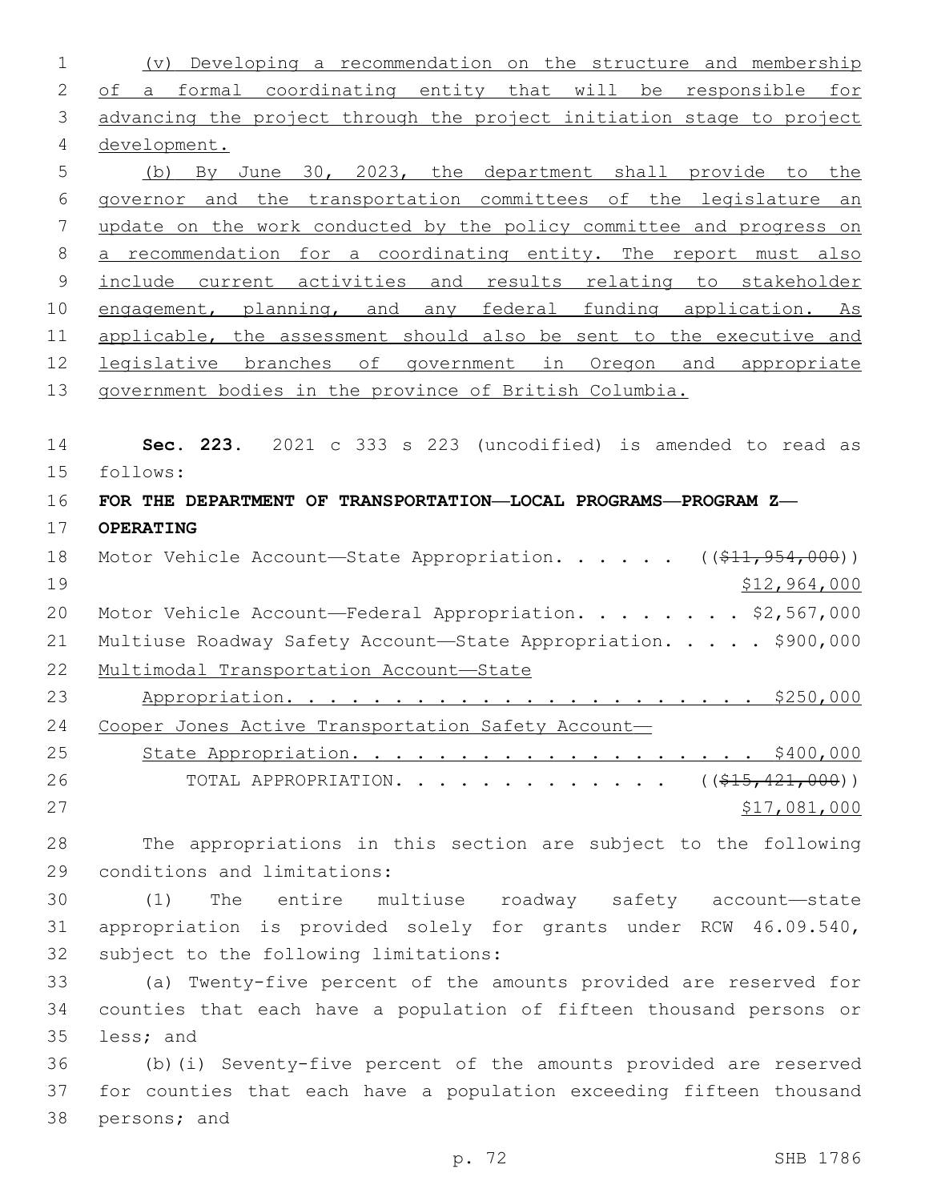(v) Developing a recommendation on the structure and membership of a formal coordinating entity that will be responsible for advancing the project through the project initiation stage to project development.

(b) By June 30, 2023, the department shall provide to the governor and the transportation committees of the legislature an update on the work conducted by the policy committee and progress on a recommendation for a coordinating entity. The report must also include current activities and results relating to stakeholder engagement, planning, and any federal funding application. As applicable, the assessment should also be sent to the executive and legislative branches of government in Oregon and appropriate government bodies in the province of British Columbia.

**Sec. 223.** 2021 c 333 s 223 (uncodified) is amended to read as follows:

**FOR THE DEPARTMENT OF TRANSPORTATION—LOCAL PROGRAMS—PROGRAM Z—OPERATING**

Motor Vehicle Account—State Appropriation. . . . . . ((~~$11,954,000~~)) $12,964,000

Motor Vehicle Account—Federal Appropriation. . . . . . . . $2,567,000

Multiuse Roadway Safety Account—State Appropriation. . . . . $900,000

Multimodal Transportation Account—State Appropriation. . . . . . . . . . . . . . . . . . . . . . $250,000

Cooper Jones Active Transportation Safety Account—State Appropriation. . . . . . . . . . . . . . . . . . . . $400,000

TOTAL APPROPRIATION. . . . . . . . . . . . . ((~~$15,421,000~~)) $17,081,000

The appropriations in this section are subject to the following conditions and limitations:

(1) The entire multiuse roadway safety account—state appropriation is provided solely for grants under RCW 46.09.540, subject to the following limitations:

(a) Twenty-five percent of the amounts provided are reserved for counties that each have a population of fifteen thousand persons or less; and

(b)(i) Seventy-five percent of the amounts provided are reserved for counties that each have a population exceeding fifteen thousand persons; and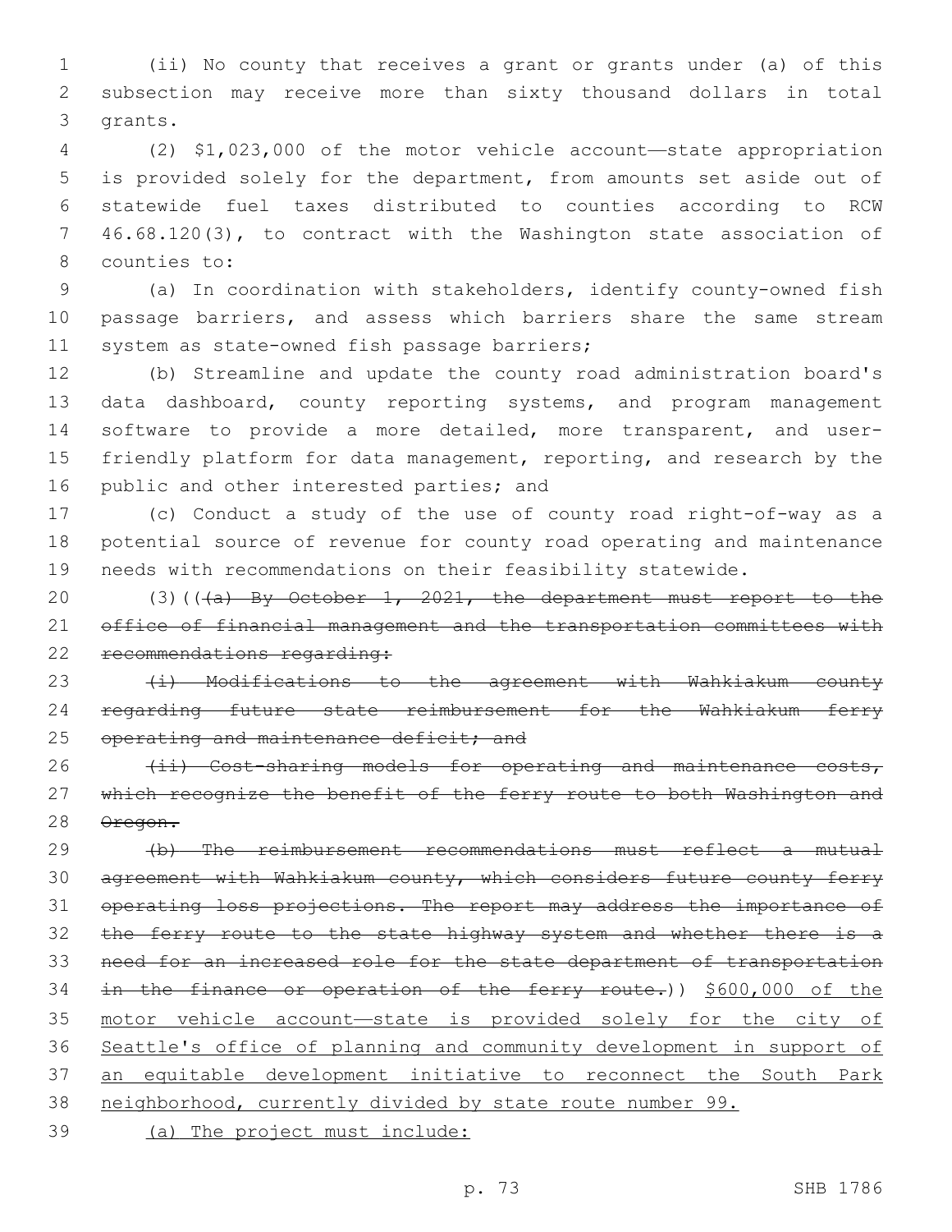(ii) No county that receives a grant or grants under (a) of this subsection may receive more than sixty thousand dollars in total grants.

(2) $1,023,000 of the motor vehicle account—state appropriation is provided solely for the department, from amounts set aside out of statewide fuel taxes distributed to counties according to RCW 46.68.120(3), to contract with the Washington state association of counties to:

(a) In coordination with stakeholders, identify county-owned fish passage barriers, and assess which barriers share the same stream system as state-owned fish passage barriers;

(b) Streamline and update the county road administration board's data dashboard, county reporting systems, and program management software to provide a more detailed, more transparent, and user-friendly platform for data management, reporting, and research by the public and other interested parties; and

(c) Conduct a study of the use of county road right-of-way as a potential source of revenue for county road operating and maintenance needs with recommendations on their feasibility statewide.

(3)((~~(a) By October 1, 2021, the department must report to the office of financial management and the transportation committees with recommendations regarding:~~

~~(i) Modifications to the agreement with Wahkiakum county regarding future state reimbursement for the Wahkiakum ferry operating and maintenance deficit; and~~

~~(ii) Cost-sharing models for operating and maintenance costs, which recognize the benefit of the ferry route to both Washington and Oregon.~~

~~(b) The reimbursement recommendations must reflect a mutual agreement with Wahkiakum county, which considers future county ferry operating loss projections. The report may address the importance of the ferry route to the state highway system and whether there is a need for an increased role for the state department of transportation in the finance or operation of the ferry route.~~)) <u>$600,000 of the motor vehicle account—state is provided solely for the city of Seattle's office of planning and community development in support of an equitable development initiative to reconnect the South Park neighborhood, currently divided by state route number 99.</u>

<u>(a) The project must include:</u>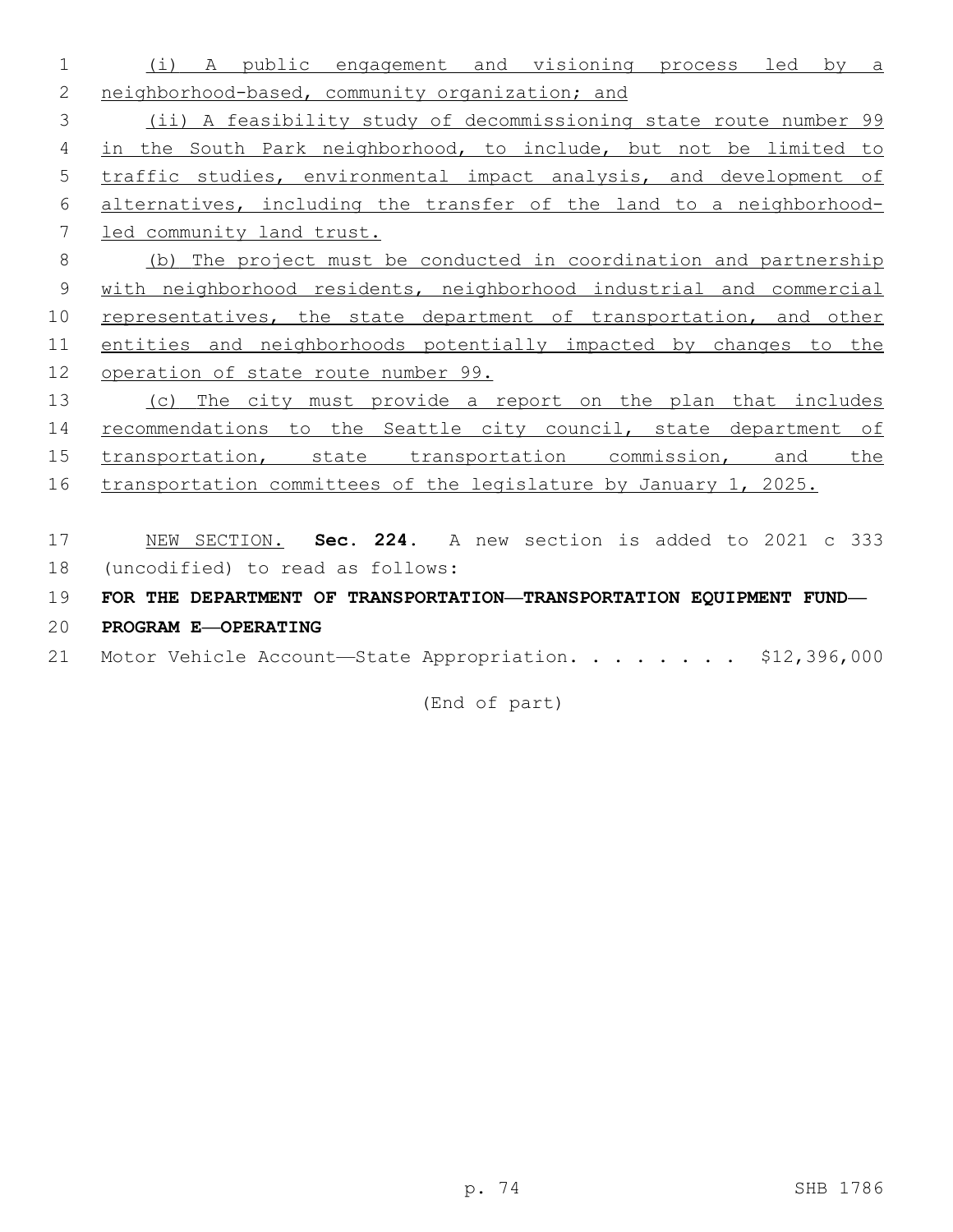(i) A public engagement and visioning process led by a neighborhood-based, community organization; and

(ii) A feasibility study of decommissioning state route number 99 in the South Park neighborhood, to include, but not be limited to traffic studies, environmental impact analysis, and development of alternatives, including the transfer of the land to a neighborhood-led community land trust.

(b) The project must be conducted in coordination and partnership with neighborhood residents, neighborhood industrial and commercial representatives, the state department of transportation, and other entities and neighborhoods potentially impacted by changes to the operation of state route number 99.

(c) The city must provide a report on the plan that includes recommendations to the Seattle city council, state department of transportation, state transportation commission, and the transportation committees of the legislature by January 1, 2025.

NEW SECTION. **Sec. 224.** A new section is added to 2021 c 333 (uncodified) to read as follows:

**FOR THE DEPARTMENT OF TRANSPORTATION—TRANSPORTATION EQUIPMENT FUND—PROGRAM E—OPERATING**

Motor Vehicle Account—State Appropriation. . . . . . . . $12,396,000

(End of part)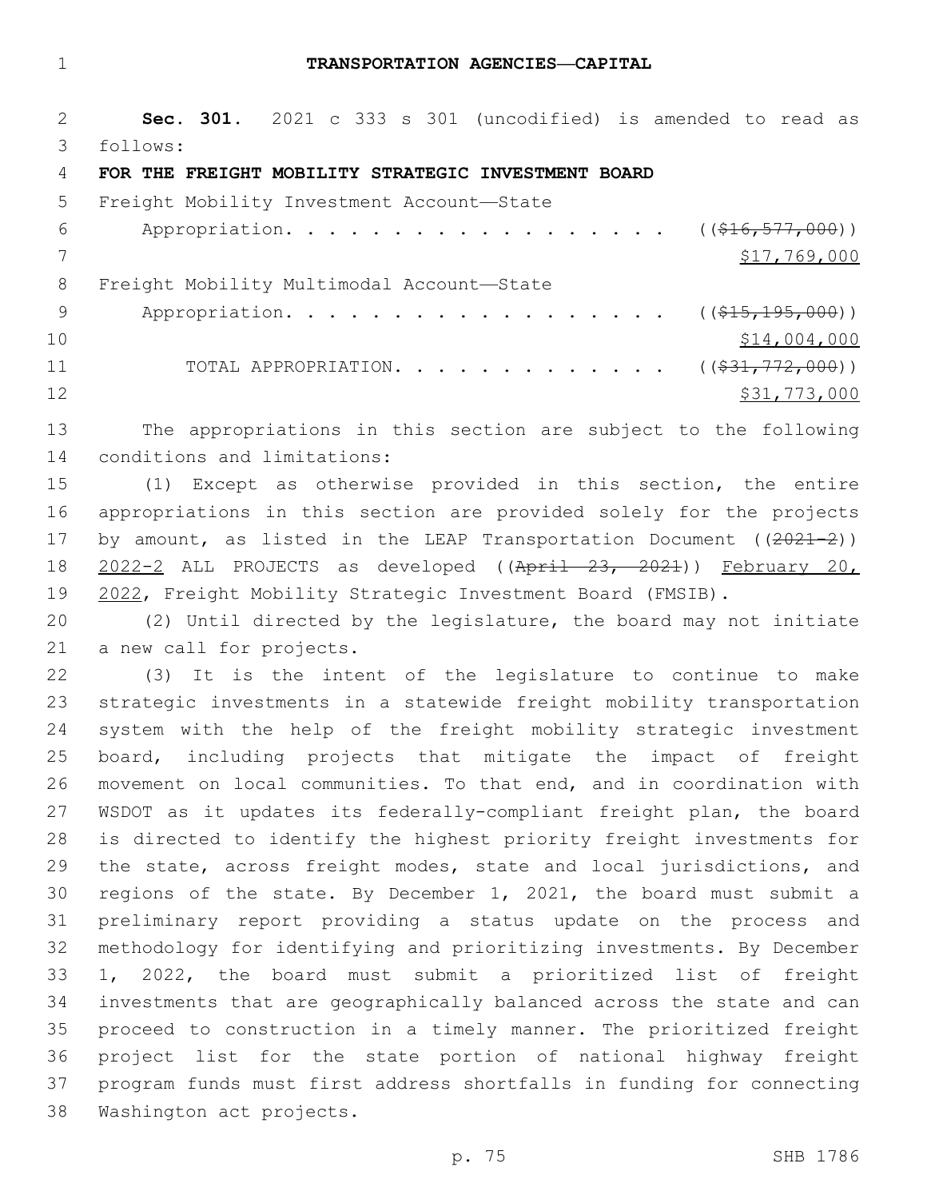# TRANSPORTATION AGENCIES—CAPITAL

**Sec. 301.** 2021 c 333 s 301 (uncodified) is amended to read as follows:

**FOR THE FREIGHT MOBILITY STRATEGIC INVESTMENT BOARD**

Freight Mobility Investment Account—State
Appropriation. . . . . . . . . . . . . . . . . . . ((~~$16,577,000~~))
$17,769,000

Freight Mobility Multimodal Account—State
Appropriation. . . . . . . . . . . . . . . . . . . ((~~$15,195,000~~))
$14,004,000

TOTAL APPROPRIATION. . . . . . . . . . . . . ((~~$31,772,000~~))
$31,773,000

The appropriations in this section are subject to the following conditions and limitations:

(1) Except as otherwise provided in this section, the entire appropriations in this section are provided solely for the projects by amount, as listed in the LEAP Transportation Document ((~~2021-2~~)) 2022-2 ALL PROJECTS as developed ((~~April 23, 2021~~)) February 20, 2022, Freight Mobility Strategic Investment Board (FMSIB).

(2) Until directed by the legislature, the board may not initiate a new call for projects.

(3) It is the intent of the legislature to continue to make strategic investments in a statewide freight mobility transportation system with the help of the freight mobility strategic investment board, including projects that mitigate the impact of freight movement on local communities. To that end, and in coordination with WSDOT as it updates its federally-compliant freight plan, the board is directed to identify the highest priority freight investments for the state, across freight modes, state and local jurisdictions, and regions of the state. By December 1, 2021, the board must submit a preliminary report providing a status update on the process and methodology for identifying and prioritizing investments. By December 1, 2022, the board must submit a prioritized list of freight investments that are geographically balanced across the state and can proceed to construction in a timely manner. The prioritized freight project list for the state portion of national highway freight program funds must first address shortfalls in funding for connecting Washington act projects.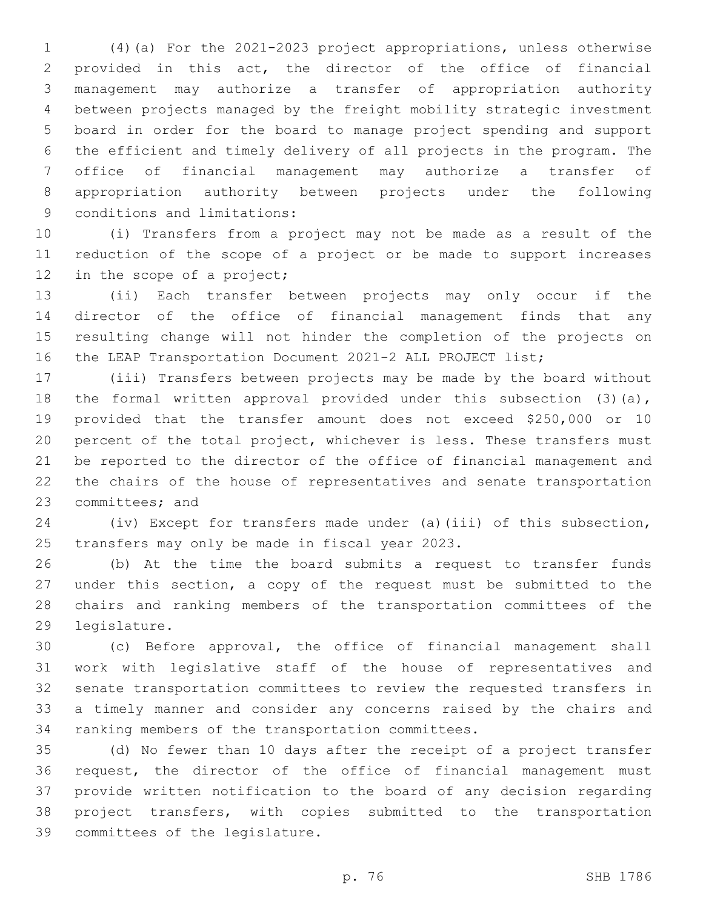(4)(a) For the 2021-2023 project appropriations, unless otherwise provided in this act, the director of the office of financial management may authorize a transfer of appropriation authority between projects managed by the freight mobility strategic investment board in order for the board to manage project spending and support the efficient and timely delivery of all projects in the program. The office of financial management may authorize a transfer of appropriation authority between projects under the following conditions and limitations:

(i) Transfers from a project may not be made as a result of the reduction of the scope of a project or be made to support increases in the scope of a project;

(ii) Each transfer between projects may only occur if the director of the office of financial management finds that any resulting change will not hinder the completion of the projects on the LEAP Transportation Document 2021-2 ALL PROJECT list;

(iii) Transfers between projects may be made by the board without the formal written approval provided under this subsection (3)(a), provided that the transfer amount does not exceed $250,000 or 10 percent of the total project, whichever is less. These transfers must be reported to the director of the office of financial management and the chairs of the house of representatives and senate transportation committees; and

(iv) Except for transfers made under (a)(iii) of this subsection, transfers may only be made in fiscal year 2023.

(b) At the time the board submits a request to transfer funds under this section, a copy of the request must be submitted to the chairs and ranking members of the transportation committees of the legislature.

(c) Before approval, the office of financial management shall work with legislative staff of the house of representatives and senate transportation committees to review the requested transfers in a timely manner and consider any concerns raised by the chairs and ranking members of the transportation committees.

(d) No fewer than 10 days after the receipt of a project transfer request, the director of the office of financial management must provide written notification to the board of any decision regarding project transfers, with copies submitted to the transportation committees of the legislature.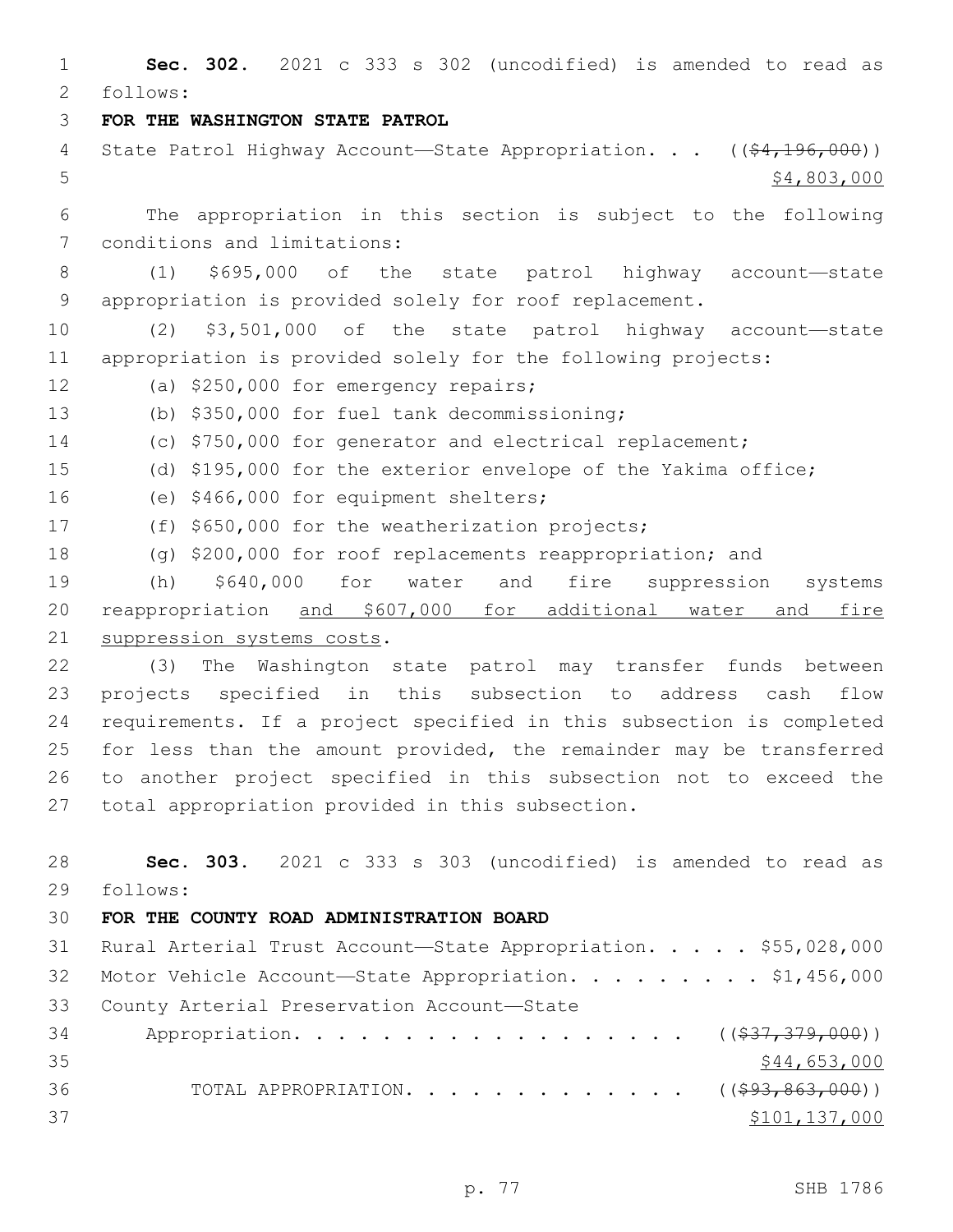**Sec. 302.** 2021 c 333 s 302 (uncodified) is amended to read as follows:

**FOR THE WASHINGTON STATE PATROL**

State Patrol Highway Account—State Appropriation. . . ((~~$4,196,000~~)) $4,803,000

The appropriation in this section is subject to the following conditions and limitations:

(1) $695,000 of the state patrol highway account—state appropriation is provided solely for roof replacement.

(2) $3,501,000 of the state patrol highway account—state appropriation is provided solely for the following projects:

(a) $250,000 for emergency repairs;

(b) $350,000 for fuel tank decommissioning;

(c) $750,000 for generator and electrical replacement;

(d) $195,000 for the exterior envelope of the Yakima office;

(e) $466,000 for equipment shelters;

(f) $650,000 for the weatherization projects;

(g) $200,000 for roof replacements reappropriation; and

(h) $640,000 for water and fire suppression systems reappropriation <u>and $607,000 for additional water and fire suppression systems costs</u>.

(3) The Washington state patrol may transfer funds between projects specified in this subsection to address cash flow requirements. If a project specified in this subsection is completed for less than the amount provided, the remainder may be transferred to another project specified in this subsection not to exceed the total appropriation provided in this subsection.

**Sec. 303.** 2021 c 333 s 303 (uncodified) is amended to read as follows:

**FOR THE COUNTY ROAD ADMINISTRATION BOARD**

Rural Arterial Trust Account—State Appropriation. . . . . $55,028,000

Motor Vehicle Account—State Appropriation. . . . . . . . . $1,456,000

County Arterial Preservation Account—State Appropriation. . . . . . . . . . . . . . . . . . ((~~$37,379,000~~)) <u>$44,653,000</u>

TOTAL APPROPRIATION. . . . . . . . . . . . . ((~~$93,863,000~~)) <u>$101,137,000</u>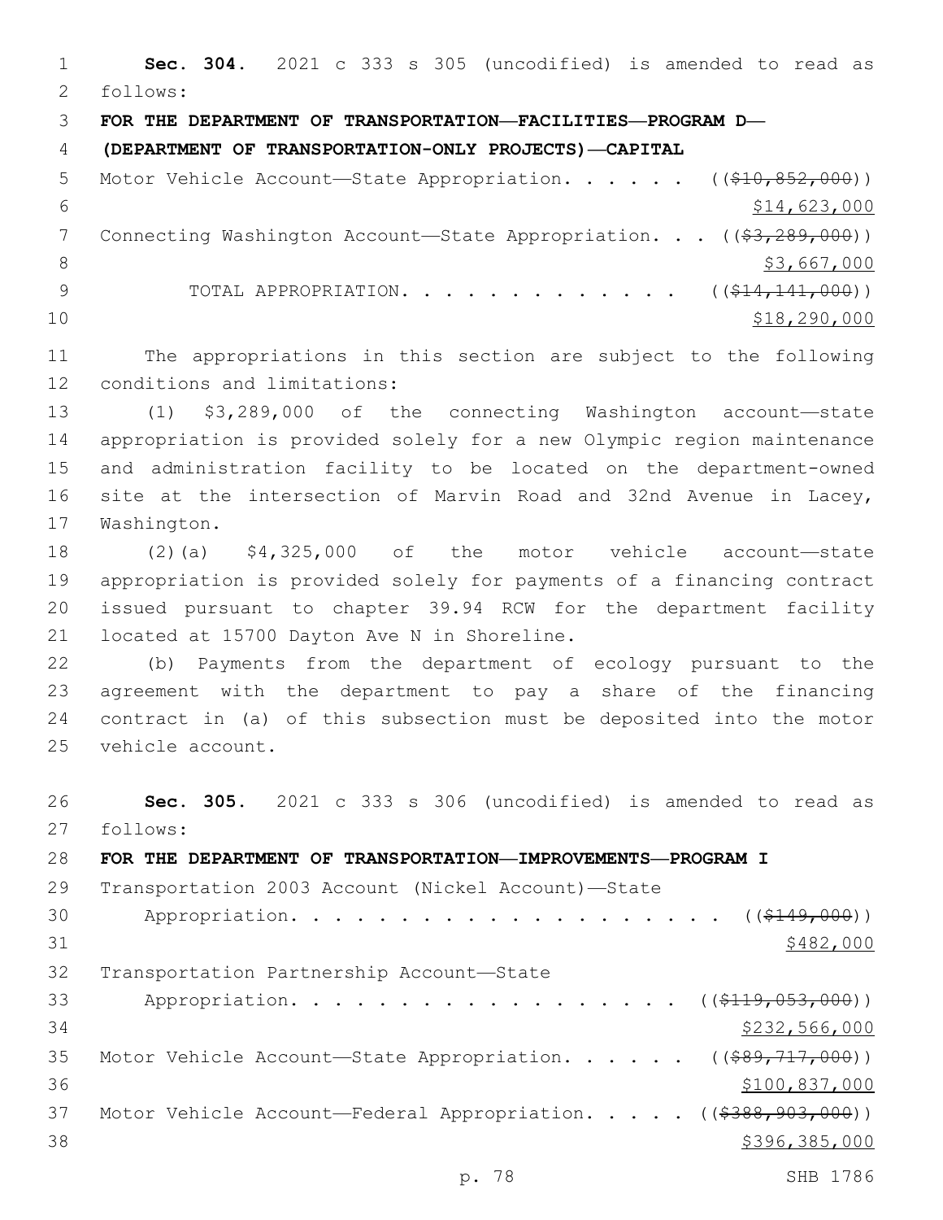**Sec. 304.** 2021 c 333 s 305 (uncodified) is amended to read as follows:

**FOR THE DEPARTMENT OF TRANSPORTATION—FACILITIES—PROGRAM D—(DEPARTMENT OF TRANSPORTATION-ONLY PROJECTS)—CAPITAL**

Motor Vehicle Account—State Appropriation. . . . . . ((~~$10,852,000~~))
$14,623,000

Connecting Washington Account—State Appropriation. . . ((~~$3,289,000~~))
$3,667,000

TOTAL APPROPRIATION. . . . . . . . . . . . . ((~~$14,141,000~~))
$18,290,000

The appropriations in this section are subject to the following conditions and limitations:

(1) $3,289,000 of the connecting Washington account—state appropriation is provided solely for a new Olympic region maintenance and administration facility to be located on the department-owned site at the intersection of Marvin Road and 32nd Avenue in Lacey, Washington.

(2)(a) $4,325,000 of the motor vehicle account—state appropriation is provided solely for payments of a financing contract issued pursuant to chapter 39.94 RCW for the department facility located at 15700 Dayton Ave N in Shoreline.

(b) Payments from the department of ecology pursuant to the agreement with the department to pay a share of the financing contract in (a) of this subsection must be deposited into the motor vehicle account.

**Sec. 305.** 2021 c 333 s 306 (uncodified) is amended to read as follows:

**FOR THE DEPARTMENT OF TRANSPORTATION—IMPROVEMENTS—PROGRAM I**

Transportation 2003 Account (Nickel Account)—State Appropriation. . . . . . . . . . . . . . . . . . . . ((~~$149,000~~))
$482,000

Transportation Partnership Account—State Appropriation. . . . . . . . . . . . . . . . . . ((~~$119,053,000~~))
$232,566,000

Motor Vehicle Account—State Appropriation. . . . . . ((~~$89,717,000~~))
$100,837,000

Motor Vehicle Account—Federal Appropriation. . . . . ((~~$388,903,000~~))
$396,385,000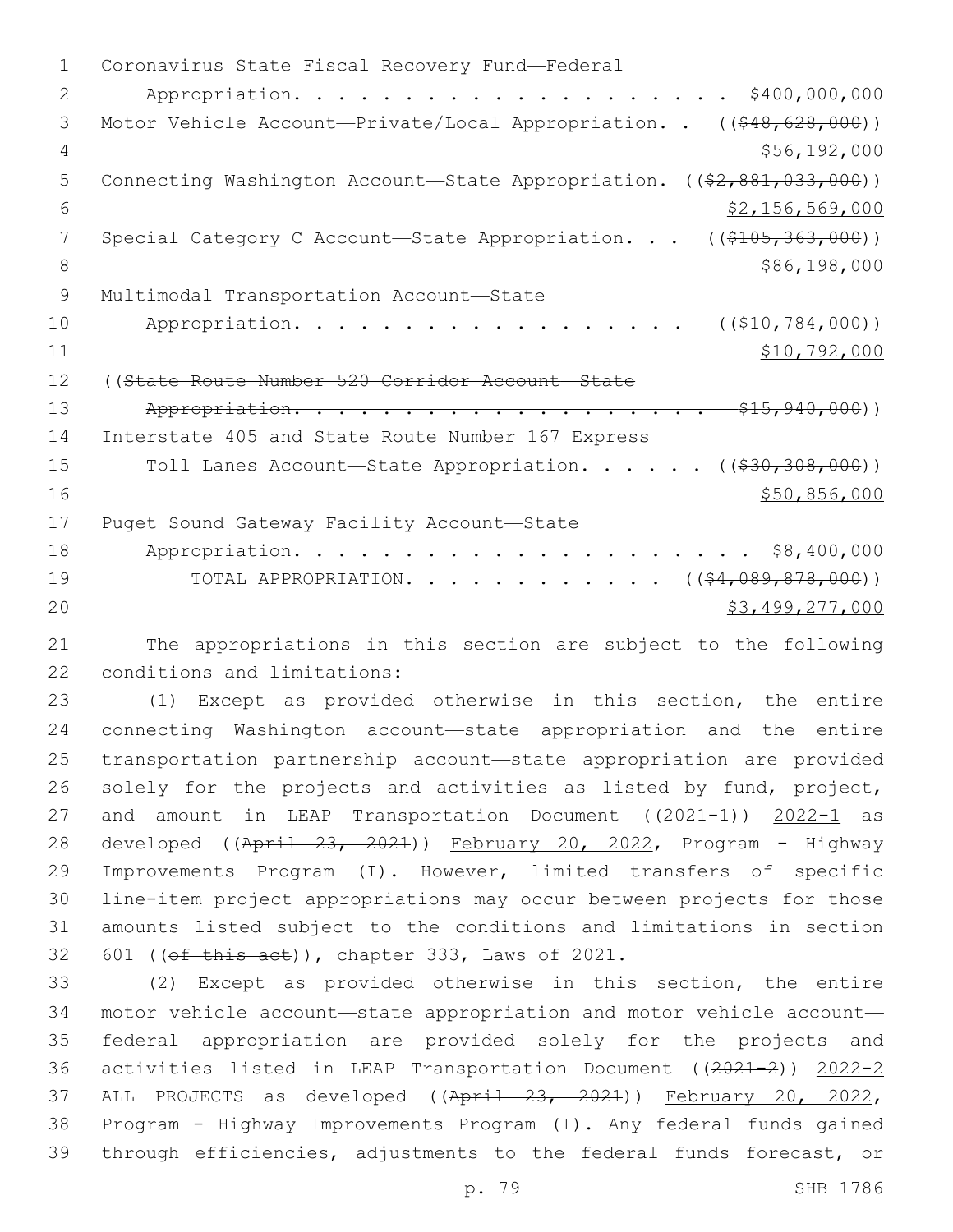Coronavirus State Fiscal Recovery Fund—Federal
Appropriation. . . . . . . . . . . . . . . . . . . . . $400,000,000

Motor Vehicle Account—Private/Local Appropriation. . (($48,628,000))
$56,192,000

Connecting Washington Account—State Appropriation. (($2,881,033,000))
$2,156,569,000

Special Category C Account—State Appropriation. . . (($105,363,000))
$86,198,000

Multimodal Transportation Account—State
Appropriation. . . . . . . . . . . . . . . . . . (($10,784,000))
$10,792,000

((~~State Route Number 520 Corridor Account—State~~
~~Appropriation. . . . . . . . . . . . . . . . . . . . . $15,940,000~~))

Interstate 405 and State Route Number 167 Express
Toll Lanes Account—State Appropriation. . . . . . (($30,308,000))
$50,856,000

Puget Sound Gateway Facility Account—State
Appropriation. . . . . . . . . . . . . . . . . . . . . $8,400,000

TOTAL APPROPRIATION. . . . . . . . . . . . (($4,089,878,000))
$3,499,277,000

The appropriations in this section are subject to the following conditions and limitations:

(1) Except as provided otherwise in this section, the entire connecting Washington account—state appropriation and the entire transportation partnership account—state appropriation are provided solely for the projects and activities as listed by fund, project, and amount in LEAP Transportation Document ((~~2021-1~~)) 2022-1 as developed ((~~April 23, 2021~~)) February 20, 2022, Program - Highway Improvements Program (I). However, limited transfers of specific line-item project appropriations may occur between projects for those amounts listed subject to the conditions and limitations in section 601 ((~~of this act~~)), chapter 333, Laws of 2021.

(2) Except as provided otherwise in this section, the entire motor vehicle account—state appropriation and motor vehicle account—federal appropriation are provided solely for the projects and activities listed in LEAP Transportation Document ((~~2021-2~~)) 2022-2 ALL PROJECTS as developed ((~~April 23, 2021~~)) February 20, 2022, Program - Highway Improvements Program (I). Any federal funds gained through efficiencies, adjustments to the federal funds forecast, or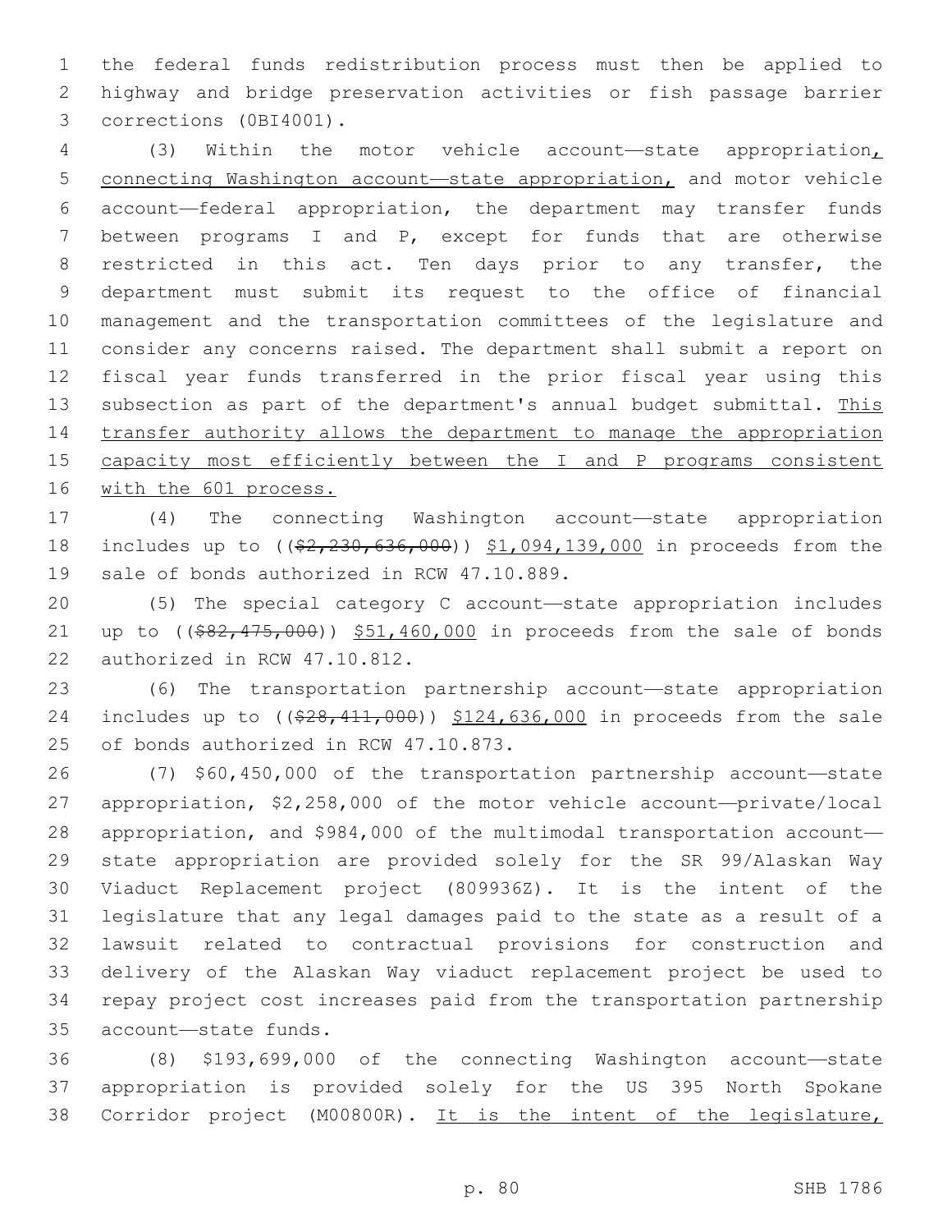the federal funds redistribution process must then be applied to highway and bridge preservation activities or fish passage barrier corrections (0BI4001).

(3) Within the motor vehicle account—state appropriation, connecting Washington account—state appropriation, and motor vehicle account—federal appropriation, the department may transfer funds between programs I and P, except for funds that are otherwise restricted in this act. Ten days prior to any transfer, the department must submit its request to the office of financial management and the transportation committees of the legislature and consider any concerns raised. The department shall submit a report on fiscal year funds transferred in the prior fiscal year using this subsection as part of the department's annual budget submittal. This transfer authority allows the department to manage the appropriation capacity most efficiently between the I and P programs consistent with the 601 process.

(4) The connecting Washington account—state appropriation includes up to (($2,230,636,000)) $1,094,139,000 in proceeds from the sale of bonds authorized in RCW 47.10.889.

(5) The special category C account—state appropriation includes up to (($82,475,000)) $51,460,000 in proceeds from the sale of bonds authorized in RCW 47.10.812.

(6) The transportation partnership account—state appropriation includes up to (($28,411,000)) $124,636,000 in proceeds from the sale of bonds authorized in RCW 47.10.873.

(7) $60,450,000 of the transportation partnership account—state appropriation, $2,258,000 of the motor vehicle account—private/local appropriation, and $984,000 of the multimodal transportation account—state appropriation are provided solely for the SR 99/Alaskan Way Viaduct Replacement project (809936Z). It is the intent of the legislature that any legal damages paid to the state as a result of a lawsuit related to contractual provisions for construction and delivery of the Alaskan Way viaduct replacement project be used to repay project cost increases paid from the transportation partnership account—state funds.

(8) $193,699,000 of the connecting Washington account—state appropriation is provided solely for the US 395 North Spokane Corridor project (M00800R). It is the intent of the legislature,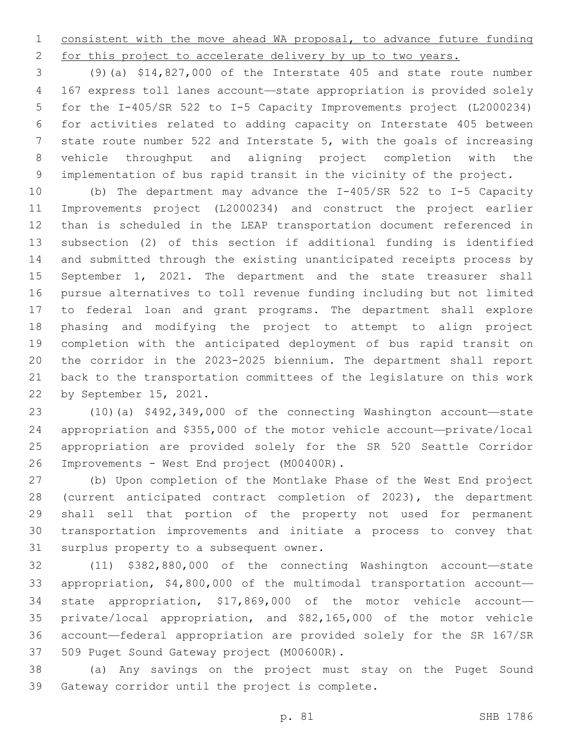consistent with the move ahead WA proposal, to advance future funding for this project to accelerate delivery by up to two years.

(9)(a) $14,827,000 of the Interstate 405 and state route number 167 express toll lanes account—state appropriation is provided solely for the I-405/SR 522 to I-5 Capacity Improvements project (L2000234) for activities related to adding capacity on Interstate 405 between state route number 522 and Interstate 5, with the goals of increasing vehicle throughput and aligning project completion with the implementation of bus rapid transit in the vicinity of the project.

(b) The department may advance the I-405/SR 522 to I-5 Capacity Improvements project (L2000234) and construct the project earlier than is scheduled in the LEAP transportation document referenced in subsection (2) of this section if additional funding is identified and submitted through the existing unanticipated receipts process by September 1, 2021. The department and the state treasurer shall pursue alternatives to toll revenue funding including but not limited to federal loan and grant programs. The department shall explore phasing and modifying the project to attempt to align project completion with the anticipated deployment of bus rapid transit on the corridor in the 2023-2025 biennium. The department shall report back to the transportation committees of the legislature on this work by September 15, 2021.

(10)(a) $492,349,000 of the connecting Washington account—state appropriation and $355,000 of the motor vehicle account—private/local appropriation are provided solely for the SR 520 Seattle Corridor Improvements - West End project (M00400R).

(b) Upon completion of the Montlake Phase of the West End project (current anticipated contract completion of 2023), the department shall sell that portion of the property not used for permanent transportation improvements and initiate a process to convey that surplus property to a subsequent owner.

(11) $382,880,000 of the connecting Washington account—state appropriation, $4,800,000 of the multimodal transportation account—state appropriation, $17,869,000 of the motor vehicle account—private/local appropriation, and $82,165,000 of the motor vehicle account—federal appropriation are provided solely for the SR 167/SR 509 Puget Sound Gateway project (M00600R).

(a) Any savings on the project must stay on the Puget Sound Gateway corridor until the project is complete.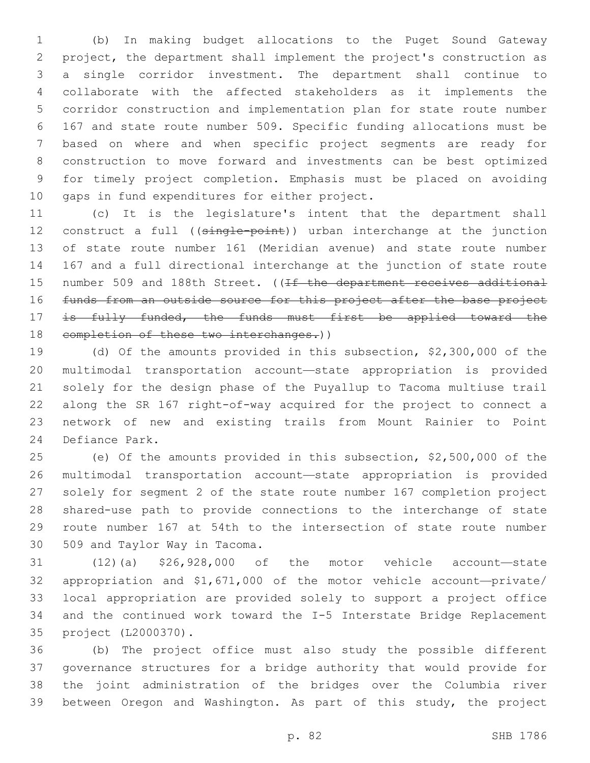(b) In making budget allocations to the Puget Sound Gateway project, the department shall implement the project's construction as a single corridor investment. The department shall continue to collaborate with the affected stakeholders as it implements the corridor construction and implementation plan for state route number 167 and state route number 509. Specific funding allocations must be based on where and when specific project segments are ready for construction to move forward and investments can be best optimized for timely project completion. Emphasis must be placed on avoiding gaps in fund expenditures for either project.

(c) It is the legislature's intent that the department shall construct a full ((~~single-point~~)) urban interchange at the junction of state route number 161 (Meridian avenue) and state route number 167 and a full directional interchange at the junction of state route number 509 and 188th Street. ((~~If the department receives additional funds from an outside source for this project after the base project is fully funded, the funds must first be applied toward the completion of these two interchanges.~~))

(d) Of the amounts provided in this subsection, $2,300,000 of the multimodal transportation account—state appropriation is provided solely for the design phase of the Puyallup to Tacoma multiuse trail along the SR 167 right-of-way acquired for the project to connect a network of new and existing trails from Mount Rainier to Point Defiance Park.

(e) Of the amounts provided in this subsection, $2,500,000 of the multimodal transportation account—state appropriation is provided solely for segment 2 of the state route number 167 completion project shared-use path to provide connections to the interchange of state route number 167 at 54th to the intersection of state route number 509 and Taylor Way in Tacoma.

(12)(a) $26,928,000 of the motor vehicle account—state appropriation and $1,671,000 of the motor vehicle account—private/local appropriation are provided solely to support a project office and the continued work toward the I-5 Interstate Bridge Replacement project (L2000370).

(b) The project office must also study the possible different governance structures for a bridge authority that would provide for the joint administration of the bridges over the Columbia river between Oregon and Washington. As part of this study, the project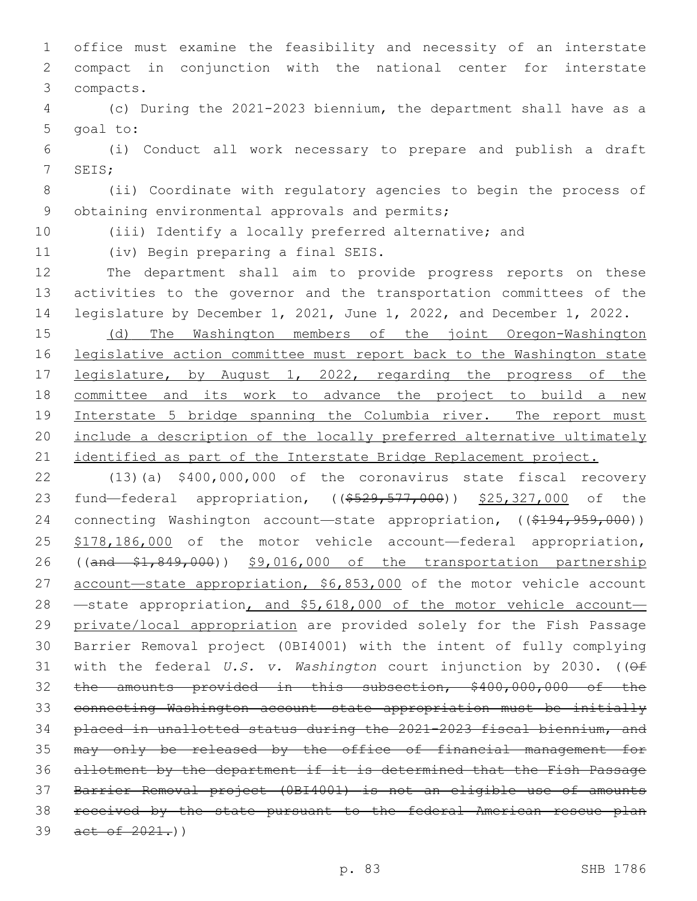office must examine the feasibility and necessity of an interstate compact in conjunction with the national center for interstate compacts.

(c) During the 2021-2023 biennium, the department shall have as a goal to:

(i) Conduct all work necessary to prepare and publish a draft SEIS;

(ii) Coordinate with regulatory agencies to begin the process of obtaining environmental approvals and permits;

(iii) Identify a locally preferred alternative; and

(iv) Begin preparing a final SEIS.

The department shall aim to provide progress reports on these activities to the governor and the transportation committees of the legislature by December 1, 2021, June 1, 2022, and December 1, 2022.

(d) The Washington members of the joint Oregon-Washington legislative action committee must report back to the Washington state legislature, by August 1, 2022, regarding the progress of the committee and its work to advance the project to build a new Interstate 5 bridge spanning the Columbia river. The report must include a description of the locally preferred alternative ultimately identified as part of the Interstate Bridge Replacement project.

(13)(a) $400,000,000 of the coronavirus state fiscal recovery fund—federal appropriation, (($529,577,000)) $25,327,000 of the connecting Washington account—state appropriation, (($194,959,000)) $178,186,000 of the motor vehicle account—federal appropriation, ((and $1,849,000)) $9,016,000 of the transportation partnership account—state appropriation, $6,853,000 of the motor vehicle account—state appropriation, and $5,618,000 of the motor vehicle account—private/local appropriation are provided solely for the Fish Passage Barrier Removal project (0BI4001) with the intent of fully complying with the federal *U.S. v. Washington* court injunction by 2030. ((Of the amounts provided in this subsection, $400,000,000 of the connecting Washington account—state appropriation must be initially placed in unallotted status during the 2021-2023 fiscal biennium, and may only be released by the office of financial management for allotment by the department if it is determined that the Fish Passage Barrier Removal project (0BI4001) is not an eligible use of amounts received by the state pursuant to the federal American rescue plan act of 2021.))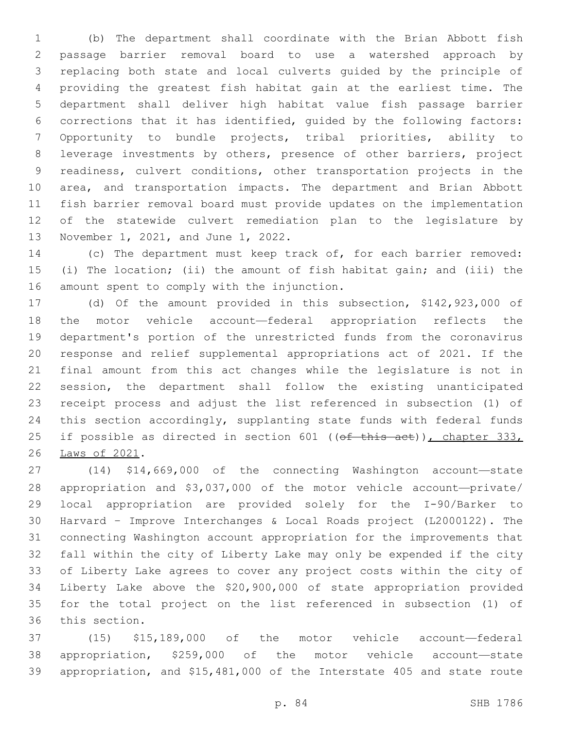(b) The department shall coordinate with the Brian Abbott fish passage barrier removal board to use a watershed approach by replacing both state and local culverts guided by the principle of providing the greatest fish habitat gain at the earliest time. The department shall deliver high habitat value fish passage barrier corrections that it has identified, guided by the following factors: Opportunity to bundle projects, tribal priorities, ability to leverage investments by others, presence of other barriers, project readiness, culvert conditions, other transportation projects in the area, and transportation impacts. The department and Brian Abbott fish barrier removal board must provide updates on the implementation of the statewide culvert remediation plan to the legislature by November 1, 2021, and June 1, 2022.

(c) The department must keep track of, for each barrier removed: (i) The location; (ii) the amount of fish habitat gain; and (iii) the amount spent to comply with the injunction.

(d) Of the amount provided in this subsection, $142,923,000 of the motor vehicle account—federal appropriation reflects the department's portion of the unrestricted funds from the coronavirus response and relief supplemental appropriations act of 2021. If the final amount from this act changes while the legislature is not in session, the department shall follow the existing unanticipated receipt process and adjust the list referenced in subsection (1) of this section accordingly, supplanting state funds with federal funds if possible as directed in section 601 ((~~of this act~~)), chapter 333, Laws of 2021.

(14) $14,669,000 of the connecting Washington account—state appropriation and $3,037,000 of the motor vehicle account—private/local appropriation are provided solely for the I-90/Barker to Harvard - Improve Interchanges & Local Roads project (L2000122). The connecting Washington account appropriation for the improvements that fall within the city of Liberty Lake may only be expended if the city of Liberty Lake agrees to cover any project costs within the city of Liberty Lake above the $20,900,000 of state appropriation provided for the total project on the list referenced in subsection (1) of this section.

(15) $15,189,000 of the motor vehicle account—federal appropriation, $259,000 of the motor vehicle account—state appropriation, and $15,481,000 of the Interstate 405 and state route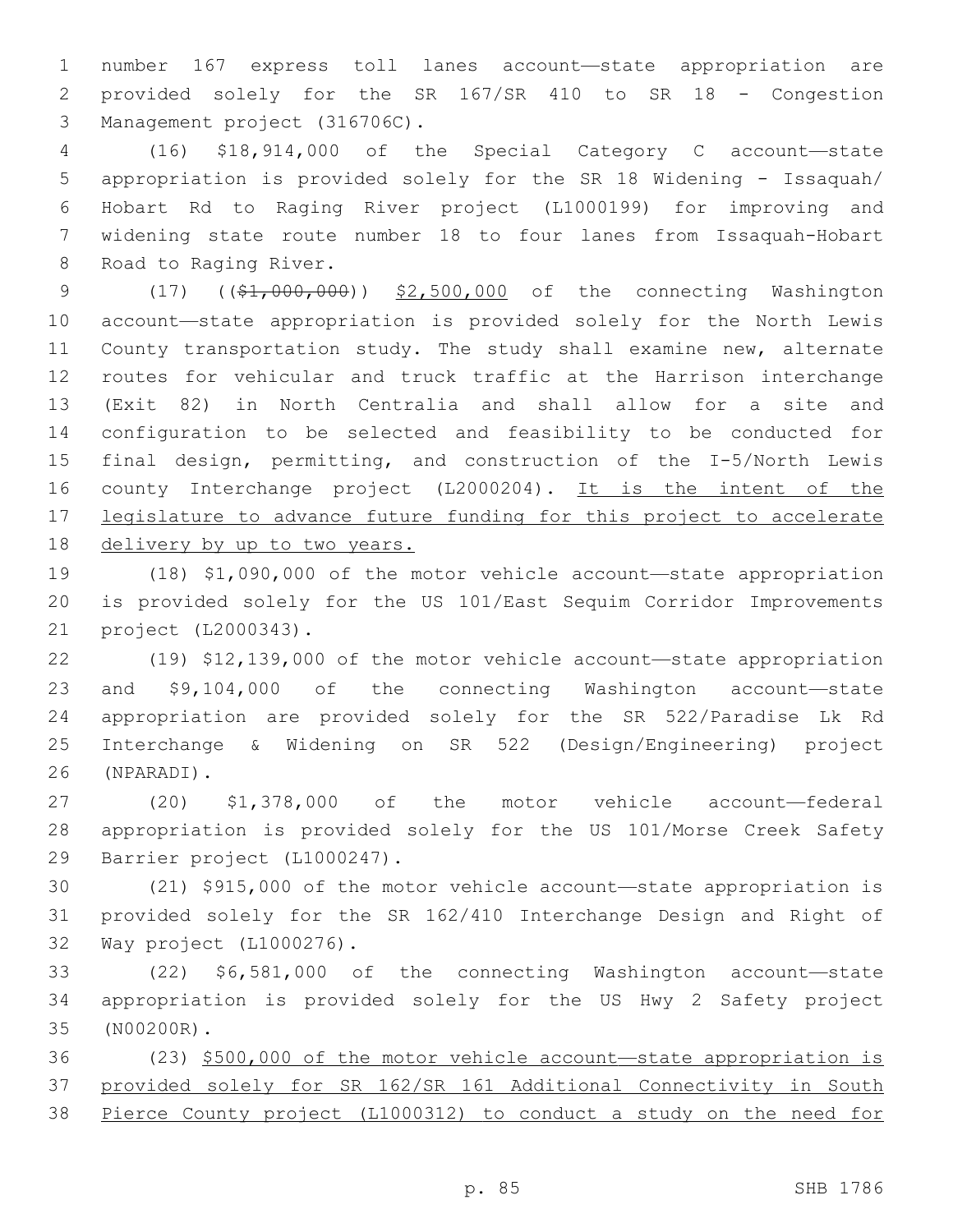number 167 express toll lanes account—state appropriation are provided solely for the SR 167/SR 410 to SR 18 - Congestion Management project (316706C).

(16) $18,914,000 of the Special Category C account—state appropriation is provided solely for the SR 18 Widening - Issaquah/ Hobart Rd to Raging River project (L1000199) for improving and widening state route number 18 to four lanes from Issaquah-Hobart Road to Raging River.

(17) ((~~$1,000,000~~)) <u>$2,500,000</u> of the connecting Washington account—state appropriation is provided solely for the North Lewis County transportation study. The study shall examine new, alternate routes for vehicular and truck traffic at the Harrison interchange (Exit 82) in North Centralia and shall allow for a site and configuration to be selected and feasibility to be conducted for final design, permitting, and construction of the I-5/North Lewis county Interchange project (L2000204). <u>It is the intent of the legislature to advance future funding for this project to accelerate delivery by up to two years.</u>

(18) $1,090,000 of the motor vehicle account—state appropriation is provided solely for the US 101/East Sequim Corridor Improvements project (L2000343).

(19) $12,139,000 of the motor vehicle account—state appropriation and $9,104,000 of the connecting Washington account—state appropriation are provided solely for the SR 522/Paradise Lk Rd Interchange & Widening on SR 522 (Design/Engineering) project (NPARADI).

(20) $1,378,000 of the motor vehicle account—federal appropriation is provided solely for the US 101/Morse Creek Safety Barrier project (L1000247).

(21) $915,000 of the motor vehicle account—state appropriation is provided solely for the SR 162/410 Interchange Design and Right of Way project (L1000276).

(22) $6,581,000 of the connecting Washington account—state appropriation is provided solely for the US Hwy 2 Safety project (N00200R).

(23) <u>$500,000 of the motor vehicle account—state appropriation is provided solely for SR 162/SR 161 Additional Connectivity in South Pierce County project (L1000312) to conduct a study on the need for</u>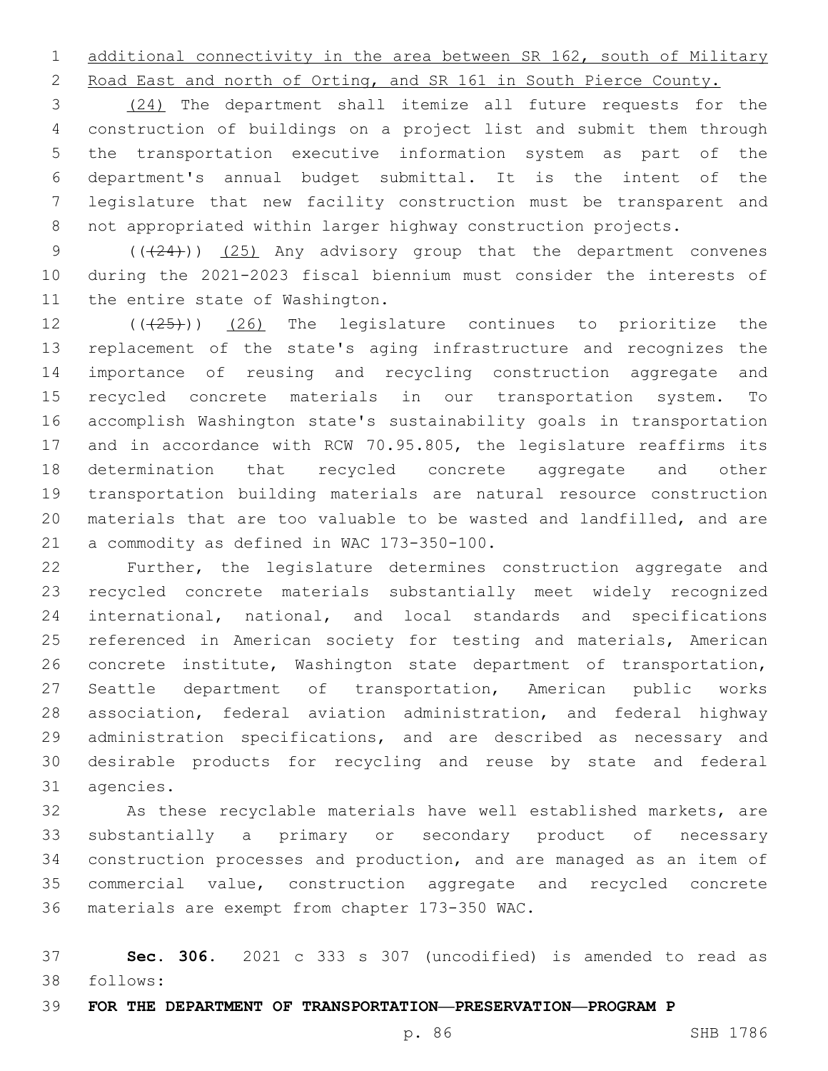additional connectivity in the area between SR 162, south of Military Road East and north of Orting, and SR 161 in South Pierce County.

(24) The department shall itemize all future requests for the construction of buildings on a project list and submit them through the transportation executive information system as part of the department's annual budget submittal. It is the intent of the legislature that new facility construction must be transparent and not appropriated within larger highway construction projects.

(((24))) (25) Any advisory group that the department convenes during the 2021-2023 fiscal biennium must consider the interests of the entire state of Washington.

(((25))) (26) The legislature continues to prioritize the replacement of the state's aging infrastructure and recognizes the importance of reusing and recycling construction aggregate and recycled concrete materials in our transportation system. To accomplish Washington state's sustainability goals in transportation and in accordance with RCW 70.95.805, the legislature reaffirms its determination that recycled concrete aggregate and other transportation building materials are natural resource construction materials that are too valuable to be wasted and landfilled, and are a commodity as defined in WAC 173-350-100.

Further, the legislature determines construction aggregate and recycled concrete materials substantially meet widely recognized international, national, and local standards and specifications referenced in American society for testing and materials, American concrete institute, Washington state department of transportation, Seattle department of transportation, American public works association, federal aviation administration, and federal highway administration specifications, and are described as necessary and desirable products for recycling and reuse by state and federal agencies.

As these recyclable materials have well established markets, are substantially a primary or secondary product of necessary construction processes and production, and are managed as an item of commercial value, construction aggregate and recycled concrete materials are exempt from chapter 173-350 WAC.

**Sec. 306.** 2021 c 333 s 307 (uncodified) is amended to read as follows:

**FOR THE DEPARTMENT OF TRANSPORTATION—PRESERVATION—PROGRAM P**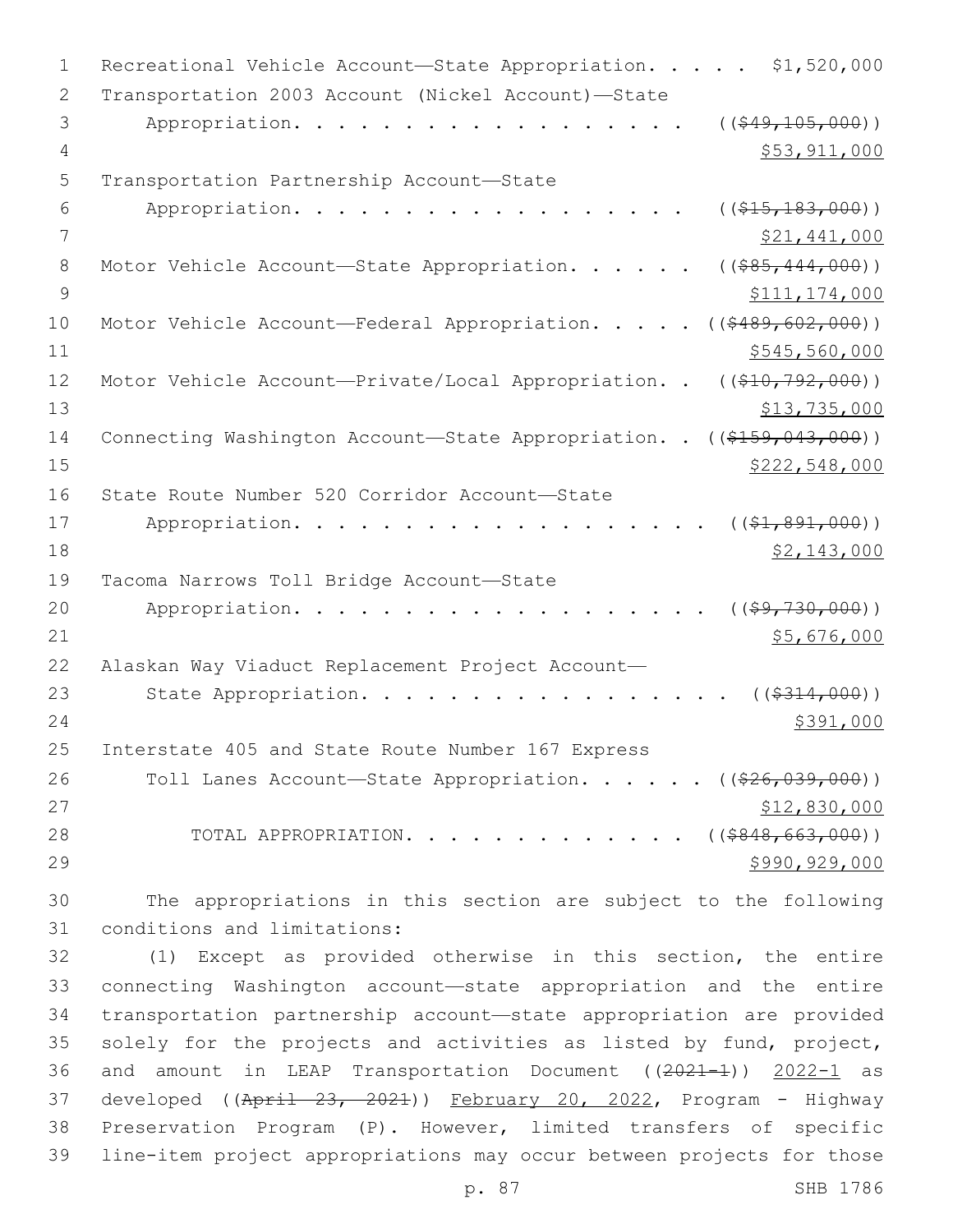Recreational Vehicle Account—State Appropriation. . . . . $1,520,000

Transportation 2003 Account (Nickel Account)—State Appropriation. . . . . . . . . . . . . . . . . . . ~~(($49,105,000))~~ $53,911,000

Transportation Partnership Account—State Appropriation. . . . . . . . . . . . . . . . . . . ~~(($15,183,000))~~ $21,441,000

Motor Vehicle Account—State Appropriation. . . . . . ~~(($85,444,000))~~ $111,174,000

Motor Vehicle Account—Federal Appropriation. . . . . ~~(($489,602,000))~~ $545,560,000

Motor Vehicle Account—Private/Local Appropriation. . ~~(($10,792,000))~~ $13,735,000

Connecting Washington Account—State Appropriation. . ~~(($159,043,000))~~ $222,548,000

State Route Number 520 Corridor Account—State Appropriation. . . . . . . . . . . . . . . . . . . ~~(($1,891,000))~~ $2,143,000

Tacoma Narrows Toll Bridge Account—State Appropriation. . . . . . . . . . . . . . . . . . . ~~(($9,730,000))~~ $5,676,000

Alaskan Way Viaduct Replacement Project Account—State Appropriation. . . . . . . . . . . . . . . . . ~~(($314,000))~~ $391,000

Interstate 405 and State Route Number 167 Express Toll Lanes Account—State Appropriation. . . . . . ~~(($26,039,000))~~ $12,830,000

TOTAL APPROPRIATION. . . . . . . . . . . . . ~~(($848,663,000))~~ $990,929,000

The appropriations in this section are subject to the following conditions and limitations:

(1) Except as provided otherwise in this section, the entire connecting Washington account—state appropriation and the entire transportation partnership account—state appropriation are provided solely for the projects and activities as listed by fund, project, and amount in LEAP Transportation Document ~~((2021-1))~~ 2022-1 as developed ~~((April 23, 2021))~~ February 20, 2022, Program - Highway Preservation Program (P). However, limited transfers of specific line-item project appropriations may occur between projects for those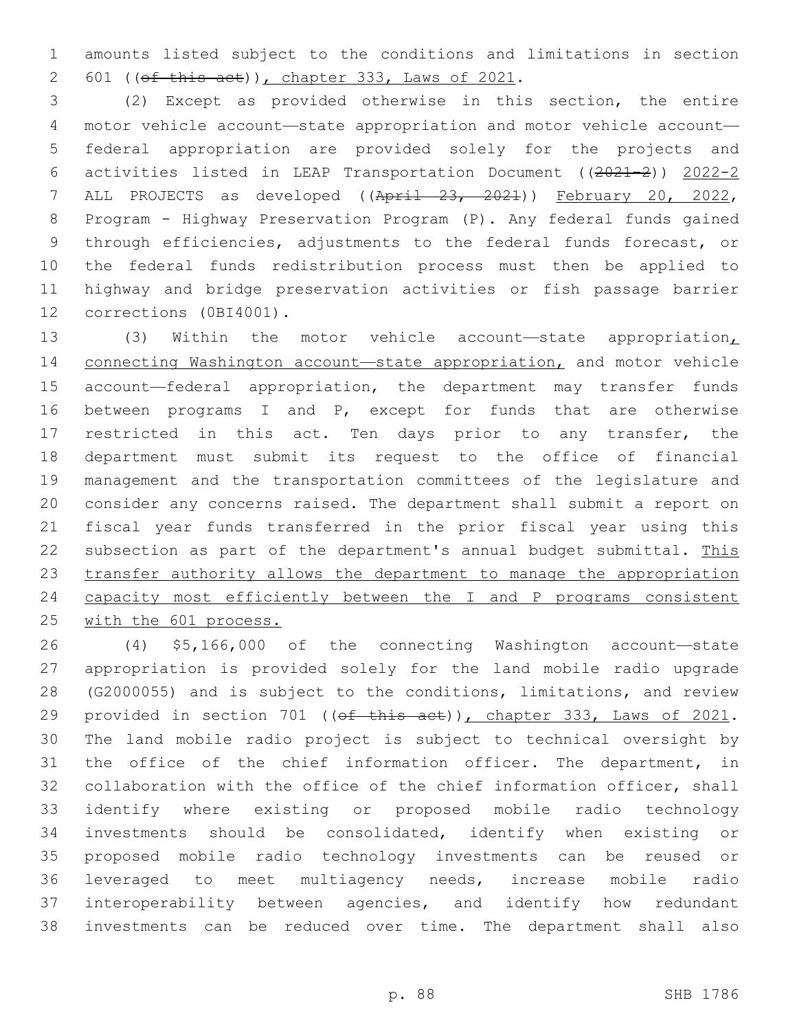amounts listed subject to the conditions and limitations in section 601 ((~~of this act~~)), chapter 333, Laws of 2021.

(2) Except as provided otherwise in this section, the entire motor vehicle account—state appropriation and motor vehicle account—federal appropriation are provided solely for the projects and activities listed in LEAP Transportation Document ((~~2021-2~~)) 2022-2 ALL PROJECTS as developed ((~~April 23, 2021~~)) February 20, 2022, Program - Highway Preservation Program (P). Any federal funds gained through efficiencies, adjustments to the federal funds forecast, or the federal funds redistribution process must then be applied to highway and bridge preservation activities or fish passage barrier corrections (0BI4001).

(3) Within the motor vehicle account—state appropriation, connecting Washington account—state appropriation, and motor vehicle account—federal appropriation, the department may transfer funds between programs I and P, except for funds that are otherwise restricted in this act. Ten days prior to any transfer, the department must submit its request to the office of financial management and the transportation committees of the legislature and consider any concerns raised. The department shall submit a report on fiscal year funds transferred in the prior fiscal year using this subsection as part of the department's annual budget submittal. This transfer authority allows the department to manage the appropriation capacity most efficiently between the I and P programs consistent with the 601 process.

(4) $5,166,000 of the connecting Washington account—state appropriation is provided solely for the land mobile radio upgrade (G2000055) and is subject to the conditions, limitations, and review provided in section 701 ((~~of this act~~)), chapter 333, Laws of 2021. The land mobile radio project is subject to technical oversight by the office of the chief information officer. The department, in collaboration with the office of the chief information officer, shall identify where existing or proposed mobile radio technology investments should be consolidated, identify when existing or proposed mobile radio technology investments can be reused or leveraged to meet multiagency needs, increase mobile radio interoperability between agencies, and identify how redundant investments can be reduced over time. The department shall also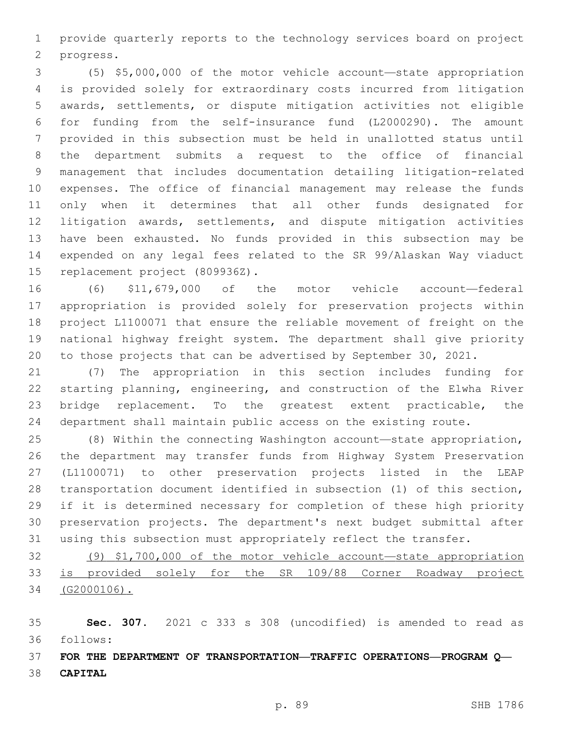provide quarterly reports to the technology services board on project progress.

(5) $5,000,000 of the motor vehicle account—state appropriation is provided solely for extraordinary costs incurred from litigation awards, settlements, or dispute mitigation activities not eligible for funding from the self-insurance fund (L2000290). The amount provided in this subsection must be held in unallotted status until the department submits a request to the office of financial management that includes documentation detailing litigation-related expenses. The office of financial management may release the funds only when it determines that all other funds designated for litigation awards, settlements, and dispute mitigation activities have been exhausted. No funds provided in this subsection may be expended on any legal fees related to the SR 99/Alaskan Way viaduct replacement project (809936Z).

(6) $11,679,000 of the motor vehicle account—federal appropriation is provided solely for preservation projects within project L1100071 that ensure the reliable movement of freight on the national highway freight system. The department shall give priority to those projects that can be advertised by September 30, 2021.

(7) The appropriation in this section includes funding for starting planning, engineering, and construction of the Elwha River bridge replacement. To the greatest extent practicable, the department shall maintain public access on the existing route.

(8) Within the connecting Washington account—state appropriation, the department may transfer funds from Highway System Preservation (L1100071) to other preservation projects listed in the LEAP transportation document identified in subsection (1) of this section, if it is determined necessary for completion of these high priority preservation projects. The department's next budget submittal after using this subsection must appropriately reflect the transfer.

(9) $1,700,000 of the motor vehicle account—state appropriation is provided solely for the SR 109/88 Corner Roadway project (G2000106).

**Sec. 307.** 2021 c 333 s 308 (uncodified) is amended to read as follows:

**FOR THE DEPARTMENT OF TRANSPORTATION—TRAFFIC OPERATIONS—PROGRAM Q—CAPITAL**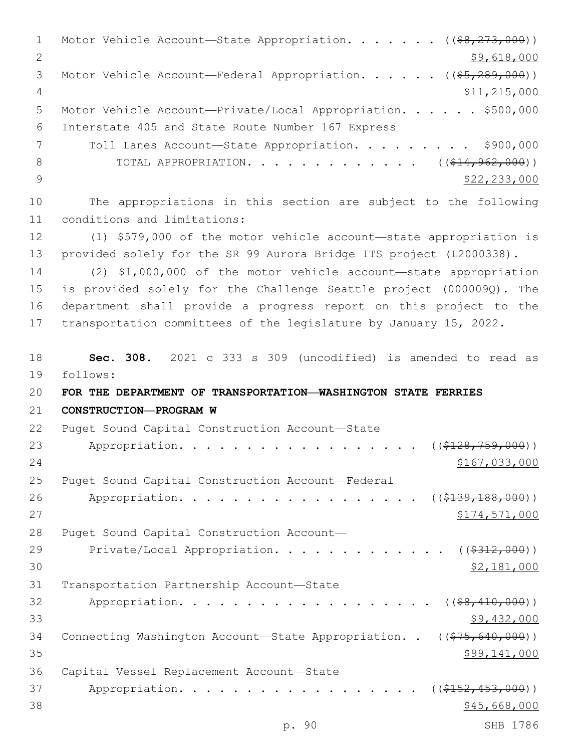Motor Vehicle Account—State Appropriation. . . . . . . ((~~$8,273,000~~))
$9,618,000

Motor Vehicle Account—Federal Appropriation. . . . . . ((~~$5,289,000~~))
$11,215,000

Motor Vehicle Account—Private/Local Appropriation. . . . . . $500,000

Interstate 405 and State Route Number 167 Express
Toll Lanes Account—State Appropriation. . . . . . . . . . $900,000

TOTAL APPROPRIATION. . . . . . . . . . . . . . ((~~$14,962,000~~))
$22,233,000

The appropriations in this section are subject to the following conditions and limitations:

(1) $579,000 of the motor vehicle account—state appropriation is provided solely for the SR 99 Aurora Bridge ITS project (L2000338).

(2) $1,000,000 of the motor vehicle account—state appropriation is provided solely for the Challenge Seattle project (000009Q). The department shall provide a progress report on this project to the transportation committees of the legislature by January 15, 2022.

**Sec. 308.** 2021 c 333 s 309 (uncodified) is amended to read as follows:

**FOR THE DEPARTMENT OF TRANSPORTATION—WASHINGTON STATE FERRIES CONSTRUCTION—PROGRAM W**

Puget Sound Capital Construction Account—State
Appropriation. . . . . . . . . . . . . . . . . . . ((~~$128,759,000~~))
$167,033,000

Puget Sound Capital Construction Account—Federal
Appropriation. . . . . . . . . . . . . . . . . . . ((~~$139,188,000~~))
$174,571,000

Puget Sound Capital Construction Account—
Private/Local Appropriation. . . . . . . . . . . . . ((~~$312,000~~))
$2,181,000

Transportation Partnership Account—State
Appropriation. . . . . . . . . . . . . . . . . . . ((~~$8,410,000~~))
$9,432,000

Connecting Washington Account—State Appropriation. . ((~~$75,640,000~~))
$99,141,000

Capital Vessel Replacement Account—State
Appropriation. . . . . . . . . . . . . . . . . . . ((~~$152,453,000~~))
$45,668,000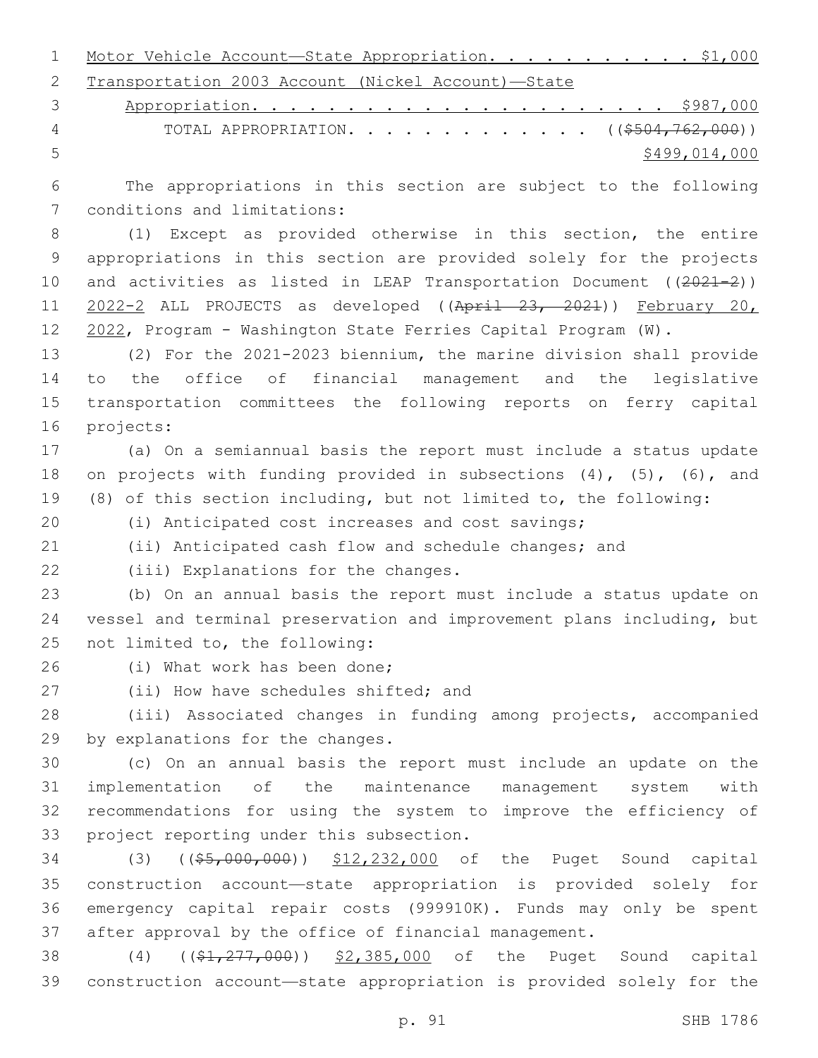Motor Vehicle Account—State Appropriation. . . . . . . . . . . $1,000

Transportation 2003 Account (Nickel Account)—State Appropriation. . . . . . . . . . . . . . . . . . . . . . $987,000

TOTAL APPROPRIATION. . . . . . . . . . . . . ~~(($504,762,000))~~ $499,014,000

The appropriations in this section are subject to the following conditions and limitations:

(1) Except as provided otherwise in this section, the entire appropriations in this section are provided solely for the projects and activities as listed in LEAP Transportation Document ~~((2021-2))~~ 2022-2 ALL PROJECTS as developed ~~((April 23, 2021))~~ February 20, 2022, Program - Washington State Ferries Capital Program (W).

(2) For the 2021-2023 biennium, the marine division shall provide to the office of financial management and the legislative transportation committees the following reports on ferry capital projects:

(a) On a semiannual basis the report must include a status update on projects with funding provided in subsections (4), (5), (6), and (8) of this section including, but not limited to, the following:

(i) Anticipated cost increases and cost savings;

(ii) Anticipated cash flow and schedule changes; and

(iii) Explanations for the changes.

(b) On an annual basis the report must include a status update on vessel and terminal preservation and improvement plans including, but not limited to, the following:

(i) What work has been done;

(ii) How have schedules shifted; and

(iii) Associated changes in funding among projects, accompanied by explanations for the changes.

(c) On an annual basis the report must include an update on the implementation of the maintenance management system with recommendations for using the system to improve the efficiency of project reporting under this subsection.

(3) ~~(($5,000,000))~~ $12,232,000 of the Puget Sound capital construction account—state appropriation is provided solely for emergency capital repair costs (999910K). Funds may only be spent after approval by the office of financial management.

(4) ~~(($1,277,000))~~ $2,385,000 of the Puget Sound capital construction account—state appropriation is provided solely for the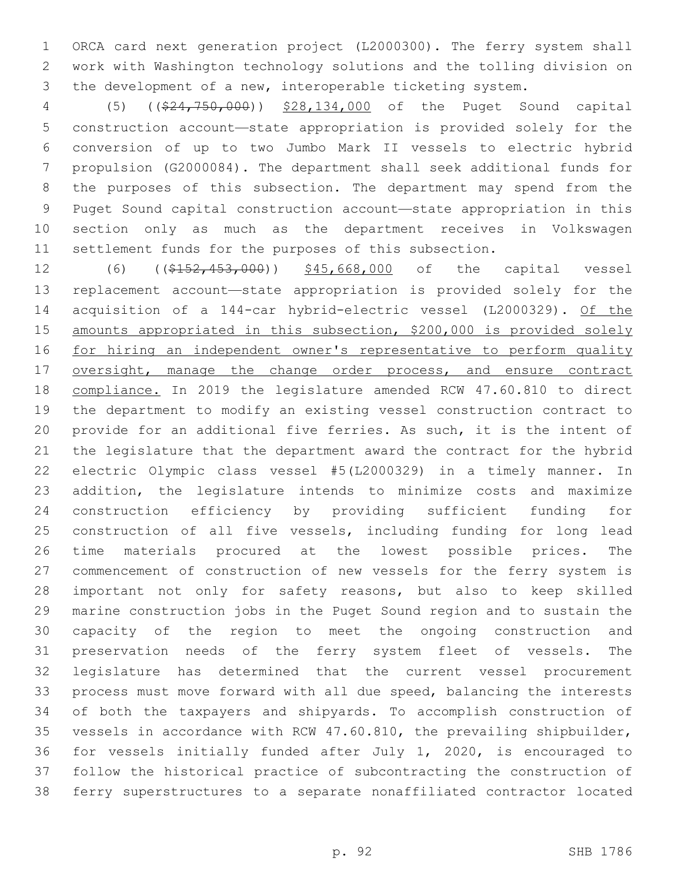ORCA card next generation project (L2000300). The ferry system shall work with Washington technology solutions and the tolling division on the development of a new, interoperable ticketing system.

(5) ((~~$24,750,000~~)) $28,134,000 of the Puget Sound capital construction account—state appropriation is provided solely for the conversion of up to two Jumbo Mark II vessels to electric hybrid propulsion (G2000084). The department shall seek additional funds for the purposes of this subsection. The department may spend from the Puget Sound capital construction account—state appropriation in this section only as much as the department receives in Volkswagen settlement funds for the purposes of this subsection.

(6) ((~~$152,453,000~~)) $45,668,000 of the capital vessel replacement account—state appropriation is provided solely for the acquisition of a 144-car hybrid-electric vessel (L2000329). Of the amounts appropriated in this subsection, $200,000 is provided solely for hiring an independent owner's representative to perform quality oversight, manage the change order process, and ensure contract compliance. In 2019 the legislature amended RCW 47.60.810 to direct the department to modify an existing vessel construction contract to provide for an additional five ferries. As such, it is the intent of the legislature that the department award the contract for the hybrid electric Olympic class vessel #5(L2000329) in a timely manner. In addition, the legislature intends to minimize costs and maximize construction efficiency by providing sufficient funding for construction of all five vessels, including funding for long lead time materials procured at the lowest possible prices. The commencement of construction of new vessels for the ferry system is important not only for safety reasons, but also to keep skilled marine construction jobs in the Puget Sound region and to sustain the capacity of the region to meet the ongoing construction and preservation needs of the ferry system fleet of vessels. The legislature has determined that the current vessel procurement process must move forward with all due speed, balancing the interests of both the taxpayers and shipyards. To accomplish construction of vessels in accordance with RCW 47.60.810, the prevailing shipbuilder, for vessels initially funded after July 1, 2020, is encouraged to follow the historical practice of subcontracting the construction of ferry superstructures to a separate nonaffiliated contractor located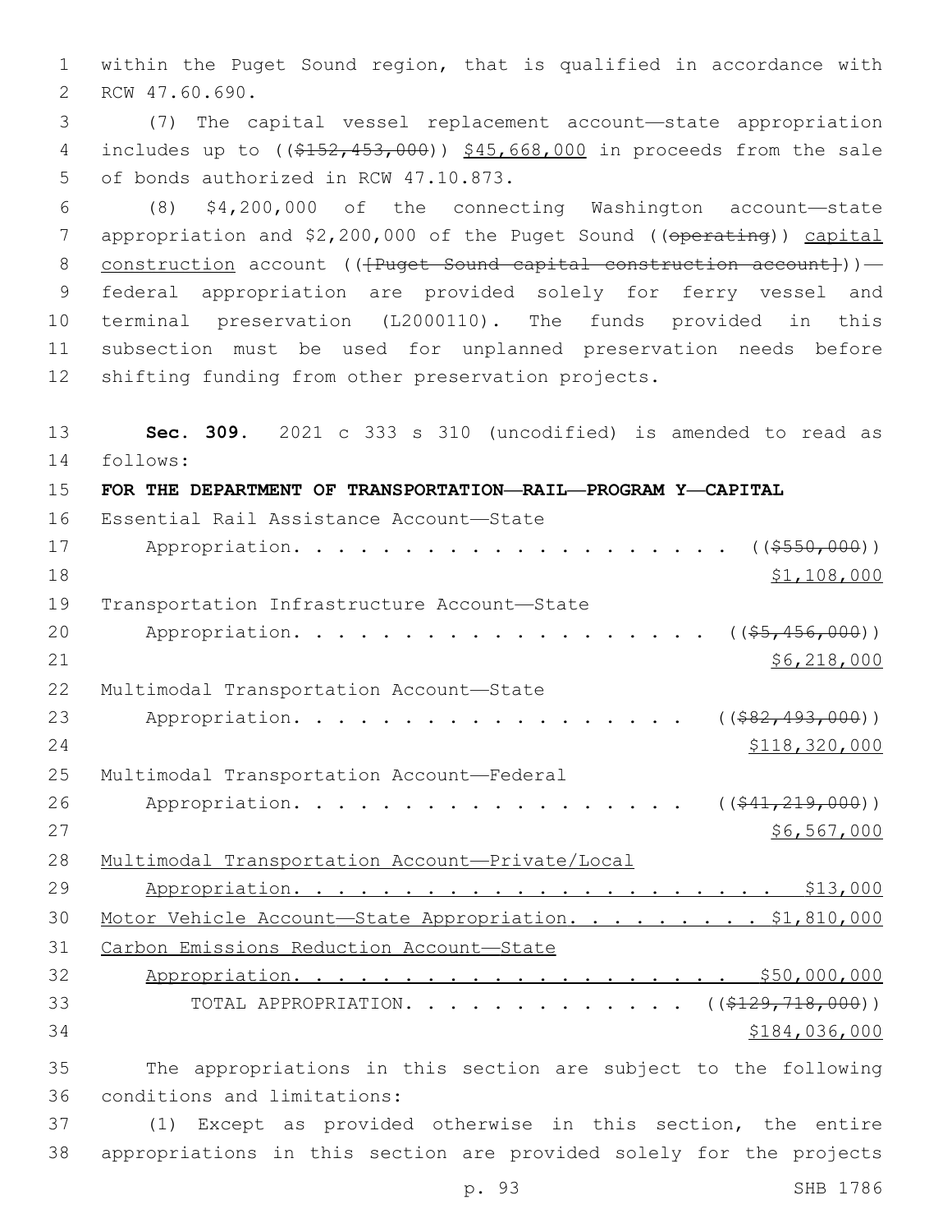within the Puget Sound region, that is qualified in accordance with RCW 47.60.690.

(7) The capital vessel replacement account—state appropriation includes up to ((~~$152,453,000~~)) <u>$45,668,000</u> in proceeds from the sale of bonds authorized in RCW 47.10.873.

(8) $4,200,000 of the connecting Washington account—state appropriation and $2,200,000 of the Puget Sound ((~~operating~~)) <u>capital construction</u> account ((~~[Puget Sound capital construction account]~~))—federal appropriation are provided solely for ferry vessel and terminal preservation (L2000110). The funds provided in this subsection must be used for unplanned preservation needs before shifting funding from other preservation projects.

**Sec. 309.** 2021 c 333 s 310 (uncodified) is amended to read as follows:

**FOR THE DEPARTMENT OF TRANSPORTATION—RAIL—PROGRAM Y—CAPITAL**

Essential Rail Assistance Account—State Appropriation. . . . . . . . . . . . . . . . . . . . ((~~$550,000~~)) <u>$1,108,000</u>

Transportation Infrastructure Account—State Appropriation. . . . . . . . . . . . . . . . . . . ((~~$5,456,000~~)) <u>$6,218,000</u>

Multimodal Transportation Account—State Appropriation. . . . . . . . . . . . . . . . . . ((~~$82,493,000~~)) <u>$118,320,000</u>

Multimodal Transportation Account—Federal Appropriation. . . . . . . . . . . . . . . . . . ((~~$41,219,000~~)) <u>$6,567,000</u>

<u>Multimodal Transportation Account—Private/Local Appropriation. . . . . . . . . . . . . . . . . . . . . . . . $13,000</u>

<u>Motor Vehicle Account—State Appropriation. . . . . . . . . $1,810,000</u>

<u>Carbon Emissions Reduction Account—State Appropriation. . . . . . . . . . . . . . . . . . . . . $50,000,000</u>

TOTAL APPROPRIATION. . . . . . . . . . . . . ((~~$129,718,000~~)) <u>$184,036,000</u>

The appropriations in this section are subject to the following conditions and limitations:

(1) Except as provided otherwise in this section, the entire appropriations in this section are provided solely for the projects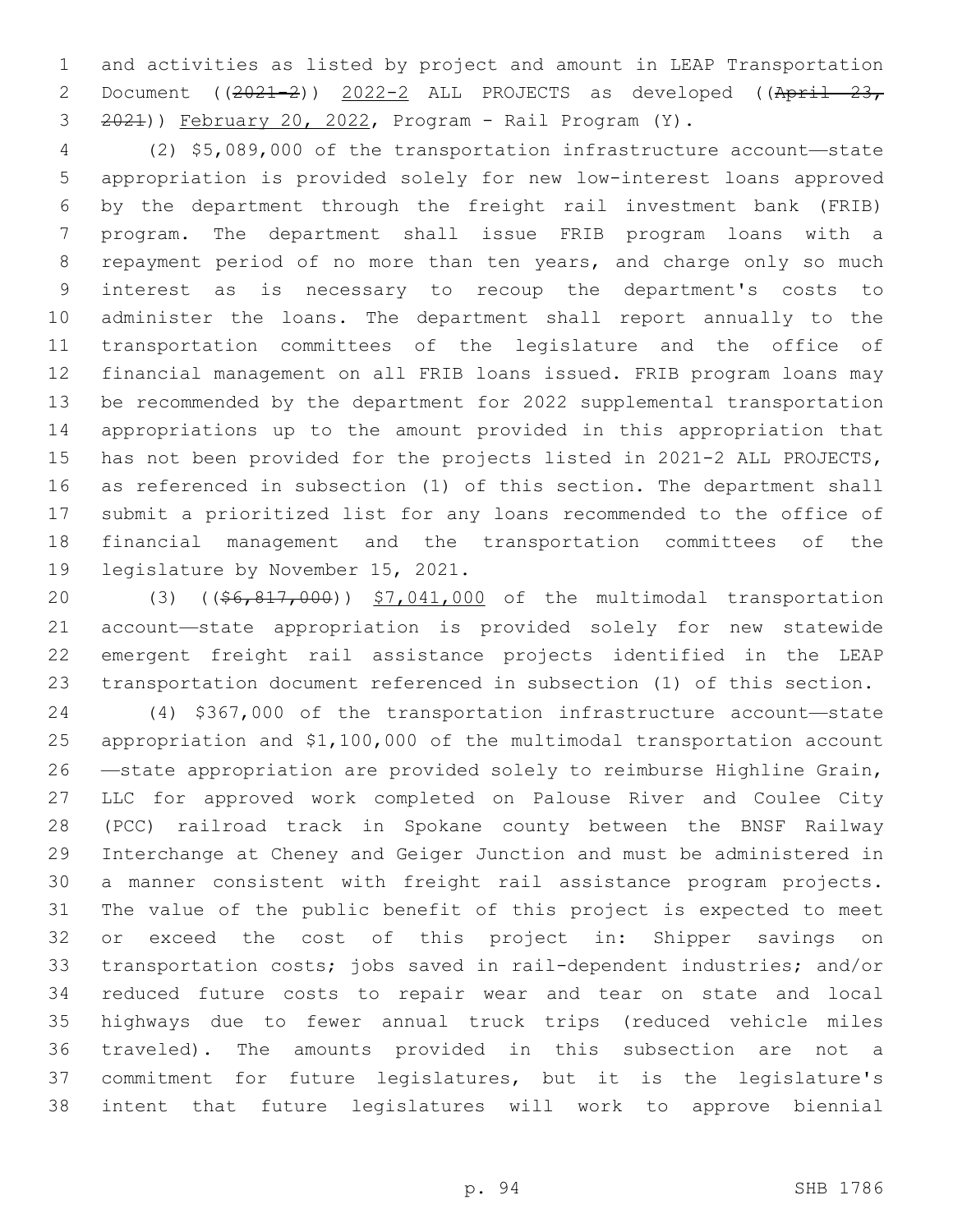and activities as listed by project and amount in LEAP Transportation Document ((~~2021-2~~)) 2022-2 ALL PROJECTS as developed ((~~April 23, 2021~~)) February 20, 2022, Program - Rail Program (Y).

(2) $5,089,000 of the transportation infrastructure account—state appropriation is provided solely for new low-interest loans approved by the department through the freight rail investment bank (FRIB) program. The department shall issue FRIB program loans with a repayment period of no more than ten years, and charge only so much interest as is necessary to recoup the department's costs to administer the loans. The department shall report annually to the transportation committees of the legislature and the office of financial management on all FRIB loans issued. FRIB program loans may be recommended by the department for 2022 supplemental transportation appropriations up to the amount provided in this appropriation that has not been provided for the projects listed in 2021-2 ALL PROJECTS, as referenced in subsection (1) of this section. The department shall submit a prioritized list for any loans recommended to the office of financial management and the transportation committees of the legislature by November 15, 2021.

(3) ((~~$6,817,000~~)) $7,041,000 of the multimodal transportation account—state appropriation is provided solely for new statewide emergent freight rail assistance projects identified in the LEAP transportation document referenced in subsection (1) of this section.

(4) $367,000 of the transportation infrastructure account—state appropriation and $1,100,000 of the multimodal transportation account—state appropriation are provided solely to reimburse Highline Grain, LLC for approved work completed on Palouse River and Coulee City (PCC) railroad track in Spokane county between the BNSF Railway Interchange at Cheney and Geiger Junction and must be administered in a manner consistent with freight rail assistance program projects. The value of the public benefit of this project is expected to meet or exceed the cost of this project in: Shipper savings on transportation costs; jobs saved in rail-dependent industries; and/or reduced future costs to repair wear and tear on state and local highways due to fewer annual truck trips (reduced vehicle miles traveled). The amounts provided in this subsection are not a commitment for future legislatures, but it is the legislature's intent that future legislatures will work to approve biennial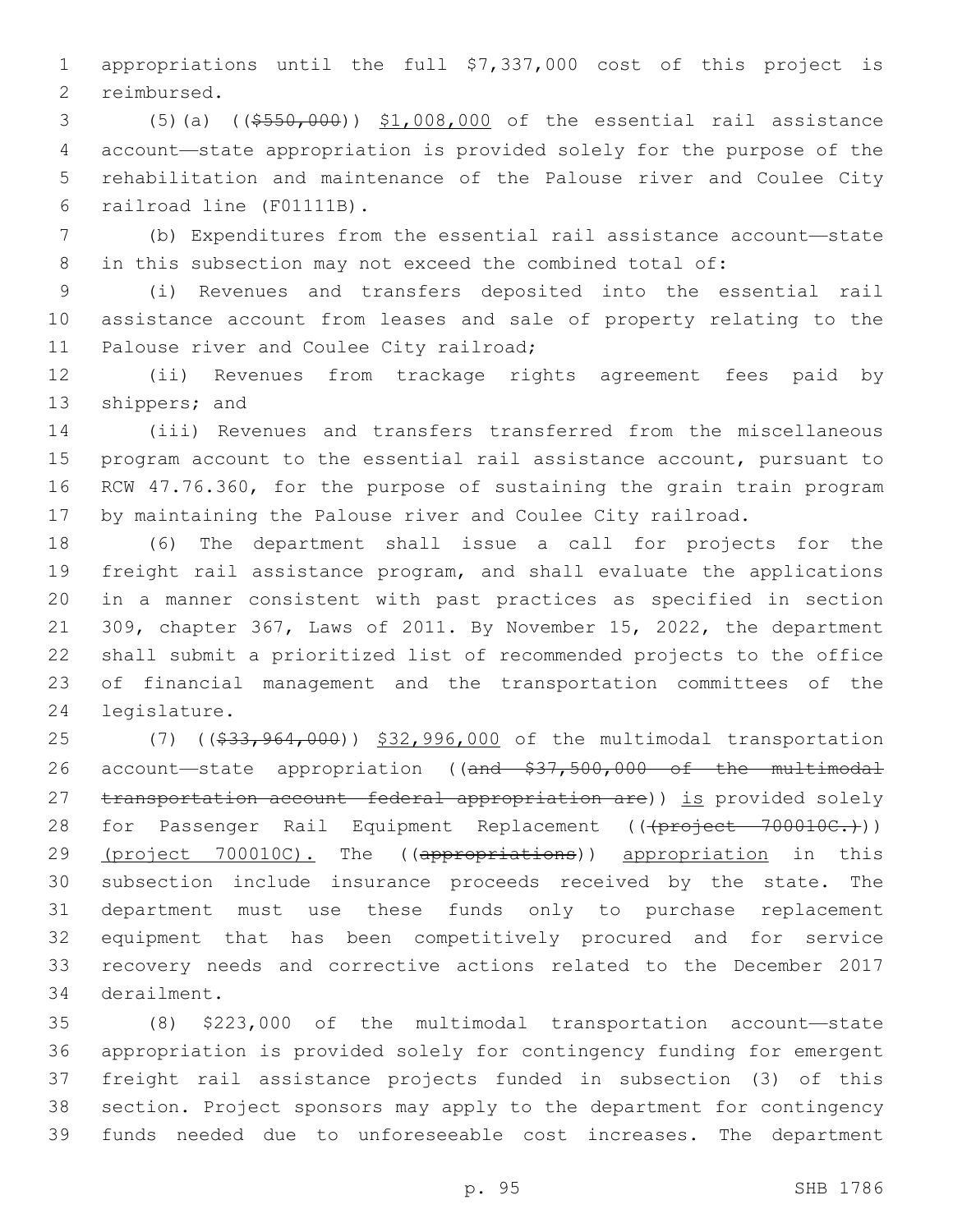appropriations until the full $7,337,000 cost of this project is reimbursed.

(5)(a) (($550,000)) $1,008,000 of the essential rail assistance account—state appropriation is provided solely for the purpose of the rehabilitation and maintenance of the Palouse river and Coulee City railroad line (F01111B).

(b) Expenditures from the essential rail assistance account—state in this subsection may not exceed the combined total of:

(i) Revenues and transfers deposited into the essential rail assistance account from leases and sale of property relating to the Palouse river and Coulee City railroad;

(ii) Revenues from trackage rights agreement fees paid by shippers; and

(iii) Revenues and transfers transferred from the miscellaneous program account to the essential rail assistance account, pursuant to RCW 47.76.360, for the purpose of sustaining the grain train program by maintaining the Palouse river and Coulee City railroad.

(6) The department shall issue a call for projects for the freight rail assistance program, and shall evaluate the applications in a manner consistent with past practices as specified in section 309, chapter 367, Laws of 2011. By November 15, 2022, the department shall submit a prioritized list of recommended projects to the office of financial management and the transportation committees of the legislature.

(7) (($33,964,000)) $32,996,000 of the multimodal transportation account—state appropriation ((and $37,500,000 of the multimodal transportation account—federal appropriation are)) is provided solely for Passenger Rail Equipment Replacement (((project 700010C.))) (project 700010C). The ((appropriations)) appropriation in this subsection include insurance proceeds received by the state. The department must use these funds only to purchase replacement equipment that has been competitively procured and for service recovery needs and corrective actions related to the December 2017 derailment.

(8) $223,000 of the multimodal transportation account—state appropriation is provided solely for contingency funding for emergent freight rail assistance projects funded in subsection (3) of this section. Project sponsors may apply to the department for contingency funds needed due to unforeseeable cost increases. The department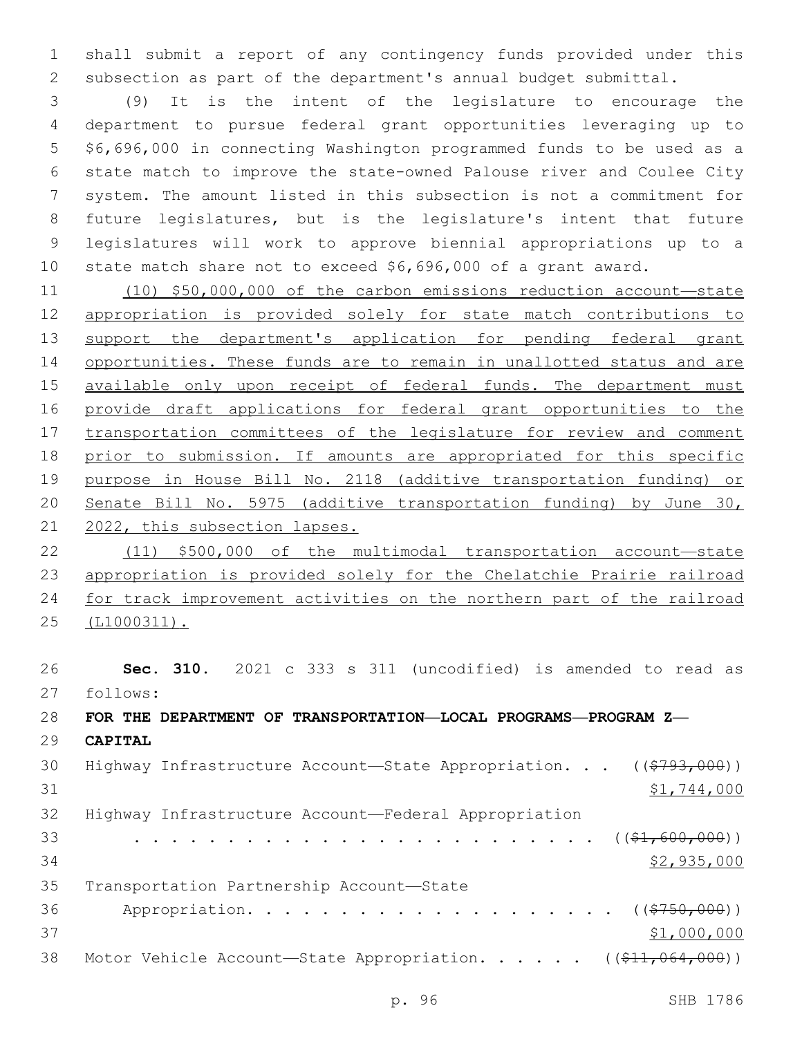shall submit a report of any contingency funds provided under this subsection as part of the department's annual budget submittal.

(9) It is the intent of the legislature to encourage the department to pursue federal grant opportunities leveraging up to $6,696,000 in connecting Washington programmed funds to be used as a state match to improve the state-owned Palouse river and Coulee City system. The amount listed in this subsection is not a commitment for future legislatures, but is the legislature's intent that future legislatures will work to approve biennial appropriations up to a state match share not to exceed $6,696,000 of a grant award.

<u>(10) $50,000,000 of the carbon emissions reduction account—state appropriation is provided solely for state match contributions to support the department's application for pending federal grant opportunities. These funds are to remain in unallotted status and are available only upon receipt of federal funds. The department must provide draft applications for federal grant opportunities to the transportation committees of the legislature for review and comment prior to submission. If amounts are appropriated for this specific purpose in House Bill No. 2118 (additive transportation funding) or Senate Bill No. 5975 (additive transportation funding) by June 30, 2022, this subsection lapses.</u>

<u>(11) $500,000 of the multimodal transportation account—state appropriation is provided solely for the Chelatchie Prairie railroad for track improvement activities on the northern part of the railroad (L1000311).</u>

**Sec. 310.** 2021 c 333 s 311 (uncodified) is amended to read as follows:

**FOR THE DEPARTMENT OF TRANSPORTATION—LOCAL PROGRAMS—PROGRAM Z—CAPITAL**

Highway Infrastructure Account—State Appropriation. . . ((~~$793,000~~)) <u>$1,744,000</u>

Highway Infrastructure Account—Federal Appropriation . . . . . . . . . . . . . . . . . . . . . . . . . . ((~~$1,600,000~~)) <u>$2,935,000</u>

Transportation Partnership Account—State Appropriation. . . . . . . . . . . . . . . . . . . . ((~~$750,000~~)) <u>$1,000,000</u>

Motor Vehicle Account—State Appropriation. . . . . . ((~~$11,064,000~~))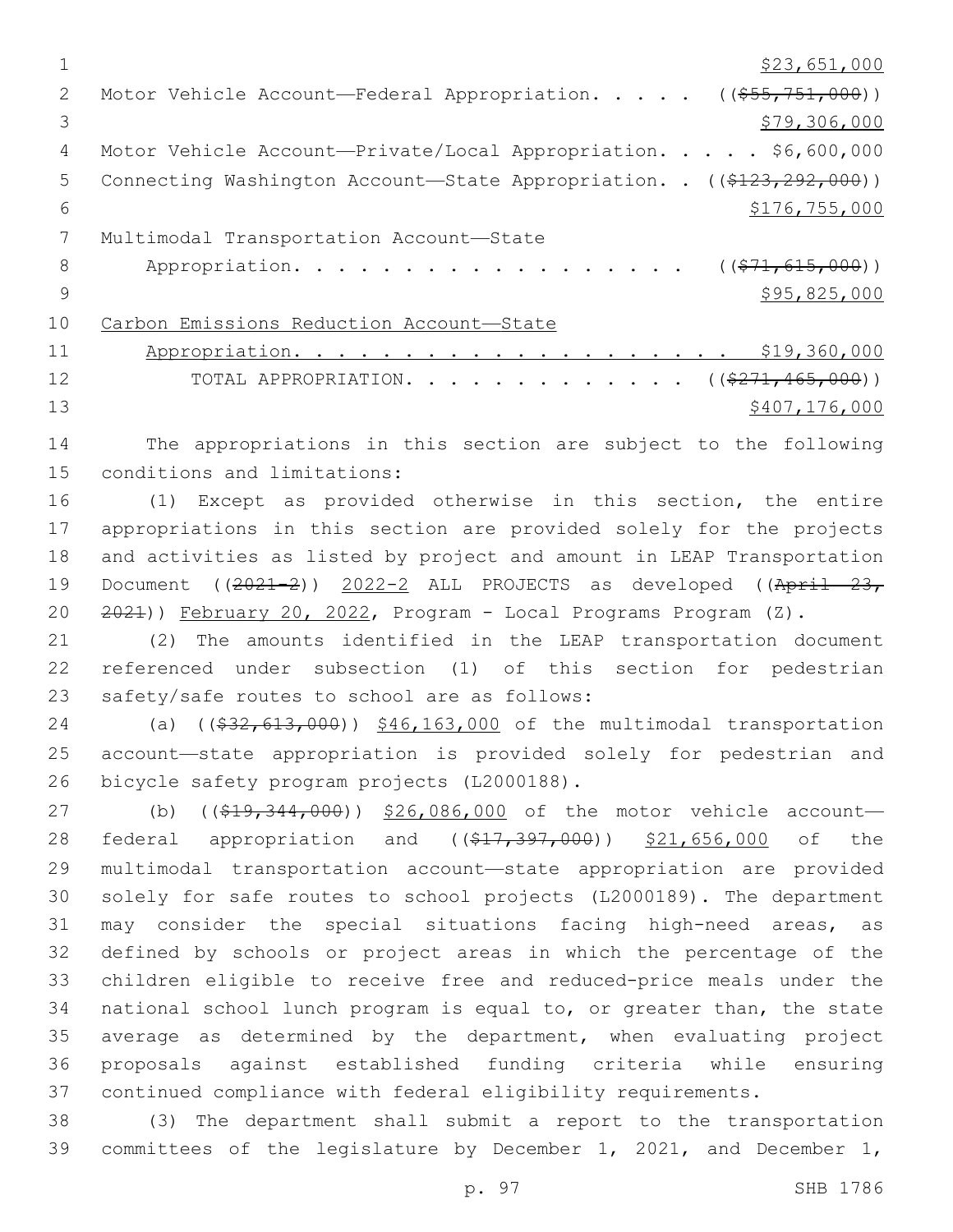$23,651,000

Motor Vehicle Account—Federal Appropriation. . . . . ((~~$55,751,000~~))
$79,306,000

Motor Vehicle Account—Private/Local Appropriation. . . . . $6,600,000

Connecting Washington Account—State Appropriation. . ((~~$123,292,000~~))
$176,755,000

Multimodal Transportation Account—State
Appropriation. . . . . . . . . . . . . . . . . . . ((~~$71,615,000~~))
$95,825,000

Carbon Emissions Reduction Account—State
Appropriation. . . . . . . . . . . . . . . . . . . . $19,360,000

TOTAL APPROPRIATION. . . . . . . . . . . . . ((~~$271,465,000~~))
$407,176,000

The appropriations in this section are subject to the following conditions and limitations:

(1) Except as provided otherwise in this section, the entire appropriations in this section are provided solely for the projects and activities as listed by project and amount in LEAP Transportation Document ((~~2021-2~~)) 2022-2 ALL PROJECTS as developed ((~~April 23, 2021~~)) February 20, 2022, Program - Local Programs Program (Z).

(2) The amounts identified in the LEAP transportation document referenced under subsection (1) of this section for pedestrian safety/safe routes to school are as follows:

(a) ((~~$32,613,000~~)) $46,163,000 of the multimodal transportation account—state appropriation is provided solely for pedestrian and bicycle safety program projects (L2000188).

(b) ((~~$19,344,000~~)) $26,086,000 of the motor vehicle account—federal appropriation and ((~~$17,397,000~~)) $21,656,000 of the multimodal transportation account—state appropriation are provided solely for safe routes to school projects (L2000189). The department may consider the special situations facing high-need areas, as defined by schools or project areas in which the percentage of the children eligible to receive free and reduced-price meals under the national school lunch program is equal to, or greater than, the state average as determined by the department, when evaluating project proposals against established funding criteria while ensuring continued compliance with federal eligibility requirements.

(3) The department shall submit a report to the transportation committees of the legislature by December 1, 2021, and December 1,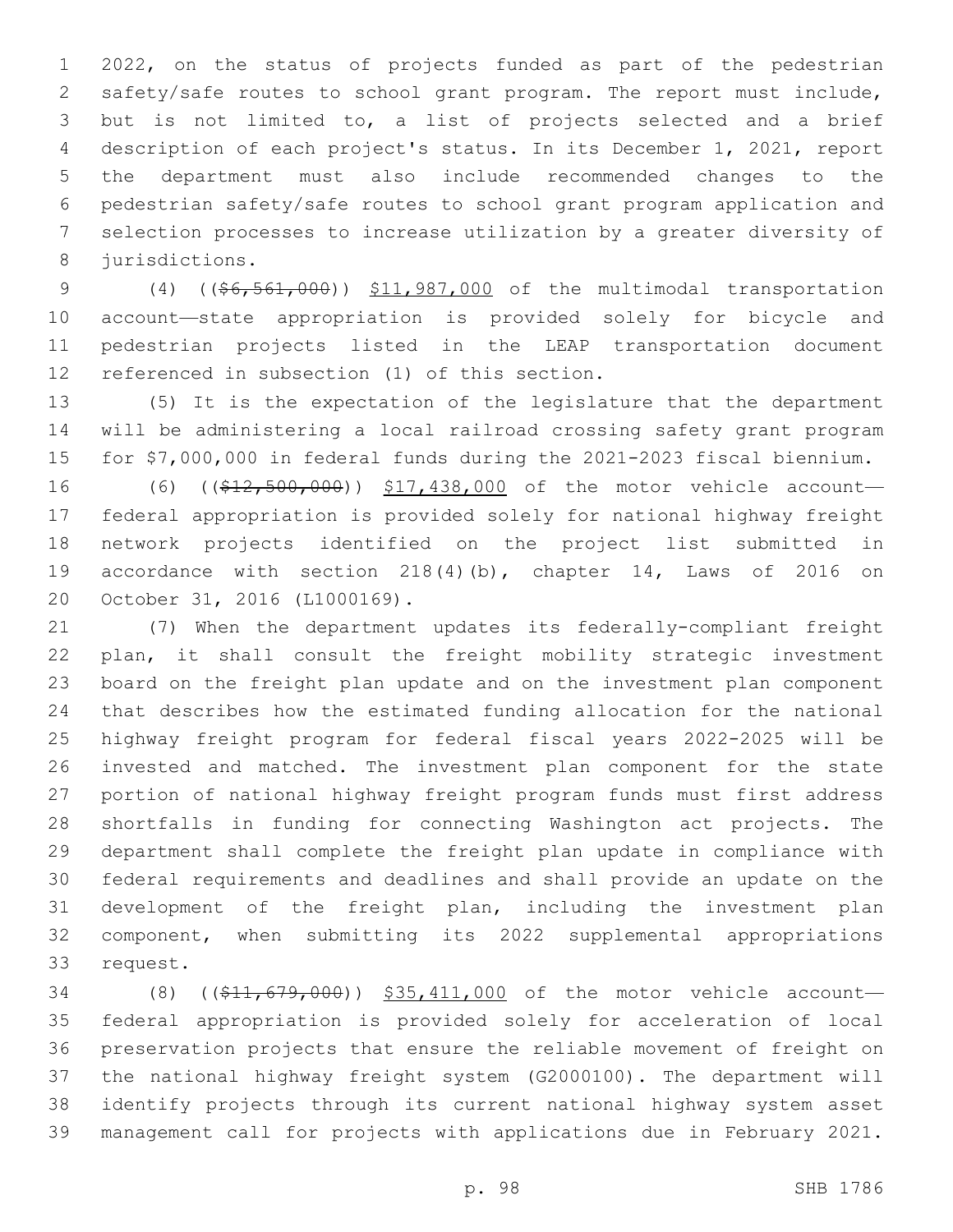2022, on the status of projects funded as part of the pedestrian safety/safe routes to school grant program. The report must include, but is not limited to, a list of projects selected and a brief description of each project's status. In its December 1, 2021, report the department must also include recommended changes to the pedestrian safety/safe routes to school grant program application and selection processes to increase utilization by a greater diversity of jurisdictions.

(4) ((~~$6,561,000~~)) $11,987,000 of the multimodal transportation account—state appropriation is provided solely for bicycle and pedestrian projects listed in the LEAP transportation document referenced in subsection (1) of this section.

(5) It is the expectation of the legislature that the department will be administering a local railroad crossing safety grant program for $7,000,000 in federal funds during the 2021-2023 fiscal biennium.

(6) ((~~$12,500,000~~)) $17,438,000 of the motor vehicle account—federal appropriation is provided solely for national highway freight network projects identified on the project list submitted in accordance with section 218(4)(b), chapter 14, Laws of 2016 on October 31, 2016 (L1000169).

(7) When the department updates its federally-compliant freight plan, it shall consult the freight mobility strategic investment board on the freight plan update and on the investment plan component that describes how the estimated funding allocation for the national highway freight program for federal fiscal years 2022-2025 will be invested and matched. The investment plan component for the state portion of national highway freight program funds must first address shortfalls in funding for connecting Washington act projects. The department shall complete the freight plan update in compliance with federal requirements and deadlines and shall provide an update on the development of the freight plan, including the investment plan component, when submitting its 2022 supplemental appropriations request.

(8) ((~~$11,679,000~~)) $35,411,000 of the motor vehicle account—federal appropriation is provided solely for acceleration of local preservation projects that ensure the reliable movement of freight on the national highway freight system (G2000100). The department will identify projects through its current national highway system asset management call for projects with applications due in February 2021.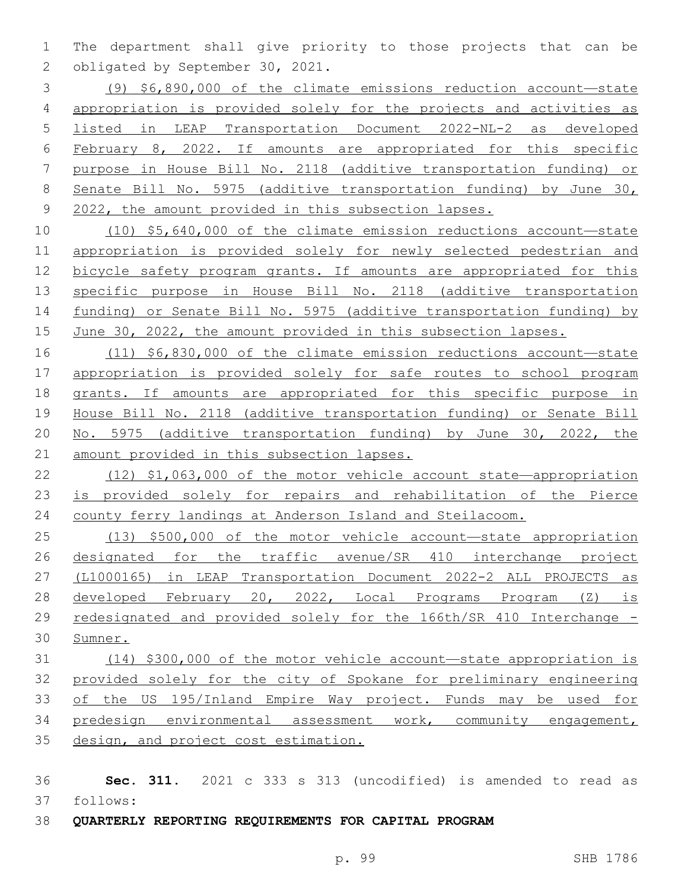The department shall give priority to those projects that can be obligated by September 30, 2021.

(9) $6,890,000 of the climate emissions reduction account—state appropriation is provided solely for the projects and activities as listed in LEAP Transportation Document 2022-NL-2 as developed February 8, 2022. If amounts are appropriated for this specific purpose in House Bill No. 2118 (additive transportation funding) or Senate Bill No. 5975 (additive transportation funding) by June 30, 2022, the amount provided in this subsection lapses.

(10) $5,640,000 of the climate emission reductions account—state appropriation is provided solely for newly selected pedestrian and bicycle safety program grants. If amounts are appropriated for this specific purpose in House Bill No. 2118 (additive transportation funding) or Senate Bill No. 5975 (additive transportation funding) by June 30, 2022, the amount provided in this subsection lapses.

(11) $6,830,000 of the climate emission reductions account—state appropriation is provided solely for safe routes to school program grants. If amounts are appropriated for this specific purpose in House Bill No. 2118 (additive transportation funding) or Senate Bill No. 5975 (additive transportation funding) by June 30, 2022, the amount provided in this subsection lapses.

(12) $1,063,000 of the motor vehicle account state—appropriation is provided solely for repairs and rehabilitation of the Pierce county ferry landings at Anderson Island and Steilacoom.

(13) $500,000 of the motor vehicle account—state appropriation designated for the traffic avenue/SR 410 interchange project (L1000165) in LEAP Transportation Document 2022-2 ALL PROJECTS as developed February 20, 2022, Local Programs Program (Z) is redesignated and provided solely for the 166th/SR 410 Interchange - Sumner.

(14) $300,000 of the motor vehicle account—state appropriation is provided solely for the city of Spokane for preliminary engineering of the US 195/Inland Empire Way project. Funds may be used for predesign environmental assessment work, community engagement, design, and project cost estimation.

**Sec. 311.** 2021 c 333 s 313 (uncodified) is amended to read as follows:

**QUARTERLY REPORTING REQUIREMENTS FOR CAPITAL PROGRAM**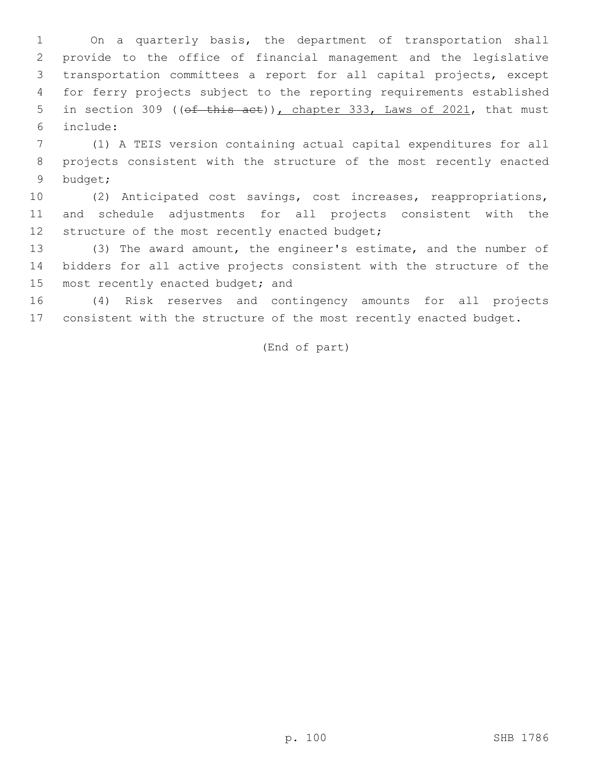On a quarterly basis, the department of transportation shall provide to the office of financial management and the legislative transportation committees a report for all capital projects, except for ferry projects subject to the reporting requirements established in section 309 ((~~of this act~~)), chapter 333, Laws of 2021, that must include:

(1) A TEIS version containing actual capital expenditures for all projects consistent with the structure of the most recently enacted budget;

(2) Anticipated cost savings, cost increases, reappropriations, and schedule adjustments for all projects consistent with the structure of the most recently enacted budget;

(3) The award amount, the engineer's estimate, and the number of bidders for all active projects consistent with the structure of the most recently enacted budget; and

(4) Risk reserves and contingency amounts for all projects consistent with the structure of the most recently enacted budget.

(End of part)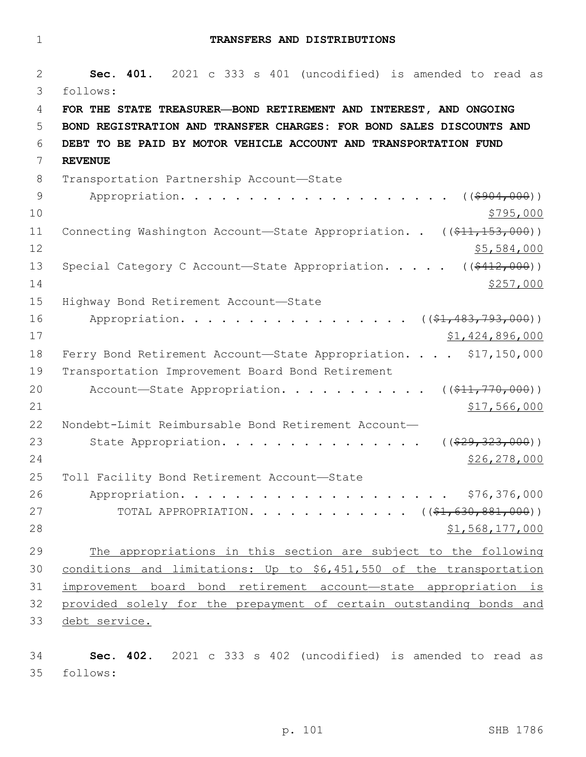# TRANSFERS AND DISTRIBUTIONS

**Sec. 401.** 2021 c 333 s 401 (uncodified) is amended to read as follows:

**FOR THE STATE TREASURER—BOND RETIREMENT AND INTEREST, AND ONGOING BOND REGISTRATION AND TRANSFER CHARGES: FOR BOND SALES DISCOUNTS AND DEBT TO BE PAID BY MOTOR VEHICLE ACCOUNT AND TRANSPORTATION FUND REVENUE**

Transportation Partnership Account—State Appropriation. . . . . . . . . . . . . . . . . . . . ((~~$904,000~~)) $795,000

Connecting Washington Account—State Appropriation. . ((~~$11,153,000~~)) $5,584,000

Special Category C Account—State Appropriation. . . . . ((~~$412,000~~)) $257,000

Highway Bond Retirement Account—State Appropriation. . . . . . . . . . . . . . . . . . ((~~$1,483,793,000~~)) $1,424,896,000

Ferry Bond Retirement Account—State Appropriation. . . . $17,150,000

Transportation Improvement Board Bond Retirement Account—State Appropriation. . . . . . . . . . . ((~~$11,770,000~~)) $17,566,000

Nondebt-Limit Reimbursable Bond Retirement Account—State Appropriation. . . . . . . . . . . . . . . . ((~~$29,323,000~~)) $26,278,000

Toll Facility Bond Retirement Account—State Appropriation. . . . . . . . . . . . . . . . . . . . . $76,376,000

TOTAL APPROPRIATION. . . . . . . . . . . . . ((~~$1,630,881,000~~)) $1,568,177,000

The appropriations in this section are subject to the following conditions and limitations: Up to $6,451,550 of the transportation improvement board bond retirement account—state appropriation is provided solely for the prepayment of certain outstanding bonds and debt service.

**Sec. 402.** 2021 c 333 s 402 (uncodified) is amended to read as follows: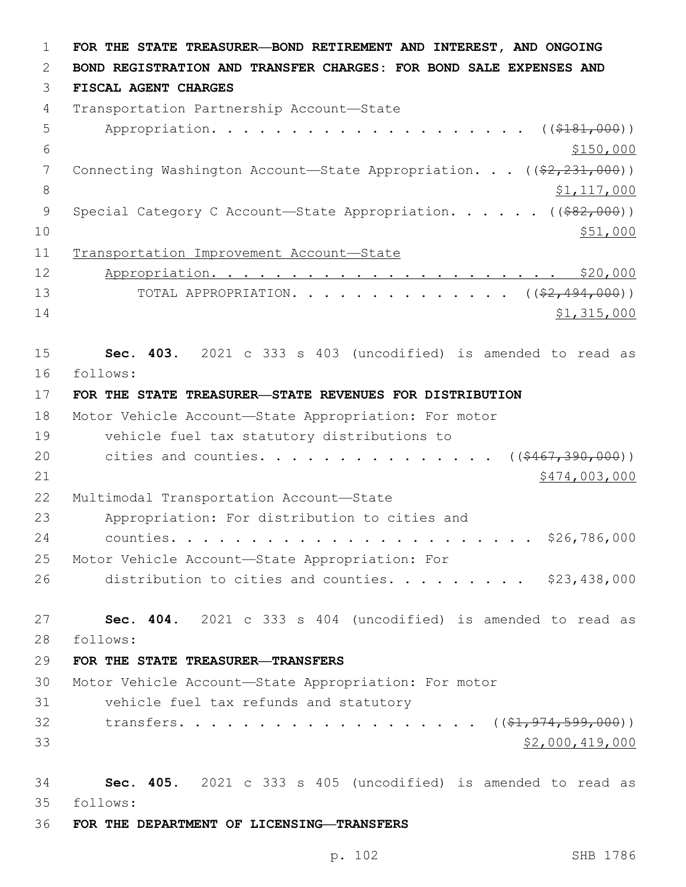**FOR THE STATE TREASURER—BOND RETIREMENT AND INTEREST, AND ONGOING BOND REGISTRATION AND TRANSFER CHARGES: FOR BOND SALE EXPENSES AND FISCAL AGENT CHARGES**

Transportation Partnership Account—State Appropriation. . . . . . . . . . . . . . . . . . . . (($181,000)) $150,000

Connecting Washington Account—State Appropriation. . . (($2,231,000)) $1,117,000

Special Category C Account—State Appropriation. . . . . . (($82,000)) $51,000

Transportation Improvement Account—State Appropriation. . . . . . . . . . . . . . . . . . . . . . $20,000

TOTAL APPROPRIATION. . . . . . . . . . . . . . . . (($2,494,000)) $1,315,000

**Sec. 403.** 2021 c 333 s 403 (uncodified) is amended to read as follows:

**FOR THE STATE TREASURER—STATE REVENUES FOR DISTRIBUTION**

Motor Vehicle Account—State Appropriation: For motor vehicle fuel tax statutory distributions to cities and counties. . . . . . . . . . . . . . . . (($467,390,000)) $474,003,000

Multimodal Transportation Account—State Appropriation: For distribution to cities and counties. . . . . . . . . . . . . . . . . . . . . . . . . $26,786,000

Motor Vehicle Account—State Appropriation: For distribution to cities and counties. . . . . . . . . $23,438,000

**Sec. 404.** 2021 c 333 s 404 (uncodified) is amended to read as follows:

**FOR THE STATE TREASURER—TRANSFERS**

Motor Vehicle Account—State Appropriation: For motor vehicle fuel tax refunds and statutory transfers. . . . . . . . . . . . . . . . . . . . (($1,974,599,000)) $2,000,419,000

**Sec. 405.** 2021 c 333 s 405 (uncodified) is amended to read as follows:

**FOR THE DEPARTMENT OF LICENSING—TRANSFERS**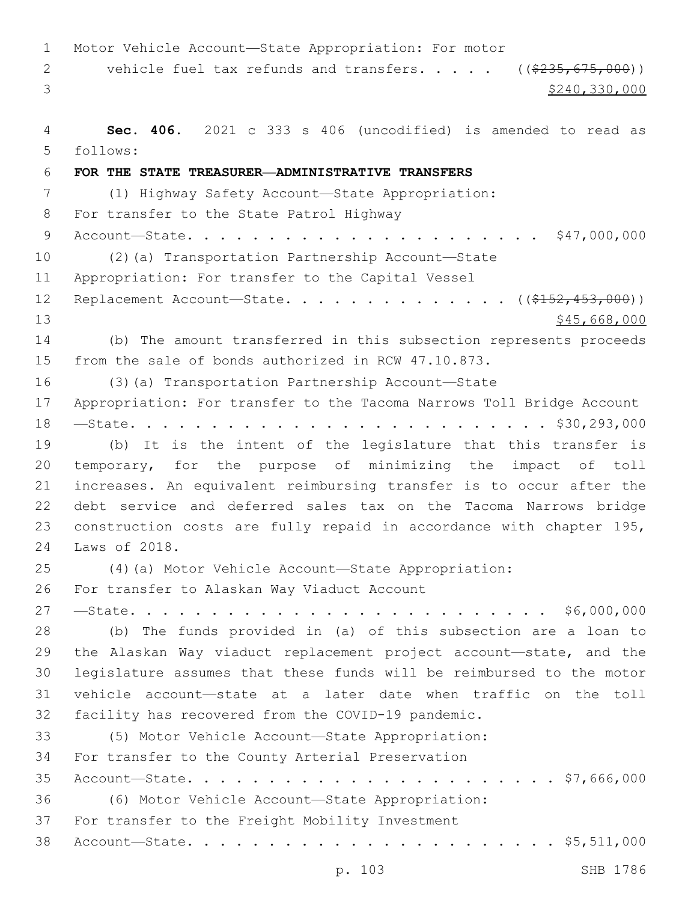Motor Vehicle Account—State Appropriation: For motor vehicle fuel tax refunds and transfers. . . . . ((~~$235,675,000~~)) <u>$240,330,000</u>

**Sec. 406.** 2021 c 333 s 406 (uncodified) is amended to read as follows:

**FOR THE STATE TREASURER—ADMINISTRATIVE TRANSFERS**

(1) Highway Safety Account—State Appropriation: For transfer to the State Patrol Highway Account—State. . . . . . . . . . . . . . . . . . . . . . . $47,000,000

(2)(a) Transportation Partnership Account—State Appropriation: For transfer to the Capital Vessel Replacement Account—State. . . . . . . . . . . . . . ((~~$152,453,000~~)) <u>$45,668,000</u>

(b) The amount transferred in this subsection represents proceeds from the sale of bonds authorized in RCW 47.10.873.

(3)(a) Transportation Partnership Account—State Appropriation: For transfer to the Tacoma Narrows Toll Bridge Account —State. . . . . . . . . . . . . . . . . . . . . . . . . . $30,293,000

(b) It is the intent of the legislature that this transfer is temporary, for the purpose of minimizing the impact of toll increases. An equivalent reimbursing transfer is to occur after the debt service and deferred sales tax on the Tacoma Narrows bridge construction costs are fully repaid in accordance with chapter 195, Laws of 2018.

(4)(a) Motor Vehicle Account—State Appropriation: For transfer to Alaskan Way Viaduct Account —State. . . . . . . . . . . . . . . . . . . . . . . . . . $6,000,000

(b) The funds provided in (a) of this subsection are a loan to the Alaskan Way viaduct replacement project account—state, and the legislature assumes that these funds will be reimbursed to the motor vehicle account—state at a later date when traffic on the toll facility has recovered from the COVID-19 pandemic.

(5) Motor Vehicle Account—State Appropriation: For transfer to the County Arterial Preservation Account—State. . . . . . . . . . . . . . . . . . . . . . . $7,666,000

(6) Motor Vehicle Account—State Appropriation: For transfer to the Freight Mobility Investment Account—State. . . . . . . . . . . . . . . . . . . . . . . $5,511,000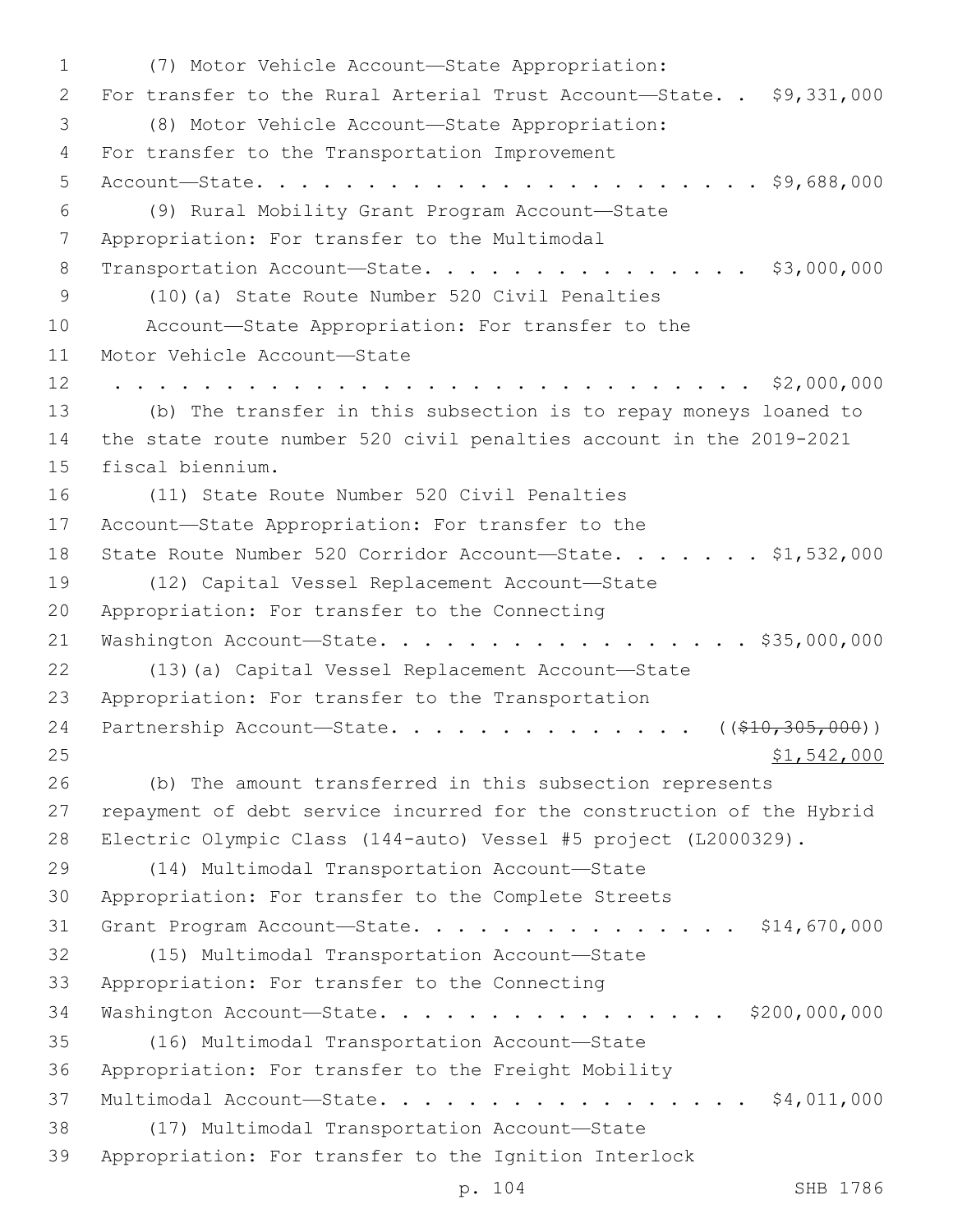(7) Motor Vehicle Account—State Appropriation:
For transfer to the Rural Arterial Trust Account—State. . $9,331,000

(8) Motor Vehicle Account—State Appropriation:
For transfer to the Transportation Improvement
Account—State. . . . . . . . . . . . . . . . . . . . . . . . $9,688,000

(9) Rural Mobility Grant Program Account—State
Appropriation: For transfer to the Multimodal
Transportation Account—State. . . . . . . . . . . . . . . . $3,000,000

(10)(a) State Route Number 520 Civil Penalties
Account—State Appropriation: For transfer to the
Motor Vehicle Account—State
. . . . . . . . . . . . . . . . . . . . . . . . . . . . . . . . $2,000,000

(b) The transfer in this subsection is to repay moneys loaned to the state route number 520 civil penalties account in the 2019-2021 fiscal biennium.

(11) State Route Number 520 Civil Penalties
Account—State Appropriation: For transfer to the
State Route Number 520 Corridor Account—State. . . . . . . $1,532,000

(12) Capital Vessel Replacement Account—State
Appropriation: For transfer to the Connecting
Washington Account—State. . . . . . . . . . . . . . . . . . $35,000,000

(13)(a) Capital Vessel Replacement Account—State
Appropriation: For transfer to the Transportation
Partnership Account—State. . . . . . . . . . . . . . . ((~~$10,305,000~~))
$1,542,000

(b) The amount transferred in this subsection represents repayment of debt service incurred for the construction of the Hybrid Electric Olympic Class (144-auto) Vessel #5 project (L2000329).

(14) Multimodal Transportation Account—State
Appropriation: For transfer to the Complete Streets
Grant Program Account—State. . . . . . . . . . . . . . . . $14,670,000

(15) Multimodal Transportation Account—State
Appropriation: For transfer to the Connecting
Washington Account—State. . . . . . . . . . . . . . . . . $200,000,000

(16) Multimodal Transportation Account—State
Appropriation: For transfer to the Freight Mobility
Multimodal Account—State. . . . . . . . . . . . . . . . . . $4,011,000

(17) Multimodal Transportation Account—State
Appropriation: For transfer to the Ignition Interlock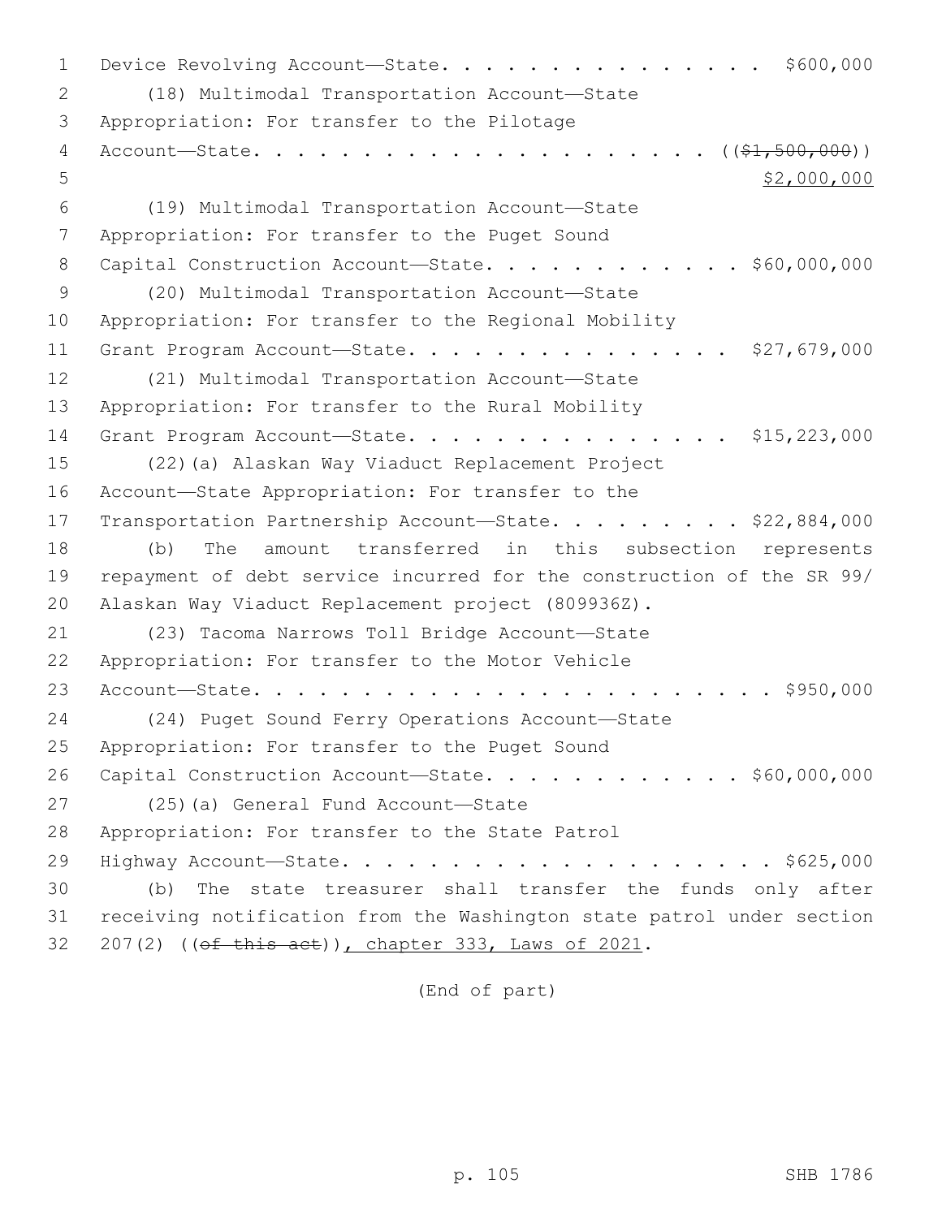Device Revolving Account—State. . . . . . . . . . . . . . . . $600,000

(18) Multimodal Transportation Account—State Appropriation: For transfer to the Pilotage Account—State. . . . . . . . . . . . . . . . . . . . . ((~~$1,500,000~~)) $2,000,000

(19) Multimodal Transportation Account—State Appropriation: For transfer to the Puget Sound Capital Construction Account—State. . . . . . . . . . . . . $60,000,000

(20) Multimodal Transportation Account—State Appropriation: For transfer to the Regional Mobility Grant Program Account—State. . . . . . . . . . . . . . . $27,679,000

(21) Multimodal Transportation Account—State Appropriation: For transfer to the Rural Mobility Grant Program Account—State. . . . . . . . . . . . . . . $15,223,000

(22)(a) Alaskan Way Viaduct Replacement Project Account—State Appropriation: For transfer to the Transportation Partnership Account—State. . . . . . . . . $22,884,000

(b) The amount transferred in this subsection represents repayment of debt service incurred for the construction of the SR 99/ Alaskan Way Viaduct Replacement project (809936Z).

(23) Tacoma Narrows Toll Bridge Account—State Appropriation: For transfer to the Motor Vehicle Account—State. . . . . . . . . . . . . . . . . . . . . . . . . $950,000

(24) Puget Sound Ferry Operations Account—State Appropriation: For transfer to the Puget Sound Capital Construction Account—State. . . . . . . . . . . . . $60,000,000

(25)(a) General Fund Account—State Appropriation: For transfer to the State Patrol Highway Account—State. . . . . . . . . . . . . . . . . . . . . $625,000

(b) The state treasurer shall transfer the funds only after receiving notification from the Washington state patrol under section 207(2) ((~~of this act~~)), chapter 333, Laws of 2021.

(End of part)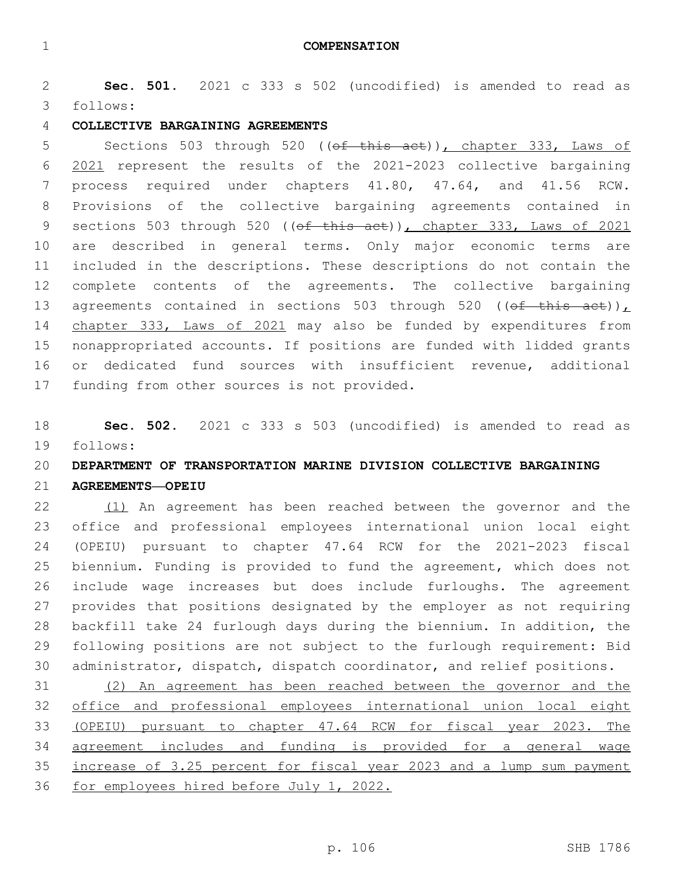# COMPENSATION

**Sec. 501.** 2021 c 333 s 502 (uncodified) is amended to read as follows:

**COLLECTIVE BARGAINING AGREEMENTS**

Sections 503 through 520 ((~~of this act~~)), chapter 333, Laws of 2021 represent the results of the 2021-2023 collective bargaining process required under chapters 41.80, 47.64, and 41.56 RCW. Provisions of the collective bargaining agreements contained in sections 503 through 520 ((~~of this act~~)), chapter 333, Laws of 2021 are described in general terms. Only major economic terms are included in the descriptions. These descriptions do not contain the complete contents of the agreements. The collective bargaining agreements contained in sections 503 through 520 ((~~of this act~~)), chapter 333, Laws of 2021 may also be funded by expenditures from nonappropriated accounts. If positions are funded with lidded grants or dedicated fund sources with insufficient revenue, additional funding from other sources is not provided.

**Sec. 502.** 2021 c 333 s 503 (uncodified) is amended to read as follows:

**DEPARTMENT OF TRANSPORTATION MARINE DIVISION COLLECTIVE BARGAINING AGREEMENTS—OPEIU**

(1) An agreement has been reached between the governor and the office and professional employees international union local eight (OPEIU) pursuant to chapter 47.64 RCW for the 2021-2023 fiscal biennium. Funding is provided to fund the agreement, which does not include wage increases but does include furloughs. The agreement provides that positions designated by the employer as not requiring backfill take 24 furlough days during the biennium. In addition, the following positions are not subject to the furlough requirement: Bid administrator, dispatch, dispatch coordinator, and relief positions.

(2) An agreement has been reached between the governor and the office and professional employees international union local eight (OPEIU) pursuant to chapter 47.64 RCW for fiscal year 2023. The agreement includes and funding is provided for a general wage increase of 3.25 percent for fiscal year 2023 and a lump sum payment for employees hired before July 1, 2022.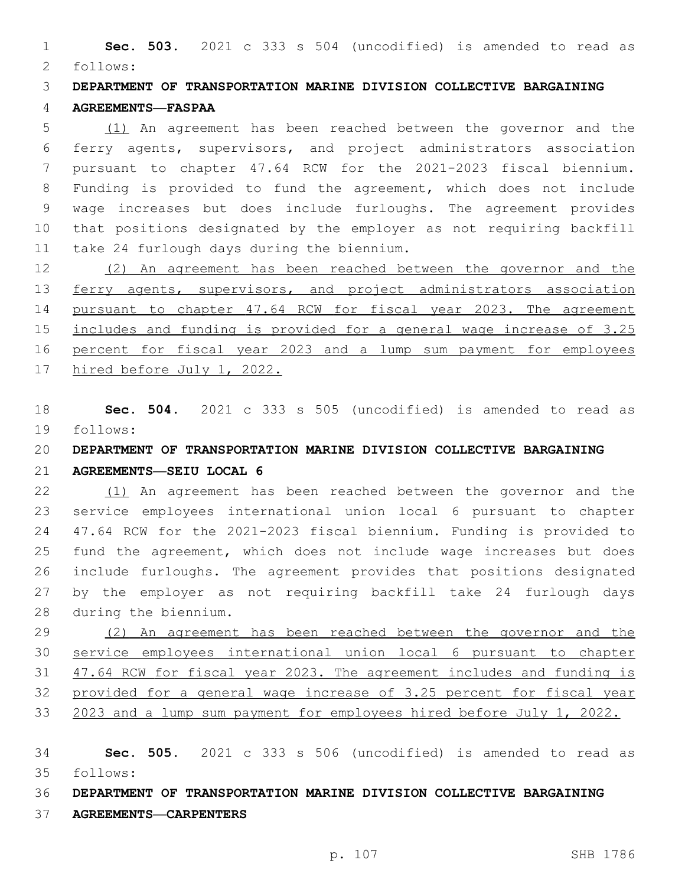**Sec. 503.** 2021 c 333 s 504 (uncodified) is amended to read as follows:

**DEPARTMENT OF TRANSPORTATION MARINE DIVISION COLLECTIVE BARGAINING AGREEMENTS—FASPAA**

(1) An agreement has been reached between the governor and the ferry agents, supervisors, and project administrators association pursuant to chapter 47.64 RCW for the 2021-2023 fiscal biennium. Funding is provided to fund the agreement, which does not include wage increases but does include furloughs. The agreement provides that positions designated by the employer as not requiring backfill take 24 furlough days during the biennium.

(2) An agreement has been reached between the governor and the ferry agents, supervisors, and project administrators association pursuant to chapter 47.64 RCW for fiscal year 2023. The agreement includes and funding is provided for a general wage increase of 3.25 percent for fiscal year 2023 and a lump sum payment for employees hired before July 1, 2022.

**Sec. 504.** 2021 c 333 s 505 (uncodified) is amended to read as follows:

**DEPARTMENT OF TRANSPORTATION MARINE DIVISION COLLECTIVE BARGAINING AGREEMENTS—SEIU LOCAL 6**

(1) An agreement has been reached between the governor and the service employees international union local 6 pursuant to chapter 47.64 RCW for the 2021-2023 fiscal biennium. Funding is provided to fund the agreement, which does not include wage increases but does include furloughs. The agreement provides that positions designated by the employer as not requiring backfill take 24 furlough days during the biennium.

(2) An agreement has been reached between the governor and the service employees international union local 6 pursuant to chapter 47.64 RCW for fiscal year 2023. The agreement includes and funding is provided for a general wage increase of 3.25 percent for fiscal year 2023 and a lump sum payment for employees hired before July 1, 2022.

**Sec. 505.** 2021 c 333 s 506 (uncodified) is amended to read as follows:

**DEPARTMENT OF TRANSPORTATION MARINE DIVISION COLLECTIVE BARGAINING AGREEMENTS—CARPENTERS**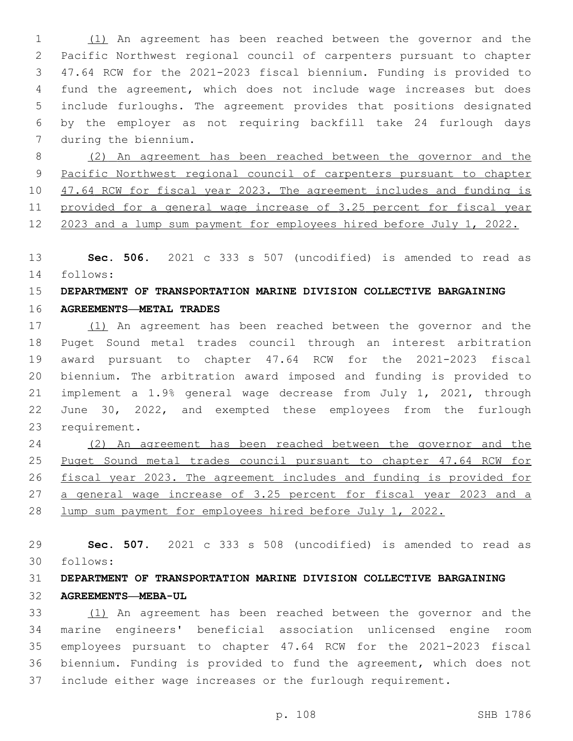(1) An agreement has been reached between the governor and the Pacific Northwest regional council of carpenters pursuant to chapter 47.64 RCW for the 2021-2023 fiscal biennium. Funding is provided to fund the agreement, which does not include wage increases but does include furloughs. The agreement provides that positions designated by the employer as not requiring backfill take 24 furlough days during the biennium.

(2) An agreement has been reached between the governor and the Pacific Northwest regional council of carpenters pursuant to chapter 47.64 RCW for fiscal year 2023. The agreement includes and funding is provided for a general wage increase of 3.25 percent for fiscal year 2023 and a lump sum payment for employees hired before July 1, 2022.

**Sec. 506.** 2021 c 333 s 507 (uncodified) is amended to read as follows:

**DEPARTMENT OF TRANSPORTATION MARINE DIVISION COLLECTIVE BARGAINING AGREEMENTS—METAL TRADES**

(1) An agreement has been reached between the governor and the Puget Sound metal trades council through an interest arbitration award pursuant to chapter 47.64 RCW for the 2021-2023 fiscal biennium. The arbitration award imposed and funding is provided to implement a 1.9% general wage decrease from July 1, 2021, through June 30, 2022, and exempted these employees from the furlough requirement.

(2) An agreement has been reached between the governor and the Puget Sound metal trades council pursuant to chapter 47.64 RCW for fiscal year 2023. The agreement includes and funding is provided for a general wage increase of 3.25 percent for fiscal year 2023 and a lump sum payment for employees hired before July 1, 2022.

**Sec. 507.** 2021 c 333 s 508 (uncodified) is amended to read as follows:

**DEPARTMENT OF TRANSPORTATION MARINE DIVISION COLLECTIVE BARGAINING AGREEMENTS—MEBA-UL**

(1) An agreement has been reached between the governor and the marine engineers' beneficial association unlicensed engine room employees pursuant to chapter 47.64 RCW for the 2021-2023 fiscal biennium. Funding is provided to fund the agreement, which does not include either wage increases or the furlough requirement.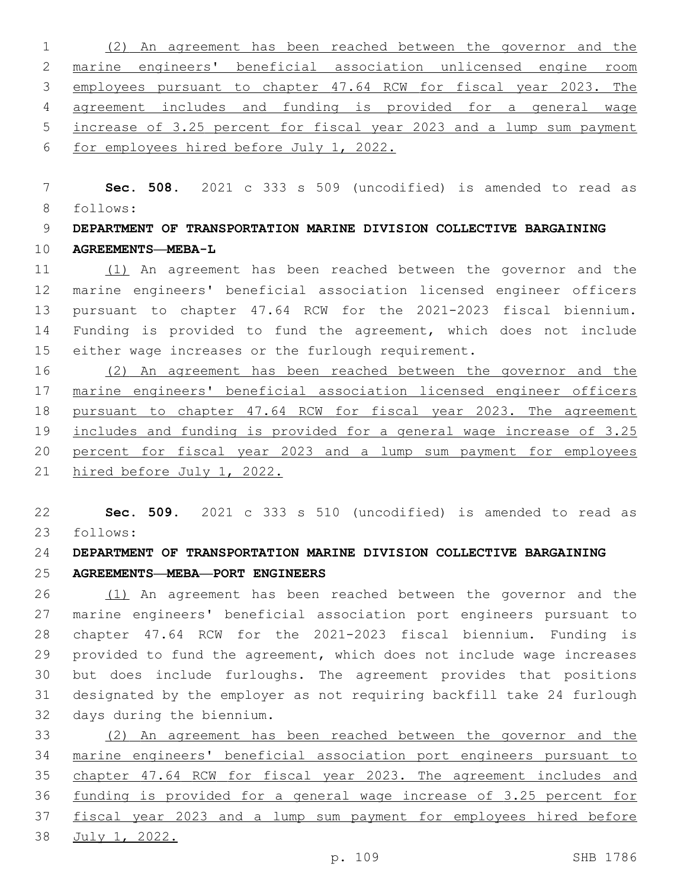(2) An agreement has been reached between the governor and the marine engineers' beneficial association unlicensed engine room employees pursuant to chapter 47.64 RCW for fiscal year 2023. The agreement includes and funding is provided for a general wage increase of 3.25 percent for fiscal year 2023 and a lump sum payment for employees hired before July 1, 2022.

**Sec. 508.** 2021 c 333 s 509 (uncodified) is amended to read as follows:

**DEPARTMENT OF TRANSPORTATION MARINE DIVISION COLLECTIVE BARGAINING AGREEMENTS—MEBA-L**

(1) An agreement has been reached between the governor and the marine engineers' beneficial association licensed engineer officers pursuant to chapter 47.64 RCW for the 2021-2023 fiscal biennium. Funding is provided to fund the agreement, which does not include either wage increases or the furlough requirement.

(2) An agreement has been reached between the governor and the marine engineers' beneficial association licensed engineer officers pursuant to chapter 47.64 RCW for fiscal year 2023. The agreement includes and funding is provided for a general wage increase of 3.25 percent for fiscal year 2023 and a lump sum payment for employees hired before July 1, 2022.

**Sec. 509.** 2021 c 333 s 510 (uncodified) is amended to read as follows:

**DEPARTMENT OF TRANSPORTATION MARINE DIVISION COLLECTIVE BARGAINING AGREEMENTS—MEBA—PORT ENGINEERS**

(1) An agreement has been reached between the governor and the marine engineers' beneficial association port engineers pursuant to chapter 47.64 RCW for the 2021-2023 fiscal biennium. Funding is provided to fund the agreement, which does not include wage increases but does include furloughs. The agreement provides that positions designated by the employer as not requiring backfill take 24 furlough days during the biennium.

(2) An agreement has been reached between the governor and the marine engineers' beneficial association port engineers pursuant to chapter 47.64 RCW for fiscal year 2023. The agreement includes and funding is provided for a general wage increase of 3.25 percent for fiscal year 2023 and a lump sum payment for employees hired before July 1, 2022.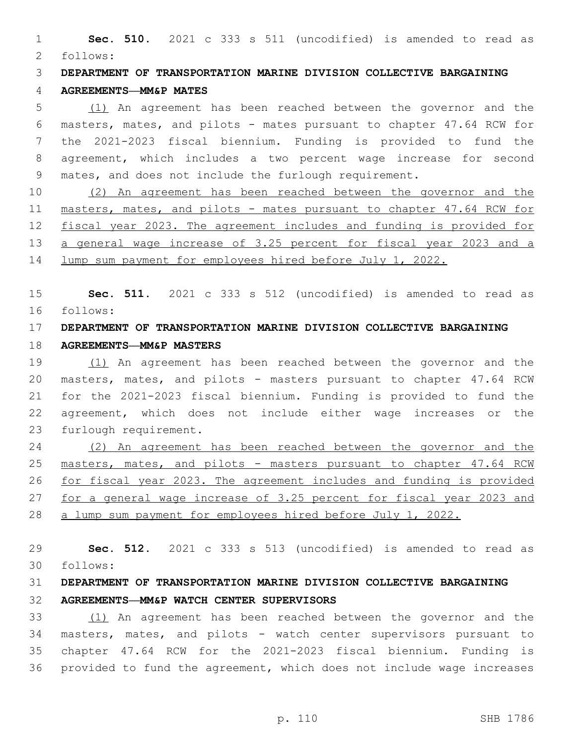**Sec. 510.** 2021 c 333 s 511 (uncodified) is amended to read as follows:

**DEPARTMENT OF TRANSPORTATION MARINE DIVISION COLLECTIVE BARGAINING AGREEMENTS—MM&P MATES**

(1) An agreement has been reached between the governor and the masters, mates, and pilots - mates pursuant to chapter 47.64 RCW for the 2021-2023 fiscal biennium. Funding is provided to fund the agreement, which includes a two percent wage increase for second mates, and does not include the furlough requirement.

(2) An agreement has been reached between the governor and the masters, mates, and pilots - mates pursuant to chapter 47.64 RCW for fiscal year 2023. The agreement includes and funding is provided for a general wage increase of 3.25 percent for fiscal year 2023 and a lump sum payment for employees hired before July 1, 2022.

**Sec. 511.** 2021 c 333 s 512 (uncodified) is amended to read as follows:

**DEPARTMENT OF TRANSPORTATION MARINE DIVISION COLLECTIVE BARGAINING AGREEMENTS—MM&P MASTERS**

(1) An agreement has been reached between the governor and the masters, mates, and pilots - masters pursuant to chapter 47.64 RCW for the 2021-2023 fiscal biennium. Funding is provided to fund the agreement, which does not include either wage increases or the furlough requirement.

(2) An agreement has been reached between the governor and the masters, mates, and pilots - masters pursuant to chapter 47.64 RCW for fiscal year 2023. The agreement includes and funding is provided for a general wage increase of 3.25 percent for fiscal year 2023 and a lump sum payment for employees hired before July 1, 2022.

**Sec. 512.** 2021 c 333 s 513 (uncodified) is amended to read as follows:

**DEPARTMENT OF TRANSPORTATION MARINE DIVISION COLLECTIVE BARGAINING AGREEMENTS—MM&P WATCH CENTER SUPERVISORS**

(1) An agreement has been reached between the governor and the masters, mates, and pilots - watch center supervisors pursuant to chapter 47.64 RCW for the 2021-2023 fiscal biennium. Funding is provided to fund the agreement, which does not include wage increases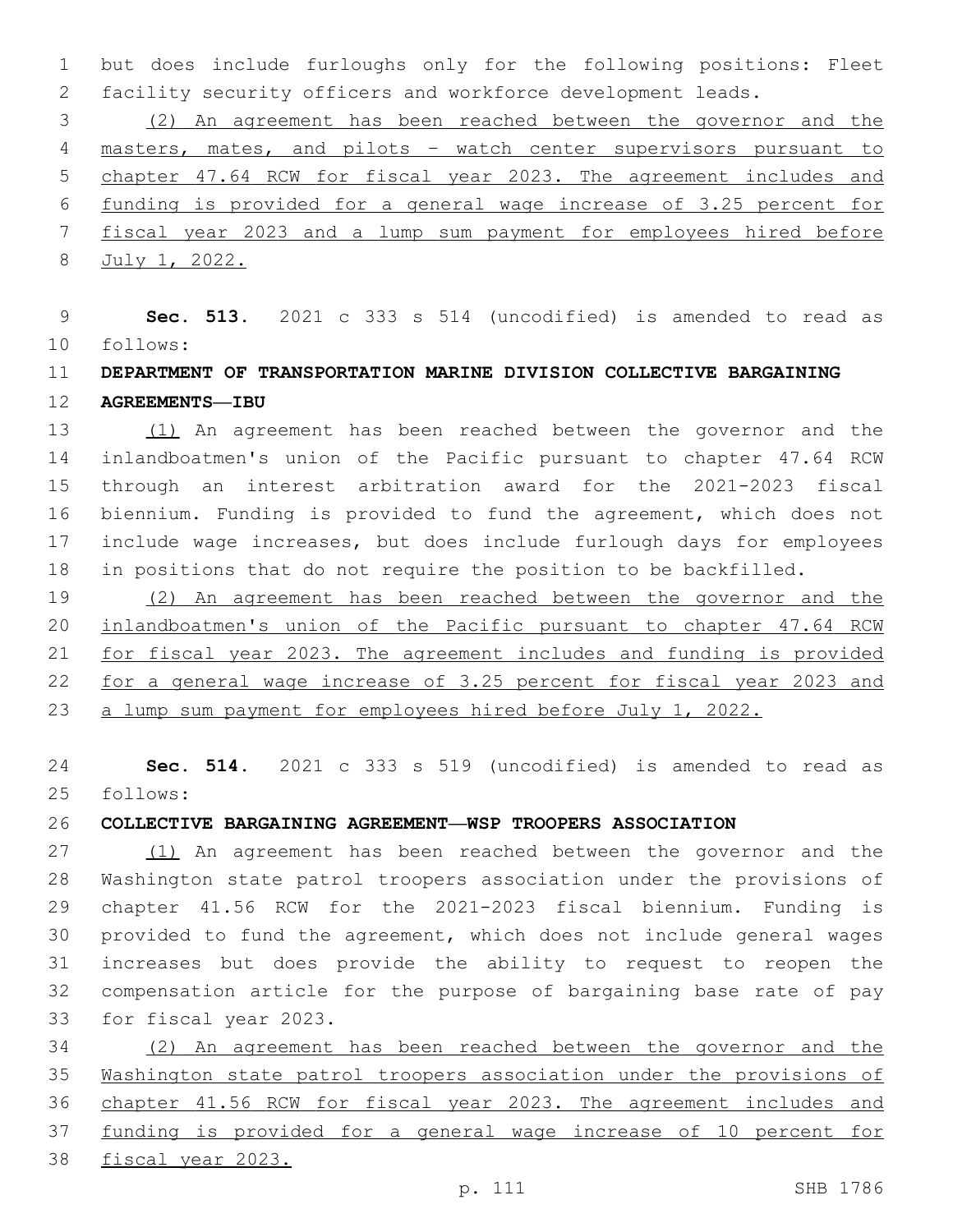but does include furloughs only for the following positions: Fleet facility security officers and workforce development leads.

(2) An agreement has been reached between the governor and the masters, mates, and pilots - watch center supervisors pursuant to chapter 47.64 RCW for fiscal year 2023. The agreement includes and funding is provided for a general wage increase of 3.25 percent for fiscal year 2023 and a lump sum payment for employees hired before July 1, 2022.

**Sec. 513.** 2021 c 333 s 514 (uncodified) is amended to read as follows:

**DEPARTMENT OF TRANSPORTATION MARINE DIVISION COLLECTIVE BARGAINING AGREEMENTS—IBU**

(1) An agreement has been reached between the governor and the inlandboatmen's union of the Pacific pursuant to chapter 47.64 RCW through an interest arbitration award for the 2021-2023 fiscal biennium. Funding is provided to fund the agreement, which does not include wage increases, but does include furlough days for employees in positions that do not require the position to be backfilled.

(2) An agreement has been reached between the governor and the inlandboatmen's union of the Pacific pursuant to chapter 47.64 RCW for fiscal year 2023. The agreement includes and funding is provided for a general wage increase of 3.25 percent for fiscal year 2023 and a lump sum payment for employees hired before July 1, 2022.

**Sec. 514.** 2021 c 333 s 519 (uncodified) is amended to read as follows:

**COLLECTIVE BARGAINING AGREEMENT—WSP TROOPERS ASSOCIATION**

(1) An agreement has been reached between the governor and the Washington state patrol troopers association under the provisions of chapter 41.56 RCW for the 2021-2023 fiscal biennium. Funding is provided to fund the agreement, which does not include general wages increases but does provide the ability to request to reopen the compensation article for the purpose of bargaining base rate of pay for fiscal year 2023.

(2) An agreement has been reached between the governor and the Washington state patrol troopers association under the provisions of chapter 41.56 RCW for fiscal year 2023. The agreement includes and funding is provided for a general wage increase of 10 percent for fiscal year 2023.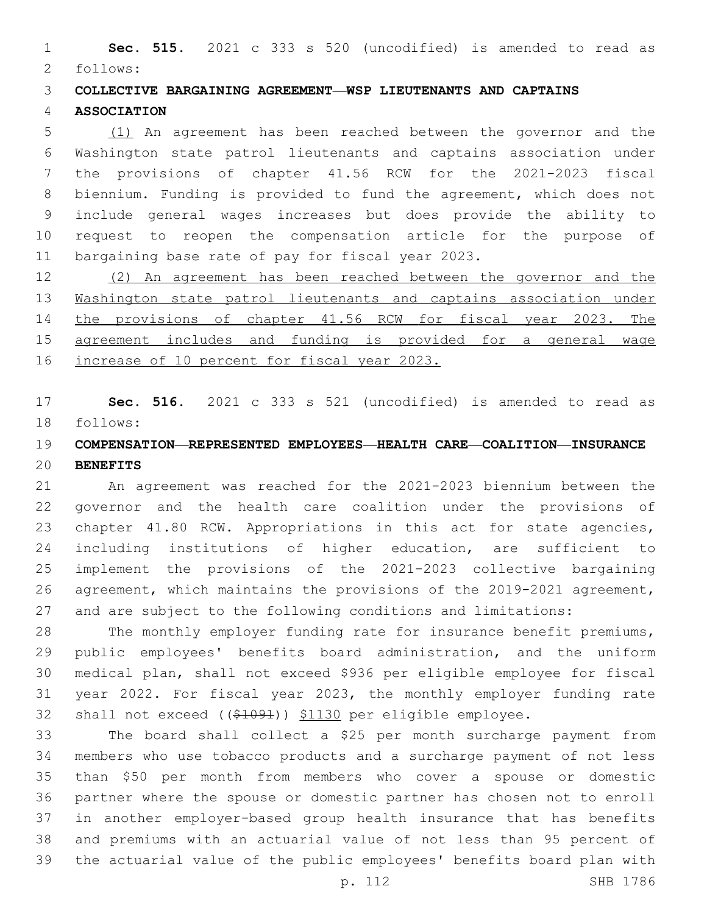**Sec. 515.** 2021 c 333 s 520 (uncodified) is amended to read as follows:

**COLLECTIVE BARGAINING AGREEMENT—WSP LIEUTENANTS AND CAPTAINS ASSOCIATION**

(1) An agreement has been reached between the governor and the Washington state patrol lieutenants and captains association under the provisions of chapter 41.56 RCW for the 2021-2023 fiscal biennium. Funding is provided to fund the agreement, which does not include general wages increases but does provide the ability to request to reopen the compensation article for the purpose of bargaining base rate of pay for fiscal year 2023.

(2) An agreement has been reached between the governor and the Washington state patrol lieutenants and captains association under the provisions of chapter 41.56 RCW for fiscal year 2023. The agreement includes and funding is provided for a general wage increase of 10 percent for fiscal year 2023.

**Sec. 516.** 2021 c 333 s 521 (uncodified) is amended to read as follows:

**COMPENSATION—REPRESENTED EMPLOYEES—HEALTH CARE—COALITION—INSURANCE BENEFITS**

An agreement was reached for the 2021-2023 biennium between the governor and the health care coalition under the provisions of chapter 41.80 RCW. Appropriations in this act for state agencies, including institutions of higher education, are sufficient to implement the provisions of the 2021-2023 collective bargaining agreement, which maintains the provisions of the 2019-2021 agreement, and are subject to the following conditions and limitations:

The monthly employer funding rate for insurance benefit premiums, public employees' benefits board administration, and the uniform medical plan, shall not exceed $936 per eligible employee for fiscal year 2022. For fiscal year 2023, the monthly employer funding rate shall not exceed ((~~$1091~~)) $1130 per eligible employee.

The board shall collect a $25 per month surcharge payment from members who use tobacco products and a surcharge payment of not less than $50 per month from members who cover a spouse or domestic partner where the spouse or domestic partner has chosen not to enroll in another employer-based group health insurance that has benefits and premiums with an actuarial value of not less than 95 percent of the actuarial value of the public employees' benefits board plan with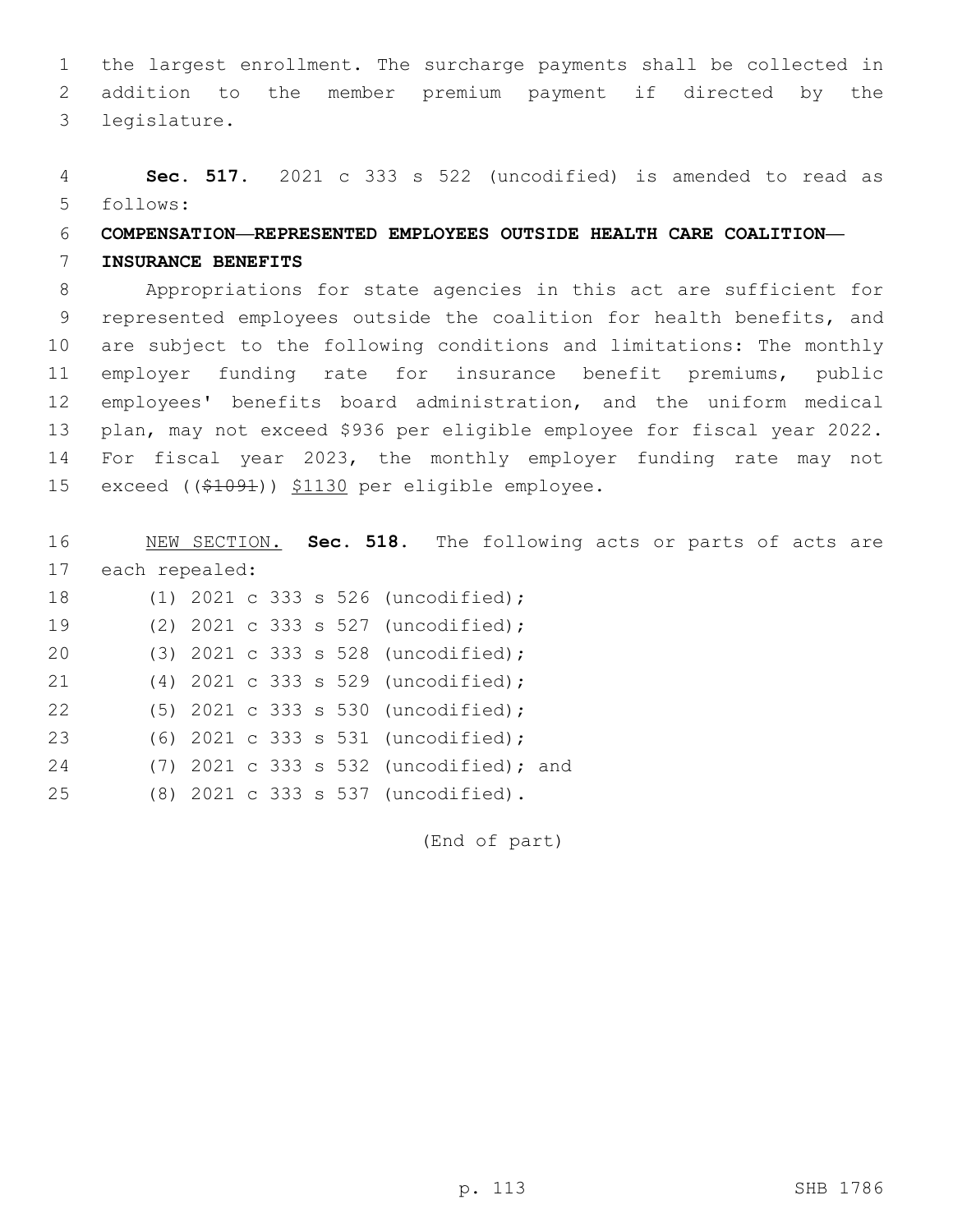the largest enrollment. The surcharge payments shall be collected in addition to the member premium payment if directed by the legislature.

**Sec. 517.** 2021 c 333 s 522 (uncodified) is amended to read as follows:

**COMPENSATION—REPRESENTED EMPLOYEES OUTSIDE HEALTH CARE COALITION—INSURANCE BENEFITS**

Appropriations for state agencies in this act are sufficient for represented employees outside the coalition for health benefits, and are subject to the following conditions and limitations: The monthly employer funding rate for insurance benefit premiums, public employees' benefits board administration, and the uniform medical plan, may not exceed $936 per eligible employee for fiscal year 2022. For fiscal year 2023, the monthly employer funding rate may not exceed ((~~$1091~~)) <u>$1130</u> per eligible employee.

<u>NEW SECTION.</u> **Sec. 518.** The following acts or parts of acts are each repealed:

(1) 2021 c 333 s 526 (uncodified);

(2) 2021 c 333 s 527 (uncodified);

(3) 2021 c 333 s 528 (uncodified);

(4) 2021 c 333 s 529 (uncodified);

(5) 2021 c 333 s 530 (uncodified);

(6) 2021 c 333 s 531 (uncodified);

(7) 2021 c 333 s 532 (uncodified); and

(8) 2021 c 333 s 537 (uncodified).

(End of part)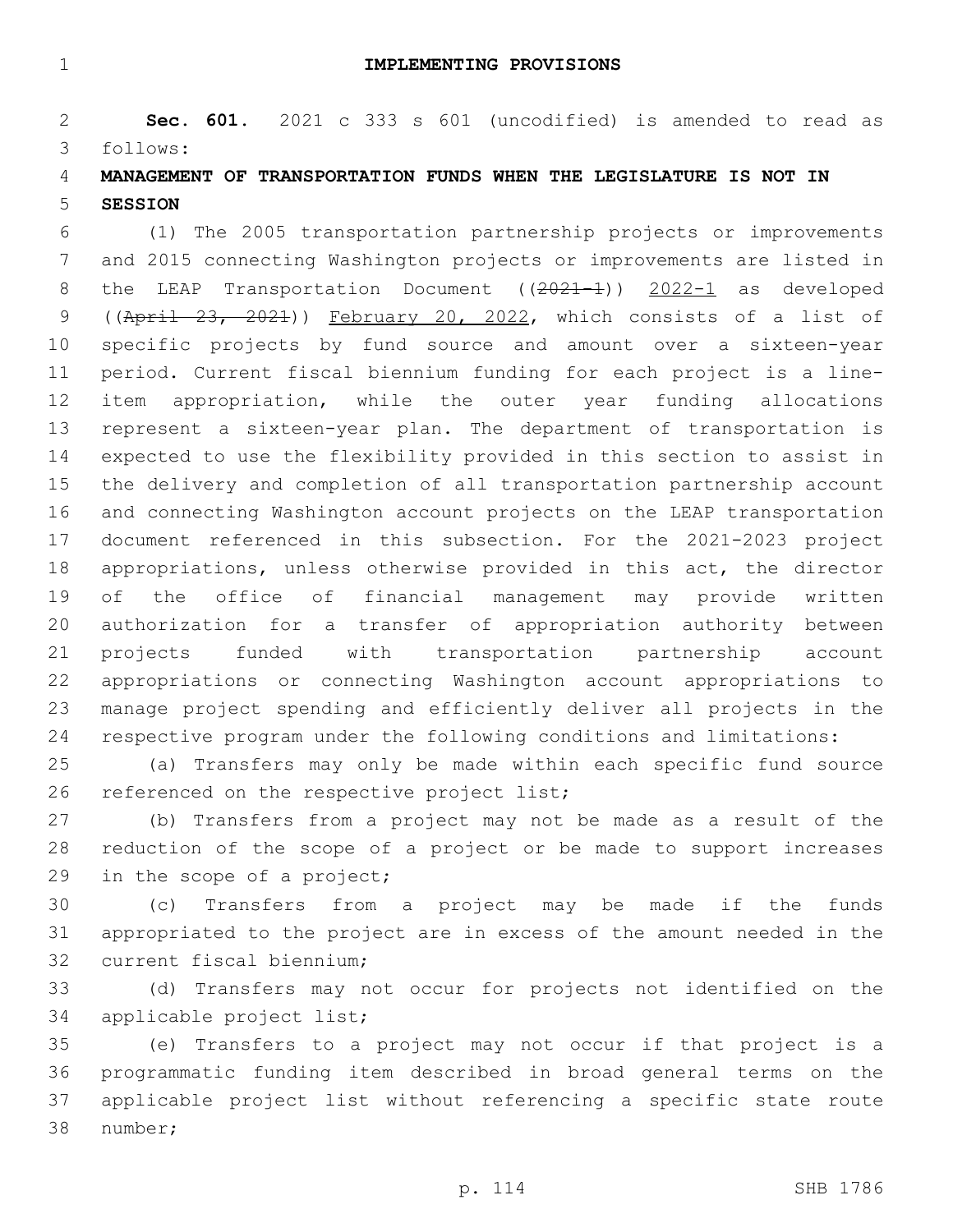# IMPLEMENTING PROVISIONS

**Sec. 601.** 2021 c 333 s 601 (uncodified) is amended to read as follows:

**MANAGEMENT OF TRANSPORTATION FUNDS WHEN THE LEGISLATURE IS NOT IN SESSION**

(1) The 2005 transportation partnership projects or improvements and 2015 connecting Washington projects or improvements are listed in the LEAP Transportation Document ((~~2021-1~~)) 2022-1 as developed ((~~April 23, 2021~~)) February 20, 2022, which consists of a list of specific projects by fund source and amount over a sixteen-year period. Current fiscal biennium funding for each project is a line-item appropriation, while the outer year funding allocations represent a sixteen-year plan. The department of transportation is expected to use the flexibility provided in this section to assist in the delivery and completion of all transportation partnership account and connecting Washington account projects on the LEAP transportation document referenced in this subsection. For the 2021-2023 project appropriations, unless otherwise provided in this act, the director of the office of financial management may provide written authorization for a transfer of appropriation authority between projects funded with transportation partnership account appropriations or connecting Washington account appropriations to manage project spending and efficiently deliver all projects in the respective program under the following conditions and limitations:

(a) Transfers may only be made within each specific fund source referenced on the respective project list;

(b) Transfers from a project may not be made as a result of the reduction of the scope of a project or be made to support increases in the scope of a project;

(c) Transfers from a project may be made if the funds appropriated to the project are in excess of the amount needed in the current fiscal biennium;

(d) Transfers may not occur for projects not identified on the applicable project list;

(e) Transfers to a project may not occur if that project is a programmatic funding item described in broad general terms on the applicable project list without referencing a specific state route number;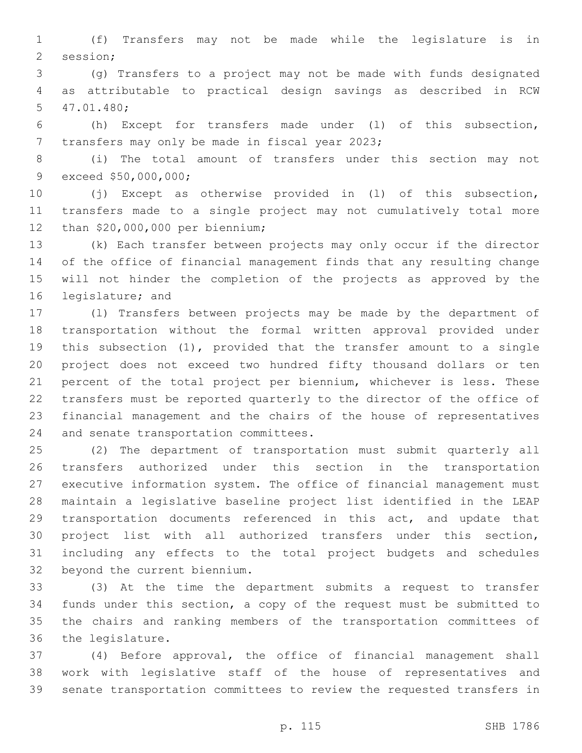(f) Transfers may not be made while the legislature is in session;

(g) Transfers to a project may not be made with funds designated as attributable to practical design savings as described in RCW 47.01.480;

(h) Except for transfers made under (l) of this subsection, transfers may only be made in fiscal year 2023;

(i) The total amount of transfers under this section may not exceed $50,000,000;

(j) Except as otherwise provided in (l) of this subsection, transfers made to a single project may not cumulatively total more than $20,000,000 per biennium;

(k) Each transfer between projects may only occur if the director of the office of financial management finds that any resulting change will not hinder the completion of the projects as approved by the legislature; and

(l) Transfers between projects may be made by the department of transportation without the formal written approval provided under this subsection (1), provided that the transfer amount to a single project does not exceed two hundred fifty thousand dollars or ten percent of the total project per biennium, whichever is less. These transfers must be reported quarterly to the director of the office of financial management and the chairs of the house of representatives and senate transportation committees.

(2) The department of transportation must submit quarterly all transfers authorized under this section in the transportation executive information system. The office of financial management must maintain a legislative baseline project list identified in the LEAP transportation documents referenced in this act, and update that project list with all authorized transfers under this section, including any effects to the total project budgets and schedules beyond the current biennium.

(3) At the time the department submits a request to transfer funds under this section, a copy of the request must be submitted to the chairs and ranking members of the transportation committees of the legislature.

(4) Before approval, the office of financial management shall work with legislative staff of the house of representatives and senate transportation committees to review the requested transfers in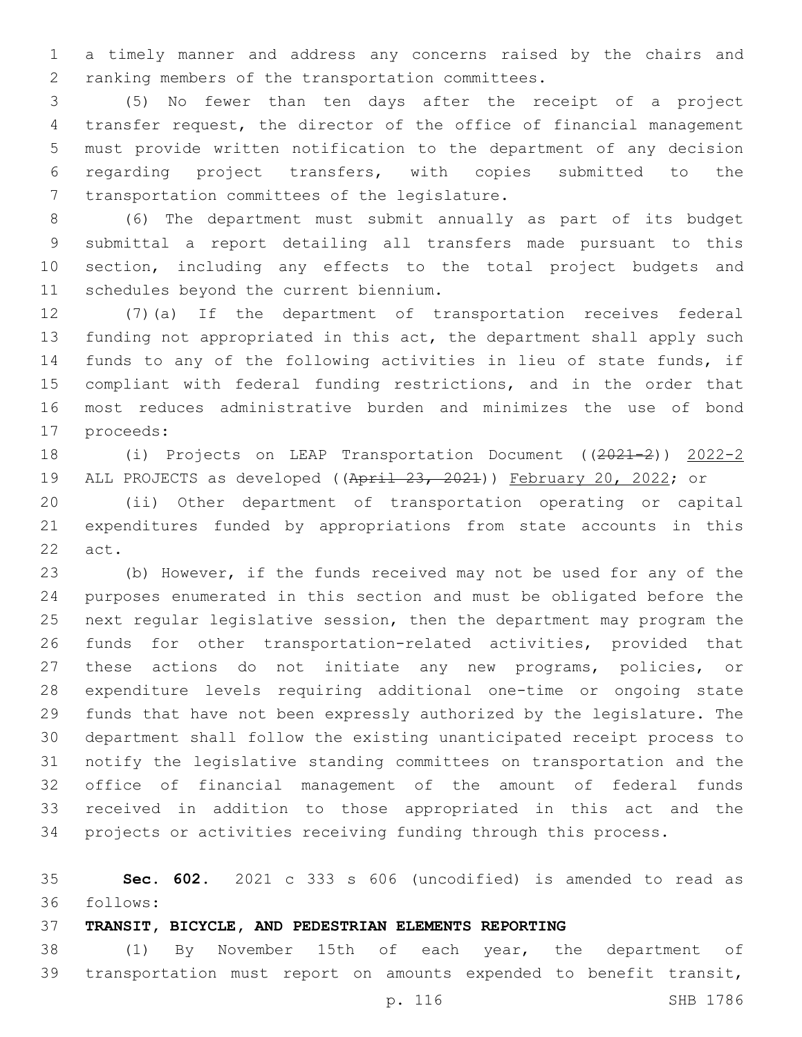a timely manner and address any concerns raised by the chairs and ranking members of the transportation committees.

(5) No fewer than ten days after the receipt of a project transfer request, the director of the office of financial management must provide written notification to the department of any decision regarding project transfers, with copies submitted to the transportation committees of the legislature.

(6) The department must submit annually as part of its budget submittal a report detailing all transfers made pursuant to this section, including any effects to the total project budgets and schedules beyond the current biennium.

(7)(a) If the department of transportation receives federal funding not appropriated in this act, the department shall apply such funds to any of the following activities in lieu of state funds, if compliant with federal funding restrictions, and in the order that most reduces administrative burden and minimizes the use of bond proceeds:

(i) Projects on LEAP Transportation Document ((~~2021-2~~)) 2022-2 ALL PROJECTS as developed ((~~April 23, 2021~~)) February 20, 2022; or

(ii) Other department of transportation operating or capital expenditures funded by appropriations from state accounts in this act.

(b) However, if the funds received may not be used for any of the purposes enumerated in this section and must be obligated before the next regular legislative session, then the department may program the funds for other transportation-related activities, provided that these actions do not initiate any new programs, policies, or expenditure levels requiring additional one-time or ongoing state funds that have not been expressly authorized by the legislature. The department shall follow the existing unanticipated receipt process to notify the legislative standing committees on transportation and the office of financial management of the amount of federal funds received in addition to those appropriated in this act and the projects or activities receiving funding through this process.

**Sec. 602.** 2021 c 333 s 606 (uncodified) is amended to read as follows:

**TRANSIT, BICYCLE, AND PEDESTRIAN ELEMENTS REPORTING**

(1) By November 15th of each year, the department of transportation must report on amounts expended to benefit transit,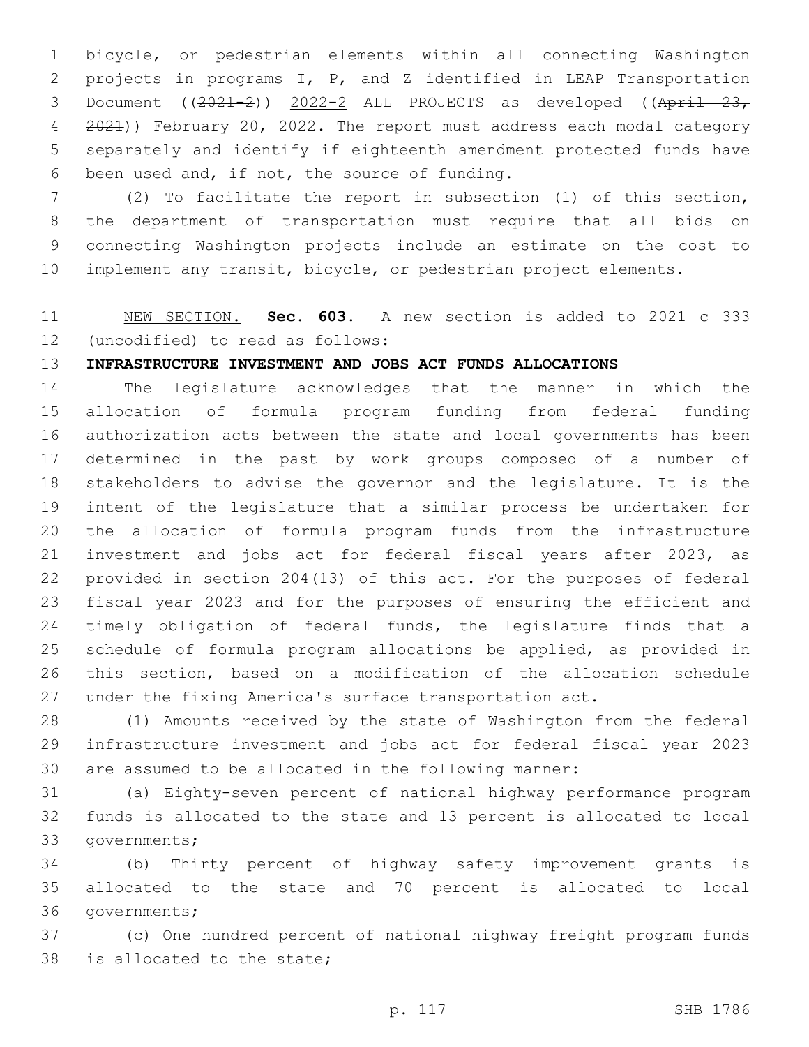bicycle, or pedestrian elements within all connecting Washington projects in programs I, P, and Z identified in LEAP Transportation Document ((~~2021-2~~)) 2022-2 ALL PROJECTS as developed ((~~April 23, 2021~~)) February 20, 2022. The report must address each modal category separately and identify if eighteenth amendment protected funds have been used and, if not, the source of funding.

(2) To facilitate the report in subsection (1) of this section, the department of transportation must require that all bids on connecting Washington projects include an estimate on the cost to implement any transit, bicycle, or pedestrian project elements.

NEW SECTION. **Sec. 603.** A new section is added to 2021 c 333 (uncodified) to read as follows:

**INFRASTRUCTURE INVESTMENT AND JOBS ACT FUNDS ALLOCATIONS**

The legislature acknowledges that the manner in which the allocation of formula program funding from federal funding authorization acts between the state and local governments has been determined in the past by work groups composed of a number of stakeholders to advise the governor and the legislature. It is the intent of the legislature that a similar process be undertaken for the allocation of formula program funds from the infrastructure investment and jobs act for federal fiscal years after 2023, as provided in section 204(13) of this act. For the purposes of federal fiscal year 2023 and for the purposes of ensuring the efficient and timely obligation of federal funds, the legislature finds that a schedule of formula program allocations be applied, as provided in this section, based on a modification of the allocation schedule under the fixing America's surface transportation act.

(1) Amounts received by the state of Washington from the federal infrastructure investment and jobs act for federal fiscal year 2023 are assumed to be allocated in the following manner:

(a) Eighty-seven percent of national highway performance program funds is allocated to the state and 13 percent is allocated to local governments;

(b) Thirty percent of highway safety improvement grants is allocated to the state and 70 percent is allocated to local governments;

(c) One hundred percent of national highway freight program funds is allocated to the state;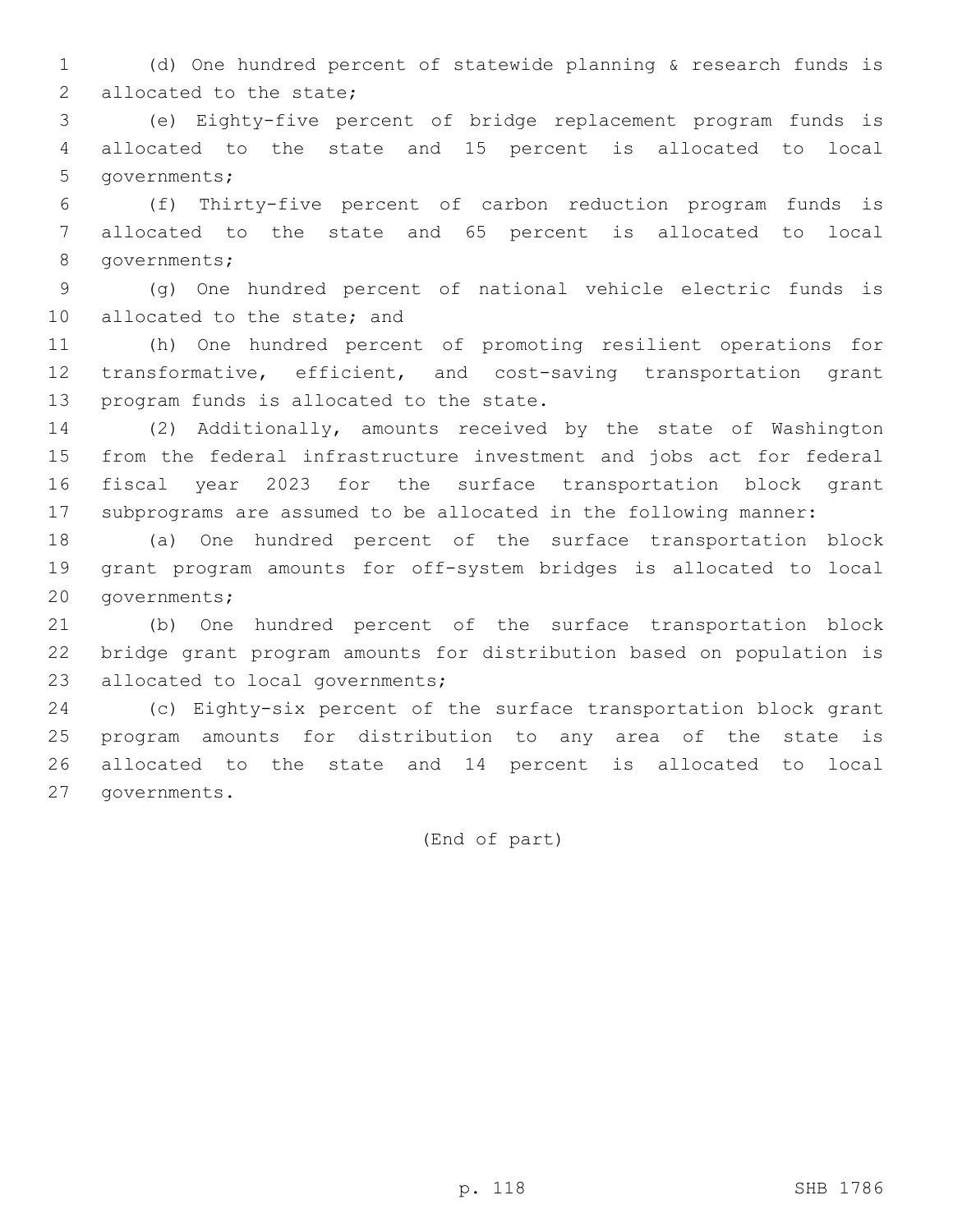(d) One hundred percent of statewide planning & research funds is allocated to the state;

(e) Eighty-five percent of bridge replacement program funds is allocated to the state and 15 percent is allocated to local governments;

(f) Thirty-five percent of carbon reduction program funds is allocated to the state and 65 percent is allocated to local governments;

(g) One hundred percent of national vehicle electric funds is allocated to the state; and

(h) One hundred percent of promoting resilient operations for transformative, efficient, and cost-saving transportation grant program funds is allocated to the state.

(2) Additionally, amounts received by the state of Washington from the federal infrastructure investment and jobs act for federal fiscal year 2023 for the surface transportation block grant subprograms are assumed to be allocated in the following manner:

(a) One hundred percent of the surface transportation block grant program amounts for off-system bridges is allocated to local governments;

(b) One hundred percent of the surface transportation block bridge grant program amounts for distribution based on population is allocated to local governments;

(c) Eighty-six percent of the surface transportation block grant program amounts for distribution to any area of the state is allocated to the state and 14 percent is allocated to local governments.

(End of part)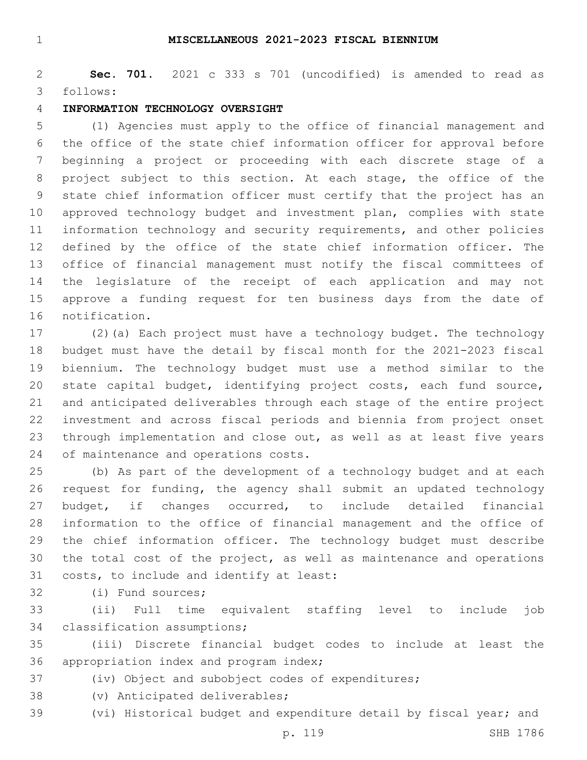# MISCELLANEOUS 2021-2023 FISCAL BIENNIUM

**Sec. 701.** 2021 c 333 s 701 (uncodified) is amended to read as follows:

**INFORMATION TECHNOLOGY OVERSIGHT**

(1) Agencies must apply to the office of financial management and the office of the state chief information officer for approval before beginning a project or proceeding with each discrete stage of a project subject to this section. At each stage, the office of the state chief information officer must certify that the project has an approved technology budget and investment plan, complies with state information technology and security requirements, and other policies defined by the office of the state chief information officer. The office of financial management must notify the fiscal committees of the legislature of the receipt of each application and may not approve a funding request for ten business days from the date of notification.

(2)(a) Each project must have a technology budget. The technology budget must have the detail by fiscal month for the 2021-2023 fiscal biennium. The technology budget must use a method similar to the state capital budget, identifying project costs, each fund source, and anticipated deliverables through each stage of the entire project investment and across fiscal periods and biennia from project onset through implementation and close out, as well as at least five years of maintenance and operations costs.

(b) As part of the development of a technology budget and at each request for funding, the agency shall submit an updated technology budget, if changes occurred, to include detailed financial information to the office of financial management and the office of the chief information officer. The technology budget must describe the total cost of the project, as well as maintenance and operations costs, to include and identify at least:

(i) Fund sources;

(ii) Full time equivalent staffing level to include job classification assumptions;

(iii) Discrete financial budget codes to include at least the appropriation index and program index;

(iv) Object and subobject codes of expenditures;

(v) Anticipated deliverables;

(vi) Historical budget and expenditure detail by fiscal year; and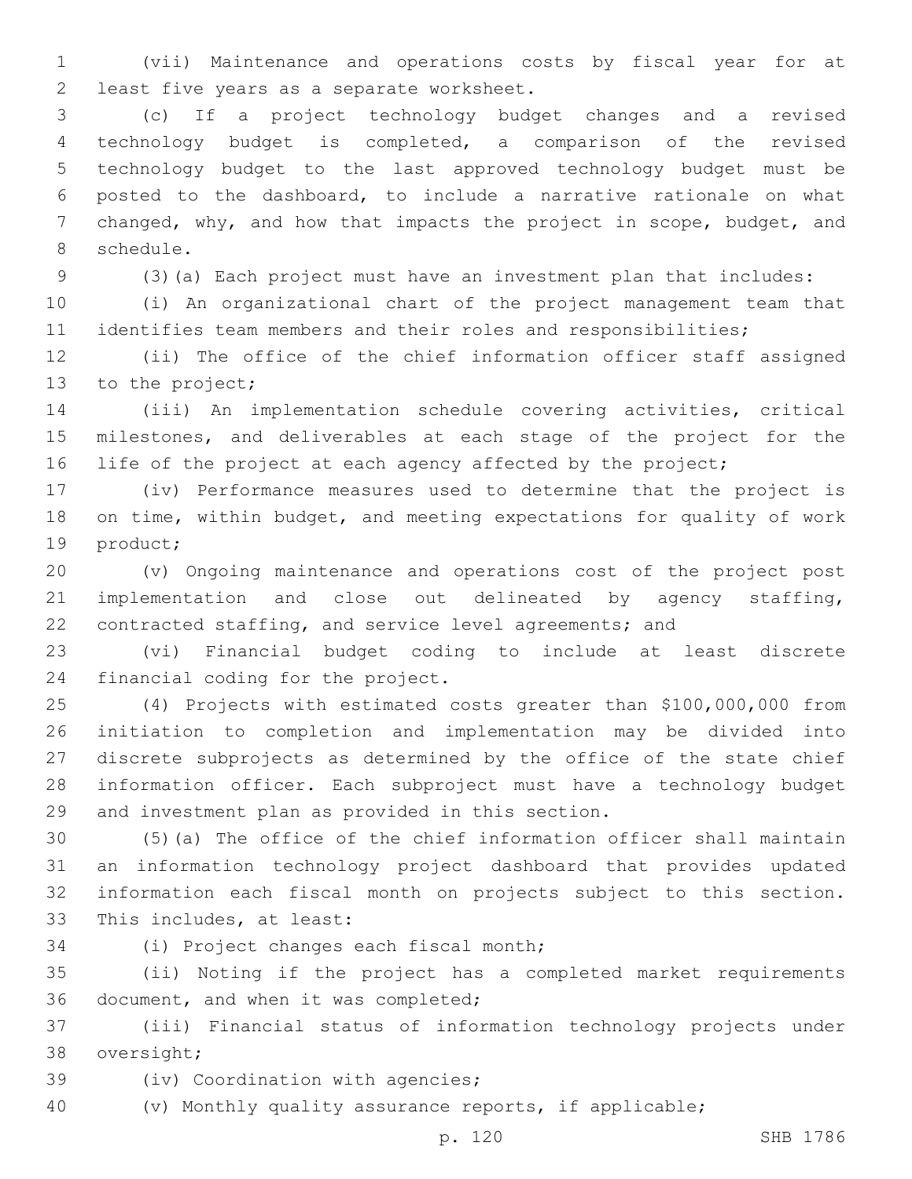(vii) Maintenance and operations costs by fiscal year for at least five years as a separate worksheet.

(c) If a project technology budget changes and a revised technology budget is completed, a comparison of the revised technology budget to the last approved technology budget must be posted to the dashboard, to include a narrative rationale on what changed, why, and how that impacts the project in scope, budget, and schedule.

(3)(a) Each project must have an investment plan that includes:

(i) An organizational chart of the project management team that identifies team members and their roles and responsibilities;

(ii) The office of the chief information officer staff assigned to the project;

(iii) An implementation schedule covering activities, critical milestones, and deliverables at each stage of the project for the life of the project at each agency affected by the project;

(iv) Performance measures used to determine that the project is on time, within budget, and meeting expectations for quality of work product;

(v) Ongoing maintenance and operations cost of the project post implementation and close out delineated by agency staffing, contracted staffing, and service level agreements; and

(vi) Financial budget coding to include at least discrete financial coding for the project.

(4) Projects with estimated costs greater than $100,000,000 from initiation to completion and implementation may be divided into discrete subprojects as determined by the office of the state chief information officer. Each subproject must have a technology budget and investment plan as provided in this section.

(5)(a) The office of the chief information officer shall maintain an information technology project dashboard that provides updated information each fiscal month on projects subject to this section. This includes, at least:

(i) Project changes each fiscal month;

(ii) Noting if the project has a completed market requirements document, and when it was completed;

(iii) Financial status of information technology projects under oversight;

(iv) Coordination with agencies;

(v) Monthly quality assurance reports, if applicable;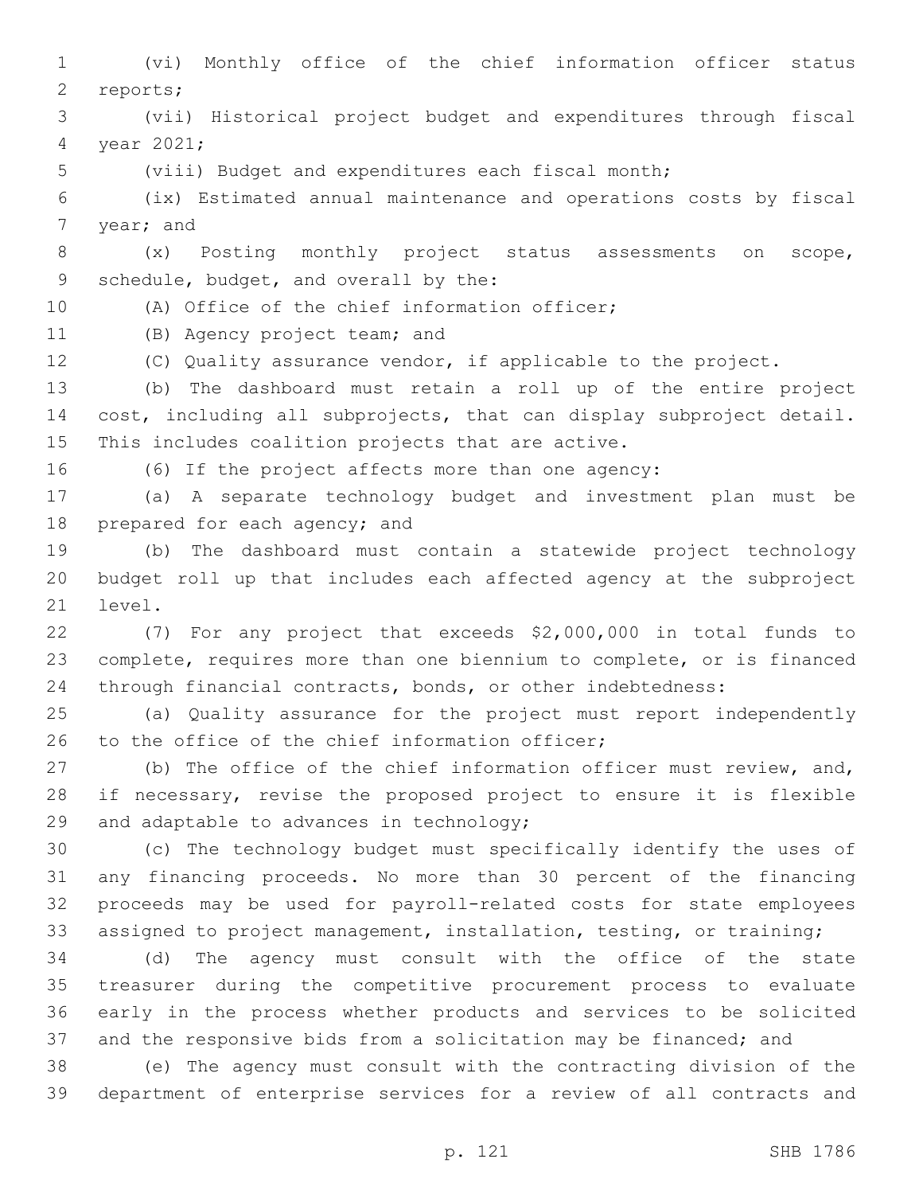(vi) Monthly office of the chief information officer status reports;

(vii) Historical project budget and expenditures through fiscal year 2021;

(viii) Budget and expenditures each fiscal month;

(ix) Estimated annual maintenance and operations costs by fiscal year; and

(x) Posting monthly project status assessments on scope, schedule, budget, and overall by the:

(A) Office of the chief information officer;

(B) Agency project team; and

(C) Quality assurance vendor, if applicable to the project.

(b) The dashboard must retain a roll up of the entire project cost, including all subprojects, that can display subproject detail. This includes coalition projects that are active.

(6) If the project affects more than one agency:

(a) A separate technology budget and investment plan must be prepared for each agency; and

(b) The dashboard must contain a statewide project technology budget roll up that includes each affected agency at the subproject level.

(7) For any project that exceeds $2,000,000 in total funds to complete, requires more than one biennium to complete, or is financed through financial contracts, bonds, or other indebtedness:

(a) Quality assurance for the project must report independently to the office of the chief information officer;

(b) The office of the chief information officer must review, and, if necessary, revise the proposed project to ensure it is flexible and adaptable to advances in technology;

(c) The technology budget must specifically identify the uses of any financing proceeds. No more than 30 percent of the financing proceeds may be used for payroll-related costs for state employees assigned to project management, installation, testing, or training;

(d) The agency must consult with the office of the state treasurer during the competitive procurement process to evaluate early in the process whether products and services to be solicited and the responsive bids from a solicitation may be financed; and

(e) The agency must consult with the contracting division of the department of enterprise services for a review of all contracts and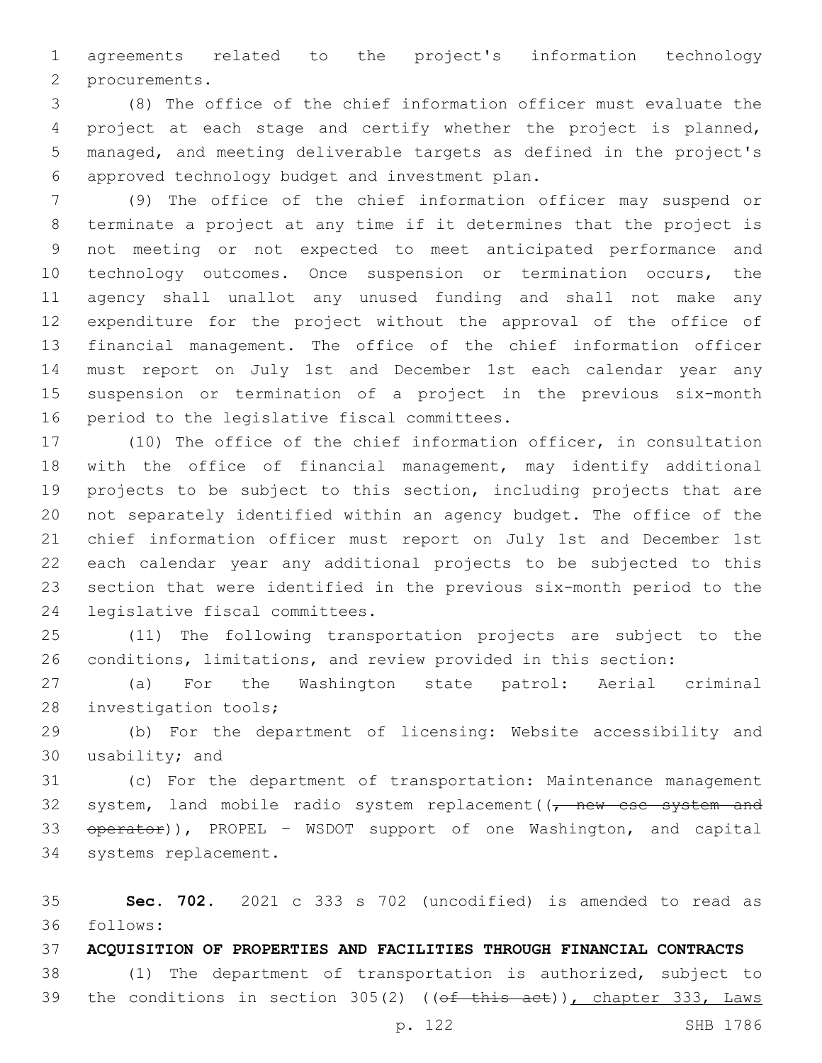agreements related to the project's information technology procurements.

(8) The office of the chief information officer must evaluate the project at each stage and certify whether the project is planned, managed, and meeting deliverable targets as defined in the project's approved technology budget and investment plan.

(9) The office of the chief information officer may suspend or terminate a project at any time if it determines that the project is not meeting or not expected to meet anticipated performance and technology outcomes. Once suspension or termination occurs, the agency shall unallot any unused funding and shall not make any expenditure for the project without the approval of the office of financial management. The office of the chief information officer must report on July 1st and December 1st each calendar year any suspension or termination of a project in the previous six-month period to the legislative fiscal committees.

(10) The office of the chief information officer, in consultation with the office of financial management, may identify additional projects to be subject to this section, including projects that are not separately identified within an agency budget. The office of the chief information officer must report on July 1st and December 1st each calendar year any additional projects to be subjected to this section that were identified in the previous six-month period to the legislative fiscal committees.

(11) The following transportation projects are subject to the conditions, limitations, and review provided in this section:

(a) For the Washington state patrol: Aerial criminal investigation tools;

(b) For the department of licensing: Website accessibility and usability; and

(c) For the department of transportation: Maintenance management system, land mobile radio system replacement((~~, new csc system and operator~~)), PROPEL - WSDOT support of one Washington, and capital systems replacement.

**Sec. 702.** 2021 c 333 s 702 (uncodified) is amended to read as follows:

**ACQUISITION OF PROPERTIES AND FACILITIES THROUGH FINANCIAL CONTRACTS**

(1) The department of transportation is authorized, subject to the conditions in section 305(2) ((~~of this act~~)), chapter 333, Laws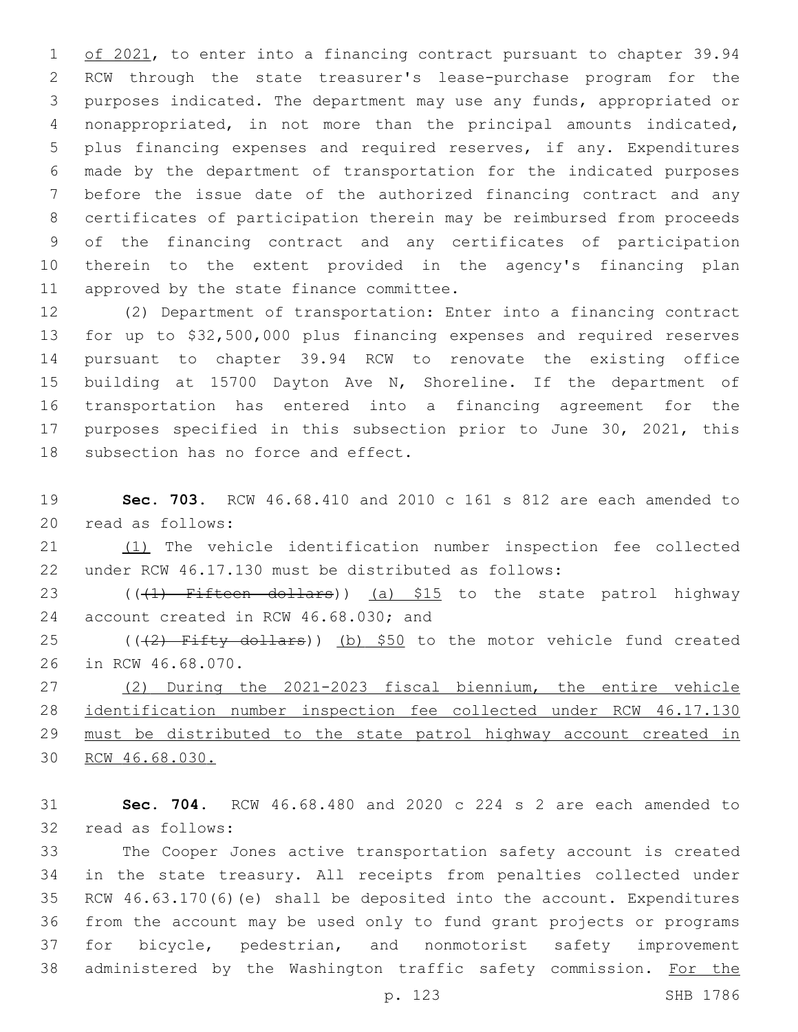of 2021, to enter into a financing contract pursuant to chapter 39.94 RCW through the state treasurer's lease-purchase program for the purposes indicated. The department may use any funds, appropriated or nonappropriated, in not more than the principal amounts indicated, plus financing expenses and required reserves, if any. Expenditures made by the department of transportation for the indicated purposes before the issue date of the authorized financing contract and any certificates of participation therein may be reimbursed from proceeds of the financing contract and any certificates of participation therein to the extent provided in the agency's financing plan approved by the state finance committee.

(2) Department of transportation: Enter into a financing contract for up to $32,500,000 plus financing expenses and required reserves pursuant to chapter 39.94 RCW to renovate the existing office building at 15700 Dayton Ave N, Shoreline. If the department of transportation has entered into a financing agreement for the purposes specified in this subsection prior to June 30, 2021, this subsection has no force and effect.

**Sec. 703.** RCW 46.68.410 and 2010 c 161 s 812 are each amended to read as follows:

(1) The vehicle identification number inspection fee collected under RCW 46.17.130 must be distributed as follows:

~~((1) Fifteen dollars))~~ (a) $15 to the state patrol highway account created in RCW 46.68.030; and

~~((2) Fifty dollars))~~ (b) $50 to the motor vehicle fund created in RCW 46.68.070.

(2) During the 2021-2023 fiscal biennium, the entire vehicle identification number inspection fee collected under RCW 46.17.130 must be distributed to the state patrol highway account created in RCW 46.68.030.

**Sec. 704.** RCW 46.68.480 and 2020 c 224 s 2 are each amended to read as follows:

The Cooper Jones active transportation safety account is created in the state treasury. All receipts from penalties collected under RCW 46.63.170(6)(e) shall be deposited into the account. Expenditures from the account may be used only to fund grant projects or programs for bicycle, pedestrian, and nonmotorist safety improvement administered by the Washington traffic safety commission. For the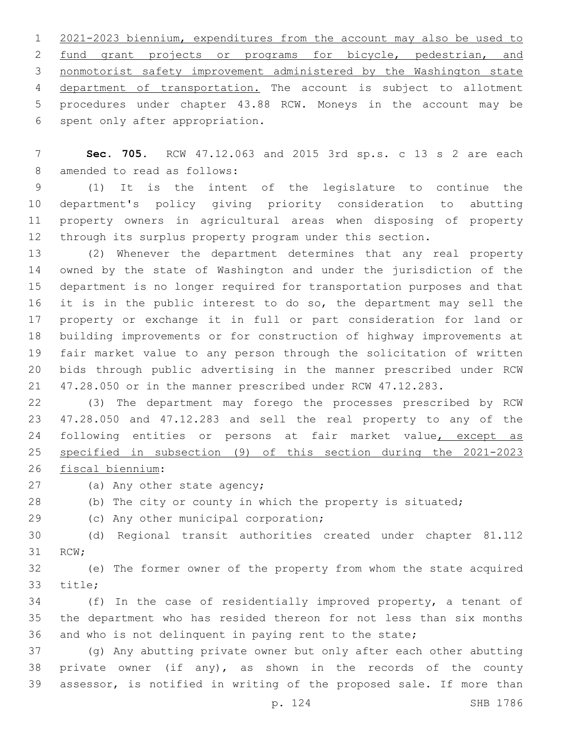2021-2023 biennium, expenditures from the account may also be used to fund grant projects or programs for bicycle, pedestrian, and nonmotorist safety improvement administered by the Washington state department of transportation. The account is subject to allotment procedures under chapter 43.88 RCW. Moneys in the account may be spent only after appropriation.

**Sec. 705.** RCW 47.12.063 and 2015 3rd sp.s. c 13 s 2 are each amended to read as follows:

(1) It is the intent of the legislature to continue the department's policy giving priority consideration to abutting property owners in agricultural areas when disposing of property through its surplus property program under this section.

(2) Whenever the department determines that any real property owned by the state of Washington and under the jurisdiction of the department is no longer required for transportation purposes and that it is in the public interest to do so, the department may sell the property or exchange it in full or part consideration for land or building improvements or for construction of highway improvements at fair market value to any person through the solicitation of written bids through public advertising in the manner prescribed under RCW 47.28.050 or in the manner prescribed under RCW 47.12.283.

(3) The department may forego the processes prescribed by RCW 47.28.050 and 47.12.283 and sell the real property to any of the following entities or persons at fair market value, except as specified in subsection (9) of this section during the 2021-2023 fiscal biennium:

(a) Any other state agency;

(b) The city or county in which the property is situated;

(c) Any other municipal corporation;

(d) Regional transit authorities created under chapter 81.112 RCW;

(e) The former owner of the property from whom the state acquired title;

(f) In the case of residentially improved property, a tenant of the department who has resided thereon for not less than six months and who is not delinquent in paying rent to the state;

(g) Any abutting private owner but only after each other abutting private owner (if any), as shown in the records of the county assessor, is notified in writing of the proposed sale. If more than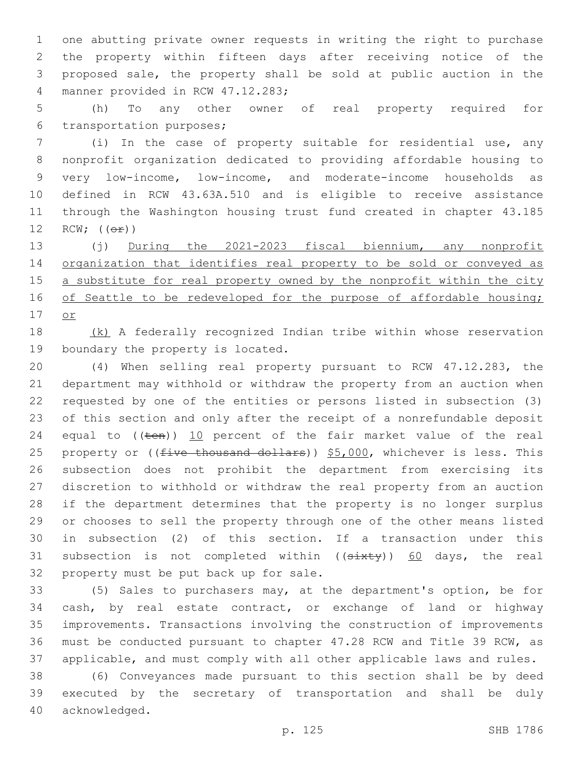one abutting private owner requests in writing the right to purchase the property within fifteen days after receiving notice of the proposed sale, the property shall be sold at public auction in the manner provided in RCW 47.12.283;

(h) To any other owner of real property required for transportation purposes;

(i) In the case of property suitable for residential use, any nonprofit organization dedicated to providing affordable housing to very low-income, low-income, and moderate-income households as defined in RCW 43.63A.510 and is eligible to receive assistance through the Washington housing trust fund created in chapter 43.185 RCW; ((~~or~~))

(j) <u>During the 2021-2023 fiscal biennium, any nonprofit organization that identifies real property to be sold or conveyed as a substitute for real property owned by the nonprofit within the city of Seattle to be redeveloped for the purpose of affordable housing; or</u>

<u>(k)</u> A federally recognized Indian tribe within whose reservation boundary the property is located.

(4) When selling real property pursuant to RCW 47.12.283, the department may withhold or withdraw the property from an auction when requested by one of the entities or persons listed in subsection (3) of this section and only after the receipt of a nonrefundable deposit equal to ((~~ten~~)) <u>10</u> percent of the fair market value of the real property or ((~~five thousand dollars~~)) <u>$5,000</u>, whichever is less. This subsection does not prohibit the department from exercising its discretion to withhold or withdraw the real property from an auction if the department determines that the property is no longer surplus or chooses to sell the property through one of the other means listed in subsection (2) of this section. If a transaction under this subsection is not completed within ((~~sixty~~)) <u>60</u> days, the real property must be put back up for sale.

(5) Sales to purchasers may, at the department's option, be for cash, by real estate contract, or exchange of land or highway improvements. Transactions involving the construction of improvements must be conducted pursuant to chapter 47.28 RCW and Title 39 RCW, as applicable, and must comply with all other applicable laws and rules.

(6) Conveyances made pursuant to this section shall be by deed executed by the secretary of transportation and shall be duly acknowledged.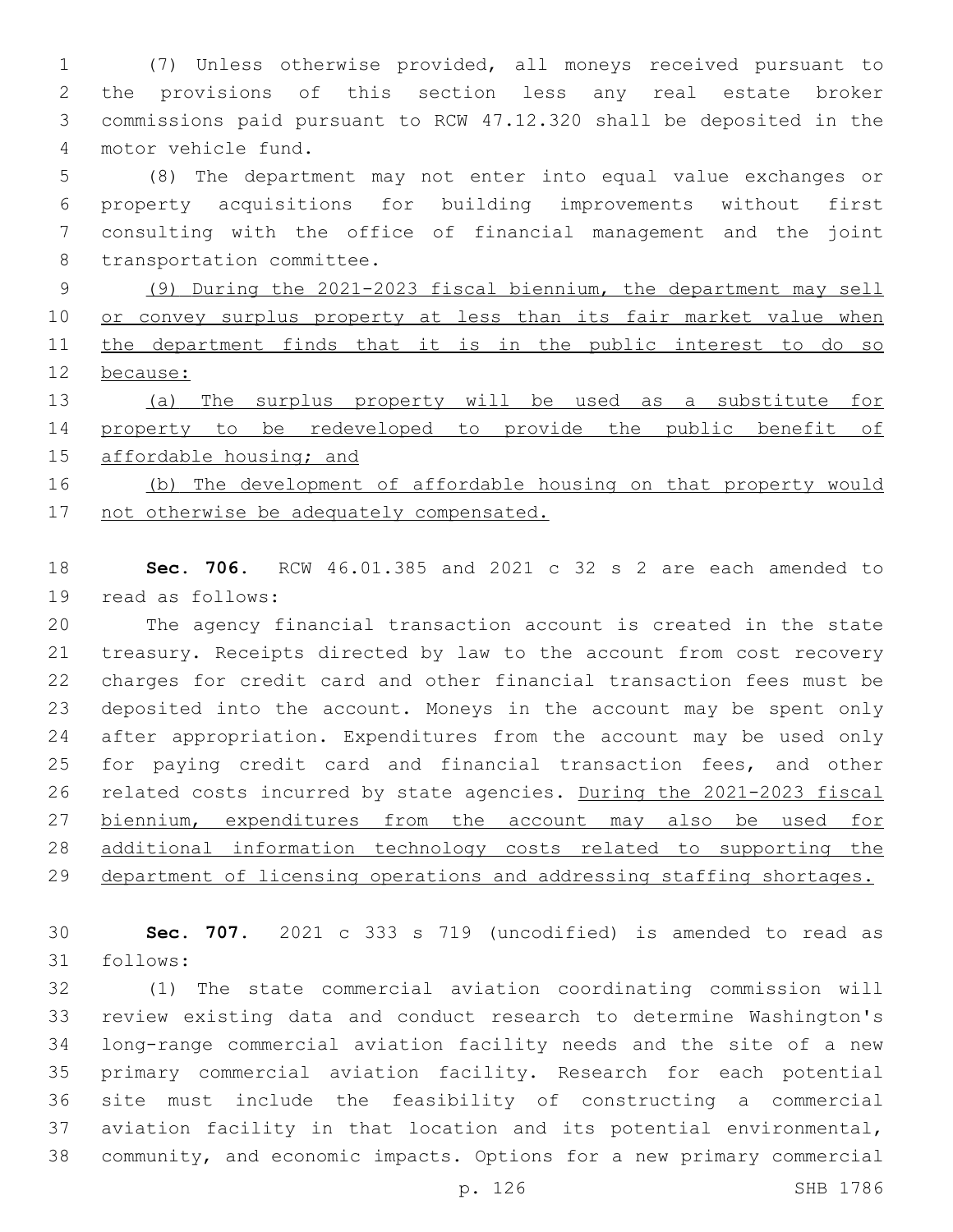(7) Unless otherwise provided, all moneys received pursuant to the provisions of this section less any real estate broker commissions paid pursuant to RCW 47.12.320 shall be deposited in the motor vehicle fund.

(8) The department may not enter into equal value exchanges or property acquisitions for building improvements without first consulting with the office of financial management and the joint transportation committee.

<u>(9) During the 2021-2023 fiscal biennium, the department may sell or convey surplus property at less than its fair market value when the department finds that it is in the public interest to do so because:</u>

<u>(a) The surplus property will be used as a substitute for property to be redeveloped to provide the public benefit of affordable housing; and</u>

<u>(b) The development of affordable housing on that property would not otherwise be adequately compensated.</u>

**Sec. 706.** RCW 46.01.385 and 2021 c 32 s 2 are each amended to read as follows:

The agency financial transaction account is created in the state treasury. Receipts directed by law to the account from cost recovery charges for credit card and other financial transaction fees must be deposited into the account. Moneys in the account may be spent only after appropriation. Expenditures from the account may be used only for paying credit card and financial transaction fees, and other related costs incurred by state agencies. <u>During the 2021-2023 fiscal biennium, expenditures from the account may also be used for additional information technology costs related to supporting the department of licensing operations and addressing staffing shortages.</u>

**Sec. 707.** 2021 c 333 s 719 (uncodified) is amended to read as follows:

(1) The state commercial aviation coordinating commission will review existing data and conduct research to determine Washington's long-range commercial aviation facility needs and the site of a new primary commercial aviation facility. Research for each potential site must include the feasibility of constructing a commercial aviation facility in that location and its potential environmental, community, and economic impacts. Options for a new primary commercial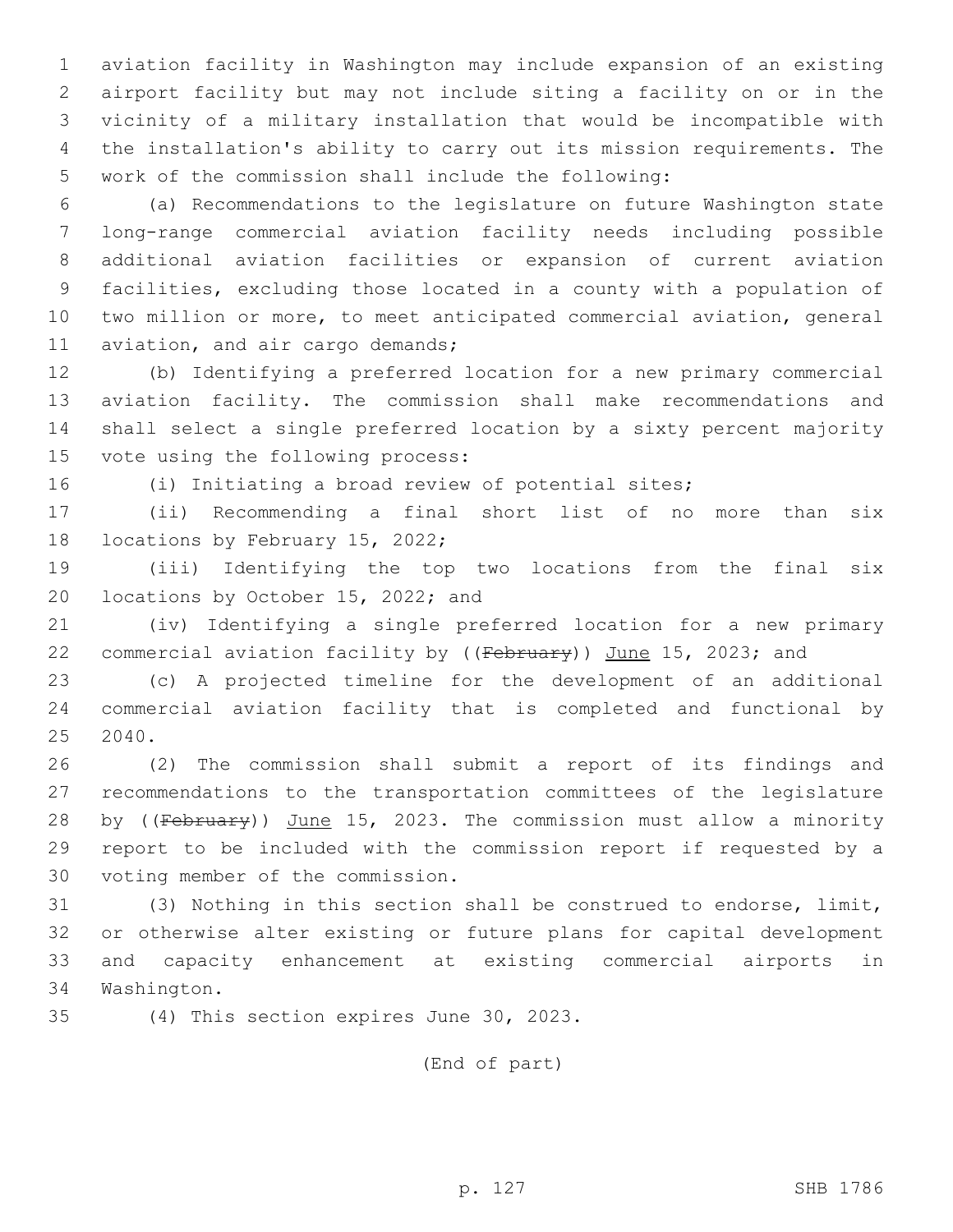aviation facility in Washington may include expansion of an existing airport facility but may not include siting a facility on or in the vicinity of a military installation that would be incompatible with the installation's ability to carry out its mission requirements. The work of the commission shall include the following:

(a) Recommendations to the legislature on future Washington state long-range commercial aviation facility needs including possible additional aviation facilities or expansion of current aviation facilities, excluding those located in a county with a population of two million or more, to meet anticipated commercial aviation, general aviation, and air cargo demands;

(b) Identifying a preferred location for a new primary commercial aviation facility. The commission shall make recommendations and shall select a single preferred location by a sixty percent majority vote using the following process:

(i) Initiating a broad review of potential sites;

(ii) Recommending a final short list of no more than six locations by February 15, 2022;

(iii) Identifying the top two locations from the final six locations by October 15, 2022; and

(iv) Identifying a single preferred location for a new primary commercial aviation facility by ((~~February~~)) <u>June</u> 15, 2023; and

(c) A projected timeline for the development of an additional commercial aviation facility that is completed and functional by 2040.

(2) The commission shall submit a report of its findings and recommendations to the transportation committees of the legislature by ((~~February~~)) <u>June</u> 15, 2023. The commission must allow a minority report to be included with the commission report if requested by a voting member of the commission.

(3) Nothing in this section shall be construed to endorse, limit, or otherwise alter existing or future plans for capital development and capacity enhancement at existing commercial airports in Washington.

(4) This section expires June 30, 2023.

(End of part)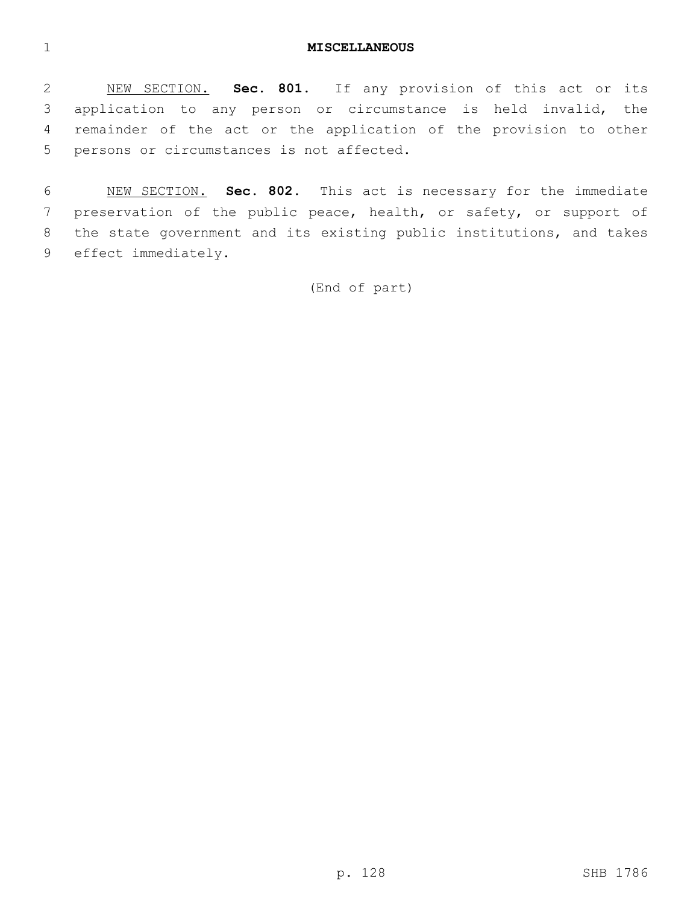## MISCELLANEOUS

NEW SECTION. **Sec. 801.** If any provision of this act or its application to any person or circumstance is held invalid, the remainder of the act or the application of the provision to other persons or circumstances is not affected.

NEW SECTION. **Sec. 802.** This act is necessary for the immediate preservation of the public peace, health, or safety, or support of the state government and its existing public institutions, and takes effect immediately.

(End of part)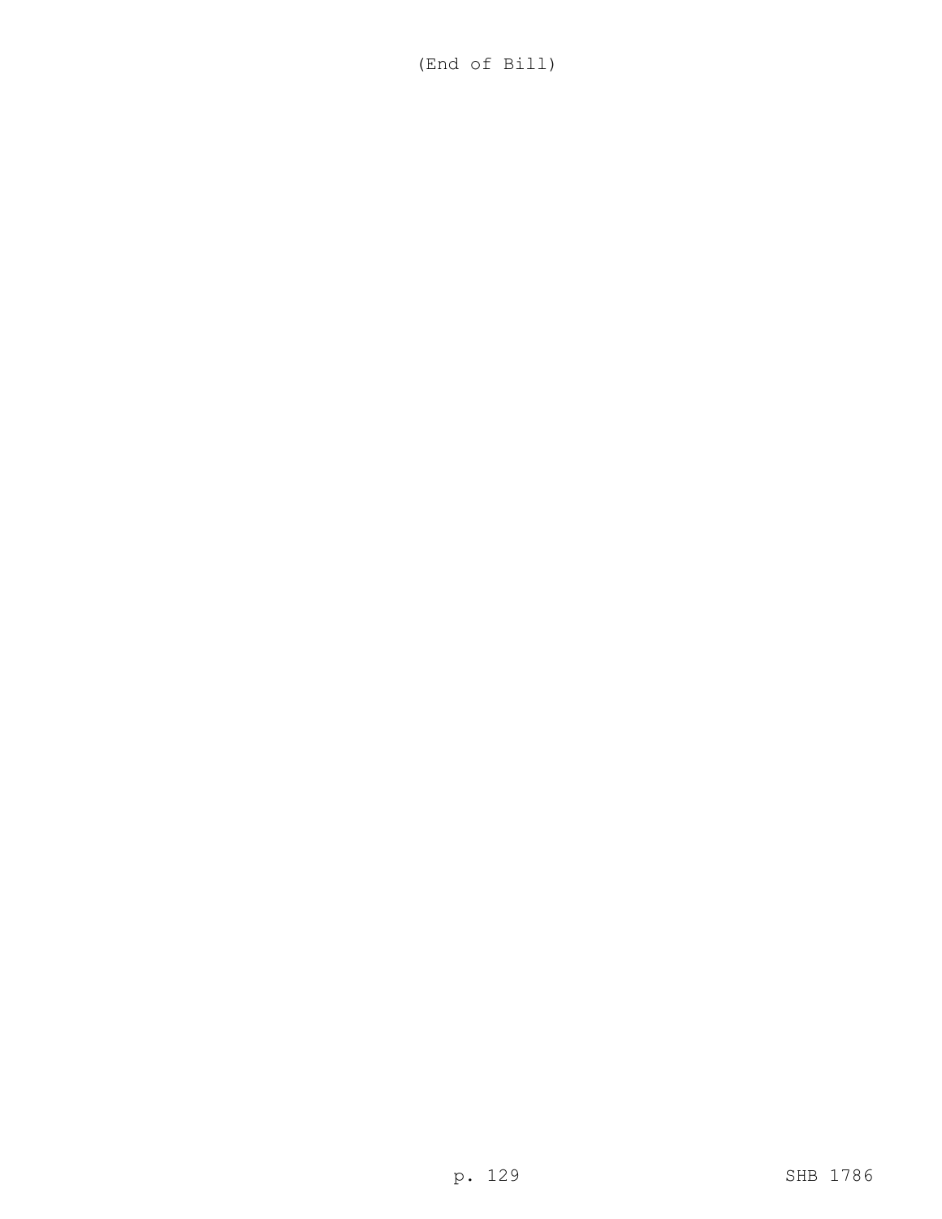(End of Bill)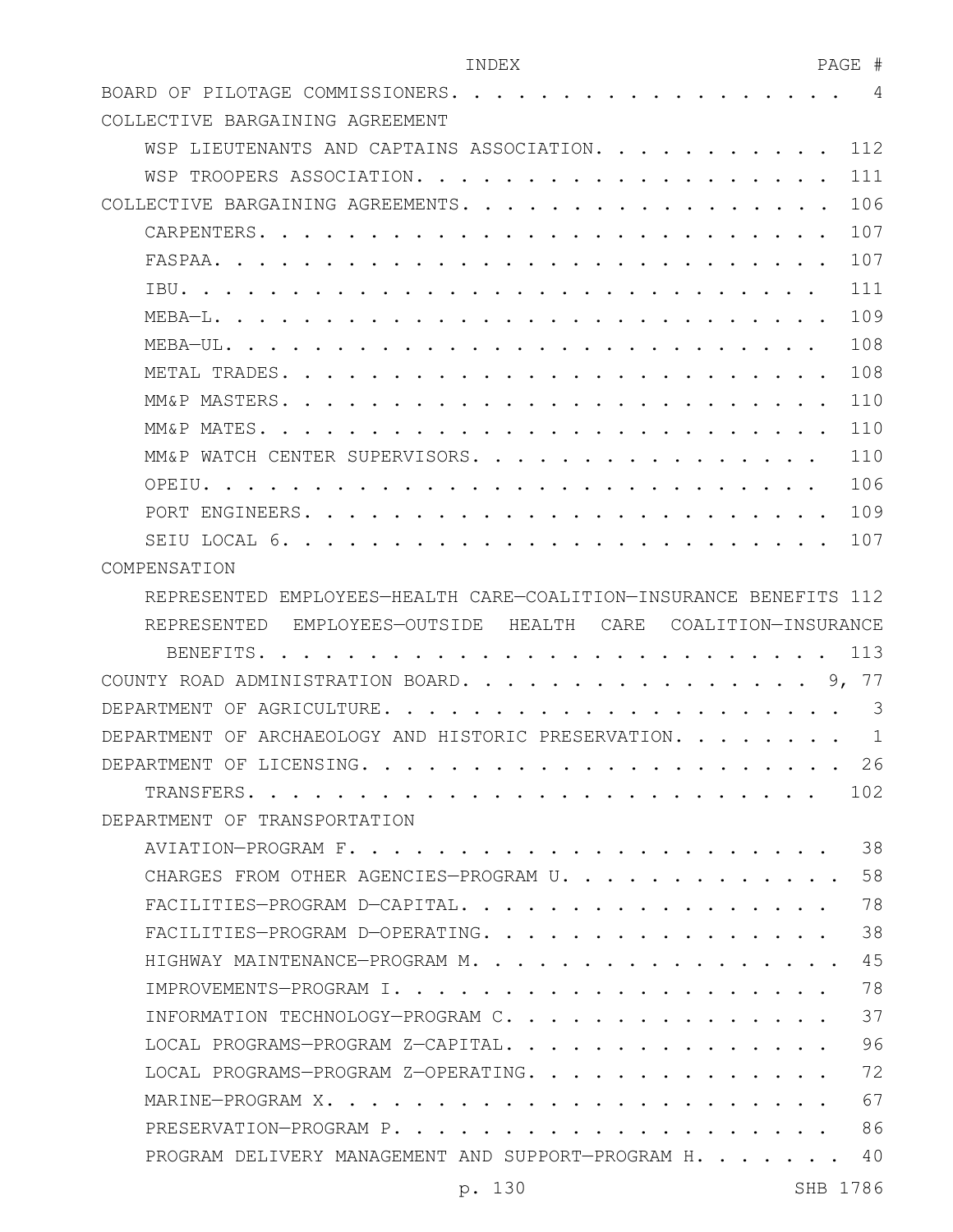INDEX PAGE #

BOARD OF PILOTAGE COMMISSIONERS. . . . . . . . . . . . . . . . . . . 4
COLLECTIVE BARGAINING AGREEMENT
 WSP LIEUTENANTS AND CAPTAINS ASSOCIATION. . . . . . . . . . . . 112
 WSP TROOPERS ASSOCIATION. . . . . . . . . . . . . . . . . . . . 111
COLLECTIVE BARGAINING AGREEMENTS. . . . . . . . . . . . . . . . . . 106
 CARPENTERS. . . . . . . . . . . . . . . . . . . . . . . . . . . 107
 FASPAA. . . . . . . . . . . . . . . . . . . . . . . . . . . . . 107
 IBU. . . . . . . . . . . . . . . . . . . . . . . . . . . . . . 111
 MEBA—L. . . . . . . . . . . . . . . . . . . . . . . . . . . . . 109
 MEBA—UL. . . . . . . . . . . . . . . . . . . . . . . . . . . . 108
 METAL TRADES. . . . . . . . . . . . . . . . . . . . . . . . . . 108
 MM&P MASTERS. . . . . . . . . . . . . . . . . . . . . . . . . . 110
 MM&P MATES. . . . . . . . . . . . . . . . . . . . . . . . . . . 110
 MM&P WATCH CENTER SUPERVISORS. . . . . . . . . . . . . . . . . 110
 OPEIU. . . . . . . . . . . . . . . . . . . . . . . . . . . . . 106
 PORT ENGINEERS. . . . . . . . . . . . . . . . . . . . . . . . . 109
 SEIU LOCAL 6. . . . . . . . . . . . . . . . . . . . . . . . . . 107
COMPENSATION
 REPRESENTED EMPLOYEES—HEALTH CARE—COALITION—INSURANCE BENEFITS 112
 REPRESENTED EMPLOYEES—OUTSIDE HEALTH CARE COALITION—INSURANCE BENEFITS. . . . . . . . . . . . . . . . . . . . . . . . . . 113
COUNTY ROAD ADMINISTRATION BOARD. . . . . . . . . . . . . . . . . 9, 77
DEPARTMENT OF AGRICULTURE. . . . . . . . . . . . . . . . . . . . . . 3
DEPARTMENT OF ARCHAEOLOGY AND HISTORIC PRESERVATION. . . . . . . . . 1
DEPARTMENT OF LICENSING. . . . . . . . . . . . . . . . . . . . . . 26
 TRANSFERS. . . . . . . . . . . . . . . . . . . . . . . . . . . 102
DEPARTMENT OF TRANSPORTATION
 AVIATION—PROGRAM F. . . . . . . . . . . . . . . . . . . . . . . 38
 CHARGES FROM OTHER AGENCIES—PROGRAM U. . . . . . . . . . . . . . 58
 FACILITIES—PROGRAM D—CAPITAL. . . . . . . . . . . . . . . . . . 78
 FACILITIES—PROGRAM D—OPERATING. . . . . . . . . . . . . . . . . 38
 HIGHWAY MAINTENANCE—PROGRAM M. . . . . . . . . . . . . . . . . . 45
 IMPROVEMENTS—PROGRAM I. . . . . . . . . . . . . . . . . . . . . 78
 INFORMATION TECHNOLOGY—PROGRAM C. . . . . . . . . . . . . . . . 37
 LOCAL PROGRAMS—PROGRAM Z—CAPITAL. . . . . . . . . . . . . . . . 96
 LOCAL PROGRAMS—PROGRAM Z—OPERATING. . . . . . . . . . . . . . . 72
 MARINE—PROGRAM X. . . . . . . . . . . . . . . . . . . . . . . . 67
 PRESERVATION—PROGRAM P. . . . . . . . . . . . . . . . . . . . . 86
 PROGRAM DELIVERY MANAGEMENT AND SUPPORT—PROGRAM H. . . . . . . 40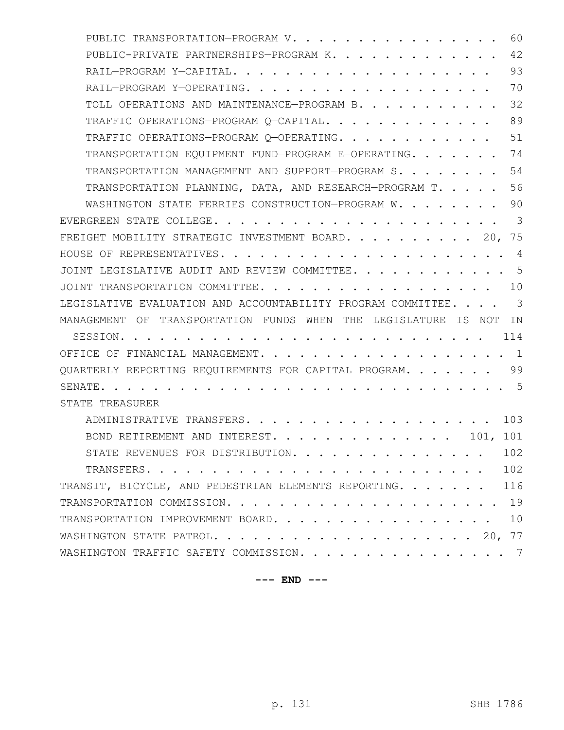PUBLIC TRANSPORTATION—PROGRAM V. . . . . . . . . . . . . . . . . 60
PUBLIC-PRIVATE PARTNERSHIPS—PROGRAM K. . . . . . . . . . . . . . 42
RAIL—PROGRAM Y—CAPITAL. . . . . . . . . . . . . . . . . . . . . 93
RAIL—PROGRAM Y—OPERATING. . . . . . . . . . . . . . . . . . . . 70
TOLL OPERATIONS AND MAINTENANCE—PROGRAM B. . . . . . . . . . . 32
TRAFFIC OPERATIONS—PROGRAM Q—CAPITAL. . . . . . . . . . . . . 89
TRAFFIC OPERATIONS—PROGRAM Q—OPERATING. . . . . . . . . . . . 51
TRANSPORTATION EQUIPMENT FUND—PROGRAM E—OPERATING. . . . . . . 74
TRANSPORTATION MANAGEMENT AND SUPPORT—PROGRAM S. . . . . . . . 54
TRANSPORTATION PLANNING, DATA, AND RESEARCH—PROGRAM T. . . . . 56
WASHINGTON STATE FERRIES CONSTRUCTION—PROGRAM W. . . . . . . . 90

EVERGREEN STATE COLLEGE. . . . . . . . . . . . . . . . . . . . . . 3
FREIGHT MOBILITY STRATEGIC INVESTMENT BOARD. . . . . . . . . . 20, 75
HOUSE OF REPRESENTATIVES. . . . . . . . . . . . . . . . . . . . . 4
JOINT LEGISLATIVE AUDIT AND REVIEW COMMITTEE. . . . . . . . . . . . 5
JOINT TRANSPORTATION COMMITTEE. . . . . . . . . . . . . . . . . . 10
LEGISLATIVE EVALUATION AND ACCOUNTABILITY PROGRAM COMMITTEE. . . . 3
MANAGEMENT OF TRANSPORTATION FUNDS WHEN THE LEGISLATURE IS NOT IN SESSION. . . . . . . . . . . . . . . . . . . . . . . . . . . 114
OFFICE OF FINANCIAL MANAGEMENT. . . . . . . . . . . . . . . . . . . 1
QUARTERLY REPORTING REQUIREMENTS FOR CAPITAL PROGRAM. . . . . . . 99
SENATE. . . . . . . . . . . . . . . . . . . . . . . . . . . . . . . 5

STATE TREASURER

ADMINISTRATIVE TRANSFERS. . . . . . . . . . . . . . . . . . . . 103
BOND RETIREMENT AND INTEREST. . . . . . . . . . . . . . . 101, 101
STATE REVENUES FOR DISTRIBUTION. . . . . . . . . . . . . . . . 102
TRANSFERS. . . . . . . . . . . . . . . . . . . . . . . . . . . 102

TRANSIT, BICYCLE, AND PEDESTRIAN ELEMENTS REPORTING. . . . . . . 116
TRANSPORTATION COMMISSION. . . . . . . . . . . . . . . . . . . . 19
TRANSPORTATION IMPROVEMENT BOARD. . . . . . . . . . . . . . . . . 10
WASHINGTON STATE PATROL. . . . . . . . . . . . . . . . . . . . 20, 77
WASHINGTON TRAFFIC SAFETY COMMISSION. . . . . . . . . . . . . . . . 7

**--- END ---**